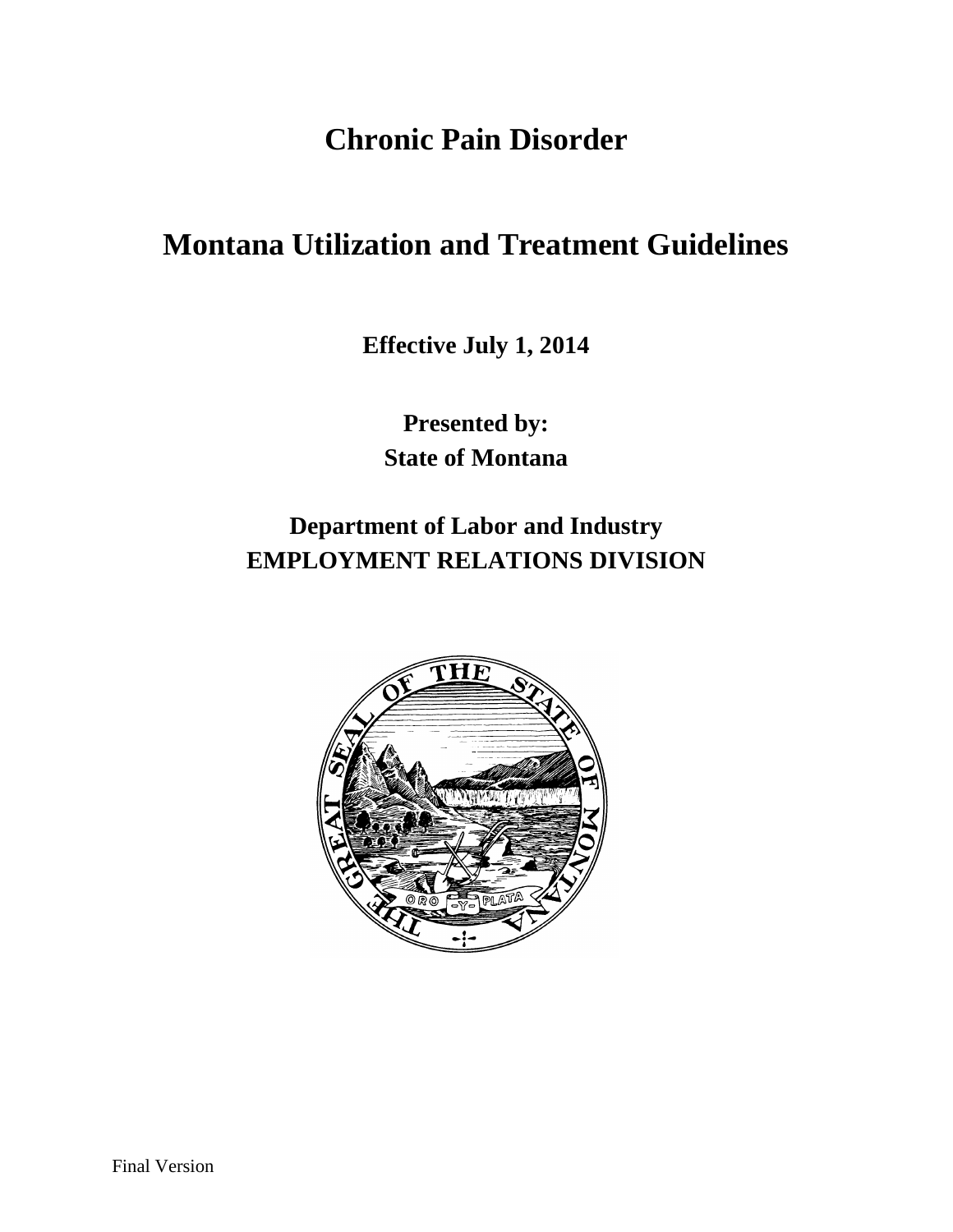# Chronic Pain Disorder

# Montana Utilization and Treatment Guidelines

**Effective July 1, 2014**

**Presented by:**
**State of Montana**

## Department of Lab​or and Industry
## EMPLOYMENT RELATIONS DIVISION

Final Version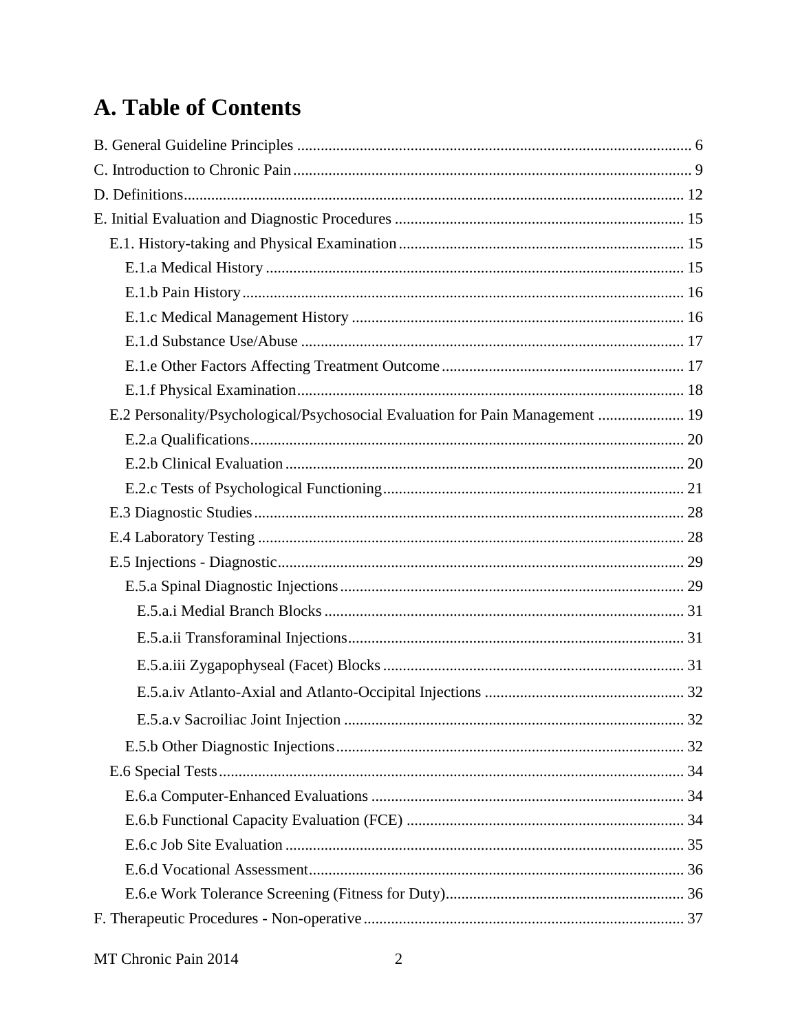# A. Table of Contents

B. General Guideline Principles ... 6
C. Introduction to Chronic Pain ... 9
D. Definitions ... 12
E. Initial Evaluation and Diagnostic Procedures ... 15
- E.1. History-taking and Physical Examination ... 15
  - E.1.a Medical History ... 15
  - E.1.b Pain History ... 16
  - E.1.c Medical Management History ... 16
  - E.1.d Substance Use/Abuse ... 17
  - E.1.e Other Factors Affecting Treatment Outcome ... 17
  - E.1.f Physical Examination ... 18
- E.2 Personality/Psychological/Psychosocial Evaluation for Pain Management ... 19
  - E.2.a Qualifications ... 20
  - E.2.b Clinical Evaluation ... 20
  - E.2.c Tests of Psychological Functioning ... 21
- E.3 Diagnostic Studies ... 28
- E.4 Laboratory Testing ... 28
- E.5 Injections - Diagnostic ... 29
  - E.5.a Spinal Diagnostic Injections ... 29
    - E.5.a.i Medial Branch Blocks ... 31
    - E.5.a.ii Transforaminal Injections ... 31
    - E.5.a.iii Zygapophyseal (Facet) Blocks ... 31
    - E.5.a.iv Atlanto-Axial and Atlanto-Occipital Injections ... 32
    - E.5.a.v Sacroiliac Joint Injection ... 32
  - E.5.b Other Diagnostic Injections ... 32
- E.6 Special Tests ... 34
  - E.6.a Computer-Enhanced Evaluations ... 34
  - E.6.b Functional Capacity Evaluation (FCE) ... 34
  - E.6.c Job Site Evaluation ... 35
  - E.6.d Vocational Assessment ... 36
  - E.6.e Work Tolerance Screening (Fitness for Duty) ... 36

F. Therapeutic Procedures - Non-operative ... 37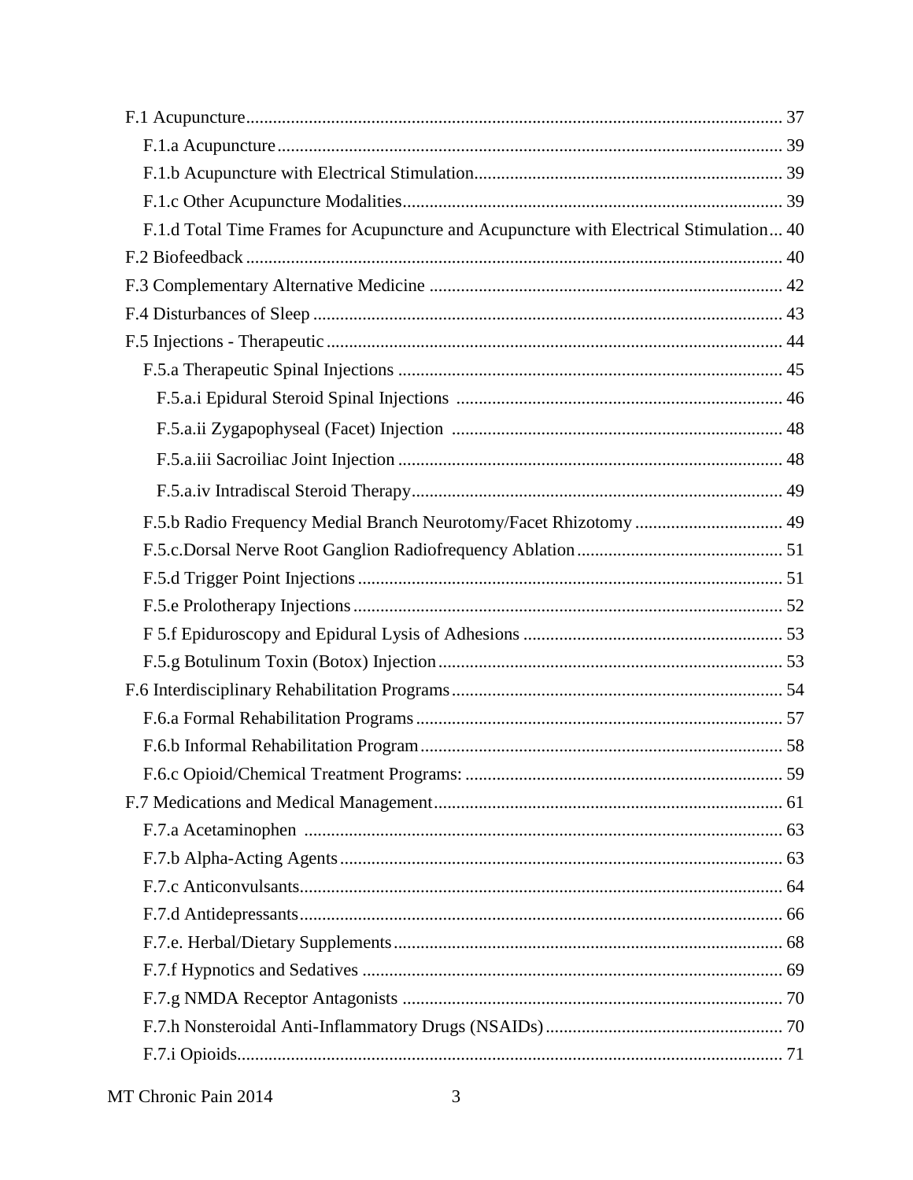- F.1 Acupuncture ... 37
  - F.1.a Acupuncture ... 39
  - F.1.b Acupuncture with Electrical Stimulation ... 39
  - F.1.c Other Acupuncture Modalities ... 39
  - F.1.d Total Time Frames for Acupuncture and Acupuncture with Electrical Stimulation ... 40
- F.2 Biofeedback ... 40
- F.3 Complementary Alternative Medicine ... 42
- F.4 Disturbances of Sleep ... 43
- F.5 Injections - Therapeutic ... 44
  - F.5.a Therapeutic Spinal Injections ... 45
    - F.5.a.i Epidural Steroid Spinal Injections ... 46
    - F.5.a.ii Zygapophyseal (Facet) Injection ... 48
    - F.5.a.iii Sacroiliac Joint Injection ... 48
    - F.5.a.iv Intradiscal Steroid Therapy ... 49
  - F.5.b Radio Frequency Medial Branch Neurotomy/Facet Rhizotomy ... 49
  - F.5.c.Dorsal Nerve Root Ganglion Radiofrequency Ablation ... 51
  - F.5.d Trigger Point Injections ... 51
  - F.5.e Prolotherapy Injections ... 52
  - F 5.f Epiduroscopy and Epidural Lysis of Adhesions ... 53
  - F.5.g Botulinum Toxin (Botox) Injection ... 53
- F.6 Interdisciplinary Rehabilitation Programs ... 54
  - F.6.a Formal Rehabilitation Programs ... 57
  - F.6.b Informal Rehabilitation Program ... 58
  - F.6.c Opioid/Chemical Treatment Programs: ... 59
- F.7 Medications and Medical Management ... 61
  - F.7.a Acetaminophen ... 63
  - F.7.b Alpha-Acting Agents ... 63
  - F.7.c Anticonvulsants ... 64
  - F.7.d Antidepressants ... 66
  - F.7.e. Herbal/Dietary Supplements ... 68
  - F.7.f Hypnotics and Sedatives ... 69
  - F.7.g NMDA Receptor Antagonists ... 70
  - F.7.h Nonsteroidal Anti-Inflammatory Drugs (NSAIDs) ... 70
  - F.7.i Opioids ... 71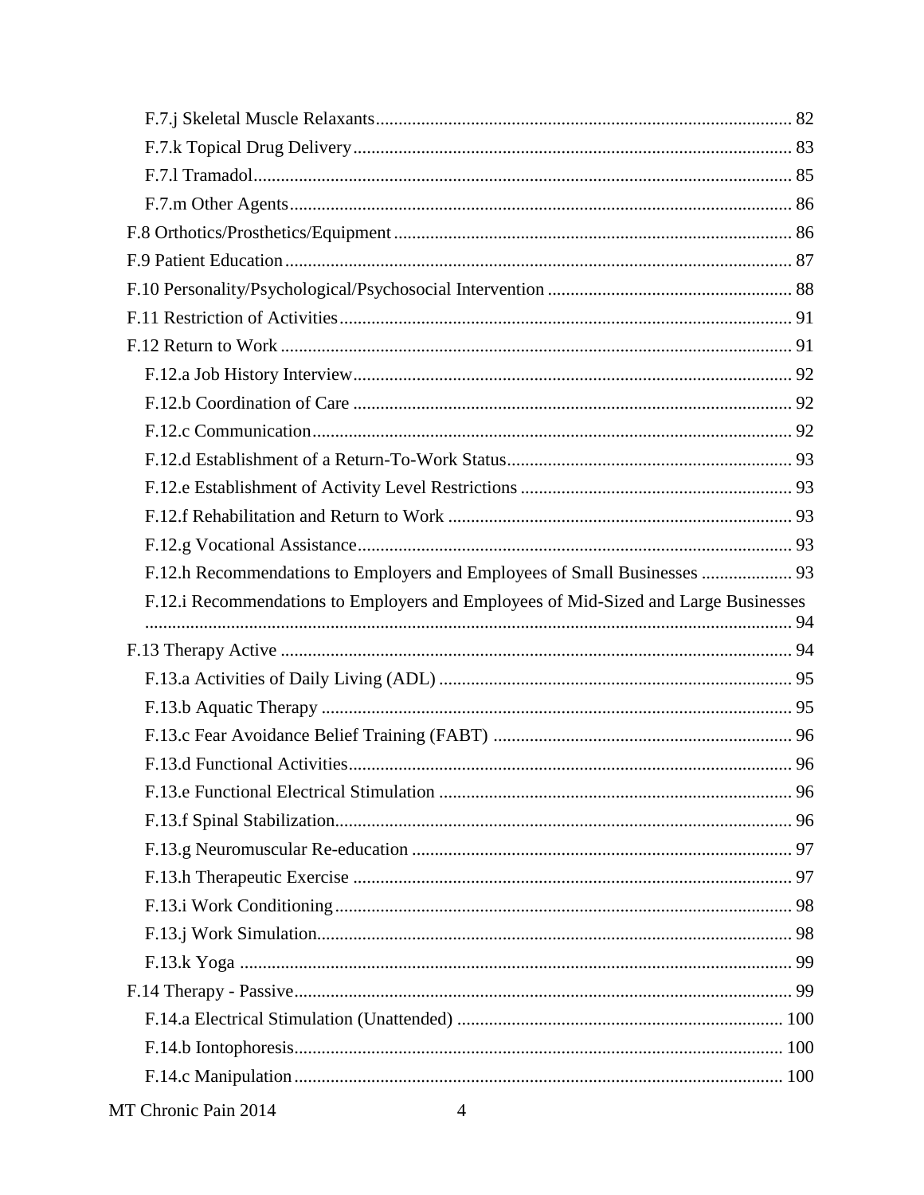- F.7.j Skeletal Muscle Relaxants ........ 82
- F.7.k Topical Drug Delivery ........ 83
- F.7.l Tramadol ........ 85
- F.7.m Other Agents ........ 86

F.8 Orthotics/Prosthetics/Equipment ........ 86

F.9 Patient Education ........ 87

F.10 Personality/Psychological/Psychosocial Intervention ........ 88

F.11 Restriction of Activities ........ 91

F.12 Return to Work ........ 91

- F.12.a Job History Interview ........ 92
- F.12.b Coordination of Care ........ 92
- F.12.c Communication ........ 92
- F.12.d Establishment of a Return-To-Work Status ........ 93
- F.12.e Establishment of Activity Level Restrictions ........ 93
- F.12.f Rehabilitation and Return to Work ........ 93
- F.12.g Vocational Assistance ........ 93
- F.12.h Recommendations to Employers and Employees of Small Businesses ........ 93
- F.12.i Recommendations to Employers and Employees of Mid-Sized and Large Businesses ........ 94

F.13 Therapy Active ........ 94

- F.13.a Activities of Daily Living (ADL) ........ 95
- F.13.b Aquatic Therapy ........ 95
- F.13.c Fear Avoidance Belief Training (FABT) ........ 96
- F.13.d Functional Activities ........ 96
- F.13.e Functional Electrical Stimulation ........ 96
- F.13.f Spinal Stabilization ........ 96
- F.13.g Neuromuscular Re-education ........ 97
- F.13.h Therapeutic Exercise ........ 97
- F.13.i Work Conditioning ........ 98
- F.13.j Work Simulation ........ 98
- F.13.k Yoga ........ 99

F.14 Therapy - Passive ........ 99

- F.14.a Electrical Stimulation (Unattended) ........ 100
- F.14.b Iontophoresis ........ 100
- F.14.c Manipulation ........ 100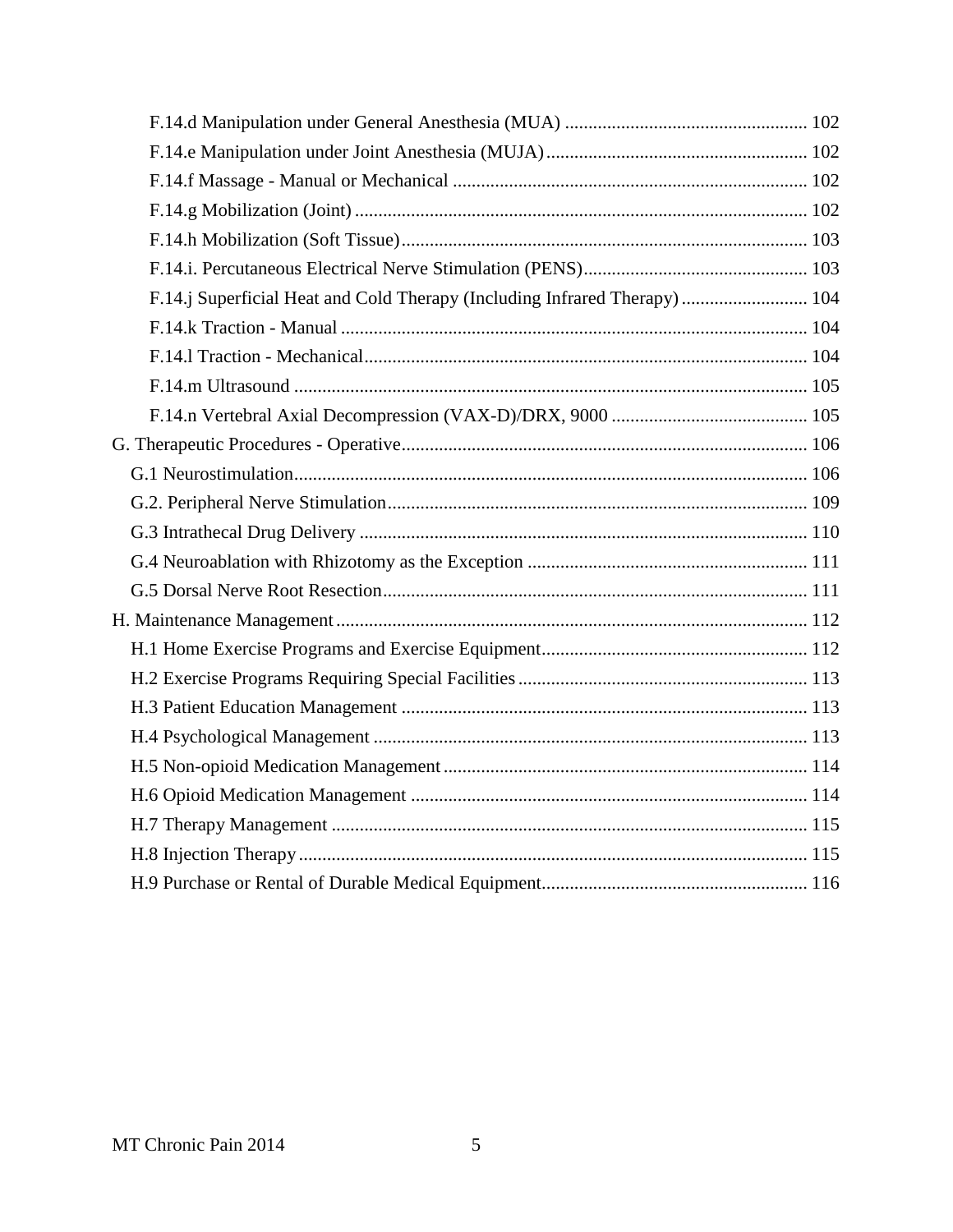F.14.d Manipulation under General Anesthesia (MUA) .................................................... 102
F.14.e Manipulation under Joint Anesthesia (MUJA) ........................................................ 102
F.14.f Massage - Manual or Mechanical ............................................................................ 102
F.14.g Mobilization (Joint) ................................................................................................. 102
F.14.h Mobilization (Soft Tissue) ....................................................................................... 103
F.14.i. Percutaneous Electrical Nerve Stimulation (PENS) ................................................ 103
F.14.j Superficial Heat and Cold Therapy (Including Infrared Therapy) ........................... 104
F.14.k Traction - Manual .................................................................................................... 104
F.14.l Traction - Mechanical .............................................................................................. 104
F.14.m Ultrasound .............................................................................................................. 105
F.14.n Vertebral Axial Decompression (VAX-D)/DRX, 9000 .......................................... 105
G. Therapeutic Procedures - Operative ....................................................................................... 106
G.1 Neurostimulation ............................................................................................................. 106
G.2. Peripheral Nerve Stimulation ......................................................................................... 109
G.3 Intrathecal Drug Delivery ................................................................................................ 110
G.4 Neuroablation with Rhizotomy as the Exception ............................................................ 111
G.5 Dorsal Nerve Root Resection ........................................................................................... 111
H. Maintenance Management ..................................................................................................... 112
H.1 Home Exercise Programs and Exercise Equipment ......................................................... 112
H.2 Exercise Programs Requiring Special Facilities .............................................................. 113
H.3 Patient Education Management ....................................................................................... 113
H.4 Psychological Management ............................................................................................. 113
H.5 Non-opioid Medication Management .............................................................................. 114
H.6 Opioid Medication Management ..................................................................................... 114
H.7 Therapy Management ...................................................................................................... 115
H.8 Injection Therapy ............................................................................................................. 115
H.9 Purchase or Rental of Durable Medical Equipment ......................................................... 116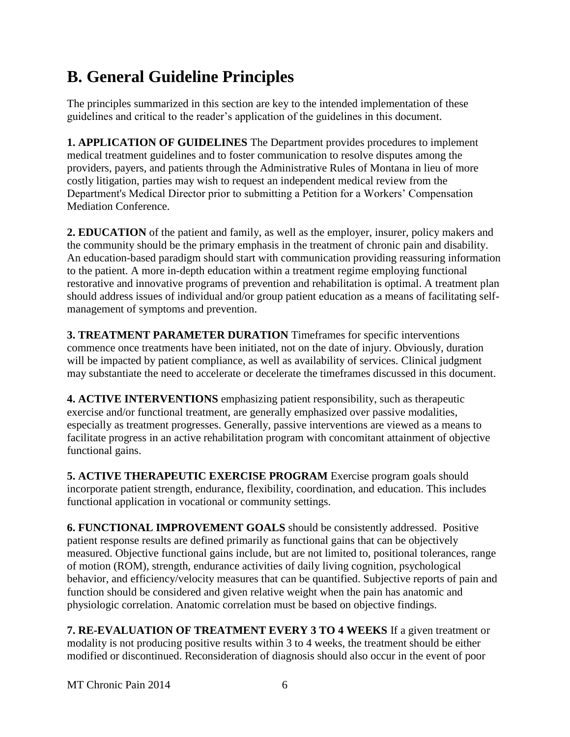# B. General Guideline Principles

The principles summarized in this section are key to the intended implementation of these guidelines and critical to the reader's application of the guidelines in this document.

**1. APPLICATION OF GUIDELINES** The Department provides procedures to implement medical treatment guidelines and to foster communication to resolve disputes among the providers, payers, and patients through the Administrative Rules of Montana in lieu of more costly litigation, parties may wish to request an independent medical review from the Department's Medical Director prior to submitting a Petition for a Workers' Compensation Mediation Conference.

**2. EDUCATION** of the patient and family, as well as the employer, insurer, policy makers and the community should be the primary emphasis in the treatment of chronic pain and disability. An education-based paradigm should start with communication providing reassuring information to the patient. A more in-depth education within a treatment regime employing functional restorative and innovative programs of prevention and rehabilitation is optimal. A treatment plan should address issues of individual and/or group patient education as a means of facilitating self-management of symptoms and prevention.

**3. TREATMENT PARAMETER DURATION** Timeframes for specific interventions commence once treatments have been initiated, not on the date of injury. Obviously, duration will be impacted by patient compliance, as well as availability of services. Clinical judgment may substantiate the need to accelerate or decelerate the timeframes discussed in this document.

**4. ACTIVE INTERVENTIONS** emphasizing patient responsibility, such as therapeutic exercise and/or functional treatment, are generally emphasized over passive modalities, especially as treatment progresses. Generally, passive interventions are viewed as a means to facilitate progress in an active rehabilitation program with concomitant attainment of objective functional gains.

**5. ACTIVE THERAPEUTIC EXERCISE PROGRAM** Exercise program goals should incorporate patient strength, endurance, flexibility, coordination, and education. This includes functional application in vocational or community settings.

**6. FUNCTIONAL IMPROVEMENT GOALS** should be consistently addressed. Positive patient response results are defined primarily as functional gains that can be objectively measured. Objective functional gains include, but are not limited to, positional tolerances, range of motion (ROM), strength, endurance activities of daily living cognition, psychological behavior, and efficiency/velocity measures that can be quantified. Subjective reports of pain and function should be considered and given relative weight when the pain has anatomic and physiologic correlation. Anatomic correlation must be based on objective findings.

**7. RE-EVALUATION OF TREATMENT EVERY 3 TO 4 WEEKS** If a given treatment or modality is not producing positive results within 3 to 4 weeks, the treatment should be either modified or discontinued. Reconsideration of diagnosis should also occur in the event of poor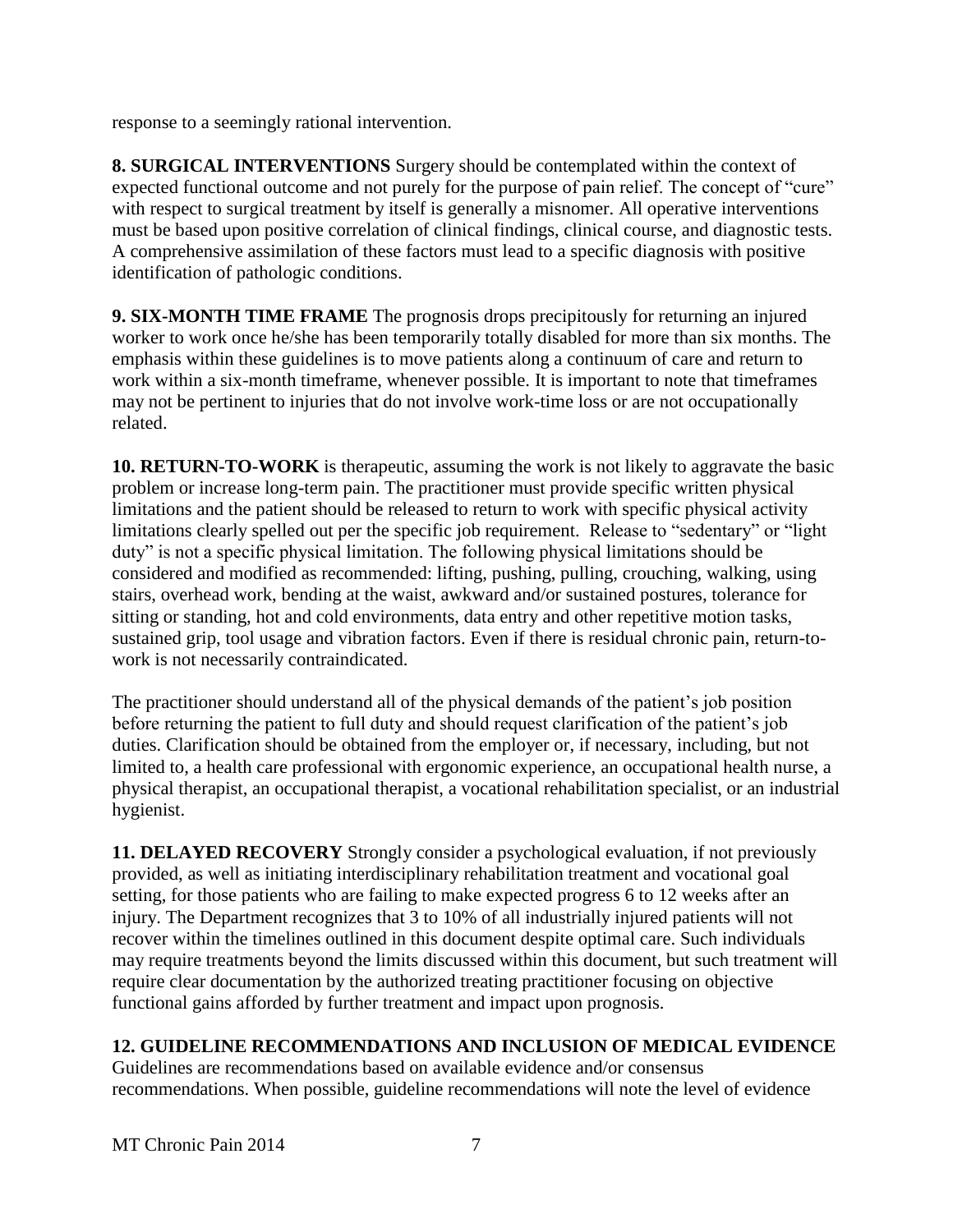response to a seemingly rational intervention.

**8. SURGICAL INTERVENTIONS** Surgery should be contemplated within the context of expected functional outcome and not purely for the purpose of pain relief. The concept of "cure" with respect to surgical treatment by itself is generally a misnomer. All operative interventions must be based upon positive correlation of clinical findings, clinical course, and diagnostic tests. A comprehensive assimilation of these factors must lead to a specific diagnosis with positive identification of pathologic conditions.

**9. SIX-MONTH TIME FRAME** The prognosis drops precipitously for returning an injured worker to work once he/she has been temporarily totally disabled for more than six months. The emphasis within these guidelines is to move patients along a continuum of care and return to work within a six-month timeframe, whenever possible. It is important to note that timeframes may not be pertinent to injuries that do not involve work-time loss or are not occupationally related.

**10. RETURN-TO-WORK** is therapeutic, assuming the work is not likely to aggravate the basic problem or increase long-term pain. The practitioner must provide specific written physical limitations and the patient should be released to return to work with specific physical activity limitations clearly spelled out per the specific job requirement. Release to "sedentary" or "light duty" is not a specific physical limitation. The following physical limitations should be considered and modified as recommended: lifting, pushing, pulling, crouching, walking, using stairs, overhead work, bending at the waist, awkward and/or sustained postures, tolerance for sitting or standing, hot and cold environments, data entry and other repetitive motion tasks, sustained grip, tool usage and vibration factors. Even if there is residual chronic pain, return-to-work is not necessarily contraindicated.

The practitioner should understand all of the physical demands of the patient's job position before returning the patient to full duty and should request clarification of the patient's job duties. Clarification should be obtained from the employer or, if necessary, including, but not limited to, a health care professional with ergonomic experience, an occupational health nurse, a physical therapist, an occupational therapist, a vocational rehabilitation specialist, or an industrial hygienist.

**11. DELAYED RECOVERY** Strongly consider a psychological evaluation, if not previously provided, as well as initiating interdisciplinary rehabilitation treatment and vocational goal setting, for those patients who are failing to make expected progress 6 to 12 weeks after an injury. The Department recognizes that 3 to 10% of all industrially injured patients will not recover within the timelines outlined in this document despite optimal care. Such individuals may require treatments beyond the limits discussed within this document, but such treatment will require clear documentation by the authorized treating practitioner focusing on objective functional gains afforded by further treatment and impact upon prognosis.

**12. GUIDELINE RECOMMENDATIONS AND INCLUSION OF MEDICAL EVIDENCE** Guidelines are recommendations based on available evidence and/or consensus recommendations. When possible, guideline recommendations will note the level of evidence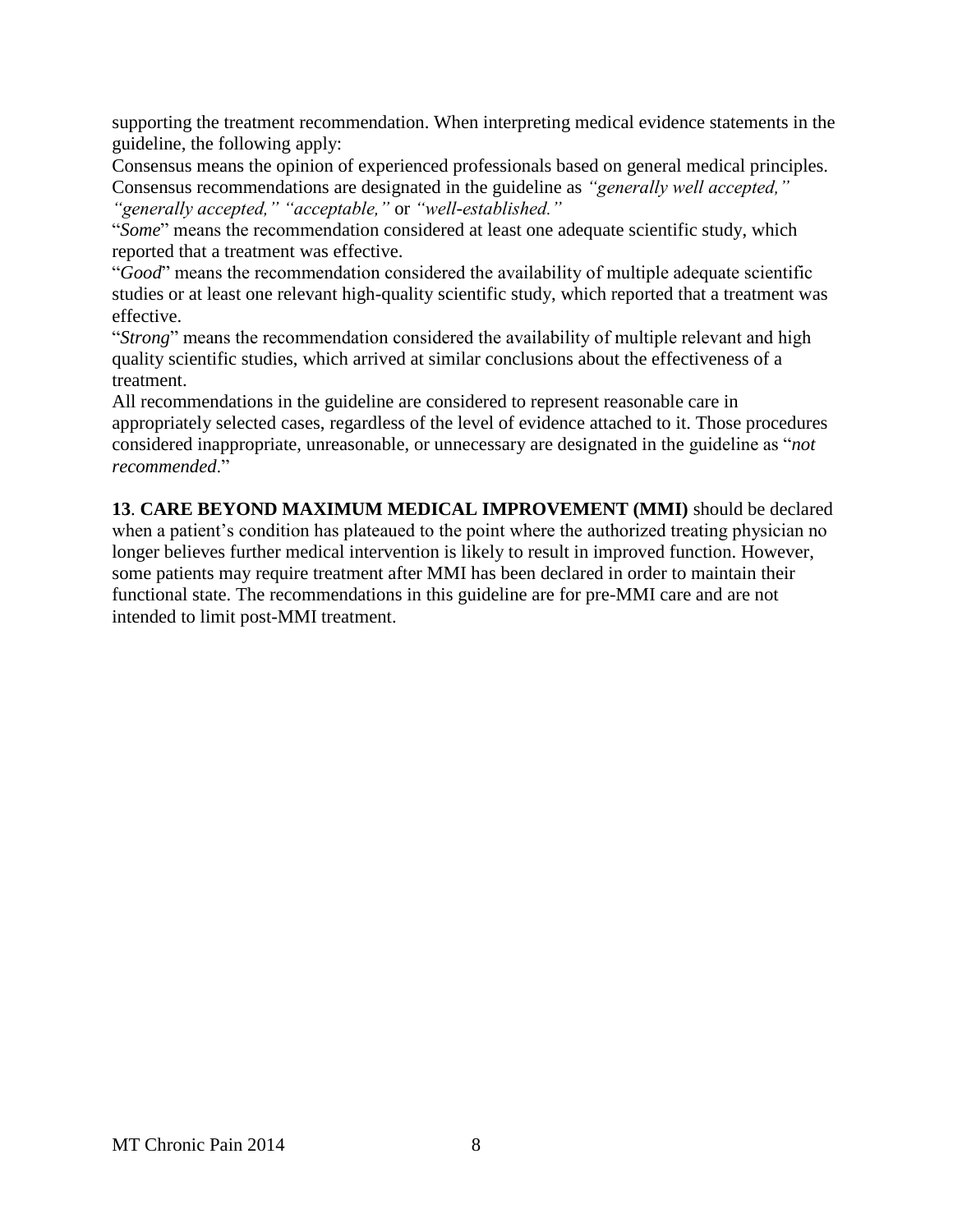supporting the treatment recommendation. When interpreting medical evidence statements in the guideline, the following apply:

Consensus means the opinion of experienced professionals based on general medical principles. Consensus recommendations are designated in the guideline as *"generally well accepted," "generally accepted," "acceptable,"* or *"well-established."*

"*Some*" means the recommendation considered at least one adequate scientific study, which reported that a treatment was effective.

"*Good*" means the recommendation considered the availability of multiple adequate scientific studies or at least one relevant high-quality scientific study, which reported that a treatment was effective.

"*Strong*" means the recommendation considered the availability of multiple relevant and high quality scientific studies, which arrived at similar conclusions about the effectiveness of a treatment.

All recommendations in the guideline are considered to represent reasonable care in appropriately selected cases, regardless of the level of evidence attached to it. Those procedures considered inappropriate, unreasonable, or unnecessary are designated in the guideline as "*not recommended*."

**13**. **CARE BEYOND MAXIMUM MEDICAL IMPROVEMENT (MMI)** should be declared when a patient's condition has plateaued to the point where the authorized treating physician no longer believes further medical intervention is likely to result in improved function. However, some patients may require treatment after MMI has been declared in order to maintain their functional state. The recommendations in this guideline are for pre-MMI care and are not intended to limit post-MMI treatment.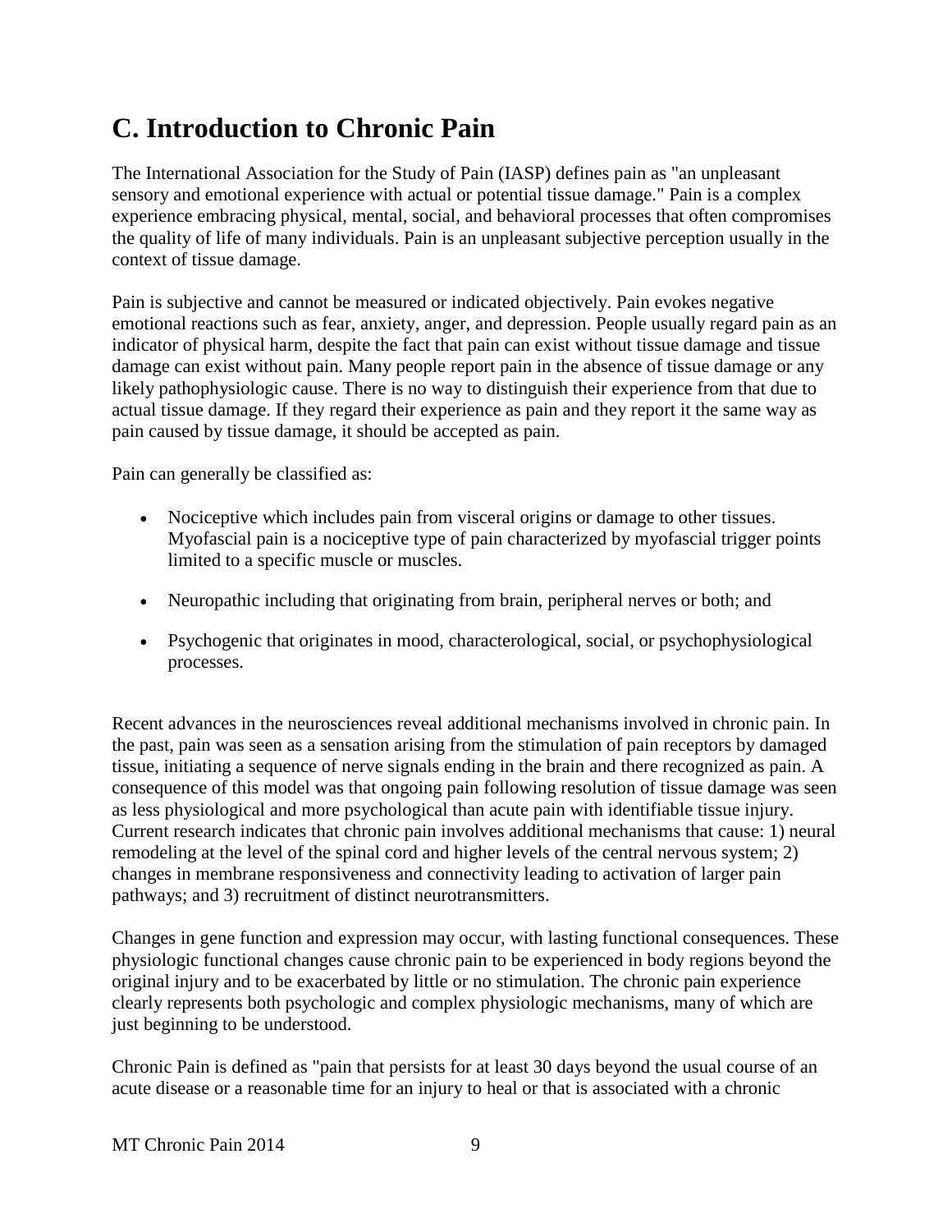## C. Introduction to Chronic Pain

The International Association for the Study of Pain (IASP) defines pain as "an unpleasant sensory and emotional experience with actual or potential tissue damage." Pain is a complex experience embracing physical, mental, social, and behavioral processes that often compromises the quality of life of many individuals. Pain is an unpleasant subjective perception usually in the context of tissue damage.

Pain is subjective and cannot be measured or indicated objectively. Pain evokes negative emotional reactions such as fear, anxiety, anger, and depression. People usually regard pain as an indicator of physical harm, despite the fact that pain can exist without tissue damage and tissue damage can exist without pain. Many people report pain in the absence of tissue damage or any likely pathophysiologic cause. There is no way to distinguish their experience from that due to actual tissue damage. If they regard their experience as pain and they report it the same way as pain caused by tissue damage, it should be accepted as pain.

Pain can generally be classified as:

- Nociceptive which includes pain from visceral origins or damage to other tissues. Myofascial pain is a nociceptive type of pain characterized by myofascial trigger points limited to a specific muscle or muscles.
- Neuropathic including that originating from brain, peripheral nerves or both; and
- Psychogenic that originates in mood, characterological, social, or psychophysiological processes.

Recent advances in the neurosciences reveal additional mechanisms involved in chronic pain. In the past, pain was seen as a sensation arising from the stimulation of pain receptors by damaged tissue, initiating a sequence of nerve signals ending in the brain and there recognized as pain. A consequence of this model was that ongoing pain following resolution of tissue damage was seen as less physiological and more psychological than acute pain with identifiable tissue injury. Current research indicates that chronic pain involves additional mechanisms that cause: 1) neural remodeling at the level of the spinal cord and higher levels of the central nervous system; 2) changes in membrane responsiveness and connectivity leading to activation of larger pain pathways; and 3) recruitment of distinct neurotransmitters.

Changes in gene function and expression may occur, with lasting functional consequences. These physiologic functional changes cause chronic pain to be experienced in body regions beyond the original injury and to be exacerbated by little or no stimulation. The chronic pain experience clearly represents both psychologic and complex physiologic mechanisms, many of which are just beginning to be understood.

Chronic Pain is defined as "pain that persists for at least 30 days beyond the usual course of an acute disease or a reasonable time for an injury to heal or that is associated with a chronic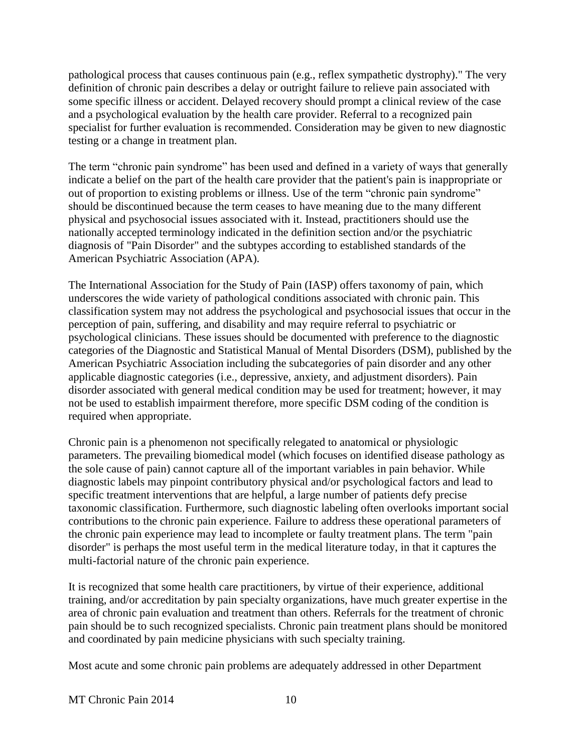pathological process that causes continuous pain (e.g., reflex sympathetic dystrophy)." The very definition of chronic pain describes a delay or outright failure to relieve pain associated with some specific illness or accident. Delayed recovery should prompt a clinical review of the case and a psychological evaluation by the health care provider. Referral to a recognized pain specialist for further evaluation is recommended. Consideration may be given to new diagnostic testing or a change in treatment plan.

The term "chronic pain syndrome" has been used and defined in a variety of ways that generally indicate a belief on the part of the health care provider that the patient's pain is inappropriate or out of proportion to existing problems or illness. Use of the term "chronic pain syndrome" should be discontinued because the term ceases to have meaning due to the many different physical and psychosocial issues associated with it. Instead, practitioners should use the nationally accepted terminology indicated in the definition section and/or the psychiatric diagnosis of "Pain Disorder" and the subtypes according to established standards of the American Psychiatric Association (APA).

The International Association for the Study of Pain (IASP) offers taxonomy of pain, which underscores the wide variety of pathological conditions associated with chronic pain. This classification system may not address the psychological and psychosocial issues that occur in the perception of pain, suffering, and disability and may require referral to psychiatric or psychological clinicians. These issues should be documented with preference to the diagnostic categories of the Diagnostic and Statistical Manual of Mental Disorders (DSM), published by the American Psychiatric Association including the subcategories of pain disorder and any other applicable diagnostic categories (i.e., depressive, anxiety, and adjustment disorders). Pain disorder associated with general medical condition may be used for treatment; however, it may not be used to establish impairment therefore, more specific DSM coding of the condition is required when appropriate.

Chronic pain is a phenomenon not specifically relegated to anatomical or physiologic parameters. The prevailing biomedical model (which focuses on identified disease pathology as the sole cause of pain) cannot capture all of the important variables in pain behavior. While diagnostic labels may pinpoint contributory physical and/or psychological factors and lead to specific treatment interventions that are helpful, a large number of patients defy precise taxonomic classification. Furthermore, such diagnostic labeling often overlooks important social contributions to the chronic pain experience. Failure to address these operational parameters of the chronic pain experience may lead to incomplete or faulty treatment plans. The term "pain disorder" is perhaps the most useful term in the medical literature today, in that it captures the multi-factorial nature of the chronic pain experience.

It is recognized that some health care practitioners, by virtue of their experience, additional training, and/or accreditation by pain specialty organizations, have much greater expertise in the area of chronic pain evaluation and treatment than others. Referrals for the treatment of chronic pain should be to such recognized specialists. Chronic pain treatment plans should be monitored and coordinated by pain medicine physicians with such specialty training.

Most acute and some chronic pain problems are adequately addressed in other Department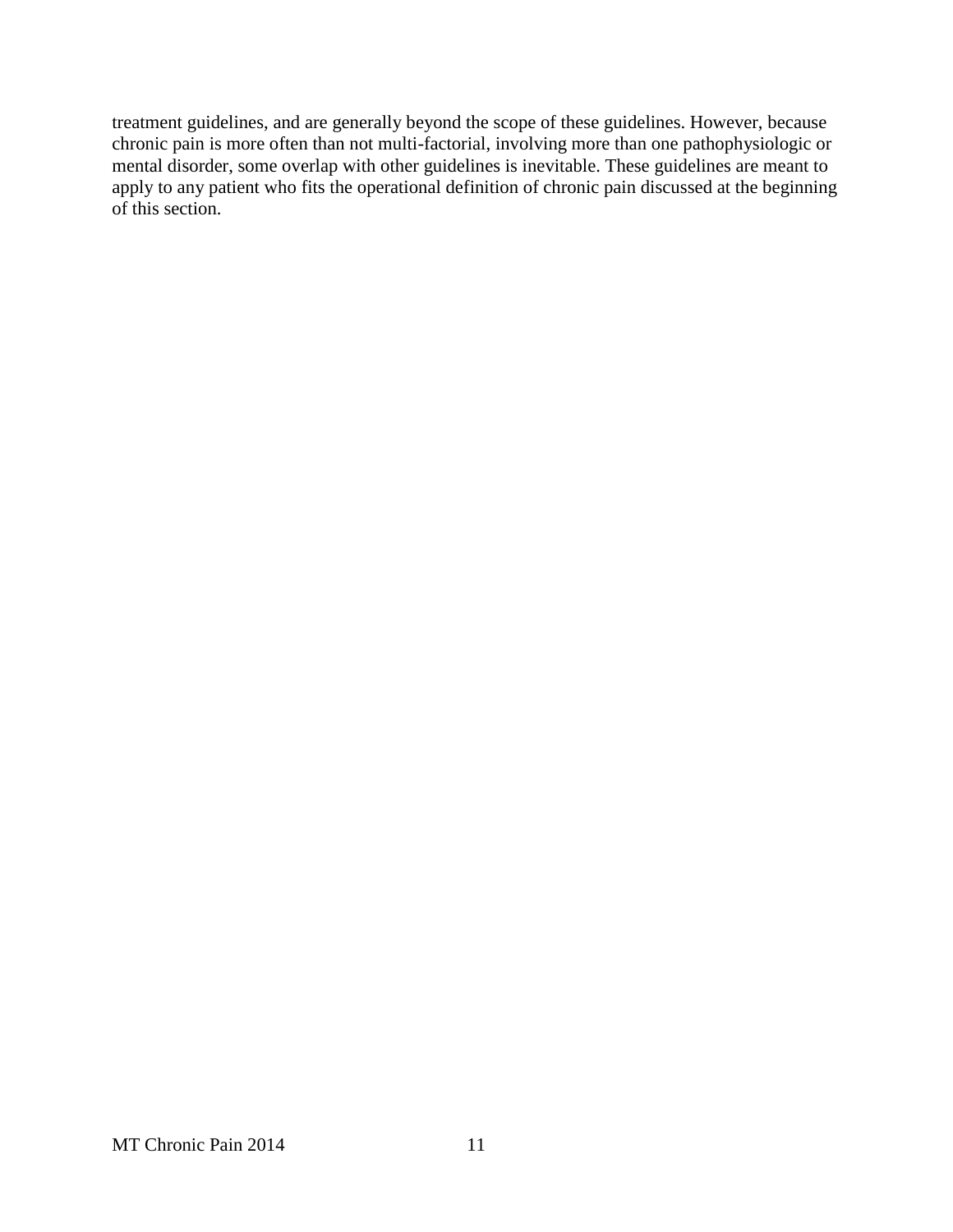treatment guidelines, and are generally beyond the scope of these guidelines. However, because chronic pain is more often than not multi-factorial, involving more than one pathophysiologic or mental disorder, some overlap with other guidelines is inevitable. These guidelines are meant to apply to any patient who fits the operational definition of chronic pain discussed at the beginning of this section.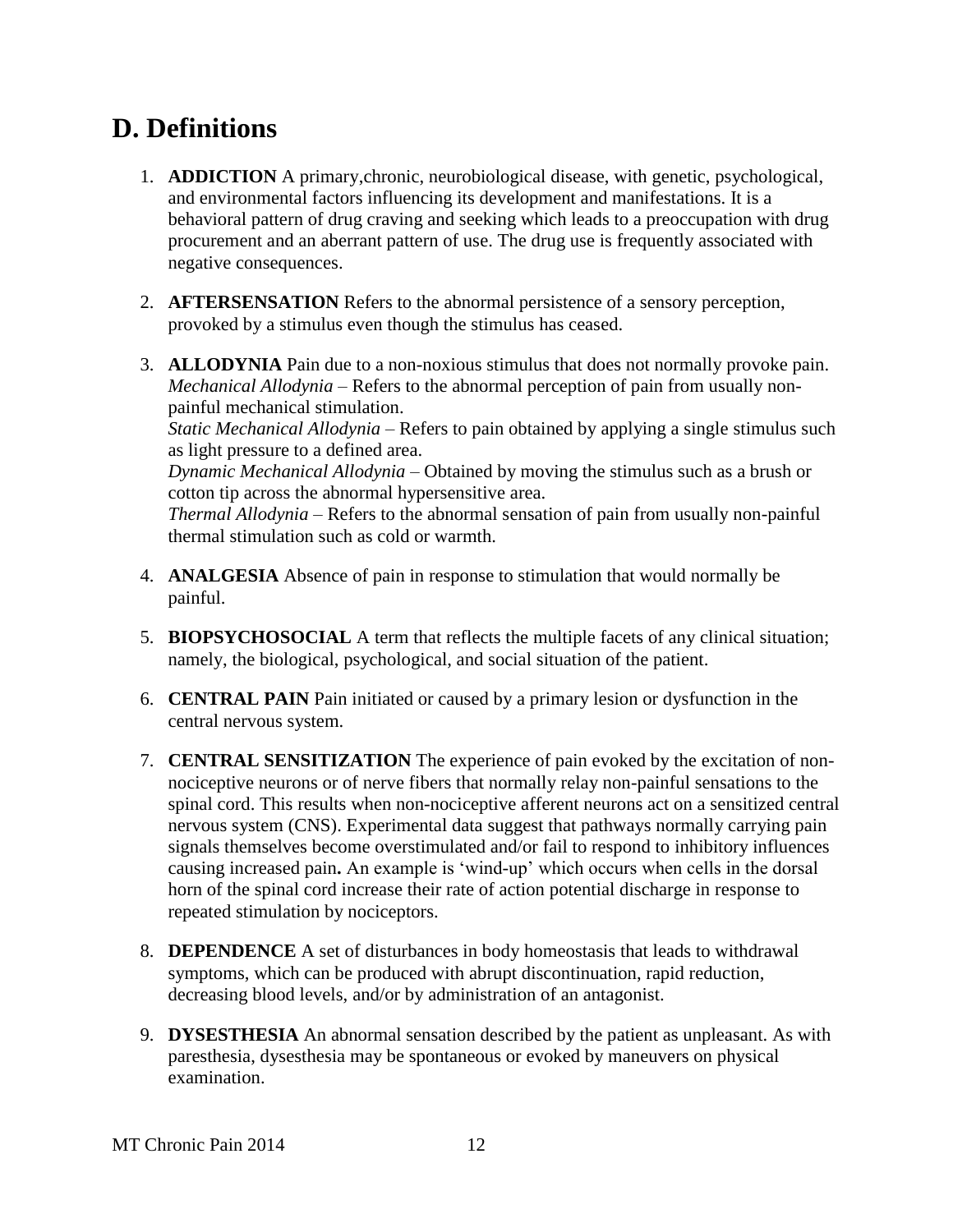## D. Definitions

1. **ADDICTION** A primary,chronic, neurobiological disease, with genetic, psychological, and environmental factors influencing its development and manifestations. It is a behavioral pattern of drug craving and seeking which leads to a preoccupation with drug procurement and an aberrant pattern of use. The drug use is frequently associated with negative consequences.

2. **AFTERSENSATION** Refers to the abnormal persistence of a sensory perception, provoked by a stimulus even though the stimulus has ceased.

3. **ALLODYNIA** Pain due to a non-noxious stimulus that does not normally provoke pain.
   *Mechanical Allodynia* – Refers to the abnormal perception of pain from usually non-painful mechanical stimulation.
   *Static Mechanical Allodynia* – Refers to pain obtained by applying a single stimulus such as light pressure to a defined area.
   *Dynamic Mechanical Allodynia* – Obtained by moving the stimulus such as a brush or cotton tip across the abnormal hypersensitive area.
   *Thermal Allodynia* – Refers to the abnormal sensation of pain from usually non-painful thermal stimulation such as cold or warmth.

4. **ANALGESIA** Absence of pain in response to stimulation that would normally be painful.

5. **BIOPSYCHOSOCIAL** A term that reflects the multiple facets of any clinical situation; namely, the biological, psychological, and social situation of the patient.

6. **CENTRAL PAIN** Pain initiated or caused by a primary lesion or dysfunction in the central nervous system.

7. **CENTRAL SENSITIZATION** The experience of pain evoked by the excitation of non-nociceptive neurons or of nerve fibers that normally relay non-painful sensations to the spinal cord. This results when non-nociceptive afferent neurons act on a sensitized central nervous system (CNS). Experimental data suggest that pathways normally carrying pain signals themselves become overstimulated and/or fail to respond to inhibitory influences causing increased pain**.** An example is 'wind-up' which occurs when cells in the dorsal horn of the spinal cord increase their rate of action potential discharge in response to repeated stimulation by nociceptors.

8. **DEPENDENCE** A set of disturbances in body homeostasis that leads to withdrawal symptoms, which can be produced with abrupt discontinuation, rapid reduction, decreasing blood levels, and/or by administration of an antagonist.

9. **DYSESTHESIA** An abnormal sensation described by the patient as unpleasant. As with paresthesia, dysesthesia may be spontaneous or evoked by maneuvers on physical examination.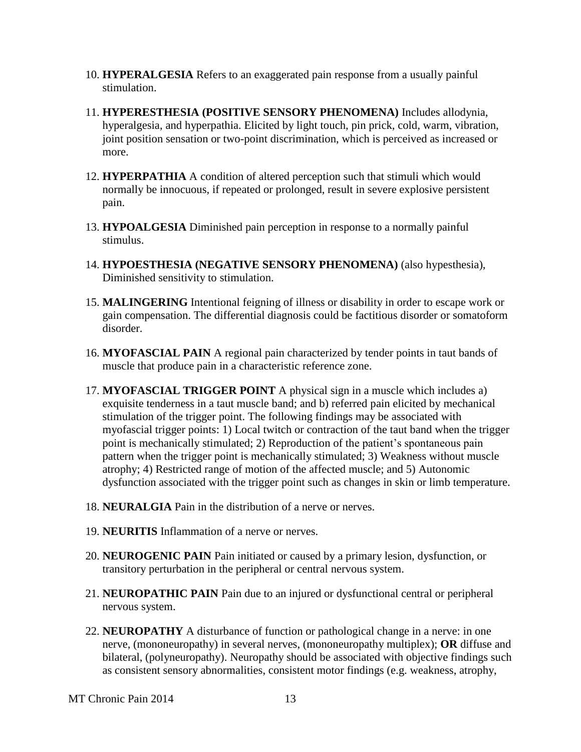10. **HYPERALGESIA** Refers to an exaggerated pain response from a usually painful stimulation.

11. **HYPERESTHESIA (POSITIVE SENSORY PHENOMENA)** Includes allodynia, hyperalgesia, and hyperpathia. Elicited by light touch, pin prick, cold, warm, vibration, joint position sensation or two-point discrimination, which is perceived as increased or more.

12. **HYPERPATHIA** A condition of altered perception such that stimuli which would normally be innocuous, if repeated or prolonged, result in severe explosive persistent pain.

13. **HYPOALGESIA** Diminished pain perception in response to a normally painful stimulus.

14. **HYPOESTHESIA (NEGATIVE SENSORY PHENOMENA)** (also hypesthesia), Diminished sensitivity to stimulation.

15. **MALINGERING** Intentional feigning of illness or disability in order to escape work or gain compensation. The differential diagnosis could be factitious disorder or somatoform disorder.

16. **MYOFASCIAL PAIN** A regional pain characterized by tender points in taut bands of muscle that produce pain in a characteristic reference zone.

17. **MYOFASCIAL TRIGGER POINT** A physical sign in a muscle which includes a) exquisite tenderness in a taut muscle band; and b) referred pain elicited by mechanical stimulation of the trigger point. The following findings may be associated with myofascial trigger points: 1) Local twitch or contraction of the taut band when the trigger point is mechanically stimulated; 2) Reproduction of the patient's spontaneous pain pattern when the trigger point is mechanically stimulated; 3) Weakness without muscle atrophy; 4) Restricted range of motion of the affected muscle; and 5) Autonomic dysfunction associated with the trigger point such as changes in skin or limb temperature.

18. **NEURALGIA** Pain in the distribution of a nerve or nerves.

19. **NEURITIS** Inflammation of a nerve or nerves.

20. **NEUROGENIC PAIN** Pain initiated or caused by a primary lesion, dysfunction, or transitory perturbation in the peripheral or central nervous system.

21. **NEUROPATHIC PAIN** Pain due to an injured or dysfunctional central or peripheral nervous system.

22. **NEUROPATHY** A disturbance of function or pathological change in a nerve: in one nerve, (mononeuropathy) in several nerves, (mononeuropathy multiplex); **OR** diffuse and bilateral, (polyneuropathy). Neuropathy should be associated with objective findings such as consistent sensory abnormalities, consistent motor findings (e.g. weakness, atrophy,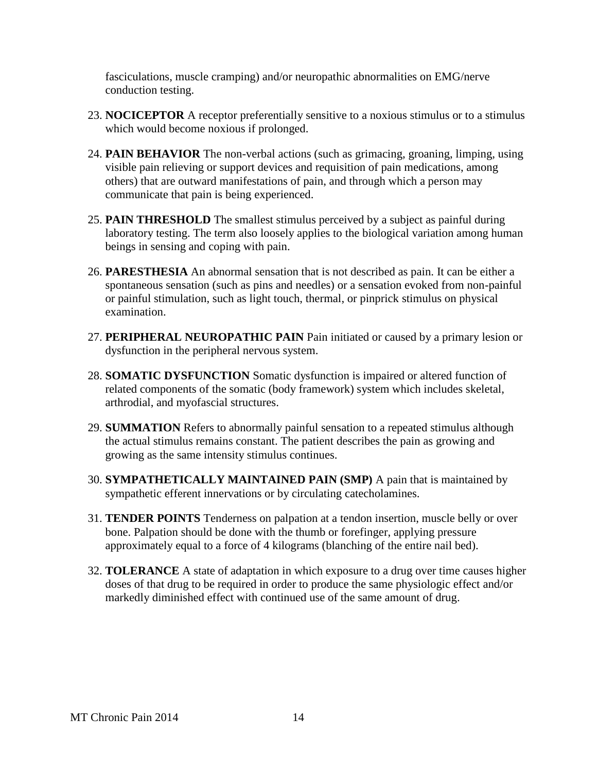fasciculations, muscle cramping) and/or neuropathic abnormalities on EMG/nerve conduction testing.

23. **NOCICEPTOR** A receptor preferentially sensitive to a noxious stimulus or to a stimulus which would become noxious if prolonged.

24. **PAIN BEHAVIOR** The non-verbal actions (such as grimacing, groaning, limping, using visible pain relieving or support devices and requisition of pain medications, among others) that are outward manifestations of pain, and through which a person may communicate that pain is being experienced.

25. **PAIN THRESHOLD** The smallest stimulus perceived by a subject as painful during laboratory testing. The term also loosely applies to the biological variation among human beings in sensing and coping with pain.

26. **PARESTHESIA** An abnormal sensation that is not described as pain. It can be either a spontaneous sensation (such as pins and needles) or a sensation evoked from non-painful or painful stimulation, such as light touch, thermal, or pinprick stimulus on physical examination.

27. **PERIPHERAL NEUROPATHIC PAIN** Pain initiated or caused by a primary lesion or dysfunction in the peripheral nervous system.

28. **SOMATIC DYSFUNCTION** Somatic dysfunction is impaired or altered function of related components of the somatic (body framework) system which includes skeletal, arthrodial, and myofascial structures.

29. **SUMMATION** Refers to abnormally painful sensation to a repeated stimulus although the actual stimulus remains constant. The patient describes the pain as growing and growing as the same intensity stimulus continues.

30. **SYMPATHETICALLY MAINTAINED PAIN (SMP)** A pain that is maintained by sympathetic efferent innervations or by circulating catecholamines.

31. **TENDER POINTS** Tenderness on palpation at a tendon insertion, muscle belly or over bone. Palpation should be done with the thumb or forefinger, applying pressure approximately equal to a force of 4 kilograms (blanching of the entire nail bed).

32. **TOLERANCE** A state of adaptation in which exposure to a drug over time causes higher doses of that drug to be required in order to produce the same physiologic effect and/or markedly diminished effect with continued use of the same amount of drug.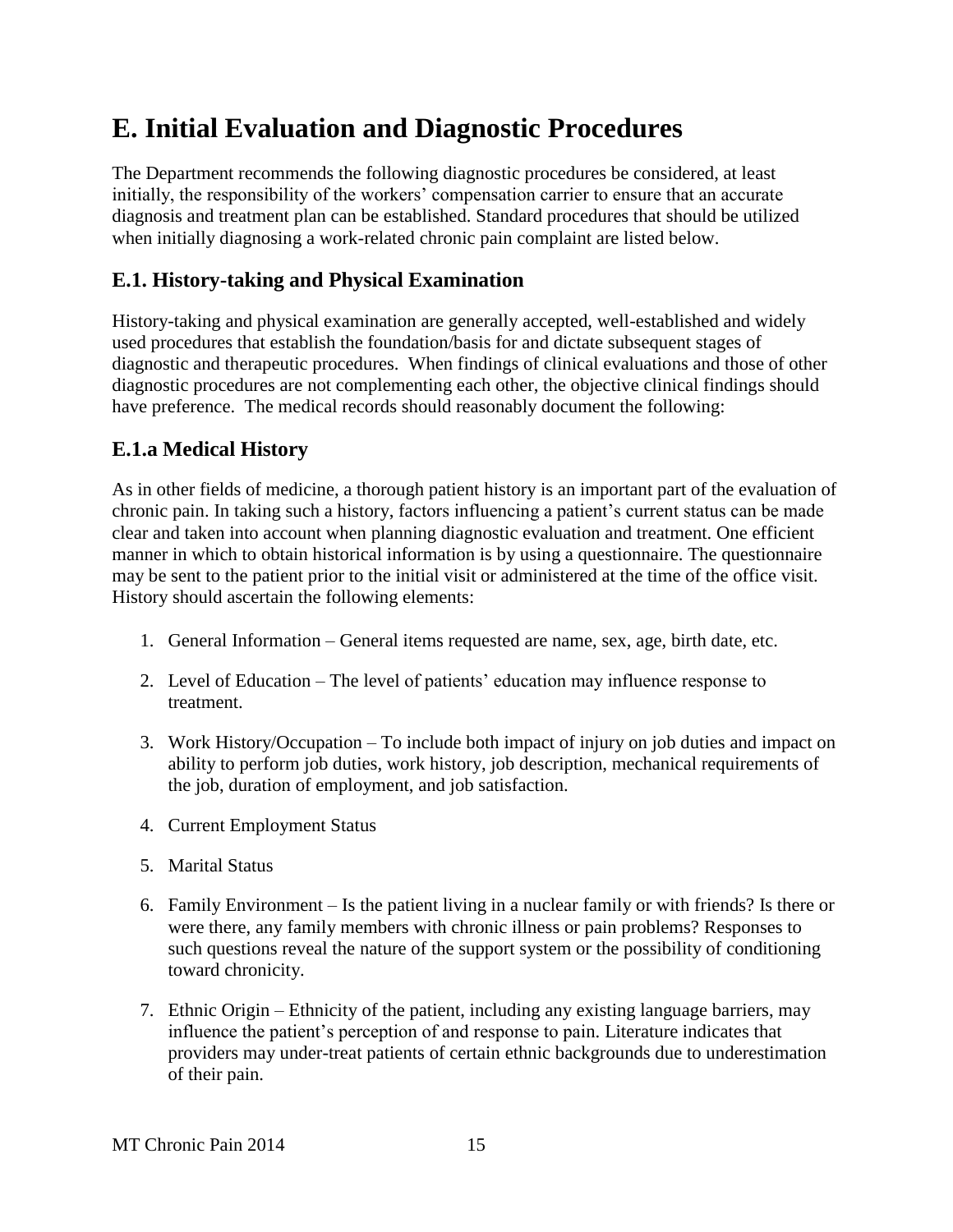# E. Initial Evaluation and Diagnostic Procedures

The Department recommends the following diagnostic procedures be considered, at least initially, the responsibility of the workers' compensation carrier to ensure that an accurate diagnosis and treatment plan can be established. Standard procedures that should be utilized when initially diagnosing a work-related chronic pain complaint are listed below.

## E.1. History-taking and Physical Examination

History-taking and physical examination are generally accepted, well-established and widely used procedures that establish the foundation/basis for and dictate subsequent stages of diagnostic and therapeutic procedures. When findings of clinical evaluations and those of other diagnostic procedures are not complementing each other, the objective clinical findings should have preference. The medical records should reasonably document the following:

## E.1.a Medical History

As in other fields of medicine, a thorough patient history is an important part of the evaluation of chronic pain. In taking such a history, factors influencing a patient's current status can be made clear and taken into account when planning diagnostic evaluation and treatment. One efficient manner in which to obtain historical information is by using a questionnaire. The questionnaire may be sent to the patient prior to the initial visit or administered at the time of the office visit. History should ascertain the following elements:

1. General Information – General items requested are name, sex, age, birth date, etc.
2. Level of Education – The level of patients' education may influence response to treatment.
3. Work History/Occupation – To include both impact of injury on job duties and impact on ability to perform job duties, work history, job description, mechanical requirements of the job, duration of employment, and job satisfaction.
4. Current Employment Status
5. Marital Status
6. Family Environment – Is the patient living in a nuclear family or with friends? Is there or were there, any family members with chronic illness or pain problems? Responses to such questions reveal the nature of the support system or the possibility of conditioning toward chronicity.
7. Ethnic Origin – Ethnicity of the patient, including any existing language barriers, may influence the patient's perception of and response to pain. Literature indicates that providers may under-treat patients of certain ethnic backgrounds due to underestimation of their pain.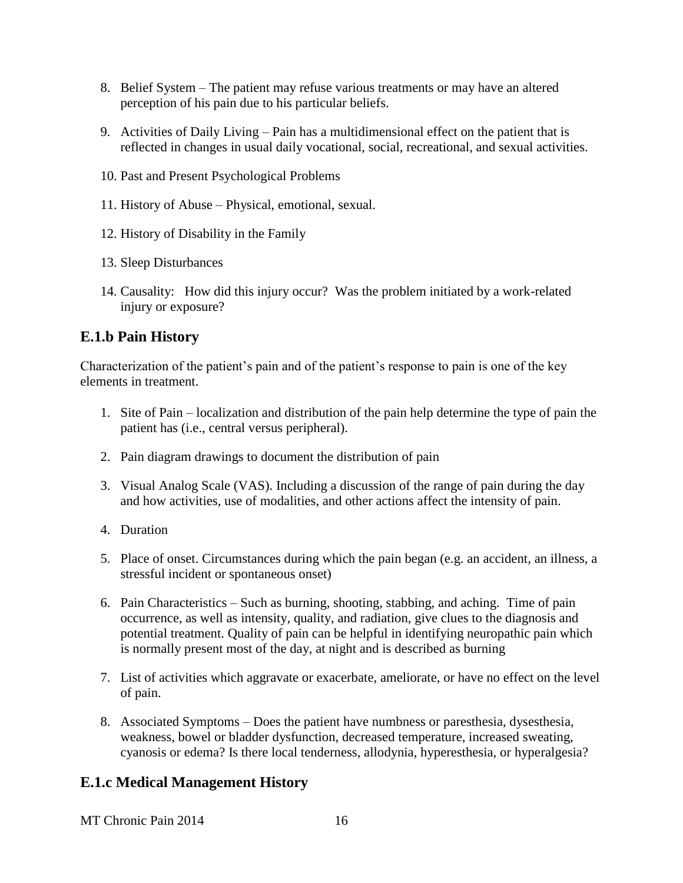8. Belief System – The patient may refuse various treatments or may have an altered perception of his pain due to his particular beliefs.

9. Activities of Daily Living – Pain has a multidimensional effect on the patient that is reflected in changes in usual daily vocational, social, recreational, and sexual activities.

10. Past and Present Psychological Problems

11. History of Abuse – Physical, emotional, sexual.

12. History of Disability in the Family

13. Sleep Disturbances

14. Causality: How did this injury occur? Was the problem initiated by a work-related injury or exposure?

## E.1.b Pain History

Characterization of the patient's pain and of the patient's response to pain is one of the key elements in treatment.

1. Site of Pain – localization and distribution of the pain help determine the type of pain the patient has (i.e., central versus peripheral).

2. Pain diagram drawings to document the distribution of pain

3. Visual Analog Scale (VAS). Including a discussion of the range of pain during the day and how activities, use of modalities, and other actions affect the intensity of pain.

4. Duration

5. Place of onset. Circumstances during which the pain began (e.g. an accident, an illness, a stressful incident or spontaneous onset)

6. Pain Characteristics – Such as burning, shooting, stabbing, and aching. Time of pain occurrence, as well as intensity, quality, and radiation, give clues to the diagnosis and potential treatment. Quality of pain can be helpful in identifying neuropathic pain which is normally present most of the day, at night and is described as burning

7. List of activities which aggravate or exacerbate, ameliorate, or have no effect on the level of pain.

8. Associated Symptoms – Does the patient have numbness or paresthesia, dysesthesia, weakness, bowel or bladder dysfunction, decreased temperature, increased sweating, cyanosis or edema? Is there local tenderness, allodynia, hyperesthesia, or hyperalgesia?

## E.1.c Medical Management History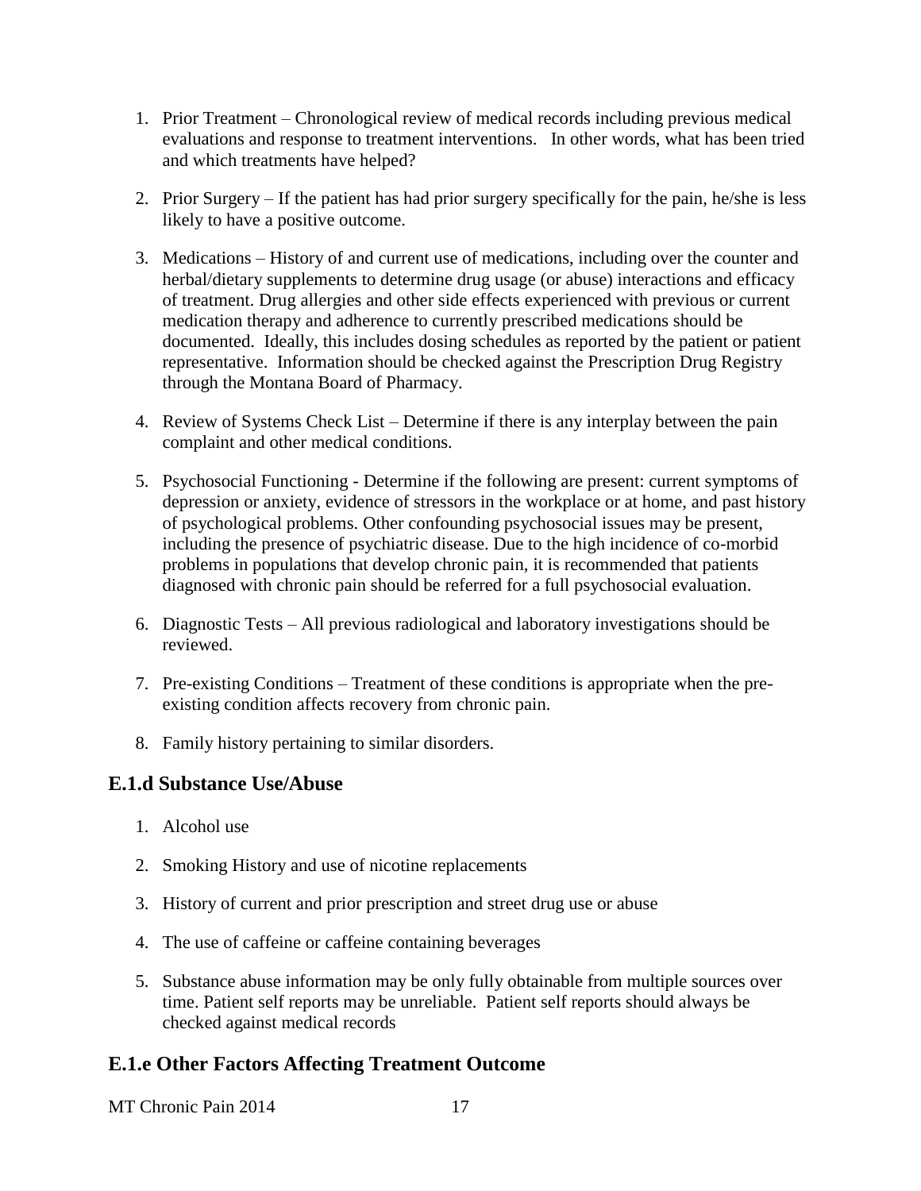1. Prior Treatment – Chronological review of medical records including previous medical evaluations and response to treatment interventions. In other words, what has been tried and which treatments have helped?

2. Prior Surgery – If the patient has had prior surgery specifically for the pain, he/she is less likely to have a positive outcome.

3. Medications – History of and current use of medications, including over the counter and herbal/dietary supplements to determine drug usage (or abuse) interactions and efficacy of treatment. Drug allergies and other side effects experienced with previous or current medication therapy and adherence to currently prescribed medications should be documented. Ideally, this includes dosing schedules as reported by the patient or patient representative. Information should be checked against the Prescription Drug Registry through the Montana Board of Pharmacy.

4. Review of Systems Check List – Determine if there is any interplay between the pain complaint and other medical conditions.

5. Psychosocial Functioning - Determine if the following are present: current symptoms of depression or anxiety, evidence of stressors in the workplace or at home, and past history of psychological problems. Other confounding psychosocial issues may be present, including the presence of psychiatric disease. Due to the high incidence of co-morbid problems in populations that develop chronic pain, it is recommended that patients diagnosed with chronic pain should be referred for a full psychosocial evaluation.

6. Diagnostic Tests – All previous radiological and laboratory investigations should be reviewed.

7. Pre-existing Conditions – Treatment of these conditions is appropriate when the pre-existing condition affects recovery from chronic pain.

8. Family history pertaining to similar disorders.

## E.1.d Substance Use/Abuse

1. Alcohol use

2. Smoking History and use of nicotine replacements

3. History of current and prior prescription and street drug use or abuse

4. The use of caffeine or caffeine containing beverages

5. Substance abuse information may be only fully obtainable from multiple sources over time. Patient self reports may be unreliable. Patient self reports should always be checked against medical records

## E.1.e Other Factors Affecting Treatment Outcome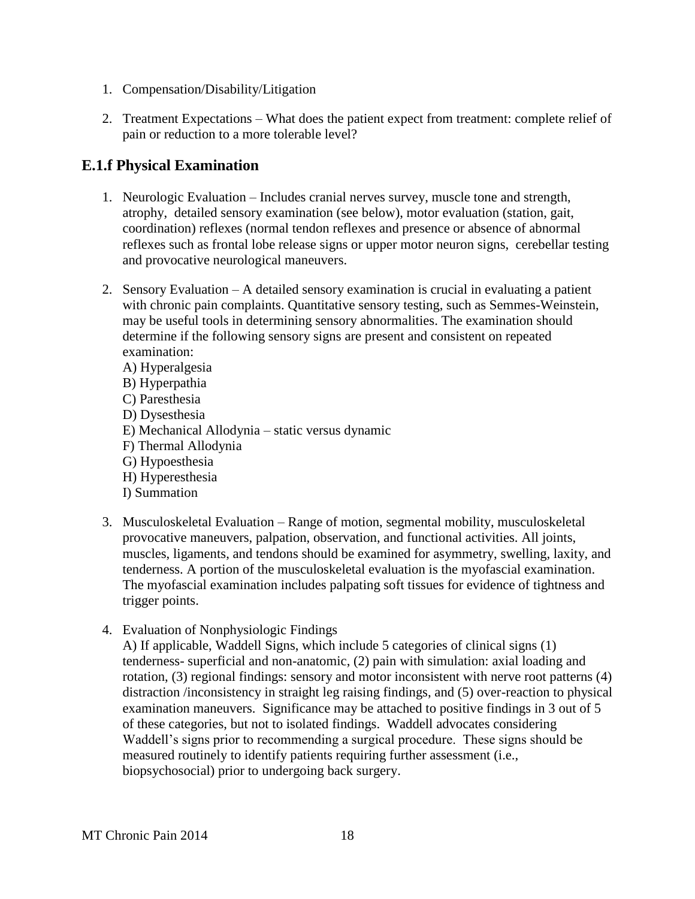1. Compensation/Disability/Litigation

2. Treatment Expectations – What does the patient expect from treatment: complete relief of pain or reduction to a more tolerable level?

## E.1.f Physical Examination

1. Neurologic Evaluation – Includes cranial nerves survey, muscle tone and strength, atrophy, detailed sensory examination (see below), motor evaluation (station, gait, coordination) reflexes (normal tendon reflexes and presence or absence of abnormal reflexes such as frontal lobe release signs or upper motor neuron signs, cerebellar testing and provocative neurological maneuvers.

2. Sensory Evaluation – A detailed sensory examination is crucial in evaluating a patient with chronic pain complaints. Quantitative sensory testing, such as Semmes-Weinstein, may be useful tools in determining sensory abnormalities. The examination should determine if the following sensory signs are present and consistent on repeated examination:
   A) Hyperalgesia
   B) Hyperpathia
   C) Paresthesia
   D) Dysesthesia
   E) Mechanical Allodynia – static versus dynamic
   F) Thermal Allodynia
   G) Hypoesthesia
   H) Hyperesthesia
   I) Summation

3. Musculoskeletal Evaluation – Range of motion, segmental mobility, musculoskeletal provocative maneuvers, palpation, observation, and functional activities. All joints, muscles, ligaments, and tendons should be examined for asymmetry, swelling, laxity, and tenderness. A portion of the musculoskeletal evaluation is the myofascial examination. The myofascial examination includes palpating soft tissues for evidence of tightness and trigger points.

4. Evaluation of Nonphysiologic Findings
   A) If applicable, Waddell Signs, which include 5 categories of clinical signs (1) tenderness- superficial and non-anatomic, (2) pain with simulation: axial loading and rotation, (3) regional findings: sensory and motor inconsistent with nerve root patterns (4) distraction /inconsistency in straight leg raising findings, and (5) over-reaction to physical examination maneuvers. Significance may be attached to positive findings in 3 out of 5 of these categories, but not to isolated findings. Waddell advocates considering Waddell's signs prior to recommending a surgical procedure. These signs should be measured routinely to identify patients requiring further assessment (i.e., biopsychosocial) prior to undergoing back surgery.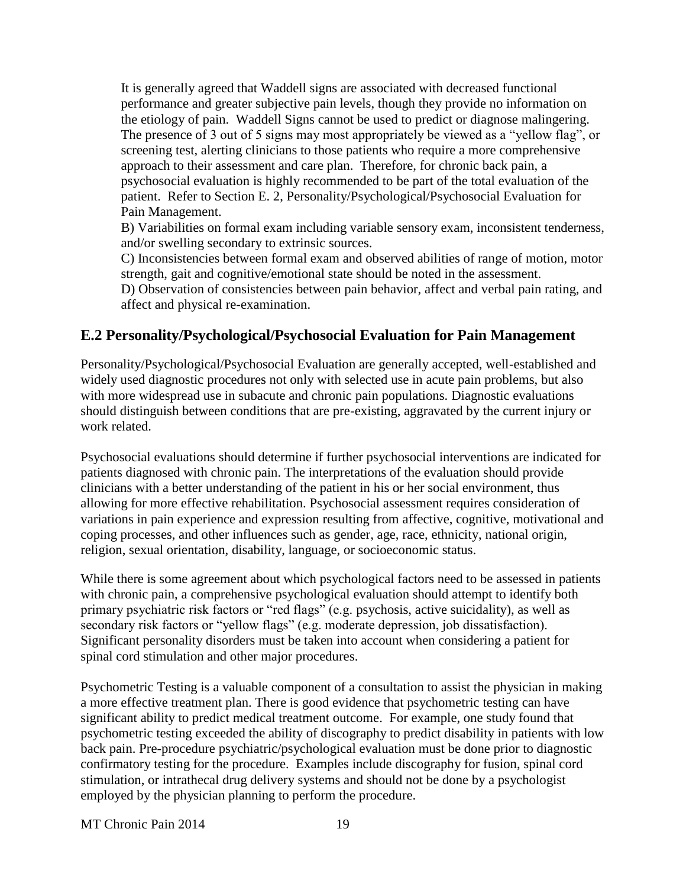It is generally agreed that Waddell signs are associated with decreased functional performance and greater subjective pain levels, though they provide no information on the etiology of pain. Waddell Signs cannot be used to predict or diagnose malingering. The presence of 3 out of 5 signs may most appropriately be viewed as a "yellow flag", or screening test, alerting clinicians to those patients who require a more comprehensive approach to their assessment and care plan. Therefore, for chronic back pain, a psychosocial evaluation is highly recommended to be part of the total evaluation of the patient. Refer to Section E. 2, Personality/Psychological/Psychosocial Evaluation for Pain Management.

B) Variabilities on formal exam including variable sensory exam, inconsistent tenderness, and/or swelling secondary to extrinsic sources.

C) Inconsistencies between formal exam and observed abilities of range of motion, motor strength, gait and cognitive/emotional state should be noted in the assessment.

D) Observation of consistencies between pain behavior, affect and verbal pain rating, and affect and physical re-examination.

## E.2 Personality/Psychological/Psychosocial Evaluation for Pain Management

Personality/Psychological/Psychosocial Evaluation are generally accepted, well-established and widely used diagnostic procedures not only with selected use in acute pain problems, but also with more widespread use in subacute and chronic pain populations. Diagnostic evaluations should distinguish between conditions that are pre-existing, aggravated by the current injury or work related.

Psychosocial evaluations should determine if further psychosocial interventions are indicated for patients diagnosed with chronic pain. The interpretations of the evaluation should provide clinicians with a better understanding of the patient in his or her social environment, thus allowing for more effective rehabilitation. Psychosocial assessment requires consideration of variations in pain experience and expression resulting from affective, cognitive, motivational and coping processes, and other influences such as gender, age, race, ethnicity, national origin, religion, sexual orientation, disability, language, or socioeconomic status.

While there is some agreement about which psychological factors need to be assessed in patients with chronic pain, a comprehensive psychological evaluation should attempt to identify both primary psychiatric risk factors or "red flags" (e.g. psychosis, active suicidality), as well as secondary risk factors or "yellow flags" (e.g. moderate depression, job dissatisfaction). Significant personality disorders must be taken into account when considering a patient for spinal cord stimulation and other major procedures.

Psychometric Testing is a valuable component of a consultation to assist the physician in making a more effective treatment plan. There is good evidence that psychometric testing can have significant ability to predict medical treatment outcome. For example, one study found that psychometric testing exceeded the ability of discography to predict disability in patients with low back pain. Pre-procedure psychiatric/psychological evaluation must be done prior to diagnostic confirmatory testing for the procedure. Examples include discography for fusion, spinal cord stimulation, or intrathecal drug delivery systems and should not be done by a psychologist employed by the physician planning to perform the procedure.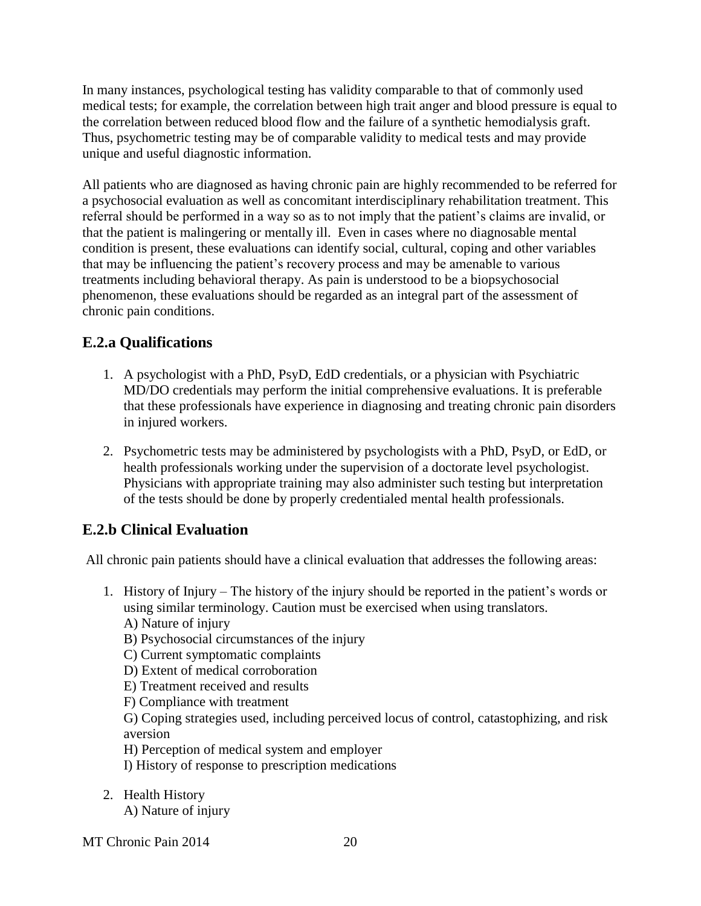In many instances, psychological testing has validity comparable to that of commonly used medical tests; for example, the correlation between high trait anger and blood pressure is equal to the correlation between reduced blood flow and the failure of a synthetic hemodialysis graft. Thus, psychometric testing may be of comparable validity to medical tests and may provide unique and useful diagnostic information.

All patients who are diagnosed as having chronic pain are highly recommended to be referred for a psychosocial evaluation as well as concomitant interdisciplinary rehabilitation treatment. This referral should be performed in a way so as to not imply that the patient's claims are invalid, or that the patient is malingering or mentally ill. Even in cases where no diagnosable mental condition is present, these evaluations can identify social, cultural, coping and other variables that may be influencing the patient's recovery process and may be amenable to various treatments including behavioral therapy. As pain is understood to be a biopsychosocial phenomenon, these evaluations should be regarded as an integral part of the assessment of chronic pain conditions.

## E.2.a Qualifications

1. A psychologist with a PhD, PsyD, EdD credentials, or a physician with Psychiatric MD/DO credentials may perform the initial comprehensive evaluations. It is preferable that these professionals have experience in diagnosing and treating chronic pain disorders in injured workers.
2. Psychometric tests may be administered by psychologists with a PhD, PsyD, or EdD, or health professionals working under the supervision of a doctorate level psychologist. Physicians with appropriate training may also administer such testing but interpretation of the tests should be done by properly credentialed mental health professionals.

## E.2.b Clinical Evaluation

All chronic pain patients should have a clinical evaluation that addresses the following areas:

1. History of Injury – The history of the injury should be reported in the patient's words or using similar terminology. Caution must be exercised when using translators.
   A) Nature of injury
   B) Psychosocial circumstances of the injury
   C) Current symptomatic complaints
   D) Extent of medical corroboration
   E) Treatment received and results
   F) Compliance with treatment
   G) Coping strategies used, including perceived locus of control, catastophizing, and risk aversion
   H) Perception of medical system and employer
   I) History of response to prescription medications
2. Health History
   A) Nature of injury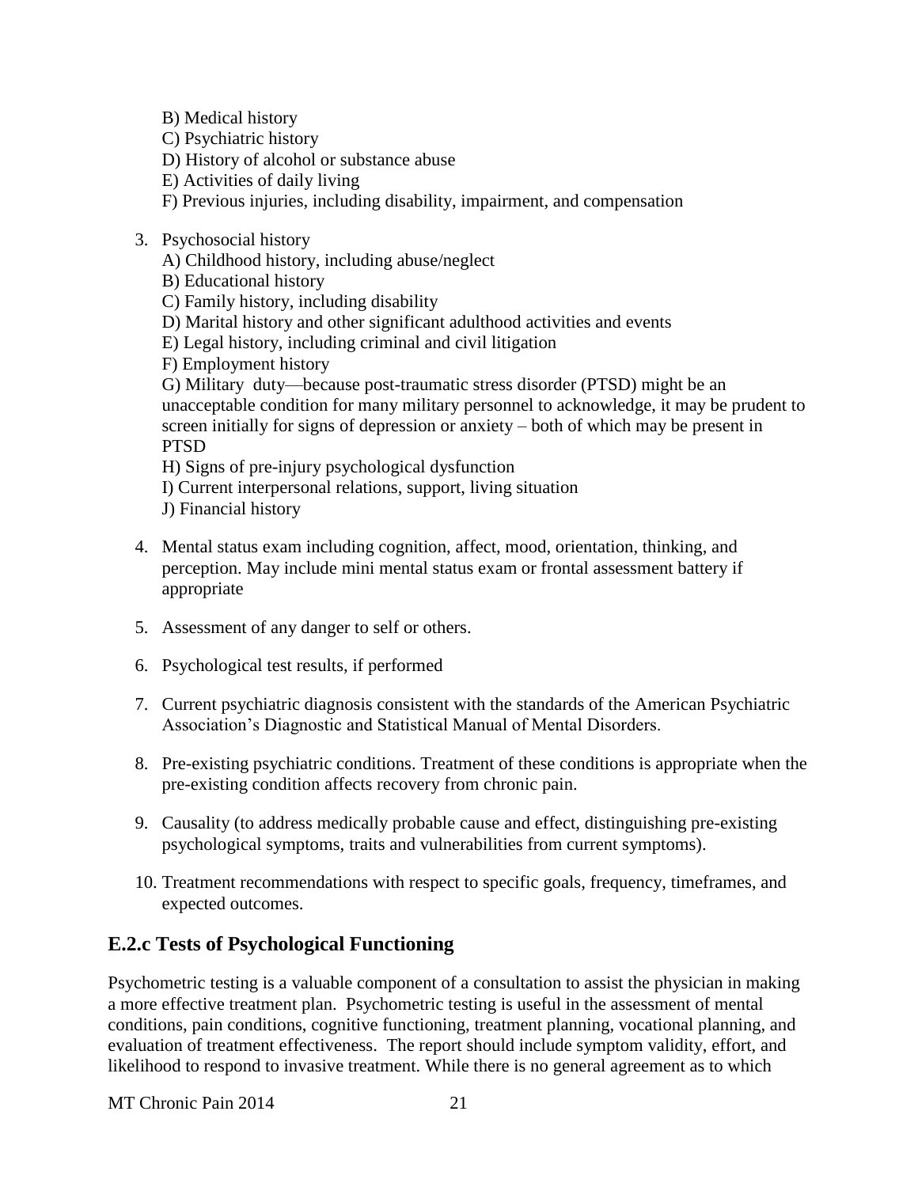B) Medical history
C) Psychiatric history
D) History of alcohol or substance abuse
E) Activities of daily living
F) Previous injuries, including disability, impairment, and compensation

3. Psychosocial history
   A) Childhood history, including abuse/neglect
   B) Educational history
   C) Family history, including disability
   D) Marital history and other significant adulthood activities and events
   E) Legal history, including criminal and civil litigation
   F) Employment history
   G) Military duty—because post-traumatic stress disorder (PTSD) might be an unacceptable condition for many military personnel to acknowledge, it may be prudent to screen initially for signs of depression or anxiety – both of which may be present in PTSD
   H) Signs of pre-injury psychological dysfunction
   I) Current interpersonal relations, support, living situation
   J) Financial history

4. Mental status exam including cognition, affect, mood, orientation, thinking, and perception. May include mini mental status exam or frontal assessment battery if appropriate

5. Assessment of any danger to self or others.

6. Psychological test results, if performed

7. Current psychiatric diagnosis consistent with the standards of the American Psychiatric Association's Diagnostic and Statistical Manual of Mental Disorders.

8. Pre-existing psychiatric conditions. Treatment of these conditions is appropriate when the pre-existing condition affects recovery from chronic pain.

9. Causality (to address medically probable cause and effect, distinguishing pre-existing psychological symptoms, traits and vulnerabilities from current symptoms).

10. Treatment recommendations with respect to specific goals, frequency, timeframes, and expected outcomes.

## E.2.c Tests of Psychological Functioning

Psychometric testing is a valuable component of a consultation to assist the physician in making a more effective treatment plan. Psychometric testing is useful in the assessment of mental conditions, pain conditions, cognitive functioning, treatment planning, vocational planning, and evaluation of treatment effectiveness. The report should include symptom validity, effort, and likelihood to respond to invasive treatment. While there is no general agreement as to which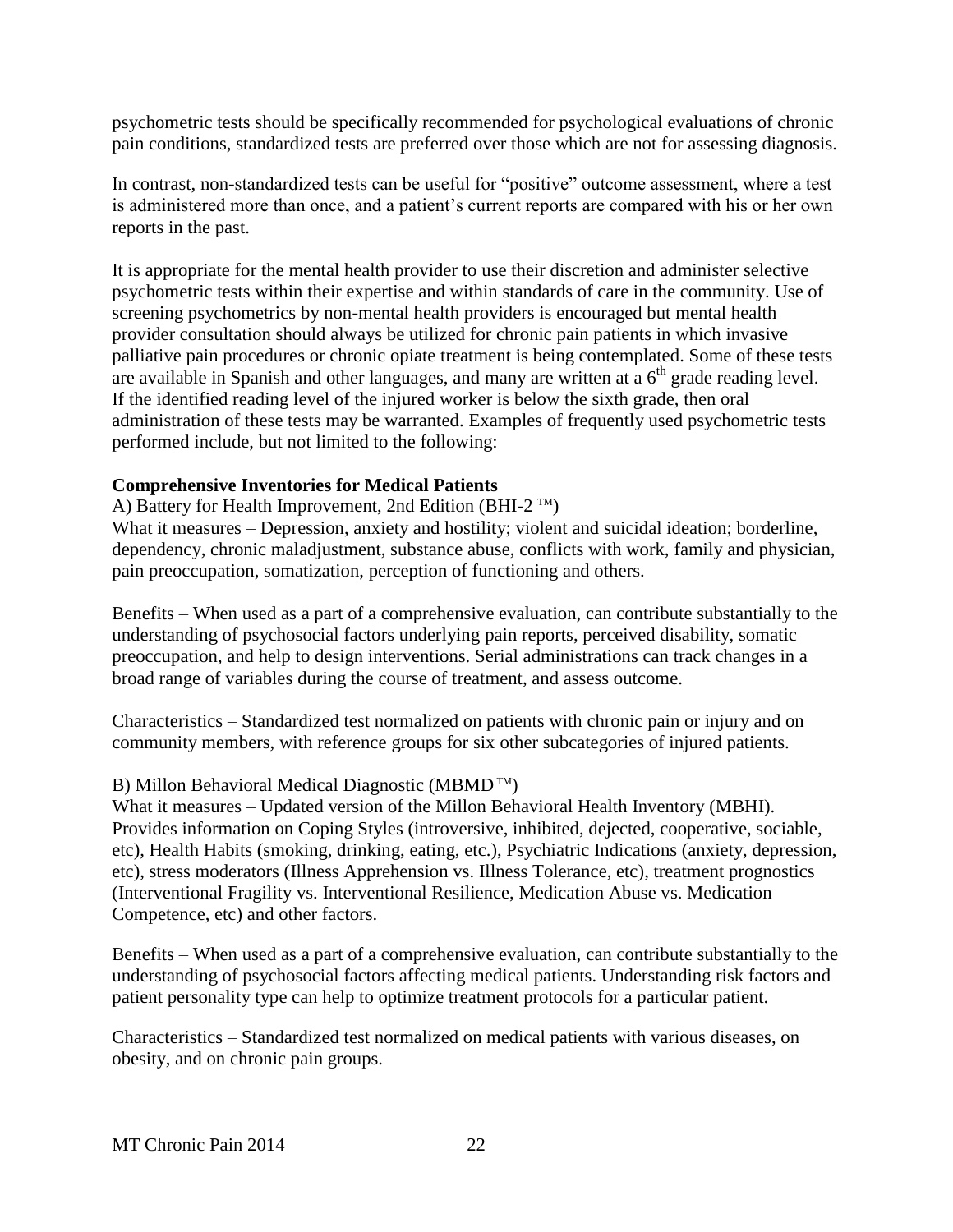psychometric tests should be specifically recommended for psychological evaluations of chronic pain conditions, standardized tests are preferred over those which are not for assessing diagnosis.

In contrast, non-standardized tests can be useful for "positive" outcome assessment, where a test is administered more than once, and a patient's current reports are compared with his or her own reports in the past.

It is appropriate for the mental health provider to use their discretion and administer selective psychometric tests within their expertise and within standards of care in the community. Use of screening psychometrics by non-mental health providers is encouraged but mental health provider consultation should always be utilized for chronic pain patients in which invasive palliative pain procedures or chronic opiate treatment is being contemplated. Some of these tests are available in Spanish and other languages, and many are written at a 6th grade reading level. If the identified reading level of the injured worker is below the sixth grade, then oral administration of these tests may be warranted. Examples of frequently used psychometric tests performed include, but not limited to the following:

**Comprehensive Inventories for Medical Patients**

A) Battery for Health Improvement, 2nd Edition (BHI-2 ™)

What it measures – Depression, anxiety and hostility; violent and suicidal ideation; borderline, dependency, chronic maladjustment, substance abuse, conflicts with work, family and physician, pain preoccupation, somatization, perception of functioning and others.

Benefits – When used as a part of a comprehensive evaluation, can contribute substantially to the understanding of psychosocial factors underlying pain reports, perceived disability, somatic preoccupation, and help to design interventions. Serial administrations can track changes in a broad range of variables during the course of treatment, and assess outcome.

Characteristics – Standardized test normalized on patients with chronic pain or injury and on community members, with reference groups for six other subcategories of injured patients.

B) Millon Behavioral Medical Diagnostic (MBMD ™)

What it measures – Updated version of the Millon Behavioral Health Inventory (MBHI). Provides information on Coping Styles (introversive, inhibited, dejected, cooperative, sociable, etc), Health Habits (smoking, drinking, eating, etc.), Psychiatric Indications (anxiety, depression, etc), stress moderators (Illness Apprehension vs. Illness Tolerance, etc), treatment prognostics (Interventional Fragility vs. Interventional Resilience, Medication Abuse vs. Medication Competence, etc) and other factors.

Benefits – When used as a part of a comprehensive evaluation, can contribute substantially to the understanding of psychosocial factors affecting medical patients. Understanding risk factors and patient personality type can help to optimize treatment protocols for a particular patient.

Characteristics – Standardized test normalized on medical patients with various diseases, on obesity, and on chronic pain groups.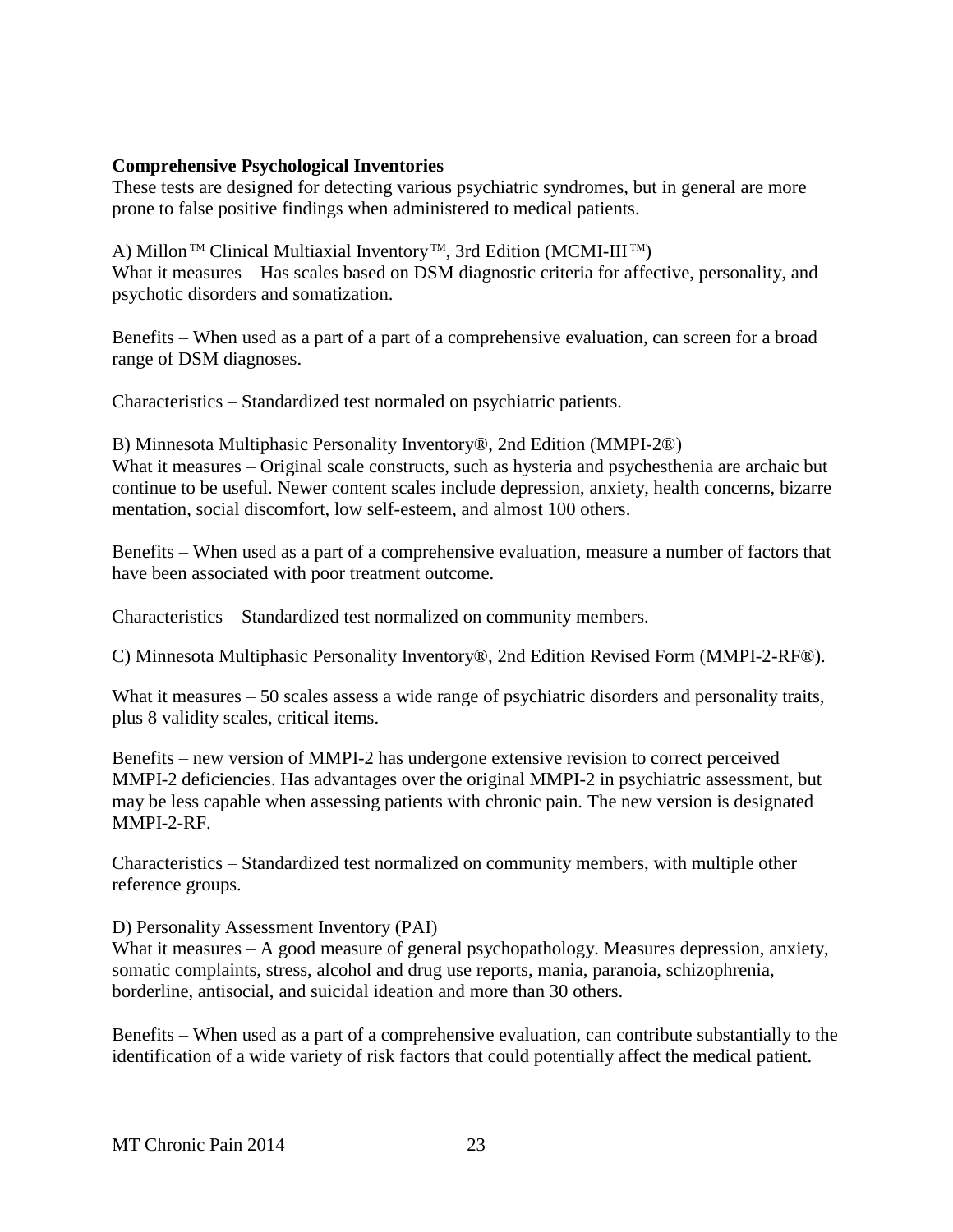**Comprehensive Psychological Inventories**

These tests are designed for detecting various psychiatric syndromes, but in general are more prone to false positive findings when administered to medical patients.

A) Millon™ Clinical Multiaxial Inventory™, 3rd Edition (MCMI-III™)

What it measures – Has scales based on DSM diagnostic criteria for affective, personality, and psychotic disorders and somatization.

Benefits – When used as a part of a part of a comprehensive evaluation, can screen for a broad range of DSM diagnoses.

Characteristics – Standardized test normaled on psychiatric patients.

B) Minnesota Multiphasic Personality Inventory®, 2nd Edition (MMPI-2®)

What it measures – Original scale constructs, such as hysteria and psychesthenia are archaic but continue to be useful. Newer content scales include depression, anxiety, health concerns, bizarre mentation, social discomfort, low self-esteem, and almost 100 others.

Benefits – When used as a part of a comprehensive evaluation, measure a number of factors that have been associated with poor treatment outcome.

Characteristics – Standardized test normalized on community members.

C) Minnesota Multiphasic Personality Inventory®, 2nd Edition Revised Form (MMPI-2-RF®).

What it measures – 50 scales assess a wide range of psychiatric disorders and personality traits, plus 8 validity scales, critical items.

Benefits – new version of MMPI-2 has undergone extensive revision to correct perceived MMPI-2 deficiencies. Has advantages over the original MMPI-2 in psychiatric assessment, but may be less capable when assessing patients with chronic pain. The new version is designated MMPI-2-RF.

Characteristics – Standardized test normalized on community members, with multiple other reference groups.

D) Personality Assessment Inventory (PAI)

What it measures – A good measure of general psychopathology. Measures depression, anxiety, somatic complaints, stress, alcohol and drug use reports, mania, paranoia, schizophrenia, borderline, antisocial, and suicidal ideation and more than 30 others.

Benefits – When used as a part of a comprehensive evaluation, can contribute substantially to the identification of a wide variety of risk factors that could potentially affect the medical patient.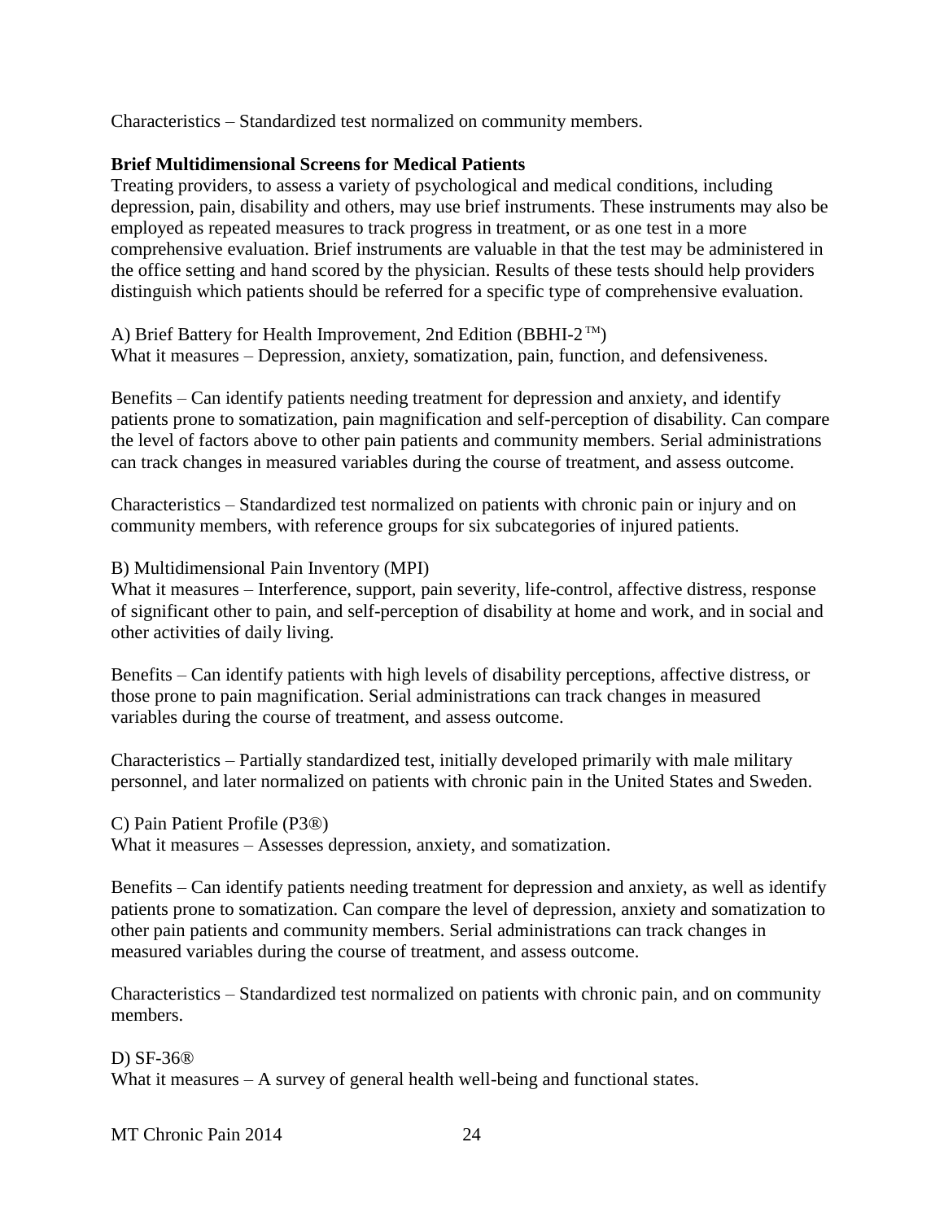Characteristics – Standardized test normalized on community members.

**Brief Multidimensional Screens for Medical Patients**

Treating providers, to assess a variety of psychological and medical conditions, including depression, pain, disability and others, may use brief instruments. These instruments may also be employed as repeated measures to track progress in treatment, or as one test in a more comprehensive evaluation. Brief instruments are valuable in that the test may be administered in the office setting and hand scored by the physician. Results of these tests should help providers distinguish which patients should be referred for a specific type of comprehensive evaluation.

A) Brief Battery for Health Improvement, 2nd Edition (BBHI-2™)
What it measures – Depression, anxiety, somatization, pain, function, and defensiveness.

Benefits – Can identify patients needing treatment for depression and anxiety, and identify patients prone to somatization, pain magnification and self-perception of disability. Can compare the level of factors above to other pain patients and community members. Serial administrations can track changes in measured variables during the course of treatment, and assess outcome.

Characteristics – Standardized test normalized on patients with chronic pain or injury and on community members, with reference groups for six subcategories of injured patients.

B) Multidimensional Pain Inventory (MPI)
What it measures – Interference, support, pain severity, life-control, affective distress, response of significant other to pain, and self-perception of disability at home and work, and in social and other activities of daily living.

Benefits – Can identify patients with high levels of disability perceptions, affective distress, or those prone to pain magnification. Serial administrations can track changes in measured variables during the course of treatment, and assess outcome.

Characteristics – Partially standardized test, initially developed primarily with male military personnel, and later normalized on patients with chronic pain in the United States and Sweden.

C) Pain Patient Profile (P3®)
What it measures – Assesses depression, anxiety, and somatization.

Benefits – Can identify patients needing treatment for depression and anxiety, as well as identify patients prone to somatization. Can compare the level of depression, anxiety and somatization to other pain patients and community members. Serial administrations can track changes in measured variables during the course of treatment, and assess outcome.

Characteristics – Standardized test normalized on patients with chronic pain, and on community members.

D) SF-36®
What it measures – A survey of general health well-being and functional states.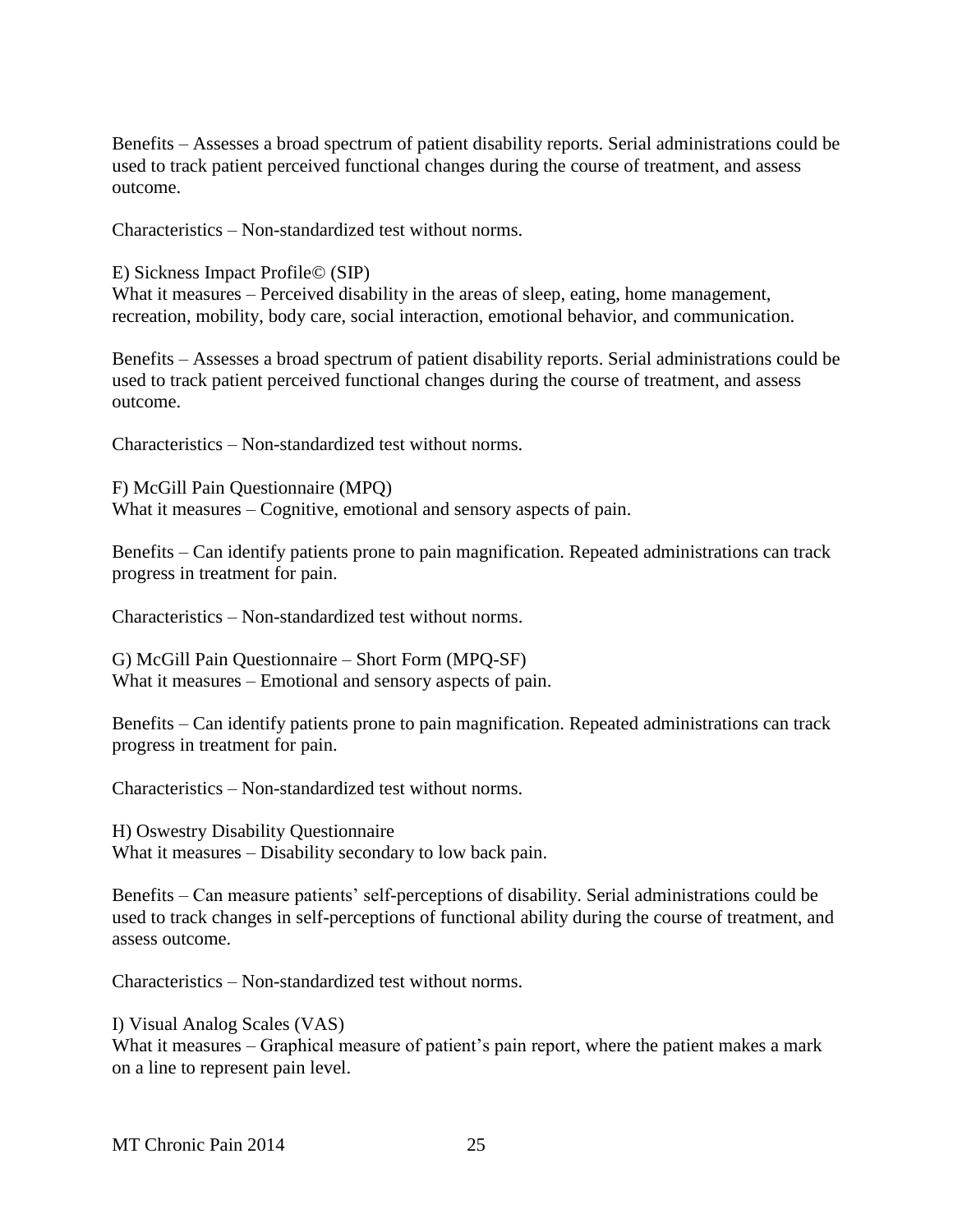Benefits – Assesses a broad spectrum of patient disability reports. Serial administrations could be used to track patient perceived functional changes during the course of treatment, and assess outcome.

Characteristics – Non-standardized test without norms.

E) Sickness Impact Profile© (SIP)
What it measures – Perceived disability in the areas of sleep, eating, home management, recreation, mobility, body care, social interaction, emotional behavior, and communication.

Benefits – Assesses a broad spectrum of patient disability reports. Serial administrations could be used to track patient perceived functional changes during the course of treatment, and assess outcome.

Characteristics – Non-standardized test without norms.

F) McGill Pain Questionnaire (MPQ)
What it measures – Cognitive, emotional and sensory aspects of pain.

Benefits – Can identify patients prone to pain magnification. Repeated administrations can track progress in treatment for pain.

Characteristics – Non-standardized test without norms.

G) McGill Pain Questionnaire – Short Form (MPQ-SF)
What it measures – Emotional and sensory aspects of pain.

Benefits – Can identify patients prone to pain magnification. Repeated administrations can track progress in treatment for pain.

Characteristics – Non-standardized test without norms.

H) Oswestry Disability Questionnaire
What it measures – Disability secondary to low back pain.

Benefits – Can measure patients' self-perceptions of disability. Serial administrations could be used to track changes in self-perceptions of functional ability during the course of treatment, and assess outcome.

Characteristics – Non-standardized test without norms.

I) Visual Analog Scales (VAS)
What it measures – Graphical measure of patient's pain report, where the patient makes a mark on a line to represent pain level.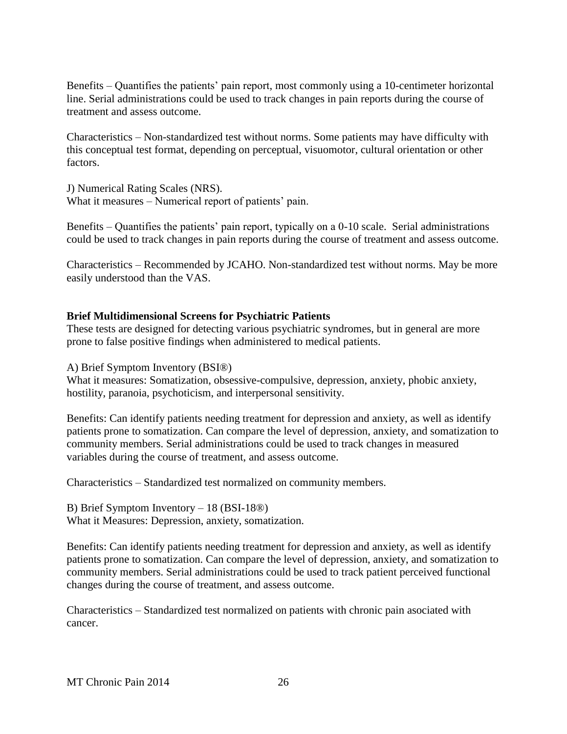Benefits – Quantifies the patients' pain report, most commonly using a 10-centimeter horizontal line. Serial administrations could be used to track changes in pain reports during the course of treatment and assess outcome.

Characteristics – Non-standardized test without norms. Some patients may have difficulty with this conceptual test format, depending on perceptual, visuomotor, cultural orientation or other factors.

J) Numerical Rating Scales (NRS).
What it measures – Numerical report of patients' pain.

Benefits – Quantifies the patients' pain report, typically on a 0-10 scale. Serial administrations could be used to track changes in pain reports during the course of treatment and assess outcome.

Characteristics – Recommended by JCAHO. Non-standardized test without norms. May be more easily understood than the VAS.

**Brief Multidimensional Screens for Psychiatric Patients**
These tests are designed for detecting various psychiatric syndromes, but in general are more prone to false positive findings when administered to medical patients.

A) Brief Symptom Inventory (BSI®)
What it measures: Somatization, obsessive-compulsive, depression, anxiety, phobic anxiety, hostility, paranoia, psychoticism, and interpersonal sensitivity.

Benefits: Can identify patients needing treatment for depression and anxiety, as well as identify patients prone to somatization. Can compare the level of depression, anxiety, and somatization to community members. Serial administrations could be used to track changes in measured variables during the course of treatment, and assess outcome.

Characteristics – Standardized test normalized on community members.

B) Brief Symptom Inventory – 18 (BSI-18®)
What it Measures: Depression, anxiety, somatization.

Benefits: Can identify patients needing treatment for depression and anxiety, as well as identify patients prone to somatization. Can compare the level of depression, anxiety, and somatization to community members. Serial administrations could be used to track patient perceived functional changes during the course of treatment, and assess outcome.

Characteristics – Standardized test normalized on patients with chronic pain asociated with cancer.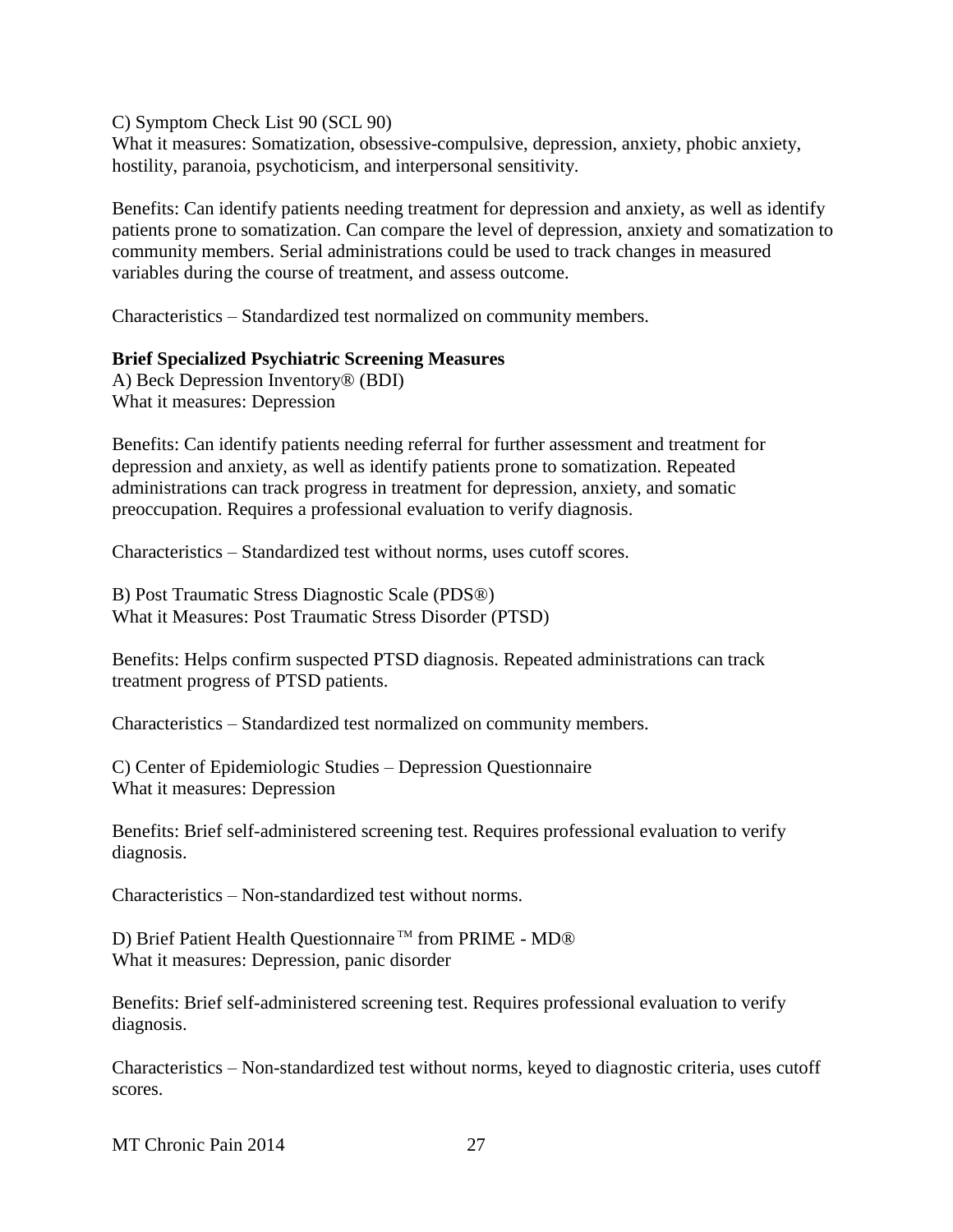C) Symptom Check List 90 (SCL 90)
What it measures: Somatization, obsessive-compulsive, depression, anxiety, phobic anxiety, hostility, paranoia, psychoticism, and interpersonal sensitivity.

Benefits: Can identify patients needing treatment for depression and anxiety, as well as identify patients prone to somatization. Can compare the level of depression, anxiety and somatization to community members. Serial administrations could be used to track changes in measured variables during the course of treatment, and assess outcome.

Characteristics – Standardized test normalized on community members.

**Brief Specialized Psychiatric Screening Measures**

A) Beck Depression Inventory® (BDI)
What it measures: Depression

Benefits: Can identify patients needing referral for further assessment and treatment for depression and anxiety, as well as identify patients prone to somatization. Repeated administrations can track progress in treatment for depression, anxiety, and somatic preoccupation. Requires a professional evaluation to verify diagnosis.

Characteristics – Standardized test without norms, uses cutoff scores.

B) Post Traumatic Stress Diagnostic Scale (PDS®)
What it Measures: Post Traumatic Stress Disorder (PTSD)

Benefits: Helps confirm suspected PTSD diagnosis. Repeated administrations can track treatment progress of PTSD patients.

Characteristics – Standardized test normalized on community members.

C) Center of Epidemiologic Studies – Depression Questionnaire
What it measures: Depression

Benefits: Brief self-administered screening test. Requires professional evaluation to verify diagnosis.

Characteristics – Non-standardized test without norms.

D) Brief Patient Health Questionnaire™ from PRIME - MD®
What it measures: Depression, panic disorder

Benefits: Brief self-administered screening test. Requires professional evaluation to verify diagnosis.

Characteristics – Non-standardized test without norms, keyed to diagnostic criteria, uses cutoff scores.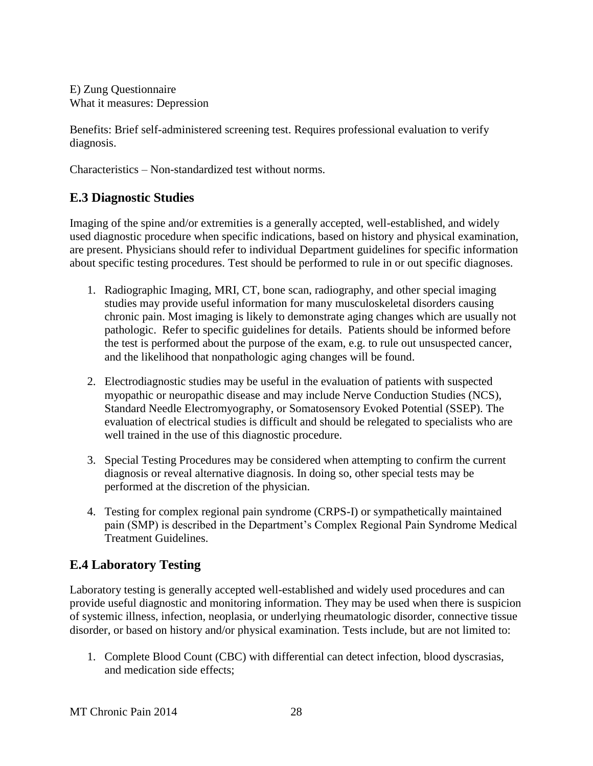E) Zung Questionnaire
What it measures: Depression

Benefits: Brief self-administered screening test. Requires professional evaluation to verify diagnosis.

Characteristics – Non-standardized test without norms.

## E.3 Diagnostic Studies

Imaging of the spine and/or extremities is a generally accepted, well-established, and widely used diagnostic procedure when specific indications, based on history and physical examination, are present. Physicians should refer to individual Department guidelines for specific information about specific testing procedures. Test should be performed to rule in or out specific diagnoses.

1. Radiographic Imaging, MRI, CT, bone scan, radiography, and other special imaging studies may provide useful information for many musculoskeletal disorders causing chronic pain. Most imaging is likely to demonstrate aging changes which are usually not pathologic. Refer to specific guidelines for details. Patients should be informed before the test is performed about the purpose of the exam, e.g. to rule out unsuspected cancer, and the likelihood that nonpathologic aging changes will be found.

2. Electrodiagnostic studies may be useful in the evaluation of patients with suspected myopathic or neuropathic disease and may include Nerve Conduction Studies (NCS), Standard Needle Electromyography, or Somatosensory Evoked Potential (SSEP). The evaluation of electrical studies is difficult and should be relegated to specialists who are well trained in the use of this diagnostic procedure.

3. Special Testing Procedures may be considered when attempting to confirm the current diagnosis or reveal alternative diagnosis. In doing so, other special tests may be performed at the discretion of the physician.

4. Testing for complex regional pain syndrome (CRPS-I) or sympathetically maintained pain (SMP) is described in the Department's Complex Regional Pain Syndrome Medical Treatment Guidelines.

## E.4 Laboratory Testing

Laboratory testing is generally accepted well-established and widely used procedures and can provide useful diagnostic and monitoring information. They may be used when there is suspicion of systemic illness, infection, neoplasia, or underlying rheumatologic disorder, connective tissue disorder, or based on history and/or physical examination. Tests include, but are not limited to:

1. Complete Blood Count (CBC) with differential can detect infection, blood dyscrasias, and medication side effects;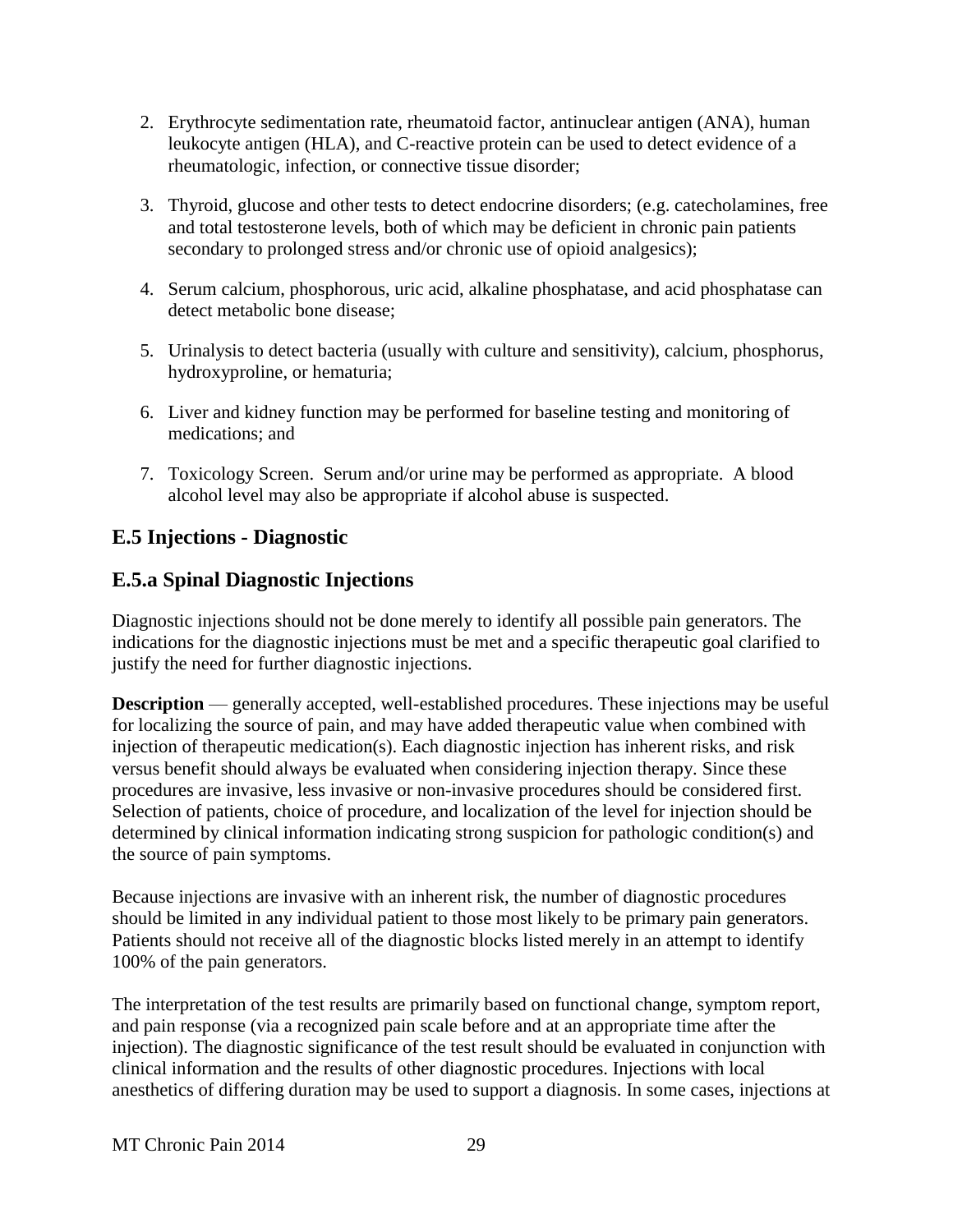2. Erythrocyte sedimentation rate, rheumatoid factor, antinuclear antigen (ANA), human leukocyte antigen (HLA), and C-reactive protein can be used to detect evidence of a rheumatologic, infection, or connective tissue disorder;

3. Thyroid, glucose and other tests to detect endocrine disorders; (e.g. catecholamines, free and total testosterone levels, both of which may be deficient in chronic pain patients secondary to prolonged stress and/or chronic use of opioid analgesics);

4. Serum calcium, phosphorous, uric acid, alkaline phosphatase, and acid phosphatase can detect metabolic bone disease;

5. Urinalysis to detect bacteria (usually with culture and sensitivity), calcium, phosphorus, hydroxyproline, or hematuria;

6. Liver and kidney function may be performed for baseline testing and monitoring of medications; and

7. Toxicology Screen. Serum and/or urine may be performed as appropriate. A blood alcohol level may also be appropriate if alcohol abuse is suspected.

## E.5 Injections - Diagnostic

## E.5.a Spinal Diagnostic Injections

Diagnostic injections should not be done merely to identify all possible pain generators. The indications for the diagnostic injections must be met and a specific therapeutic goal clarified to justify the need for further diagnostic injections.

**Description** — generally accepted, well-established procedures. These injections may be useful for localizing the source of pain, and may have added therapeutic value when combined with injection of therapeutic medication(s). Each diagnostic injection has inherent risks, and risk versus benefit should always be evaluated when considering injection therapy. Since these procedures are invasive, less invasive or non-invasive procedures should be considered first. Selection of patients, choice of procedure, and localization of the level for injection should be determined by clinical information indicating strong suspicion for pathologic condition(s) and the source of pain symptoms.

Because injections are invasive with an inherent risk, the number of diagnostic procedures should be limited in any individual patient to those most likely to be primary pain generators. Patients should not receive all of the diagnostic blocks listed merely in an attempt to identify 100% of the pain generators.

The interpretation of the test results are primarily based on functional change, symptom report, and pain response (via a recognized pain scale before and at an appropriate time after the injection). The diagnostic significance of the test result should be evaluated in conjunction with clinical information and the results of other diagnostic procedures. Injections with local anesthetics of differing duration may be used to support a diagnosis. In some cases, injections at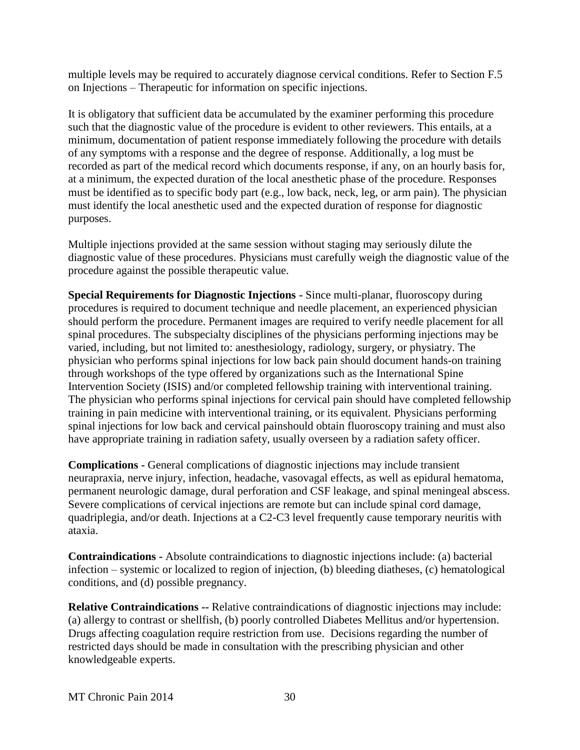multiple levels may be required to accurately diagnose cervical conditions. Refer to Section F.5 on Injections – Therapeutic for information on specific injections.

It is obligatory that sufficient data be accumulated by the examiner performing this procedure such that the diagnostic value of the procedure is evident to other reviewers. This entails, at a minimum, documentation of patient response immediately following the procedure with details of any symptoms with a response and the degree of response. Additionally, a log must be recorded as part of the medical record which documents response, if any, on an hourly basis for, at a minimum, the expected duration of the local anesthetic phase of the procedure. Responses must be identified as to specific body part (e.g., low back, neck, leg, or arm pain). The physician must identify the local anesthetic used and the expected duration of response for diagnostic purposes.

Multiple injections provided at the same session without staging may seriously dilute the diagnostic value of these procedures. Physicians must carefully weigh the diagnostic value of the procedure against the possible therapeutic value.

**Special Requirements for Diagnostic Injections -** Since multi-planar, fluoroscopy during procedures is required to document technique and needle placement, an experienced physician should perform the procedure. Permanent images are required to verify needle placement for all spinal procedures. The subspecialty disciplines of the physicians performing injections may be varied, including, but not limited to: anesthesiology, radiology, surgery, or physiatry. The physician who performs spinal injections for low back pain should document hands-on training through workshops of the type offered by organizations such as the International Spine Intervention Society (ISIS) and/or completed fellowship training with interventional training. The physician who performs spinal injections for cervical pain should have completed fellowship training in pain medicine with interventional training, or its equivalent. Physicians performing spinal injections for low back and cervical painshould obtain fluoroscopy training and must also have appropriate training in radiation safety, usually overseen by a radiation safety officer.

**Complications -** General complications of diagnostic injections may include transient neurapraxia, nerve injury, infection, headache, vasovagal effects, as well as epidural hematoma, permanent neurologic damage, dural perforation and CSF leakage, and spinal meningeal abscess. Severe complications of cervical injections are remote but can include spinal cord damage, quadriplegia, and/or death. Injections at a C2-C3 level frequently cause temporary neuritis with ataxia.

**Contraindications -** Absolute contraindications to diagnostic injections include: (a) bacterial infection – systemic or localized to region of injection, (b) bleeding diatheses, (c) hematological conditions, and (d) possible pregnancy.

**Relative Contraindications --** Relative contraindications of diagnostic injections may include: (a) allergy to contrast or shellfish, (b) poorly controlled Diabetes Mellitus and/or hypertension. Drugs affecting coagulation require restriction from use. Decisions regarding the number of restricted days should be made in consultation with the prescribing physician and other knowledgeable experts.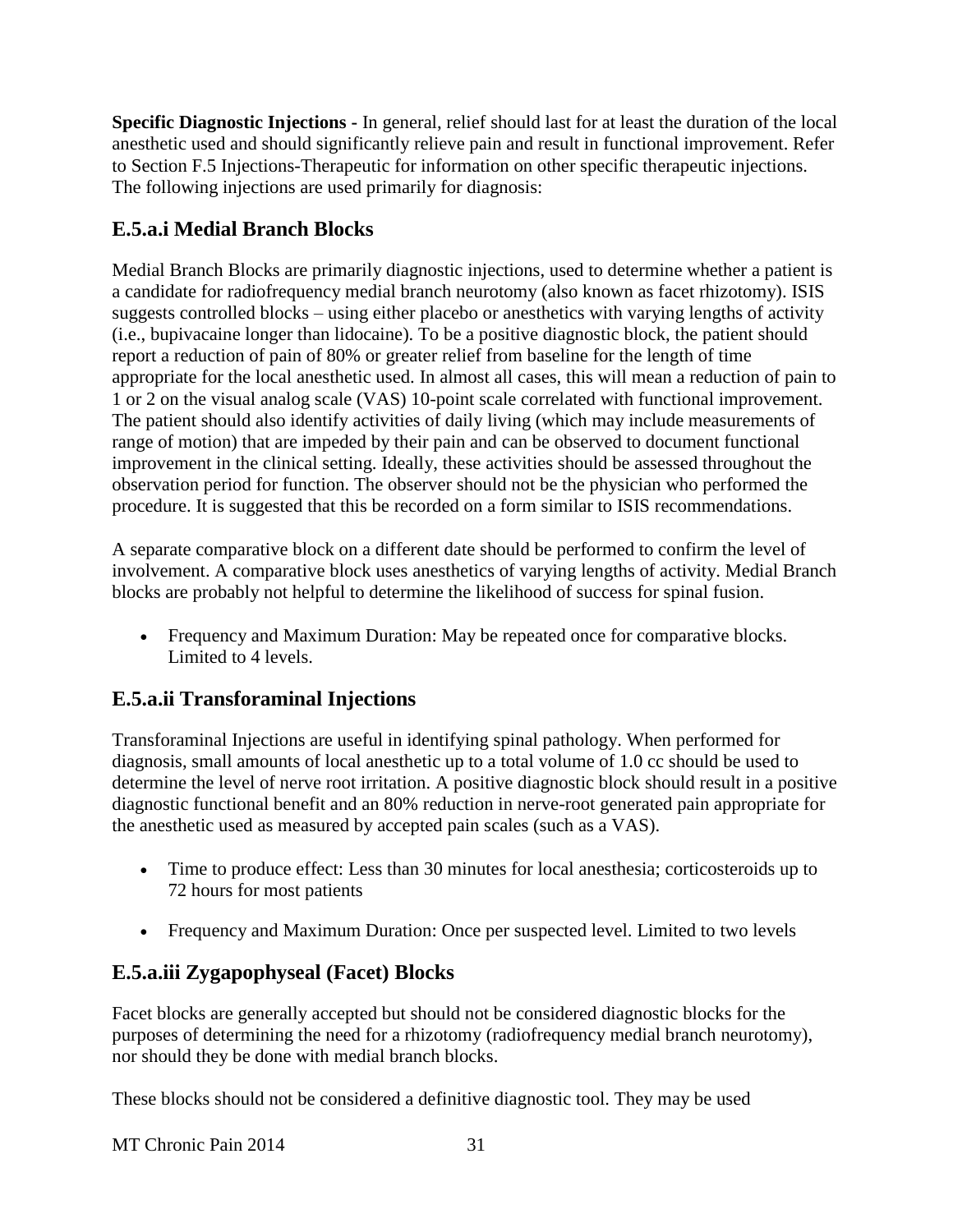**Specific Diagnostic Injections -** In general, relief should last for at least the duration of the local anesthetic used and should significantly relieve pain and result in functional improvement. Refer to Section F.5 Injections-Therapeutic for information on other specific therapeutic injections. The following injections are used primarily for diagnosis:

### E.5.a.i Medial Branch Blocks

Medial Branch Blocks are primarily diagnostic injections, used to determine whether a patient is a candidate for radiofrequency medial branch neurotomy (also known as facet rhizotomy). ISIS suggests controlled blocks – using either placebo or anesthetics with varying lengths of activity (i.e., bupivacaine longer than lidocaine). To be a positive diagnostic block, the patient should report a reduction of pain of 80% or greater relief from baseline for the length of time appropriate for the local anesthetic used. In almost all cases, this will mean a reduction of pain to 1 or 2 on the visual analog scale (VAS) 10-point scale correlated with functional improvement. The patient should also identify activities of daily living (which may include measurements of range of motion) that are impeded by their pain and can be observed to document functional improvement in the clinical setting. Ideally, these activities should be assessed throughout the observation period for function. The observer should not be the physician who performed the procedure. It is suggested that this be recorded on a form similar to ISIS recommendations.

A separate comparative block on a different date should be performed to confirm the level of involvement. A comparative block uses anesthetics of varying lengths of activity. Medial Branch blocks are probably not helpful to determine the likelihood of success for spinal fusion.

- Frequency and Maximum Duration: May be repeated once for comparative blocks. Limited to 4 levels.

### E.5.a.ii Transforaminal Injections

Transforaminal Injections are useful in identifying spinal pathology. When performed for diagnosis, small amounts of local anesthetic up to a total volume of 1.0 cc should be used to determine the level of nerve root irritation. A positive diagnostic block should result in a positive diagnostic functional benefit and an 80% reduction in nerve-root generated pain appropriate for the anesthetic used as measured by accepted pain scales (such as a VAS).

- Time to produce effect: Less than 30 minutes for local anesthesia; corticosteroids up to 72 hours for most patients

- Frequency and Maximum Duration: Once per suspected level. Limited to two levels

### E.5.a.iii Zygapophyseal (Facet) Blocks

Facet blocks are generally accepted but should not be considered diagnostic blocks for the purposes of determining the need for a rhizotomy (radiofrequency medial branch neurotomy), nor should they be done with medial branch blocks.

These blocks should not be considered a definitive diagnostic tool. They may be used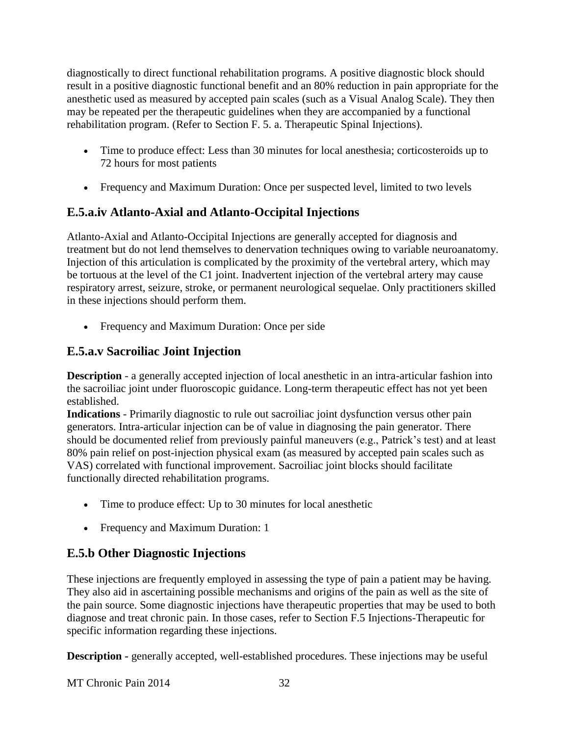diagnostically to direct functional rehabilitation programs. A positive diagnostic block should result in a positive diagnostic functional benefit and an 80% reduction in pain appropriate for the anesthetic used as measured by accepted pain scales (such as a Visual Analog Scale). They then may be repeated per the therapeutic guidelines when they are accompanied by a functional rehabilitation program. (Refer to Section F. 5. a. Therapeutic Spinal Injections).

- Time to produce effect: Less than 30 minutes for local anesthesia; corticosteroids up to 72 hours for most patients
- Frequency and Maximum Duration: Once per suspected level, limited to two levels

## E.5.a.iv Atlanto-Axial and Atlanto-Occipital Injections

Atlanto-Axial and Atlanto-Occipital Injections are generally accepted for diagnosis and treatment but do not lend themselves to denervation techniques owing to variable neuroanatomy. Injection of this articulation is complicated by the proximity of the vertebral artery, which may be tortuous at the level of the C1 joint. Inadvertent injection of the vertebral artery may cause respiratory arrest, seizure, stroke, or permanent neurological sequelae. Only practitioners skilled in these injections should perform them.

- Frequency and Maximum Duration: Once per side

## E.5.a.v Sacroiliac Joint Injection

**Description** - a generally accepted injection of local anesthetic in an intra-articular fashion into the sacroiliac joint under fluoroscopic guidance. Long-term therapeutic effect has not yet been established.
**Indications** - Primarily diagnostic to rule out sacroiliac joint dysfunction versus other pain generators. Intra-articular injection can be of value in diagnosing the pain generator. There should be documented relief from previously painful maneuvers (e.g., Patrick's test) and at least 80% pain relief on post-injection physical exam (as measured by accepted pain scales such as VAS) correlated with functional improvement. Sacroiliac joint blocks should facilitate functionally directed rehabilitation programs.

- Time to produce effect: Up to 30 minutes for local anesthetic
- Frequency and Maximum Duration: 1

## E.5.b Other Diagnostic Injections

These injections are frequently employed in assessing the type of pain a patient may be having. They also aid in ascertaining possible mechanisms and origins of the pain as well as the site of the pain source. Some diagnostic injections have therapeutic properties that may be used to both diagnose and treat chronic pain. In those cases, refer to Section F.5 Injections-Therapeutic for specific information regarding these injections.

**Description -** generally accepted, well-established procedures. These injections may be useful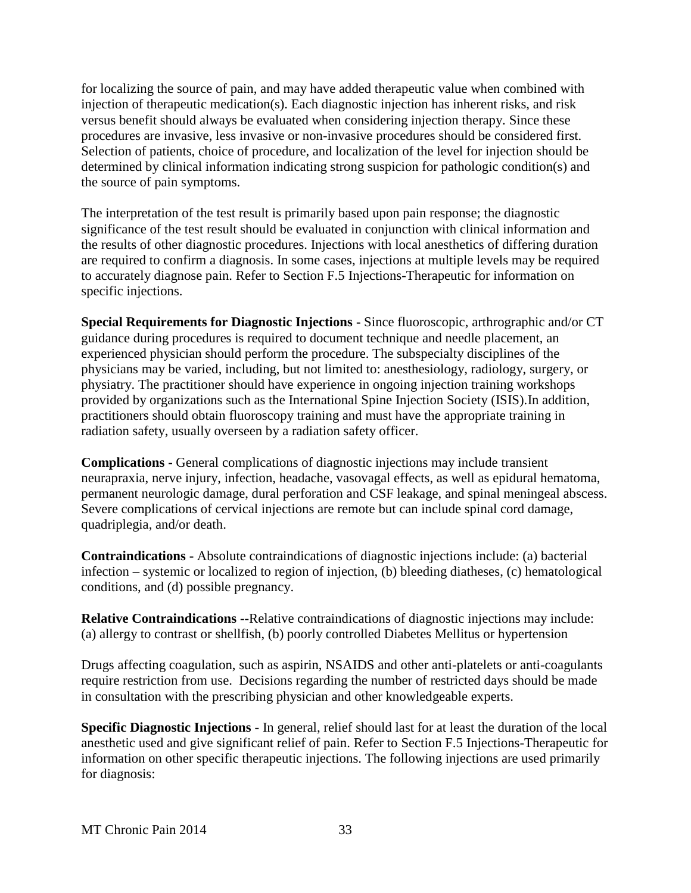for localizing the source of pain, and may have added therapeutic value when combined with injection of therapeutic medication(s). Each diagnostic injection has inherent risks, and risk versus benefit should always be evaluated when considering injection therapy. Since these procedures are invasive, less invasive or non-invasive procedures should be considered first. Selection of patients, choice of procedure, and localization of the level for injection should be determined by clinical information indicating strong suspicion for pathologic condition(s) and the source of pain symptoms.

The interpretation of the test result is primarily based upon pain response; the diagnostic significance of the test result should be evaluated in conjunction with clinical information and the results of other diagnostic procedures. Injections with local anesthetics of differing duration are required to confirm a diagnosis. In some cases, injections at multiple levels may be required to accurately diagnose pain. Refer to Section F.5 Injections-Therapeutic for information on specific injections.

**Special Requirements for Diagnostic Injections -** Since fluoroscopic, arthrographic and/or CT guidance during procedures is required to document technique and needle placement, an experienced physician should perform the procedure. The subspecialty disciplines of the physicians may be varied, including, but not limited to: anesthesiology, radiology, surgery, or physiatry. The practitioner should have experience in ongoing injection training workshops provided by organizations such as the International Spine Injection Society (ISIS).In addition, practitioners should obtain fluoroscopy training and must have the appropriate training in radiation safety, usually overseen by a radiation safety officer.

**Complications -** General complications of diagnostic injections may include transient neurapraxia, nerve injury, infection, headache, vasovagal effects, as well as epidural hematoma, permanent neurologic damage, dural perforation and CSF leakage, and spinal meningeal abscess. Severe complications of cervical injections are remote but can include spinal cord damage, quadriplegia, and/or death.

**Contraindications -** Absolute contraindications of diagnostic injections include: (a) bacterial infection – systemic or localized to region of injection, (b) bleeding diatheses, (c) hematological conditions, and (d) possible pregnancy.

**Relative Contraindications --**Relative contraindications of diagnostic injections may include: (a) allergy to contrast or shellfish, (b) poorly controlled Diabetes Mellitus or hypertension

Drugs affecting coagulation, such as aspirin, NSAIDS and other anti-platelets or anti-coagulants require restriction from use. Decisions regarding the number of restricted days should be made in consultation with the prescribing physician and other knowledgeable experts.

**Specific Diagnostic Injections** - In general, relief should last for at least the duration of the local anesthetic used and give significant relief of pain. Refer to Section F.5 Injections-Therapeutic for information on other specific therapeutic injections. The following injections are used primarily for diagnosis: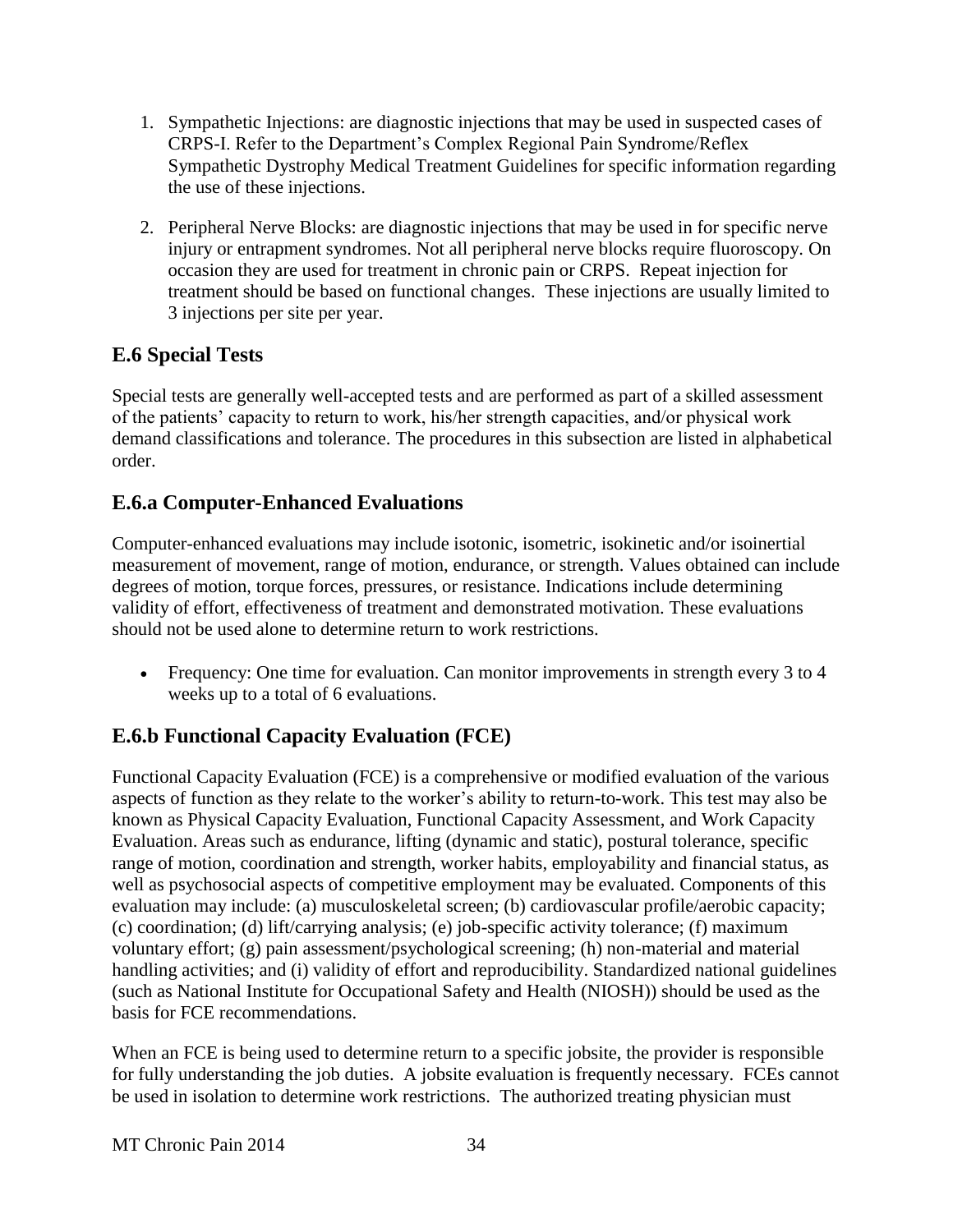1. Sympathetic Injections: are diagnostic injections that may be used in suspected cases of CRPS-I. Refer to the Department's Complex Regional Pain Syndrome/Reflex Sympathetic Dystrophy Medical Treatment Guidelines for specific information regarding the use of these injections.

2. Peripheral Nerve Blocks: are diagnostic injections that may be used in for specific nerve injury or entrapment syndromes. Not all peripheral nerve blocks require fluoroscopy. On occasion they are used for treatment in chronic pain or CRPS. Repeat injection for treatment should be based on functional changes. These injections are usually limited to 3 injections per site per year.

## E.6 Special Tests

Special tests are generally well-accepted tests and are performed as part of a skilled assessment of the patients' capacity to return to work, his/her strength capacities, and/or physical work demand classifications and tolerance. The procedures in this subsection are listed in alphabetical order.

## E.6.a Computer-Enhanced Evaluations

Computer-enhanced evaluations may include isotonic, isometric, isokinetic and/or isoinertial measurement of movement, range of motion, endurance, or strength. Values obtained can include degrees of motion, torque forces, pressures, or resistance. Indications include determining validity of effort, effectiveness of treatment and demonstrated motivation. These evaluations should not be used alone to determine return to work restrictions.

- Frequency: One time for evaluation. Can monitor improvements in strength every 3 to 4 weeks up to a total of 6 evaluations.

## E.6.b Functional Capacity Evaluation (FCE)

Functional Capacity Evaluation (FCE) is a comprehensive or modified evaluation of the various aspects of function as they relate to the worker's ability to return-to-work. This test may also be known as Physical Capacity Evaluation, Functional Capacity Assessment, and Work Capacity Evaluation. Areas such as endurance, lifting (dynamic and static), postural tolerance, specific range of motion, coordination and strength, worker habits, employability and financial status, as well as psychosocial aspects of competitive employment may be evaluated. Components of this evaluation may include: (a) musculoskeletal screen; (b) cardiovascular profile/aerobic capacity; (c) coordination; (d) lift/carrying analysis; (e) job-specific activity tolerance; (f) maximum voluntary effort; (g) pain assessment/psychological screening; (h) non-material and material handling activities; and (i) validity of effort and reproducibility. Standardized national guidelines (such as National Institute for Occupational Safety and Health (NIOSH)) should be used as the basis for FCE recommendations.

When an FCE is being used to determine return to a specific jobsite, the provider is responsible for fully understanding the job duties. A jobsite evaluation is frequently necessary. FCEs cannot be used in isolation to determine work restrictions. The authorized treating physician must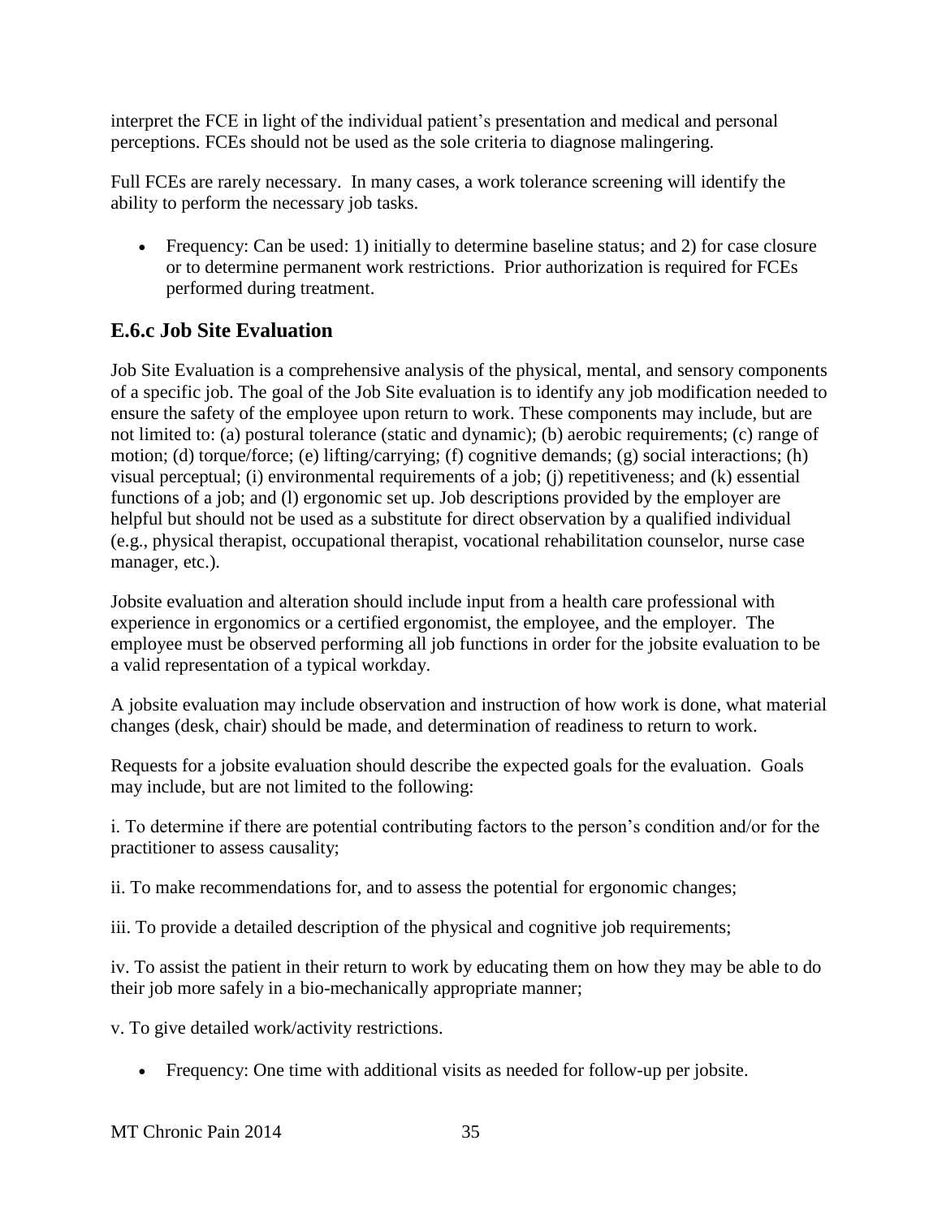interpret the FCE in light of the individual patient's presentation and medical and personal perceptions. FCEs should not be used as the sole criteria to diagnose malingering.

Full FCEs are rarely necessary. In many cases, a work tolerance screening will identify the ability to perform the necessary job tasks.

- Frequency: Can be used: 1) initially to determine baseline status; and 2) for case closure or to determine permanent work restrictions. Prior authorization is required for FCEs performed during treatment.

## E.6.c Job Site Evaluation

Job Site Evaluation is a comprehensive analysis of the physical, mental, and sensory components of a specific job. The goal of the Job Site evaluation is to identify any job modification needed to ensure the safety of the employee upon return to work. These components may include, but are not limited to: (a) postural tolerance (static and dynamic); (b) aerobic requirements; (c) range of motion; (d) torque/force; (e) lifting/carrying; (f) cognitive demands; (g) social interactions; (h) visual perceptual; (i) environmental requirements of a job; (j) repetitiveness; and (k) essential functions of a job; and (l) ergonomic set up. Job descriptions provided by the employer are helpful but should not be used as a substitute for direct observation by a qualified individual (e.g., physical therapist, occupational therapist, vocational rehabilitation counselor, nurse case manager, etc.).

Jobsite evaluation and alteration should include input from a health care professional with experience in ergonomics or a certified ergonomist, the employee, and the employer. The employee must be observed performing all job functions in order for the jobsite evaluation to be a valid representation of a typical workday.

A jobsite evaluation may include observation and instruction of how work is done, what material changes (desk, chair) should be made, and determination of readiness to return to work.

Requests for a jobsite evaluation should describe the expected goals for the evaluation. Goals may include, but are not limited to the following:

i. To determine if there are potential contributing factors to the person's condition and/or for the practitioner to assess causality;

ii. To make recommendations for, and to assess the potential for ergonomic changes;

iii. To provide a detailed description of the physical and cognitive job requirements;

iv. To assist the patient in their return to work by educating them on how they may be able to do their job more safely in a bio-mechanically appropriate manner;

v. To give detailed work/activity restrictions.

- Frequency: One time with additional visits as needed for follow-up per jobsite.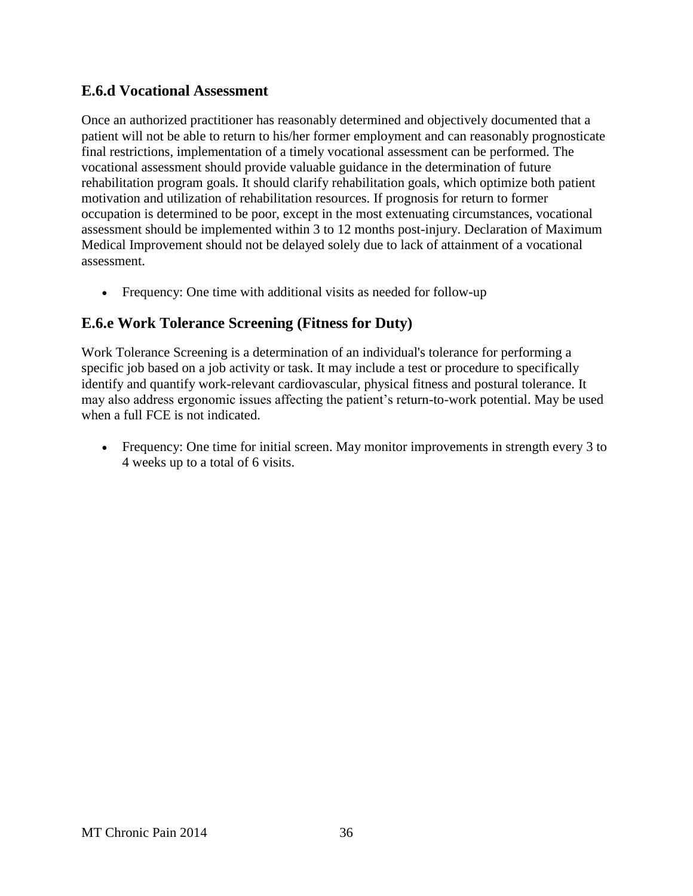### E.6.d Vocational Assessment

Once an authorized practitioner has reasonably determined and objectively documented that a patient will not be able to return to his/her former employment and can reasonably prognosticate final restrictions, implementation of a timely vocational assessment can be performed. The vocational assessment should provide valuable guidance in the determination of future rehabilitation program goals. It should clarify rehabilitation goals, which optimize both patient motivation and utilization of rehabilitation resources. If prognosis for return to former occupation is determined to be poor, except in the most extenuating circumstances, vocational assessment should be implemented within 3 to 12 months post-injury. Declaration of Maximum Medical Improvement should not be delayed solely due to lack of attainment of a vocational assessment.

- Frequency: One time with additional visits as needed for follow-up

### E.6.e Work Tolerance Screening (Fitness for Duty)

Work Tolerance Screening is a determination of an individual's tolerance for performing a specific job based on a job activity or task. It may include a test or procedure to specifically identify and quantify work-relevant cardiovascular, physical fitness and postural tolerance. It may also address ergonomic issues affecting the patient's return-to-work potential. May be used when a full FCE is not indicated.

- Frequency: One time for initial screen. May monitor improvements in strength every 3 to 4 weeks up to a total of 6 visits.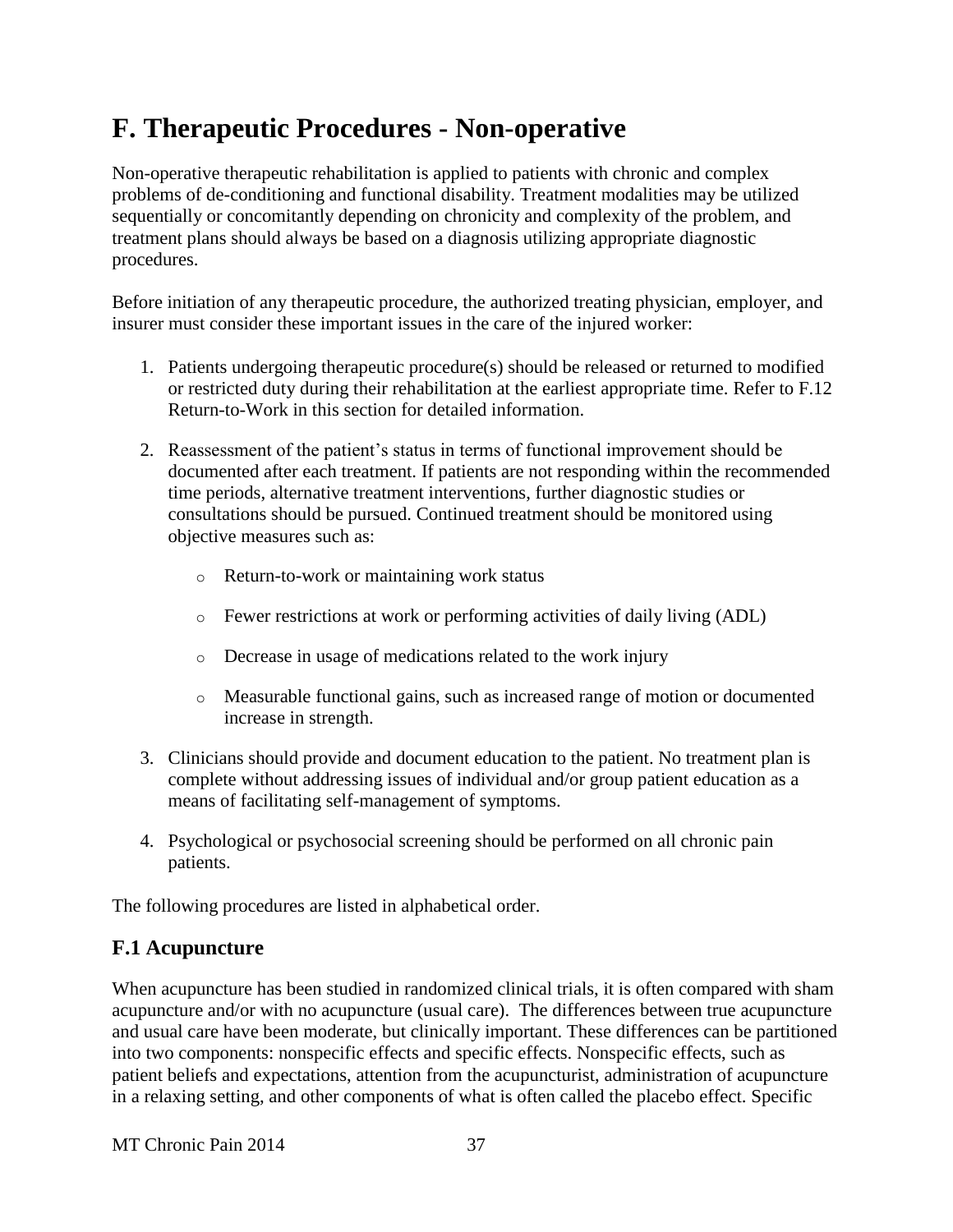# F. Therapeutic Procedures - Non-operative

Non-operative therapeutic rehabilitation is applied to patients with chronic and complex problems of de-conditioning and functional disability. Treatment modalities may be utilized sequentially or concomitantly depending on chronicity and complexity of the problem, and treatment plans should always be based on a diagnosis utilizing appropriate diagnostic procedures.

Before initiation of any therapeutic procedure, the authorized treating physician, employer, and insurer must consider these important issues in the care of the injured worker:

1. Patients undergoing therapeutic procedure(s) should be released or returned to modified or restricted duty during their rehabilitation at the earliest appropriate time. Refer to F.12 Return-to-Work in this section for detailed information.

2. Reassessment of the patient's status in terms of functional improvement should be documented after each treatment. If patients are not responding within the recommended time periods, alternative treatment interventions, further diagnostic studies or consultations should be pursued. Continued treatment should be monitored using objective measures such as:

    - Return-to-work or maintaining work status
    - Fewer restrictions at work or performing activities of daily living (ADL)
    - Decrease in usage of medications related to the work injury
    - Measurable functional gains, such as increased range of motion or documented increase in strength.

3. Clinicians should provide and document education to the patient. No treatment plan is complete without addressing issues of individual and/or group patient education as a means of facilitating self-management of symptoms.

4. Psychological or psychosocial screening should be performed on all chronic pain patients.

The following procedures are listed in alphabetical order.

## F.1 Acupuncture

When acupuncture has been studied in randomized clinical trials, it is often compared with sham acupuncture and/or with no acupuncture (usual care). The differences between true acupuncture and usual care have been moderate, but clinically important. These differences can be partitioned into two components: nonspecific effects and specific effects. Nonspecific effects, such as patient beliefs and expectations, attention from the acupuncturist, administration of acupuncture in a relaxing setting, and other components of what is often called the placebo effect. Specific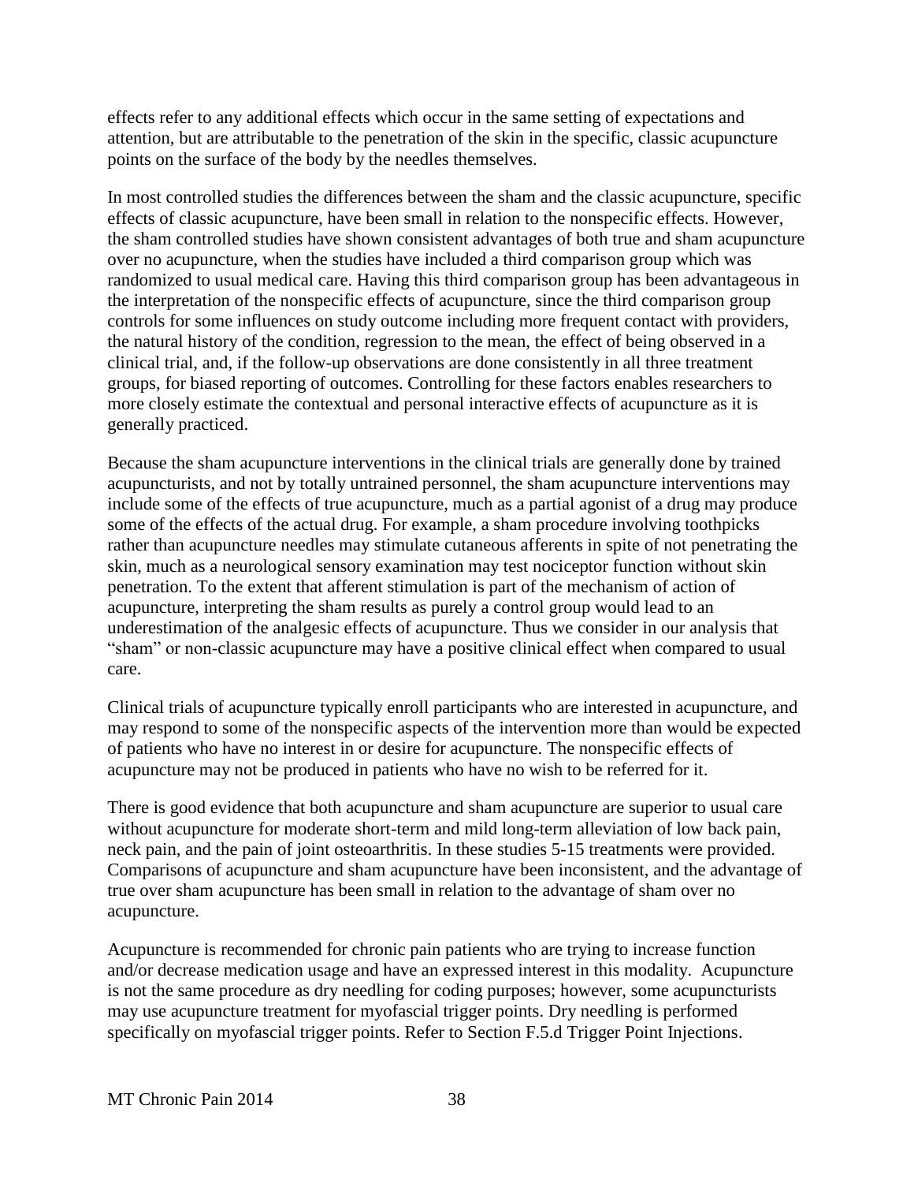effects refer to any additional effects which occur in the same setting of expectations and attention, but are attributable to the penetration of the skin in the specific, classic acupuncture points on the surface of the body by the needles themselves.

In most controlled studies the differences between the sham and the classic acupuncture, specific effects of classic acupuncture, have been small in relation to the nonspecific effects. However, the sham controlled studies have shown consistent advantages of both true and sham acupuncture over no acupuncture, when the studies have included a third comparison group which was randomized to usual medical care. Having this third comparison group has been advantageous in the interpretation of the nonspecific effects of acupuncture, since the third comparison group controls for some influences on study outcome including more frequent contact with providers, the natural history of the condition, regression to the mean, the effect of being observed in a clinical trial, and, if the follow-up observations are done consistently in all three treatment groups, for biased reporting of outcomes. Controlling for these factors enables researchers to more closely estimate the contextual and personal interactive effects of acupuncture as it is generally practiced.

Because the sham acupuncture interventions in the clinical trials are generally done by trained acupuncturists, and not by totally untrained personnel, the sham acupuncture interventions may include some of the effects of true acupuncture, much as a partial agonist of a drug may produce some of the effects of the actual drug. For example, a sham procedure involving toothpicks rather than acupuncture needles may stimulate cutaneous afferents in spite of not penetrating the skin, much as a neurological sensory examination may test nociceptor function without skin penetration. To the extent that afferent stimulation is part of the mechanism of action of acupuncture, interpreting the sham results as purely a control group would lead to an underestimation of the analgesic effects of acupuncture. Thus we consider in our analysis that "sham" or non-classic acupuncture may have a positive clinical effect when compared to usual care.

Clinical trials of acupuncture typically enroll participants who are interested in acupuncture, and may respond to some of the nonspecific aspects of the intervention more than would be expected of patients who have no interest in or desire for acupuncture. The nonspecific effects of acupuncture may not be produced in patients who have no wish to be referred for it.

There is good evidence that both acupuncture and sham acupuncture are superior to usual care without acupuncture for moderate short-term and mild long-term alleviation of low back pain, neck pain, and the pain of joint osteoarthritis. In these studies 5-15 treatments were provided. Comparisons of acupuncture and sham acupuncture have been inconsistent, and the advantage of true over sham acupuncture has been small in relation to the advantage of sham over no acupuncture.

Acupuncture is recommended for chronic pain patients who are trying to increase function and/or decrease medication usage and have an expressed interest in this modality. Acupuncture is not the same procedure as dry needling for coding purposes; however, some acupuncturists may use acupuncture treatment for myofascial trigger points. Dry needling is performed specifically on myofascial trigger points. Refer to Section F.5.d Trigger Point Injections.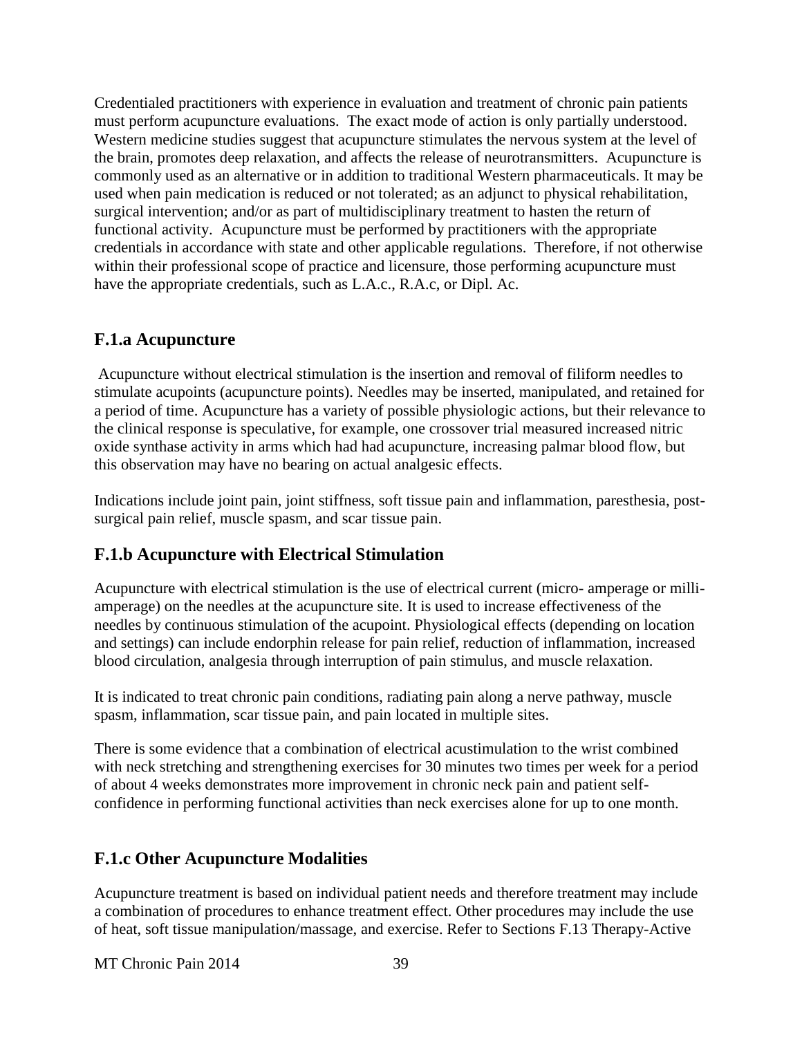Credentialed practitioners with experience in evaluation and treatment of chronic pain patients must perform acupuncture evaluations. The exact mode of action is only partially understood. Western medicine studies suggest that acupuncture stimulates the nervous system at the level of the brain, promotes deep relaxation, and affects the release of neurotransmitters. Acupuncture is commonly used as an alternative or in addition to traditional Western pharmaceuticals. It may be used when pain medication is reduced or not tolerated; as an adjunct to physical rehabilitation, surgical intervention; and/or as part of multidisciplinary treatment to hasten the return of functional activity. Acupuncture must be performed by practitioners with the appropriate credentials in accordance with state and other applicable regulations. Therefore, if not otherwise within their professional scope of practice and licensure, those performing acupuncture must have the appropriate credentials, such as L.A.c., R.A.c, or Dipl. Ac.

## F.1.a Acupuncture

Acupuncture without electrical stimulation is the insertion and removal of filiform needles to stimulate acupoints (acupuncture points). Needles may be inserted, manipulated, and retained for a period of time. Acupuncture has a variety of possible physiologic actions, but their relevance to the clinical response is speculative, for example, one crossover trial measured increased nitric oxide synthase activity in arms which had had acupuncture, increasing palmar blood flow, but this observation may have no bearing on actual analgesic effects.

Indications include joint pain, joint stiffness, soft tissue pain and inflammation, paresthesia, post-surgical pain relief, muscle spasm, and scar tissue pain.

## F.1.b Acupuncture with Electrical Stimulation

Acupuncture with electrical stimulation is the use of electrical current (micro- amperage or milli-amperage) on the needles at the acupuncture site. It is used to increase effectiveness of the needles by continuous stimulation of the acupoint. Physiological effects (depending on location and settings) can include endorphin release for pain relief, reduction of inflammation, increased blood circulation, analgesia through interruption of pain stimulus, and muscle relaxation.

It is indicated to treat chronic pain conditions, radiating pain along a nerve pathway, muscle spasm, inflammation, scar tissue pain, and pain located in multiple sites.

There is some evidence that a combination of electrical acustimulation to the wrist combined with neck stretching and strengthening exercises for 30 minutes two times per week for a period of about 4 weeks demonstrates more improvement in chronic neck pain and patient self-confidence in performing functional activities than neck exercises alone for up to one month.

## F.1.c Other Acupuncture Modalities

Acupuncture treatment is based on individual patient needs and therefore treatment may include a combination of procedures to enhance treatment effect. Other procedures may include the use of heat, soft tissue manipulation/massage, and exercise. Refer to Sections F.13 Therapy-Active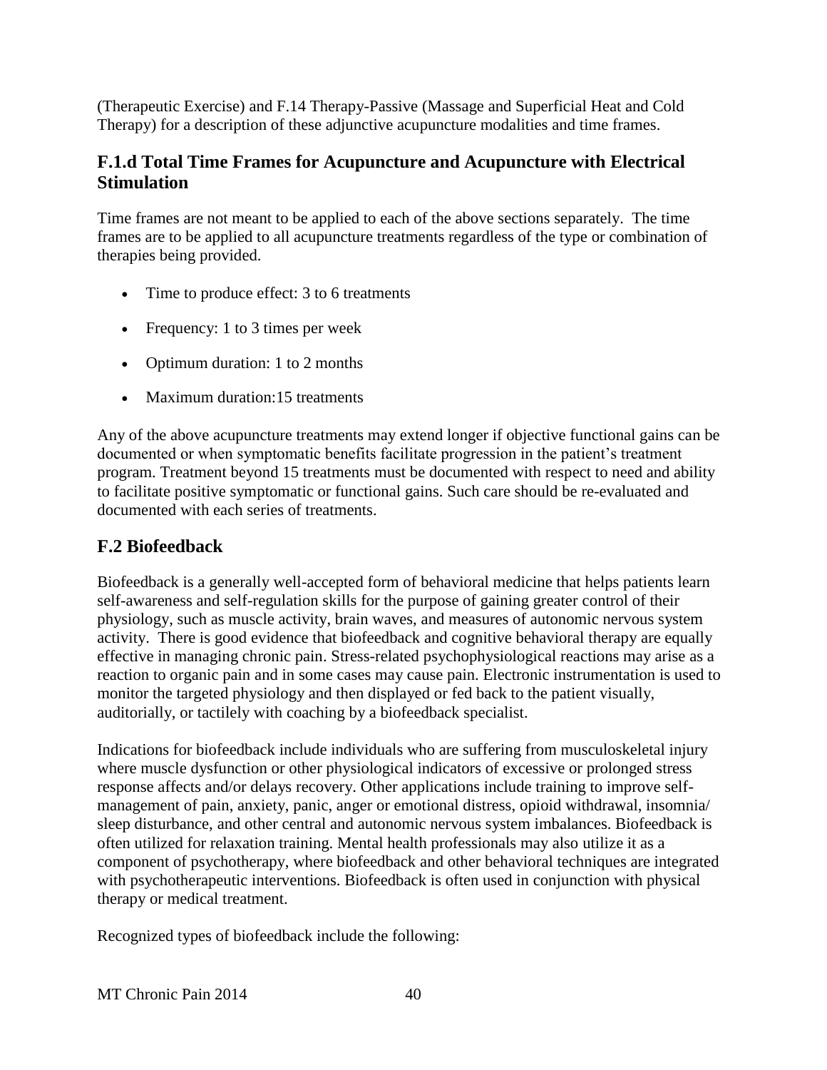(Therapeutic Exercise) and F.14 Therapy-Passive (Massage and Superficial Heat and Cold Therapy) for a description of these adjunctive acupuncture modalities and time frames.

### F.1.d Total Time Frames for Acupuncture and Acupuncture with Electrical Stimulation

Time frames are not meant to be applied to each of the above sections separately. The time frames are to be applied to all acupuncture treatments regardless of the type or combination of therapies being provided.

- Time to produce effect: 3 to 6 treatments
- Frequency: 1 to 3 times per week
- Optimum duration: 1 to 2 months
- Maximum duration:15 treatments

Any of the above acupuncture treatments may extend longer if objective functional gains can be documented or when symptomatic benefits facilitate progression in the patient's treatment program. Treatment beyond 15 treatments must be documented with respect to need and ability to facilitate positive symptomatic or functional gains. Such care should be re-evaluated and documented with each series of treatments.

## F.2 Biofeedback

Biofeedback is a generally well-accepted form of behavioral medicine that helps patients learn self-awareness and self-regulation skills for the purpose of gaining greater control of their physiology, such as muscle activity, brain waves, and measures of autonomic nervous system activity. There is good evidence that biofeedback and cognitive behavioral therapy are equally effective in managing chronic pain. Stress-related psychophysiological reactions may arise as a reaction to organic pain and in some cases may cause pain. Electronic instrumentation is used to monitor the targeted physiology and then displayed or fed back to the patient visually, auditorially, or tactilely with coaching by a biofeedback specialist.

Indications for biofeedback include individuals who are suffering from musculoskeletal injury where muscle dysfunction or other physiological indicators of excessive or prolonged stress response affects and/or delays recovery. Other applications include training to improve self-management of pain, anxiety, panic, anger or emotional distress, opioid withdrawal, insomnia/ sleep disturbance, and other central and autonomic nervous system imbalances. Biofeedback is often utilized for relaxation training. Mental health professionals may also utilize it as a component of psychotherapy, where biofeedback and other behavioral techniques are integrated with psychotherapeutic interventions. Biofeedback is often used in conjunction with physical therapy or medical treatment.

Recognized types of biofeedback include the following: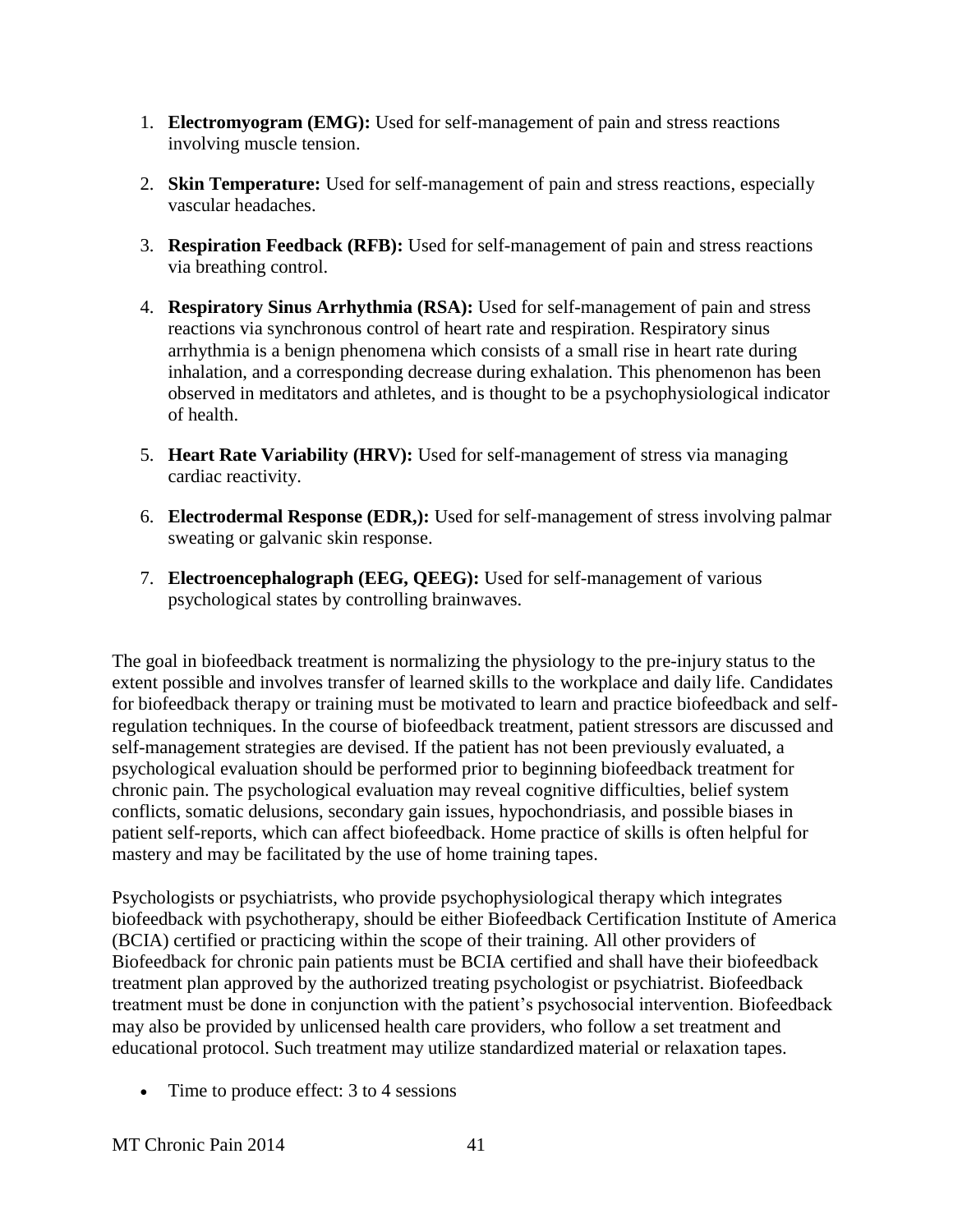1. **Electromyogram (EMG):** Used for self-management of pain and stress reactions involving muscle tension.

2. **Skin Temperature:** Used for self-management of pain and stress reactions, especially vascular headaches.

3. **Respiration Feedback (RFB):** Used for self-management of pain and stress reactions via breathing control.

4. **Respiratory Sinus Arrhythmia (RSA):** Used for self-management of pain and stress reactions via synchronous control of heart rate and respiration. Respiratory sinus arrhythmia is a benign phenomena which consists of a small rise in heart rate during inhalation, and a corresponding decrease during exhalation. This phenomenon has been observed in meditators and athletes, and is thought to be a psychophysiological indicator of health.

5. **Heart Rate Variability (HRV):** Used for self-management of stress via managing cardiac reactivity.

6. **Electrodermal Response (EDR,):** Used for self-management of stress involving palmar sweating or galvanic skin response.

7. **Electroencephalograph (EEG, QEEG):** Used for self-management of various psychological states by controlling brainwaves.

The goal in biofeedback treatment is normalizing the physiology to the pre-injury status to the extent possible and involves transfer of learned skills to the workplace and daily life. Candidates for biofeedback therapy or training must be motivated to learn and practice biofeedback and self-regulation techniques. In the course of biofeedback treatment, patient stressors are discussed and self-management strategies are devised. If the patient has not been previously evaluated, a psychological evaluation should be performed prior to beginning biofeedback treatment for chronic pain. The psychological evaluation may reveal cognitive difficulties, belief system conflicts, somatic delusions, secondary gain issues, hypochondriasis, and possible biases in patient self-reports, which can affect biofeedback. Home practice of skills is often helpful for mastery and may be facilitated by the use of home training tapes.

Psychologists or psychiatrists, who provide psychophysiological therapy which integrates biofeedback with psychotherapy, should be either Biofeedback Certification Institute of America (BCIA) certified or practicing within the scope of their training. All other providers of Biofeedback for chronic pain patients must be BCIA certified and shall have their biofeedback treatment plan approved by the authorized treating psychologist or psychiatrist. Biofeedback treatment must be done in conjunction with the patient's psychosocial intervention. Biofeedback may also be provided by unlicensed health care providers, who follow a set treatment and educational protocol. Such treatment may utilize standardized material or relaxation tapes.

- Time to produce effect: 3 to 4 sessions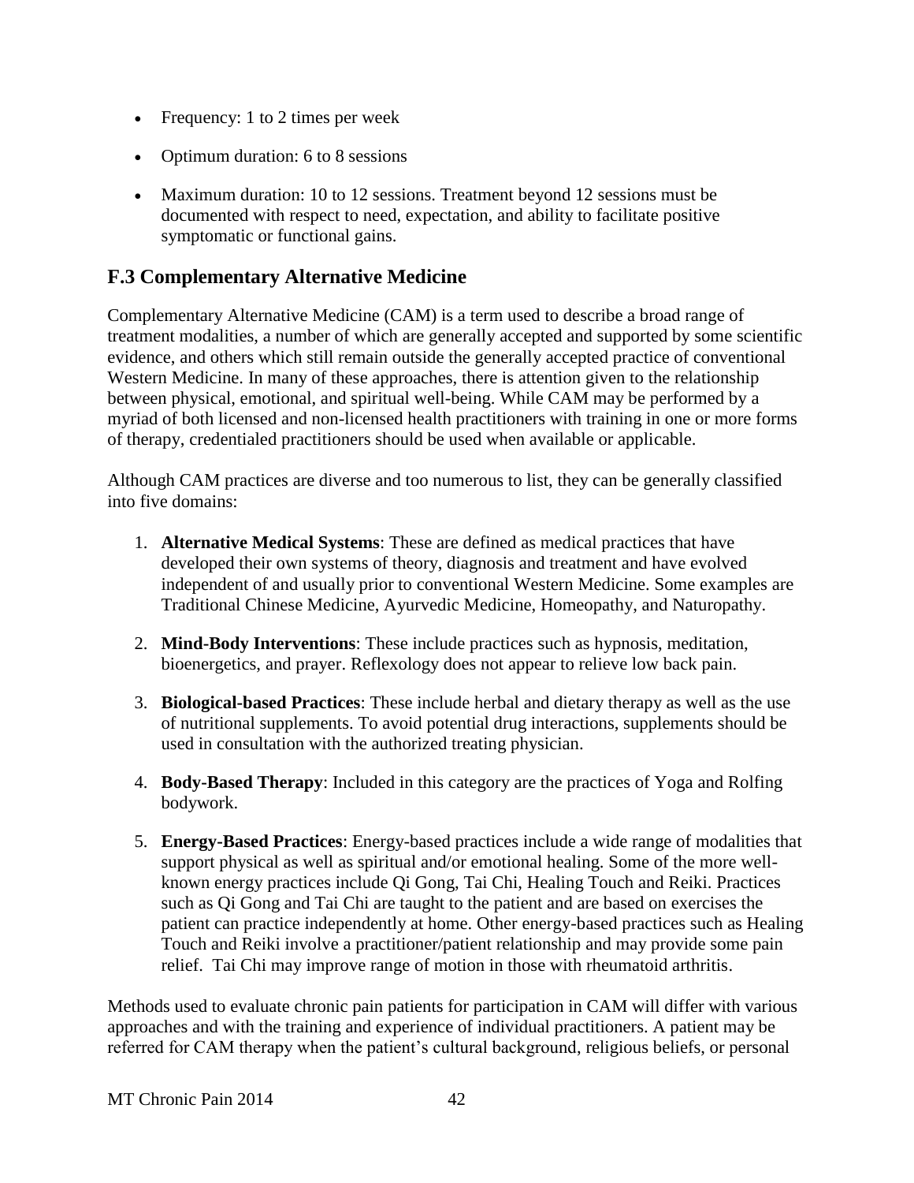- Frequency: 1 to 2 times per week
- Optimum duration: 6 to 8 sessions
- Maximum duration: 10 to 12 sessions. Treatment beyond 12 sessions must be documented with respect to need, expectation, and ability to facilitate positive symptomatic or functional gains.

## F.3 Complementary Alternative Medicine

Complementary Alternative Medicine (CAM) is a term used to describe a broad range of treatment modalities, a number of which are generally accepted and supported by some scientific evidence, and others which still remain outside the generally accepted practice of conventional Western Medicine. In many of these approaches, there is attention given to the relationship between physical, emotional, and spiritual well-being. While CAM may be performed by a myriad of both licensed and non-licensed health practitioners with training in one or more forms of therapy, credentialed practitioners should be used when available or applicable.

Although CAM practices are diverse and too numerous to list, they can be generally classified into five domains:

1. **Alternative Medical Systems**: These are defined as medical practices that have developed their own systems of theory, diagnosis and treatment and have evolved independent of and usually prior to conventional Western Medicine. Some examples are Traditional Chinese Medicine, Ayurvedic Medicine, Homeopathy, and Naturopathy.
2. **Mind-Body Interventions**: These include practices such as hypnosis, meditation, bioenergetics, and prayer. Reflexology does not appear to relieve low back pain.
3. **Biological-based Practices**: These include herbal and dietary therapy as well as the use of nutritional supplements. To avoid potential drug interactions, supplements should be used in consultation with the authorized treating physician.
4. **Body-Based Therapy**: Included in this category are the practices of Yoga and Rolfing bodywork.
5. **Energy-Based Practices**: Energy-based practices include a wide range of modalities that support physical as well as spiritual and/or emotional healing. Some of the more well-known energy practices include Qi Gong, Tai Chi, Healing Touch and Reiki. Practices such as Qi Gong and Tai Chi are taught to the patient and are based on exercises the patient can practice independently at home. Other energy-based practices such as Healing Touch and Reiki involve a practitioner/patient relationship and may provide some pain relief. Tai Chi may improve range of motion in those with rheumatoid arthritis.

Methods used to evaluate chronic pain patients for participation in CAM will differ with various approaches and with the training and experience of individual practitioners. A patient may be referred for CAM therapy when the patient's cultural background, religious beliefs, or personal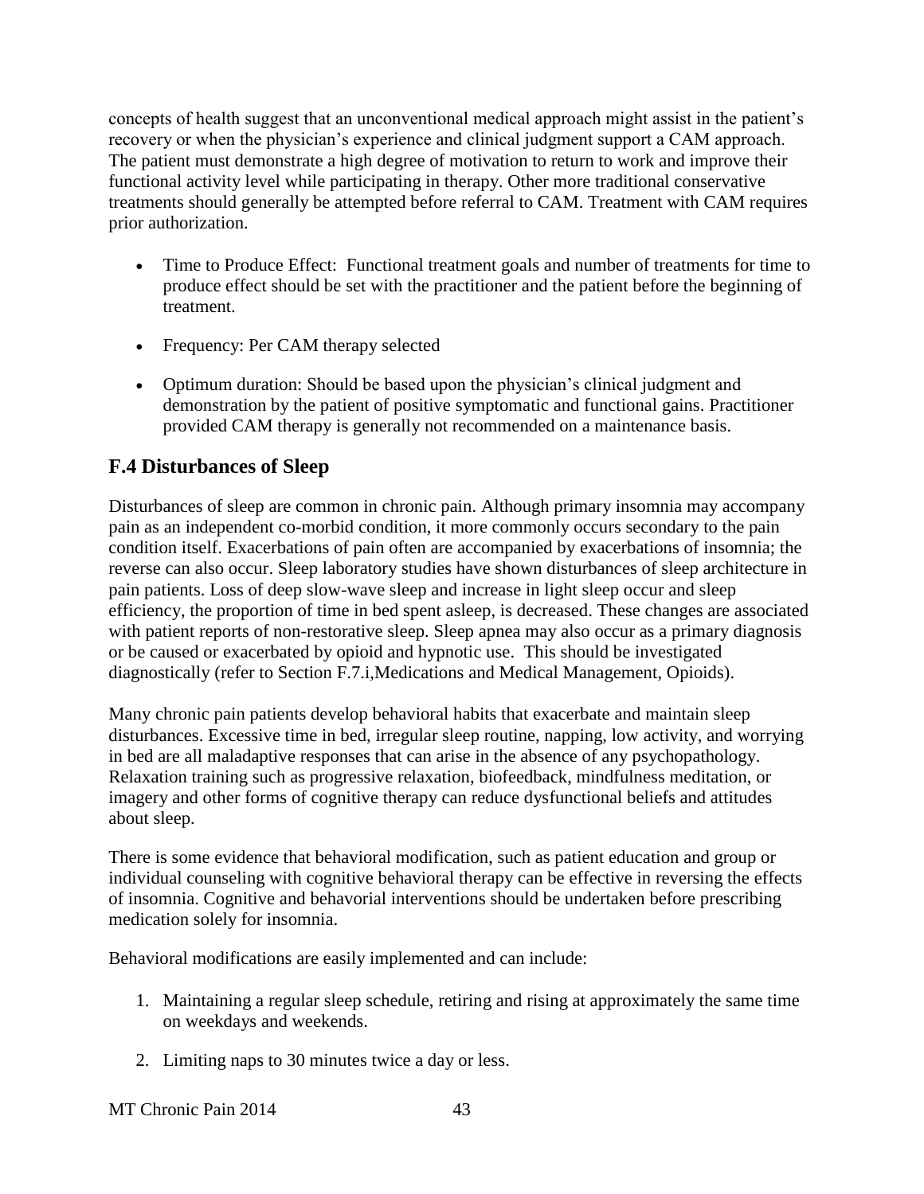concepts of health suggest that an unconventional medical approach might assist in the patient's recovery or when the physician's experience and clinical judgment support a CAM approach. The patient must demonstrate a high degree of motivation to return to work and improve their functional activity level while participating in therapy. Other more traditional conservative treatments should generally be attempted before referral to CAM. Treatment with CAM requires prior authorization.

- Time to Produce Effect: Functional treatment goals and number of treatments for time to produce effect should be set with the practitioner and the patient before the beginning of treatment.
- Frequency: Per CAM therapy selected
- Optimum duration: Should be based upon the physician's clinical judgment and demonstration by the patient of positive symptomatic and functional gains. Practitioner provided CAM therapy is generally not recommended on a maintenance basis.

## F.4 Disturbances of Sleep

Disturbances of sleep are common in chronic pain. Although primary insomnia may accompany pain as an independent co-morbid condition, it more commonly occurs secondary to the pain condition itself. Exacerbations of pain often are accompanied by exacerbations of insomnia; the reverse can also occur. Sleep laboratory studies have shown disturbances of sleep architecture in pain patients. Loss of deep slow-wave sleep and increase in light sleep occur and sleep efficiency, the proportion of time in bed spent asleep, is decreased. These changes are associated with patient reports of non-restorative sleep. Sleep apnea may also occur as a primary diagnosis or be caused or exacerbated by opioid and hypnotic use. This should be investigated diagnostically (refer to Section F.7.i,Medications and Medical Management, Opioids).

Many chronic pain patients develop behavioral habits that exacerbate and maintain sleep disturbances. Excessive time in bed, irregular sleep routine, napping, low activity, and worrying in bed are all maladaptive responses that can arise in the absence of any psychopathology. Relaxation training such as progressive relaxation, biofeedback, mindfulness meditation, or imagery and other forms of cognitive therapy can reduce dysfunctional beliefs and attitudes about sleep.

There is some evidence that behavioral modification, such as patient education and group or individual counseling with cognitive behavioral therapy can be effective in reversing the effects of insomnia. Cognitive and behavorial interventions should be undertaken before prescribing medication solely for insomnia.

Behavioral modifications are easily implemented and can include:

1. Maintaining a regular sleep schedule, retiring and rising at approximately the same time on weekdays and weekends.
2. Limiting naps to 30 minutes twice a day or less.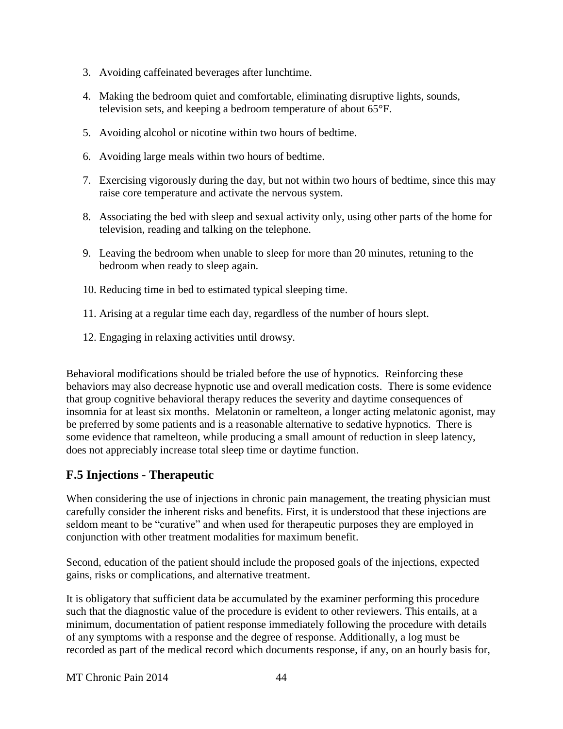3. Avoiding caffeinated beverages after lunchtime.

4. Making the bedroom quiet and comfortable, eliminating disruptive lights, sounds, television sets, and keeping a bedroom temperature of about 65°F.

5. Avoiding alcohol or nicotine within two hours of bedtime.

6. Avoiding large meals within two hours of bedtime.

7. Exercising vigorously during the day, but not within two hours of bedtime, since this may raise core temperature and activate the nervous system.

8. Associating the bed with sleep and sexual activity only, using other parts of the home for television, reading and talking on the telephone.

9. Leaving the bedroom when unable to sleep for more than 20 minutes, retuning to the bedroom when ready to sleep again.

10. Reducing time in bed to estimated typical sleeping time.

11. Arising at a regular time each day, regardless of the number of hours slept.

12. Engaging in relaxing activities until drowsy.

Behavioral modifications should be trialed before the use of hypnotics. Reinforcing these behaviors may also decrease hypnotic use and overall medication costs. There is some evidence that group cognitive behavioral therapy reduces the severity and daytime consequences of insomnia for at least six months. Melatonin or ramelteon, a longer acting melatonic agonist, may be preferred by some patients and is a reasonable alternative to sedative hypnotics. There is some evidence that ramelteon, while producing a small amount of reduction in sleep latency, does not appreciably increase total sleep time or daytime function.

## F.5 Injections - Therapeutic

When considering the use of injections in chronic pain management, the treating physician must carefully consider the inherent risks and benefits. First, it is understood that these injections are seldom meant to be "curative" and when used for therapeutic purposes they are employed in conjunction with other treatment modalities for maximum benefit.

Second, education of the patient should include the proposed goals of the injections, expected gains, risks or complications, and alternative treatment.

It is obligatory that sufficient data be accumulated by the examiner performing this procedure such that the diagnostic value of the procedure is evident to other reviewers. This entails, at a minimum, documentation of patient response immediately following the procedure with details of any symptoms with a response and the degree of response. Additionally, a log must be recorded as part of the medical record which documents response, if any, on an hourly basis for,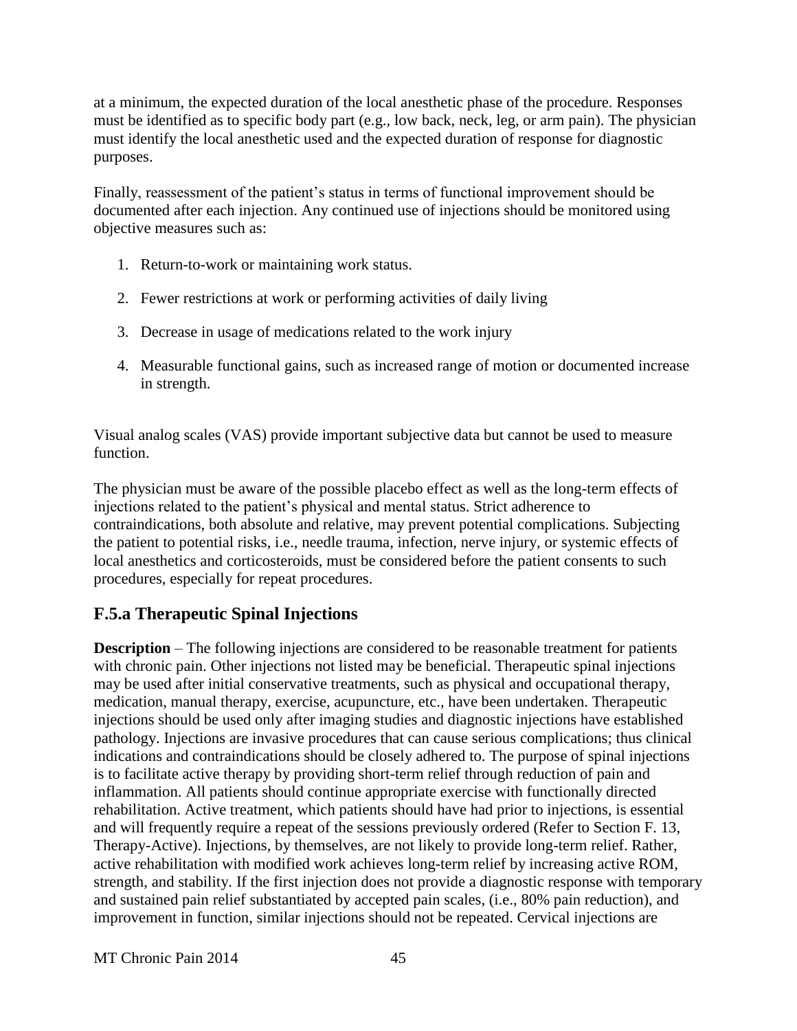at a minimum, the expected duration of the local anesthetic phase of the procedure. Responses must be identified as to specific body part (e.g., low back, neck, leg, or arm pain). The physician must identify the local anesthetic used and the expected duration of response for diagnostic purposes.

Finally, reassessment of the patient's status in terms of functional improvement should be documented after each injection. Any continued use of injections should be monitored using objective measures such as:

1. Return-to-work or maintaining work status.
2. Fewer restrictions at work or performing activities of daily living
3. Decrease in usage of medications related to the work injury
4. Measurable functional gains, such as increased range of motion or documented increase in strength.

Visual analog scales (VAS) provide important subjective data but cannot be used to measure function.

The physician must be aware of the possible placebo effect as well as the long-term effects of injections related to the patient's physical and mental status. Strict adherence to contraindications, both absolute and relative, may prevent potential complications. Subjecting the patient to potential risks, i.e., needle trauma, infection, nerve injury, or systemic effects of local anesthetics and corticosteroids, must be considered before the patient consents to such procedures, especially for repeat procedures.

## F.5.a Therapeutic Spinal Injections

**Description** – The following injections are considered to be reasonable treatment for patients with chronic pain. Other injections not listed may be beneficial. Therapeutic spinal injections may be used after initial conservative treatments, such as physical and occupational therapy, medication, manual therapy, exercise, acupuncture, etc., have been undertaken. Therapeutic injections should be used only after imaging studies and diagnostic injections have established pathology. Injections are invasive procedures that can cause serious complications; thus clinical indications and contraindications should be closely adhered to. The purpose of spinal injections is to facilitate active therapy by providing short-term relief through reduction of pain and inflammation. All patients should continue appropriate exercise with functionally directed rehabilitation. Active treatment, which patients should have had prior to injections, is essential and will frequently require a repeat of the sessions previously ordered (Refer to Section F. 13, Therapy-Active). Injections, by themselves, are not likely to provide long-term relief. Rather, active rehabilitation with modified work achieves long-term relief by increasing active ROM, strength, and stability. If the first injection does not provide a diagnostic response with temporary and sustained pain relief substantiated by accepted pain scales, (i.e., 80% pain reduction), and improvement in function, similar injections should not be repeated. Cervical injections are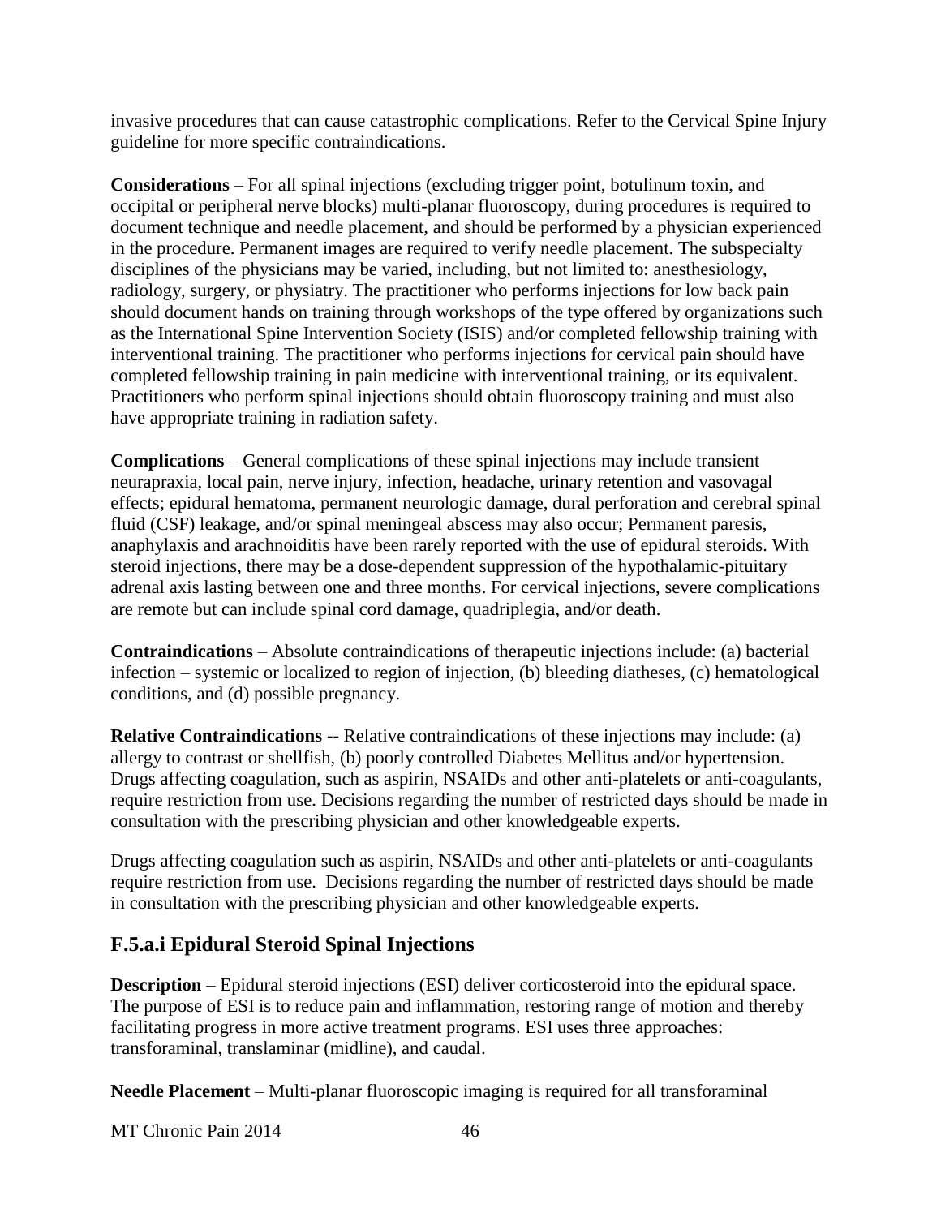invasive procedures that can cause catastrophic complications. Refer to the Cervical Spine Injury guideline for more specific contraindications.

**Considerations** – For all spinal injections (excluding trigger point, botulinum toxin, and occipital or peripheral nerve blocks) multi-planar fluoroscopy, during procedures is required to document technique and needle placement, and should be performed by a physician experienced in the procedure. Permanent images are required to verify needle placement. The subspecialty disciplines of the physicians may be varied, including, but not limited to: anesthesiology, radiology, surgery, or physiatry. The practitioner who performs injections for low back pain should document hands on training through workshops of the type offered by organizations such as the International Spine Intervention Society (ISIS) and/or completed fellowship training with interventional training. The practitioner who performs injections for cervical pain should have completed fellowship training in pain medicine with interventional training, or its equivalent. Practitioners who perform spinal injections should obtain fluoroscopy training and must also have appropriate training in radiation safety.

**Complications** – General complications of these spinal injections may include transient neurapraxia, local pain, nerve injury, infection, headache, urinary retention and vasovagal effects; epidural hematoma, permanent neurologic damage, dural perforation and cerebral spinal fluid (CSF) leakage, and/or spinal meningeal abscess may also occur; Permanent paresis, anaphylaxis and arachnoiditis have been rarely reported with the use of epidural steroids. With steroid injections, there may be a dose-dependent suppression of the hypothalamic-pituitary adrenal axis lasting between one and three months. For cervical injections, severe complications are remote but can include spinal cord damage, quadriplegia, and/or death.

**Contraindications** – Absolute contraindications of therapeutic injections include: (a) bacterial infection – systemic or localized to region of injection, (b) bleeding diatheses, (c) hematological conditions, and (d) possible pregnancy.

**Relative Contraindications --** Relative contraindications of these injections may include: (a) allergy to contrast or shellfish, (b) poorly controlled Diabetes Mellitus and/or hypertension. Drugs affecting coagulation, such as aspirin, NSAIDs and other anti-platelets or anti-coagulants, require restriction from use. Decisions regarding the number of restricted days should be made in consultation with the prescribing physician and other knowledgeable experts.

Drugs affecting coagulation such as aspirin, NSAIDs and other anti-platelets or anti-coagulants require restriction from use. Decisions regarding the number of restricted days should be made in consultation with the prescribing physician and other knowledgeable experts.

## F.5.a.i Epidural Steroid Spinal Injections

**Description** – Epidural steroid injections (ESI) deliver corticosteroid into the epidural space. The purpose of ESI is to reduce pain and inflammation, restoring range of motion and thereby facilitating progress in more active treatment programs. ESI uses three approaches: transforaminal, translaminar (midline), and caudal.

**Needle Placement** – Multi-planar fluoroscopic imaging is required for all transforaminal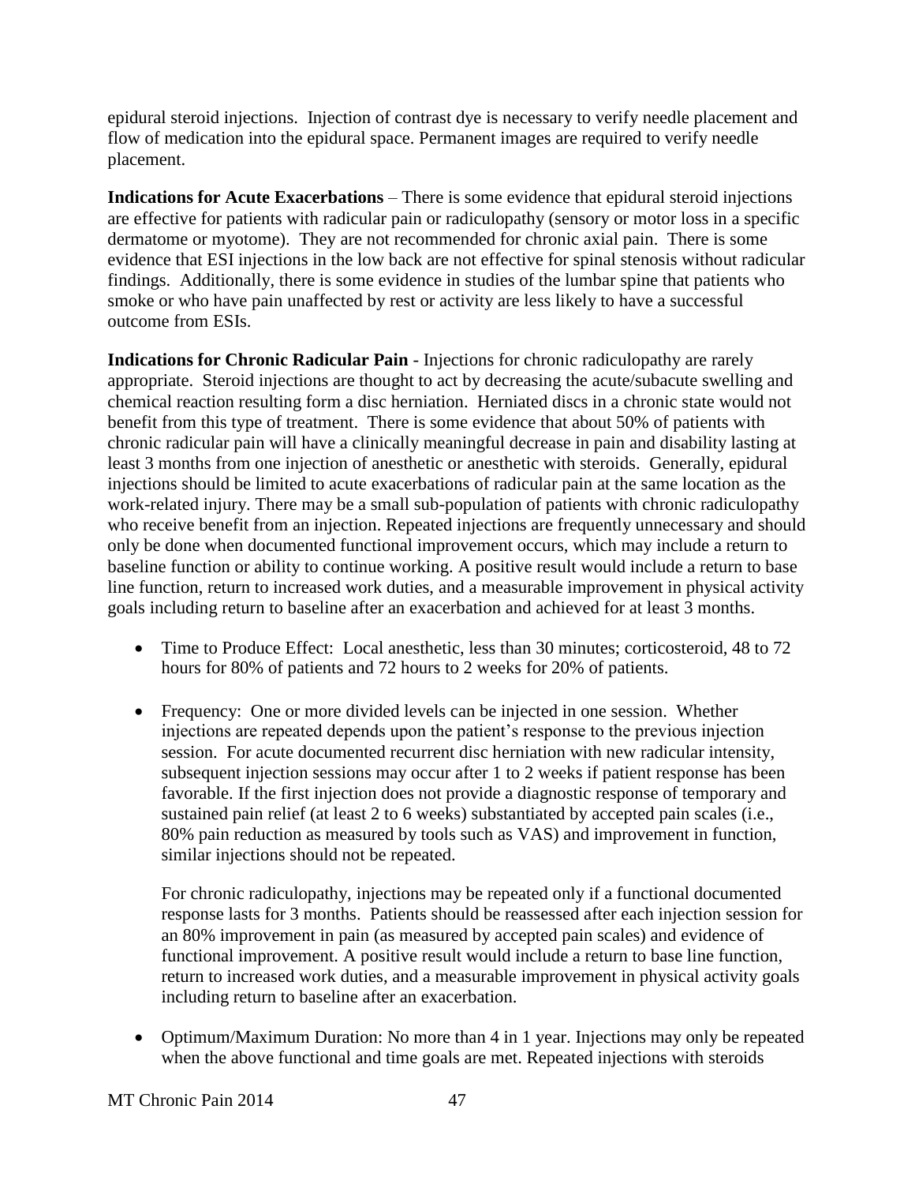epidural steroid injections. Injection of contrast dye is necessary to verify needle placement and flow of medication into the epidural space. Permanent images are required to verify needle placement.

**Indications for Acute Exacerbations** – There is some evidence that epidural steroid injections are effective for patients with radicular pain or radiculopathy (sensory or motor loss in a specific dermatome or myotome). They are not recommended for chronic axial pain. There is some evidence that ESI injections in the low back are not effective for spinal stenosis without radicular findings. Additionally, there is some evidence in studies of the lumbar spine that patients who smoke or who have pain unaffected by rest or activity are less likely to have a successful outcome from ESIs.

**Indications for Chronic Radicular Pain** - Injections for chronic radiculopathy are rarely appropriate. Steroid injections are thought to act by decreasing the acute/subacute swelling and chemical reaction resulting form a disc herniation. Herniated discs in a chronic state would not benefit from this type of treatment. There is some evidence that about 50% of patients with chronic radicular pain will have a clinically meaningful decrease in pain and disability lasting at least 3 months from one injection of anesthetic or anesthetic with steroids. Generally, epidural injections should be limited to acute exacerbations of radicular pain at the same location as the work-related injury. There may be a small sub-population of patients with chronic radiculopathy who receive benefit from an injection. Repeated injections are frequently unnecessary and should only be done when documented functional improvement occurs, which may include a return to baseline function or ability to continue working. A positive result would include a return to base line function, return to increased work duties, and a measurable improvement in physical activity goals including return to baseline after an exacerbation and achieved for at least 3 months.

- Time to Produce Effect: Local anesthetic, less than 30 minutes; corticosteroid, 48 to 72 hours for 80% of patients and 72 hours to 2 weeks for 20% of patients.

- Frequency: One or more divided levels can be injected in one session. Whether injections are repeated depends upon the patient's response to the previous injection session. For acute documented recurrent disc herniation with new radicular intensity, subsequent injection sessions may occur after 1 to 2 weeks if patient response has been favorable. If the first injection does not provide a diagnostic response of temporary and sustained pain relief (at least 2 to 6 weeks) substantiated by accepted pain scales (i.e., 80% pain reduction as measured by tools such as VAS) and improvement in function, similar injections should not be repeated.

  For chronic radiculopathy, injections may be repeated only if a functional documented response lasts for 3 months. Patients should be reassessed after each injection session for an 80% improvement in pain (as measured by accepted pain scales) and evidence of functional improvement. A positive result would include a return to base line function, return to increased work duties, and a measurable improvement in physical activity goals including return to baseline after an exacerbation.

- Optimum/Maximum Duration: No more than 4 in 1 year. Injections may only be repeated when the above functional and time goals are met. Repeated injections with steroids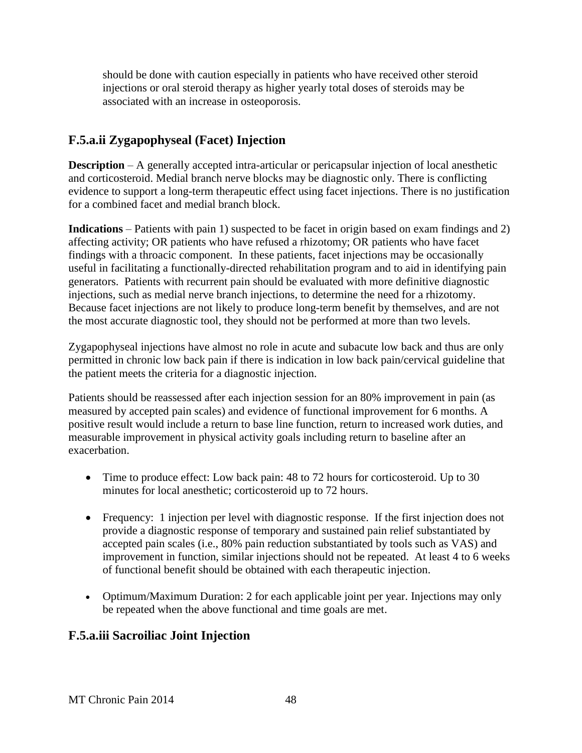should be done with caution especially in patients who have received other steroid injections or oral steroid therapy as higher yearly total doses of steroids may be associated with an increase in osteoporosis.

## F.5.a.ii Zygapophyseal (Facet) Injection

**Description** – A generally accepted intra-articular or pericapsular injection of local anesthetic and corticosteroid. Medial branch nerve blocks may be diagnostic only. There is conflicting evidence to support a long-term therapeutic effect using facet injections. There is no justification for a combined facet and medial branch block.

**Indications** – Patients with pain 1) suspected to be facet in origin based on exam findings and 2) affecting activity; OR patients who have refused a rhizotomy; OR patients who have facet findings with a throacic component. In these patients, facet injections may be occasionally useful in facilitating a functionally-directed rehabilitation program and to aid in identifying pain generators. Patients with recurrent pain should be evaluated with more definitive diagnostic injections, such as medial nerve branch injections, to determine the need for a rhizotomy. Because facet injections are not likely to produce long-term benefit by themselves, and are not the most accurate diagnostic tool, they should not be performed at more than two levels.

Zygapophyseal injections have almost no role in acute and subacute low back and thus are only permitted in chronic low back pain if there is indication in low back pain/cervical guideline that the patient meets the criteria for a diagnostic injection.

Patients should be reassessed after each injection session for an 80% improvement in pain (as measured by accepted pain scales) and evidence of functional improvement for 6 months. A positive result would include a return to base line function, return to increased work duties, and measurable improvement in physical activity goals including return to baseline after an exacerbation.

- Time to produce effect: Low back pain: 48 to 72 hours for corticosteroid. Up to 30 minutes for local anesthetic; corticosteroid up to 72 hours.

- Frequency: 1 injection per level with diagnostic response. If the first injection does not provide a diagnostic response of temporary and sustained pain relief substantiated by accepted pain scales (i.e., 80% pain reduction substantiated by tools such as VAS) and improvement in function, similar injections should not be repeated. At least 4 to 6 weeks of functional benefit should be obtained with each therapeutic injection.

- Optimum/Maximum Duration: 2 for each applicable joint per year. Injections may only be repeated when the above functional and time goals are met.

## F.5.a.iii Sacroiliac Joint Injection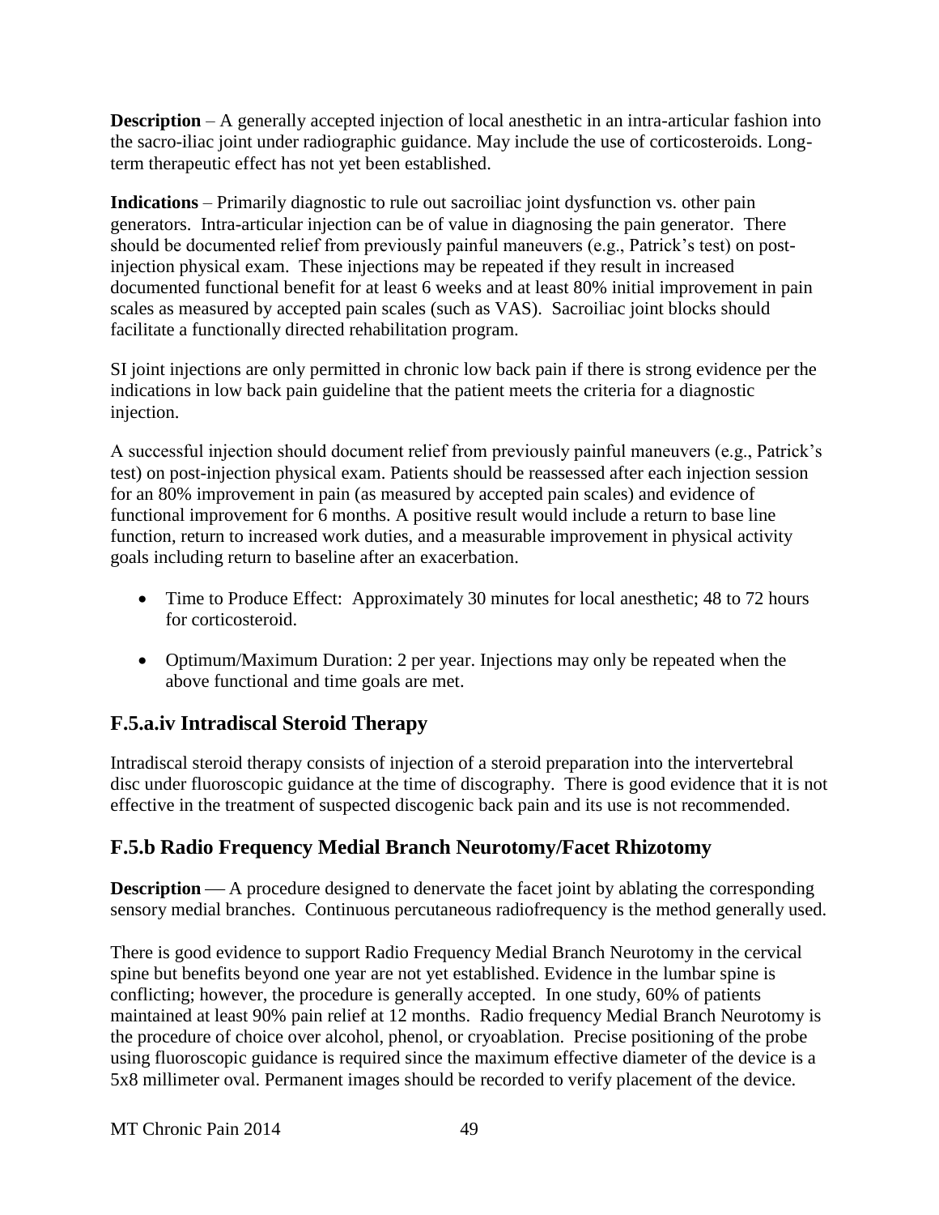**Description** – A generally accepted injection of local anesthetic in an intra-articular fashion into the sacro-iliac joint under radiographic guidance. May include the use of corticosteroids. Long-term therapeutic effect has not yet been established.

**Indications** – Primarily diagnostic to rule out sacroiliac joint dysfunction vs. other pain generators. Intra-articular injection can be of value in diagnosing the pain generator. There should be documented relief from previously painful maneuvers (e.g., Patrick's test) on post-injection physical exam. These injections may be repeated if they result in increased documented functional benefit for at least 6 weeks and at least 80% initial improvement in pain scales as measured by accepted pain scales (such as VAS). Sacroiliac joint blocks should facilitate a functionally directed rehabilitation program.

SI joint injections are only permitted in chronic low back pain if there is strong evidence per the indications in low back pain guideline that the patient meets the criteria for a diagnostic injection.

A successful injection should document relief from previously painful maneuvers (e.g., Patrick's test) on post-injection physical exam. Patients should be reassessed after each injection session for an 80% improvement in pain (as measured by accepted pain scales) and evidence of functional improvement for 6 months. A positive result would include a return to base line function, return to increased work duties, and a measurable improvement in physical activity goals including return to baseline after an exacerbation.

- Time to Produce Effect: Approximately 30 minutes for local anesthetic; 48 to 72 hours for corticosteroid.
- Optimum/Maximum Duration: 2 per year. Injections may only be repeated when the above functional and time goals are met.

## F.5.a.iv Intradiscal Steroid Therapy

Intradiscal steroid therapy consists of injection of a steroid preparation into the intervertebral disc under fluoroscopic guidance at the time of discography. There is good evidence that it is not effective in the treatment of suspected discogenic back pain and its use is not recommended.

## F.5.b Radio Frequency Medial Branch Neurotomy/Facet Rhizotomy

**Description** — A procedure designed to denervate the facet joint by ablating the corresponding sensory medial branches. Continuous percutaneous radiofrequency is the method generally used.

There is good evidence to support Radio Frequency Medial Branch Neurotomy in the cervical spine but benefits beyond one year are not yet established. Evidence in the lumbar spine is conflicting; however, the procedure is generally accepted. In one study, 60% of patients maintained at least 90% pain relief at 12 months. Radio frequency Medial Branch Neurotomy is the procedure of choice over alcohol, phenol, or cryoablation. Precise positioning of the probe using fluoroscopic guidance is required since the maximum effective diameter of the device is a 5x8 millimeter oval. Permanent images should be recorded to verify placement of the device.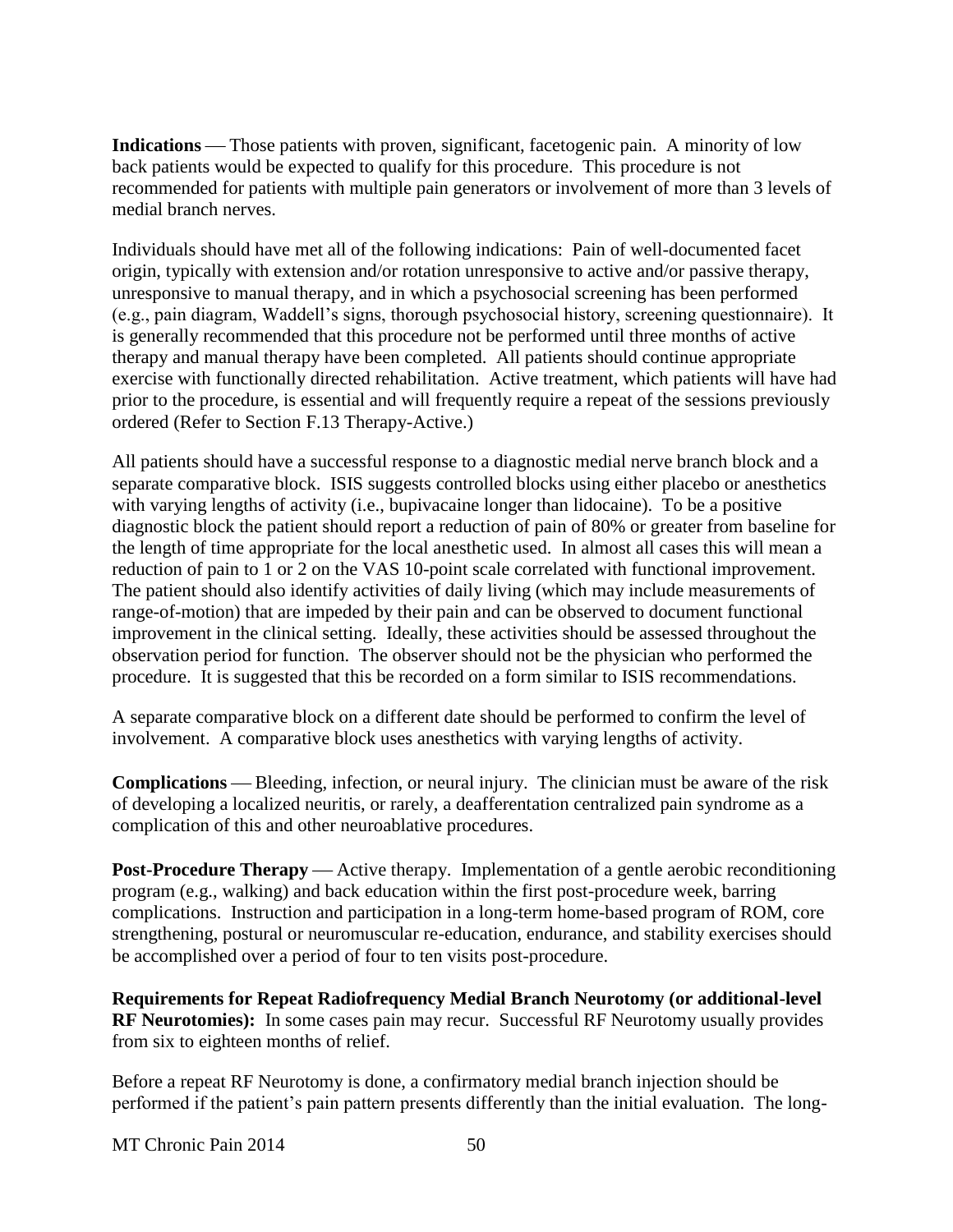**Indications** — Those patients with proven, significant, facetogenic pain. A minority of low back patients would be expected to qualify for this procedure. This procedure is not recommended for patients with multiple pain generators or involvement of more than 3 levels of medial branch nerves.

Individuals should have met all of the following indications: Pain of well-documented facet origin, typically with extension and/or rotation unresponsive to active and/or passive therapy, unresponsive to manual therapy, and in which a psychosocial screening has been performed (e.g., pain diagram, Waddell's signs, thorough psychosocial history, screening questionnaire). It is generally recommended that this procedure not be performed until three months of active therapy and manual therapy have been completed. All patients should continue appropriate exercise with functionally directed rehabilitation. Active treatment, which patients will have had prior to the procedure, is essential and will frequently require a repeat of the sessions previously ordered (Refer to Section F.13 Therapy-Active.)

All patients should have a successful response to a diagnostic medial nerve branch block and a separate comparative block. ISIS suggests controlled blocks using either placebo or anesthetics with varying lengths of activity (i.e., bupivacaine longer than lidocaine). To be a positive diagnostic block the patient should report a reduction of pain of 80% or greater from baseline for the length of time appropriate for the local anesthetic used. In almost all cases this will mean a reduction of pain to 1 or 2 on the VAS 10-point scale correlated with functional improvement. The patient should also identify activities of daily living (which may include measurements of range-of-motion) that are impeded by their pain and can be observed to document functional improvement in the clinical setting. Ideally, these activities should be assessed throughout the observation period for function. The observer should not be the physician who performed the procedure. It is suggested that this be recorded on a form similar to ISIS recommendations.

A separate comparative block on a different date should be performed to confirm the level of involvement. A comparative block uses anesthetics with varying lengths of activity.

**Complications** — Bleeding, infection, or neural injury. The clinician must be aware of the risk of developing a localized neuritis, or rarely, a deafferentation centralized pain syndrome as a complication of this and other neuroablative procedures.

**Post-Procedure Therapy** — Active therapy. Implementation of a gentle aerobic reconditioning program (e.g., walking) and back education within the first post-procedure week, barring complications. Instruction and participation in a long-term home-based program of ROM, core strengthening, postural or neuromuscular re-education, endurance, and stability exercises should be accomplished over a period of four to ten visits post-procedure.

**Requirements for Repeat Radiofrequency Medial Branch Neurotomy (or additional-level RF Neurotomies):** In some cases pain may recur. Successful RF Neurotomy usually provides from six to eighteen months of relief.

Before a repeat RF Neurotomy is done, a confirmatory medial branch injection should be performed if the patient's pain pattern presents differently than the initial evaluation. The long-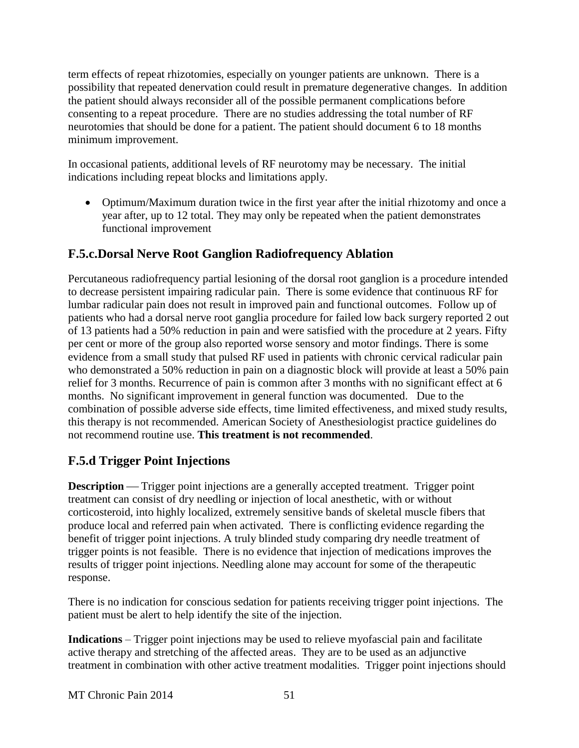term effects of repeat rhizotomies, especially on younger patients are unknown. There is a possibility that repeated denervation could result in premature degenerative changes. In addition the patient should always reconsider all of the possible permanent complications before consenting to a repeat procedure. There are no studies addressing the total number of RF neurotomies that should be done for a patient. The patient should document 6 to 18 months minimum improvement.

In occasional patients, additional levels of RF neurotomy may be necessary. The initial indications including repeat blocks and limitations apply.

- Optimum/Maximum duration twice in the first year after the initial rhizotomy and once a year after, up to 12 total. They may only be repeated when the patient demonstrates functional improvement

## F.5.c.Dorsal Nerve Root Ganglion Radiofrequency Ablation

Percutaneous radiofrequency partial lesioning of the dorsal root ganglion is a procedure intended to decrease persistent impairing radicular pain. There is some evidence that continuous RF for lumbar radicular pain does not result in improved pain and functional outcomes. Follow up of patients who had a dorsal nerve root ganglia procedure for failed low back surgery reported 2 out of 13 patients had a 50% reduction in pain and were satisfied with the procedure at 2 years. Fifty per cent or more of the group also reported worse sensory and motor findings. There is some evidence from a small study that pulsed RF used in patients with chronic cervical radicular pain who demonstrated a 50% reduction in pain on a diagnostic block will provide at least a 50% pain relief for 3 months. Recurrence of pain is common after 3 months with no significant effect at 6 months. No significant improvement in general function was documented. Due to the combination of possible adverse side effects, time limited effectiveness, and mixed study results, this therapy is not recommended. American Society of Anesthesiologist practice guidelines do not recommend routine use. **This treatment is not recommended**.

## F.5.d Trigger Point Injections

**Description** — Trigger point injections are a generally accepted treatment. Trigger point treatment can consist of dry needling or injection of local anesthetic, with or without corticosteroid, into highly localized, extremely sensitive bands of skeletal muscle fibers that produce local and referred pain when activated. There is conflicting evidence regarding the benefit of trigger point injections. A truly blinded study comparing dry needle treatment of trigger points is not feasible. There is no evidence that injection of medications improves the results of trigger point injections. Needling alone may account for some of the therapeutic response.

There is no indication for conscious sedation for patients receiving trigger point injections. The patient must be alert to help identify the site of the injection.

**Indications** – Trigger point injections may be used to relieve myofascial pain and facilitate active therapy and stretching of the affected areas. They are to be used as an adjunctive treatment in combination with other active treatment modalities. Trigger point injections should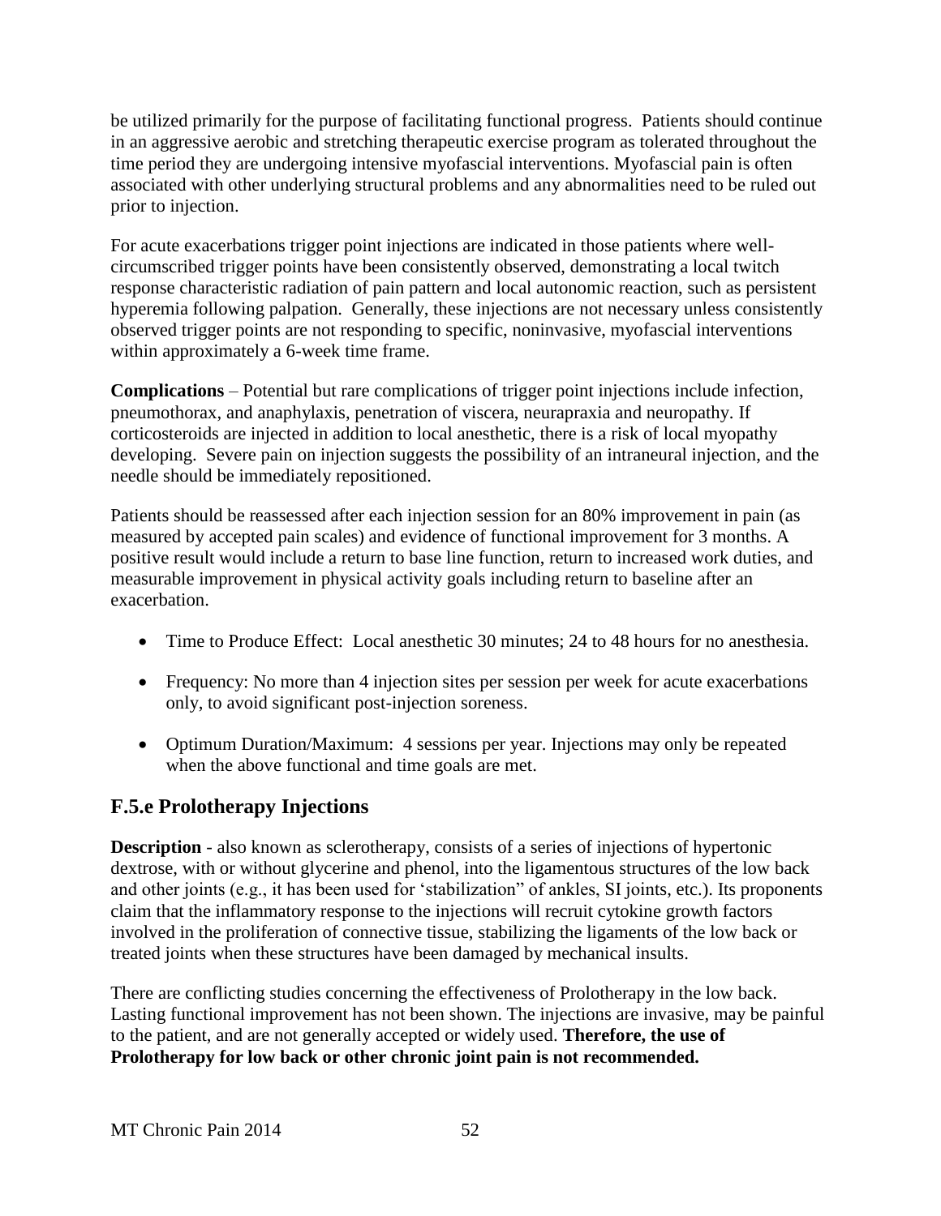be utilized primarily for the purpose of facilitating functional progress. Patients should continue in an aggressive aerobic and stretching therapeutic exercise program as tolerated throughout the time period they are undergoing intensive myofascial interventions. Myofascial pain is often associated with other underlying structural problems and any abnormalities need to be ruled out prior to injection.

For acute exacerbations trigger point injections are indicated in those patients where well-circumscribed trigger points have been consistently observed, demonstrating a local twitch response characteristic radiation of pain pattern and local autonomic reaction, such as persistent hyperemia following palpation. Generally, these injections are not necessary unless consistently observed trigger points are not responding to specific, noninvasive, myofascial interventions within approximately a 6-week time frame.

**Complications** – Potential but rare complications of trigger point injections include infection, pneumothorax, and anaphylaxis, penetration of viscera, neurapraxia and neuropathy. If corticosteroids are injected in addition to local anesthetic, there is a risk of local myopathy developing. Severe pain on injection suggests the possibility of an intraneural injection, and the needle should be immediately repositioned.

Patients should be reassessed after each injection session for an 80% improvement in pain (as measured by accepted pain scales) and evidence of functional improvement for 3 months. A positive result would include a return to base line function, return to increased work duties, and measurable improvement in physical activity goals including return to baseline after an exacerbation.

- Time to Produce Effect: Local anesthetic 30 minutes; 24 to 48 hours for no anesthesia.
- Frequency: No more than 4 injection sites per session per week for acute exacerbations only, to avoid significant post-injection soreness.
- Optimum Duration/Maximum: 4 sessions per year. Injections may only be repeated when the above functional and time goals are met.

## F.5.e Prolotherapy Injections

**Description** - also known as sclerotherapy, consists of a series of injections of hypertonic dextrose, with or without glycerine and phenol, into the ligamentous structures of the low back and other joints (e.g., it has been used for 'stabilization" of ankles, SI joints, etc.). Its proponents claim that the inflammatory response to the injections will recruit cytokine growth factors involved in the proliferation of connective tissue, stabilizing the ligaments of the low back or treated joints when these structures have been damaged by mechanical insults.

There are conflicting studies concerning the effectiveness of Prolotherapy in the low back. Lasting functional improvement has not been shown. The injections are invasive, may be painful to the patient, and are not generally accepted or widely used. **Therefore, the use of Prolotherapy for low back or other chronic joint pain is not recommended.**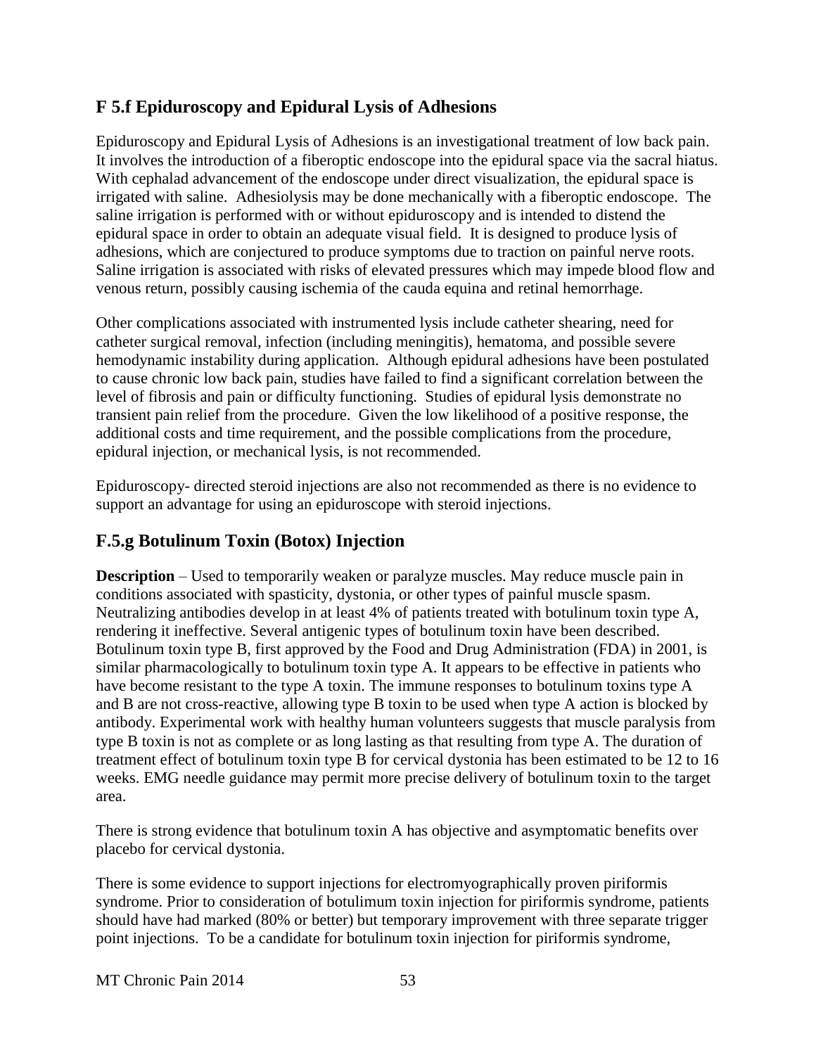## F 5.f Epiduroscopy and Epidural Lysis of Adhesions

Epiduroscopy and Epidural Lysis of Adhesions is an investigational treatment of low back pain. It involves the introduction of a fiberoptic endoscope into the epidural space via the sacral hiatus. With cephalad advancement of the endoscope under direct visualization, the epidural space is irrigated with saline. Adhesiolysis may be done mechanically with a fiberoptic endoscope. The saline irrigation is performed with or without epiduroscopy and is intended to distend the epidural space in order to obtain an adequate visual field. It is designed to produce lysis of adhesions, which are conjectured to produce symptoms due to traction on painful nerve roots. Saline irrigation is associated with risks of elevated pressures which may impede blood flow and venous return, possibly causing ischemia of the cauda equina and retinal hemorrhage.

Other complications associated with instrumented lysis include catheter shearing, need for catheter surgical removal, infection (including meningitis), hematoma, and possible severe hemodynamic instability during application. Although epidural adhesions have been postulated to cause chronic low back pain, studies have failed to find a significant correlation between the level of fibrosis and pain or difficulty functioning. Studies of epidural lysis demonstrate no transient pain relief from the procedure. Given the low likelihood of a positive response, the additional costs and time requirement, and the possible complications from the procedure, epidural injection, or mechanical lysis, is not recommended.

Epiduroscopy- directed steroid injections are also not recommended as there is no evidence to support an advantage for using an epiduroscope with steroid injections.

## F.5.g Botulinum Toxin (Botox) Injection

**Description** – Used to temporarily weaken or paralyze muscles. May reduce muscle pain in conditions associated with spasticity, dystonia, or other types of painful muscle spasm. Neutralizing antibodies develop in at least 4% of patients treated with botulinum toxin type A, rendering it ineffective. Several antigenic types of botulinum toxin have been described. Botulinum toxin type B, first approved by the Food and Drug Administration (FDA) in 2001, is similar pharmacologically to botulinum toxin type A. It appears to be effective in patients who have become resistant to the type A toxin. The immune responses to botulinum toxins type A and B are not cross-reactive, allowing type B toxin to be used when type A action is blocked by antibody. Experimental work with healthy human volunteers suggests that muscle paralysis from type B toxin is not as complete or as long lasting as that resulting from type A. The duration of treatment effect of botulinum toxin type B for cervical dystonia has been estimated to be 12 to 16 weeks. EMG needle guidance may permit more precise delivery of botulinum toxin to the target area.

There is strong evidence that botulinum toxin A has objective and asymptomatic benefits over placebo for cervical dystonia.

There is some evidence to support injections for electromyographically proven piriformis syndrome. Prior to consideration of botulimum toxin injection for piriformis syndrome, patients should have had marked (80% or better) but temporary improvement with three separate trigger point injections. To be a candidate for botulinum toxin injection for piriformis syndrome,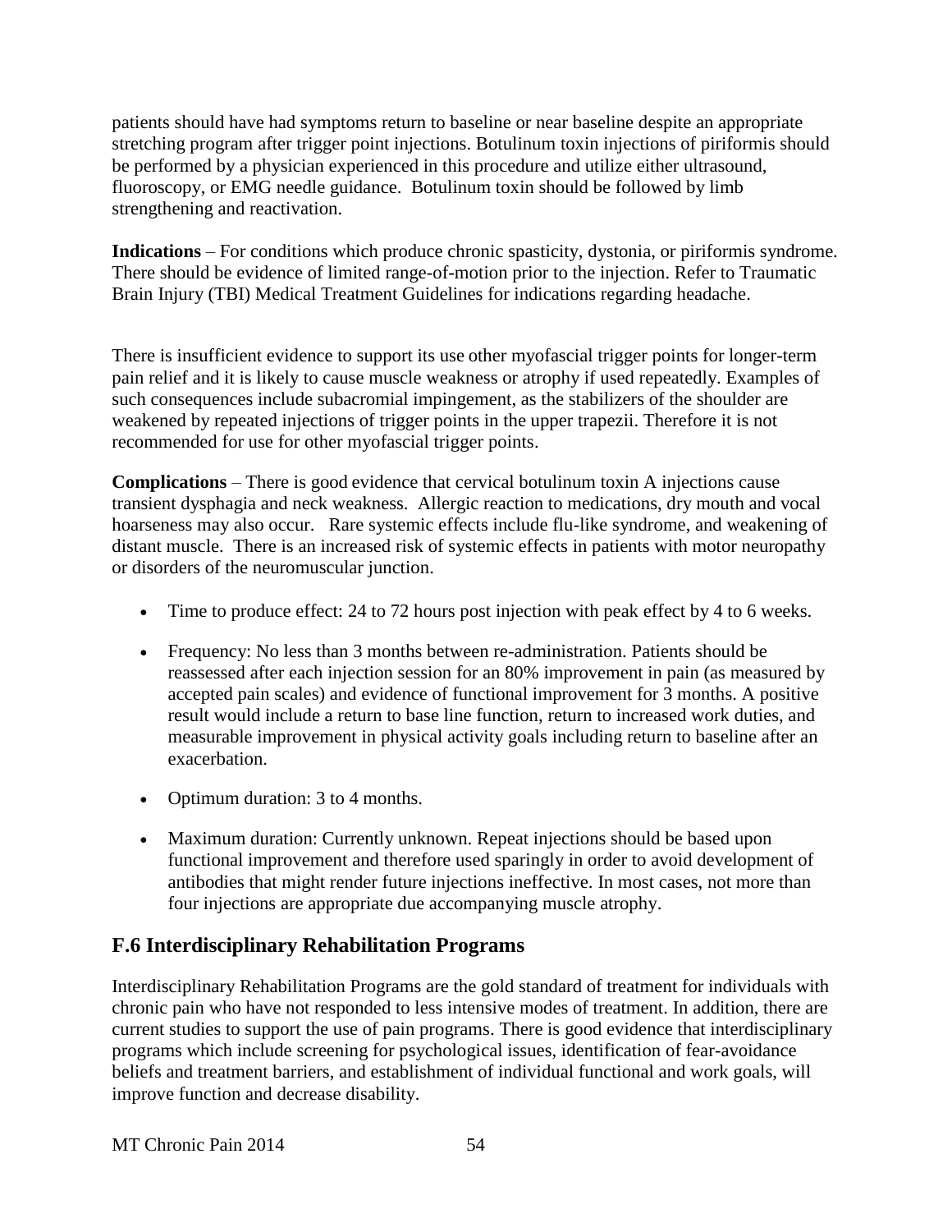patients should have had symptoms return to baseline or near baseline despite an appropriate stretching program after trigger point injections. Botulinum toxin injections of piriformis should be performed by a physician experienced in this procedure and utilize either ultrasound, fluoroscopy, or EMG needle guidance. Botulinum toxin should be followed by limb strengthening and reactivation.

**Indications** – For conditions which produce chronic spasticity, dystonia, or piriformis syndrome. There should be evidence of limited range-of-motion prior to the injection. Refer to Traumatic Brain Injury (TBI) Medical Treatment Guidelines for indications regarding headache.

There is insufficient evidence to support its use other myofascial trigger points for longer-term pain relief and it is likely to cause muscle weakness or atrophy if used repeatedly. Examples of such consequences include subacromial impingement, as the stabilizers of the shoulder are weakened by repeated injections of trigger points in the upper trapezii. Therefore it is not recommended for use for other myofascial trigger points.

**Complications** – There is good evidence that cervical botulinum toxin A injections cause transient dysphagia and neck weakness. Allergic reaction to medications, dry mouth and vocal hoarseness may also occur. Rare systemic effects include flu-like syndrome, and weakening of distant muscle. There is an increased risk of systemic effects in patients with motor neuropathy or disorders of the neuromuscular junction.

- Time to produce effect: 24 to 72 hours post injection with peak effect by 4 to 6 weeks.
- Frequency: No less than 3 months between re-administration. Patients should be reassessed after each injection session for an 80% improvement in pain (as measured by accepted pain scales) and evidence of functional improvement for 3 months. A positive result would include a return to base line function, return to increased work duties, and measurable improvement in physical activity goals including return to baseline after an exacerbation.
- Optimum duration: 3 to 4 months.
- Maximum duration: Currently unknown. Repeat injections should be based upon functional improvement and therefore used sparingly in order to avoid development of antibodies that might render future injections ineffective. In most cases, not more than four injections are appropriate due accompanying muscle atrophy.

## F.6 Interdisciplinary Rehabilitation Programs

Interdisciplinary Rehabilitation Programs are the gold standard of treatment for individuals with chronic pain who have not responded to less intensive modes of treatment. In addition, there are current studies to support the use of pain programs. There is good evidence that interdisciplinary programs which include screening for psychological issues, identification of fear-avoidance beliefs and treatment barriers, and establishment of individual functional and work goals, will improve function and decrease disability.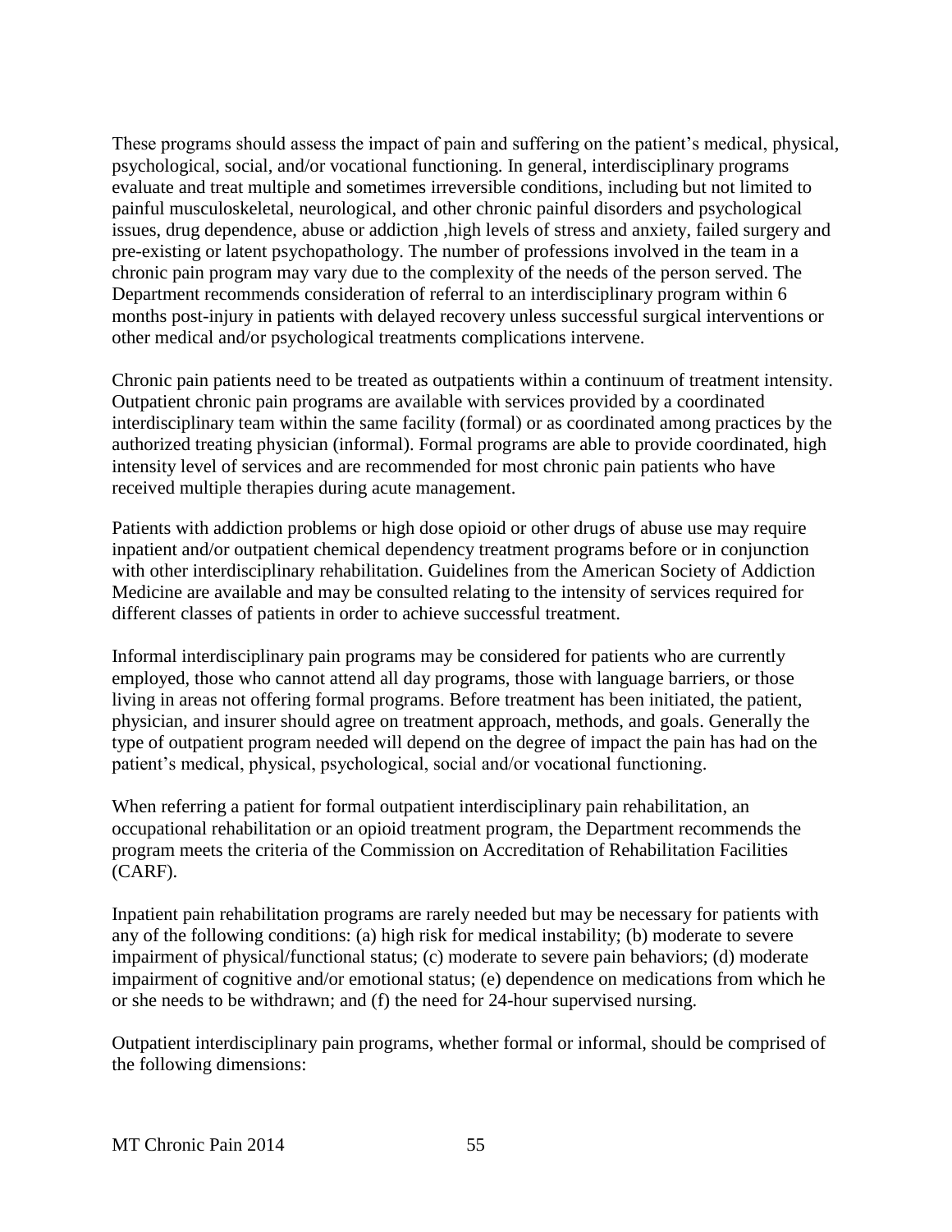These programs should assess the impact of pain and suffering on the patient's medical, physical, psychological, social, and/or vocational functioning. In general, interdisciplinary programs evaluate and treat multiple and sometimes irreversible conditions, including but not limited to painful musculoskeletal, neurological, and other chronic painful disorders and psychological issues, drug dependence, abuse or addiction ,high levels of stress and anxiety, failed surgery and pre-existing or latent psychopathology. The number of professions involved in the team in a chronic pain program may vary due to the complexity of the needs of the person served. The Department recommends consideration of referral to an interdisciplinary program within 6 months post-injury in patients with delayed recovery unless successful surgical interventions or other medical and/or psychological treatments complications intervene.

Chronic pain patients need to be treated as outpatients within a continuum of treatment intensity. Outpatient chronic pain programs are available with services provided by a coordinated interdisciplinary team within the same facility (formal) or as coordinated among practices by the authorized treating physician (informal). Formal programs are able to provide coordinated, high intensity level of services and are recommended for most chronic pain patients who have received multiple therapies during acute management.

Patients with addiction problems or high dose opioid or other drugs of abuse use may require inpatient and/or outpatient chemical dependency treatment programs before or in conjunction with other interdisciplinary rehabilitation. Guidelines from the American Society of Addiction Medicine are available and may be consulted relating to the intensity of services required for different classes of patients in order to achieve successful treatment.

Informal interdisciplinary pain programs may be considered for patients who are currently employed, those who cannot attend all day programs, those with language barriers, or those living in areas not offering formal programs. Before treatment has been initiated, the patient, physician, and insurer should agree on treatment approach, methods, and goals. Generally the type of outpatient program needed will depend on the degree of impact the pain has had on the patient's medical, physical, psychological, social and/or vocational functioning.

When referring a patient for formal outpatient interdisciplinary pain rehabilitation, an occupational rehabilitation or an opioid treatment program, the Department recommends the program meets the criteria of the Commission on Accreditation of Rehabilitation Facilities (CARF).

Inpatient pain rehabilitation programs are rarely needed but may be necessary for patients with any of the following conditions: (a) high risk for medical instability; (b) moderate to severe impairment of physical/functional status; (c) moderate to severe pain behaviors; (d) moderate impairment of cognitive and/or emotional status; (e) dependence on medications from which he or she needs to be withdrawn; and (f) the need for 24-hour supervised nursing.

Outpatient interdisciplinary pain programs, whether formal or informal, should be comprised of the following dimensions: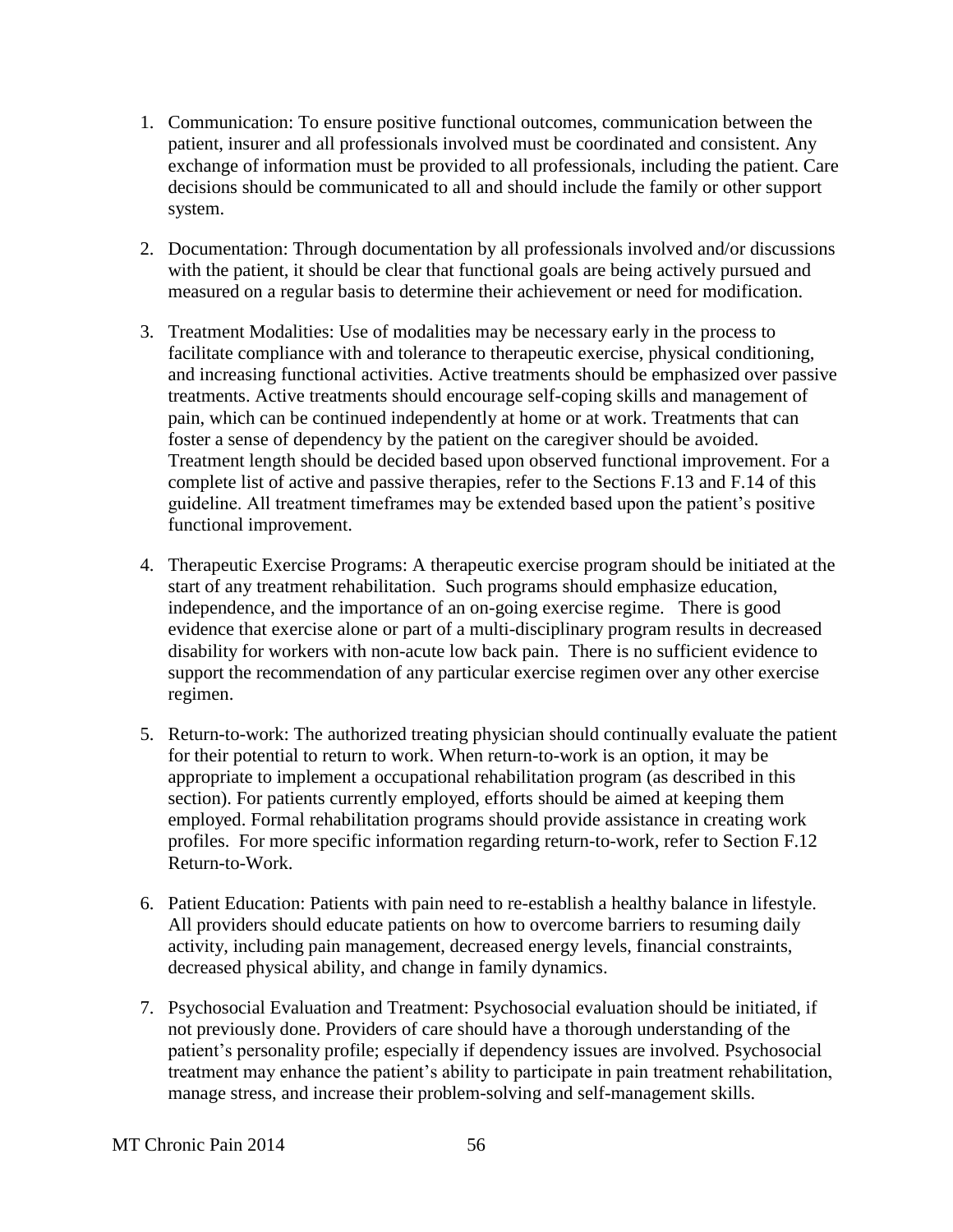1. Communication: To ensure positive functional outcomes, communication between the patient, insurer and all professionals involved must be coordinated and consistent. Any exchange of information must be provided to all professionals, including the patient. Care decisions should be communicated to all and should include the family or other support system.

2. Documentation: Through documentation by all professionals involved and/or discussions with the patient, it should be clear that functional goals are being actively pursued and measured on a regular basis to determine their achievement or need for modification.

3. Treatment Modalities: Use of modalities may be necessary early in the process to facilitate compliance with and tolerance to therapeutic exercise, physical conditioning, and increasing functional activities. Active treatments should be emphasized over passive treatments. Active treatments should encourage self-coping skills and management of pain, which can be continued independently at home or at work. Treatments that can foster a sense of dependency by the patient on the caregiver should be avoided. Treatment length should be decided based upon observed functional improvement. For a complete list of active and passive therapies, refer to the Sections F.13 and F.14 of this guideline. All treatment timeframes may be extended based upon the patient's positive functional improvement.

4. Therapeutic Exercise Programs: A therapeutic exercise program should be initiated at the start of any treatment rehabilitation. Such programs should emphasize education, independence, and the importance of an on-going exercise regime. There is good evidence that exercise alone or part of a multi-disciplinary program results in decreased disability for workers with non-acute low back pain. There is no sufficient evidence to support the recommendation of any particular exercise regimen over any other exercise regimen.

5. Return-to-work: The authorized treating physician should continually evaluate the patient for their potential to return to work. When return-to-work is an option, it may be appropriate to implement a occupational rehabilitation program (as described in this section). For patients currently employed, efforts should be aimed at keeping them employed. Formal rehabilitation programs should provide assistance in creating work profiles. For more specific information regarding return-to-work, refer to Section F.12 Return-to-Work.

6. Patient Education: Patients with pain need to re-establish a healthy balance in lifestyle. All providers should educate patients on how to overcome barriers to resuming daily activity, including pain management, decreased energy levels, financial constraints, decreased physical ability, and change in family dynamics.

7. Psychosocial Evaluation and Treatment: Psychosocial evaluation should be initiated, if not previously done. Providers of care should have a thorough understanding of the patient's personality profile; especially if dependency issues are involved. Psychosocial treatment may enhance the patient's ability to participate in pain treatment rehabilitation, manage stress, and increase their problem-solving and self-management skills.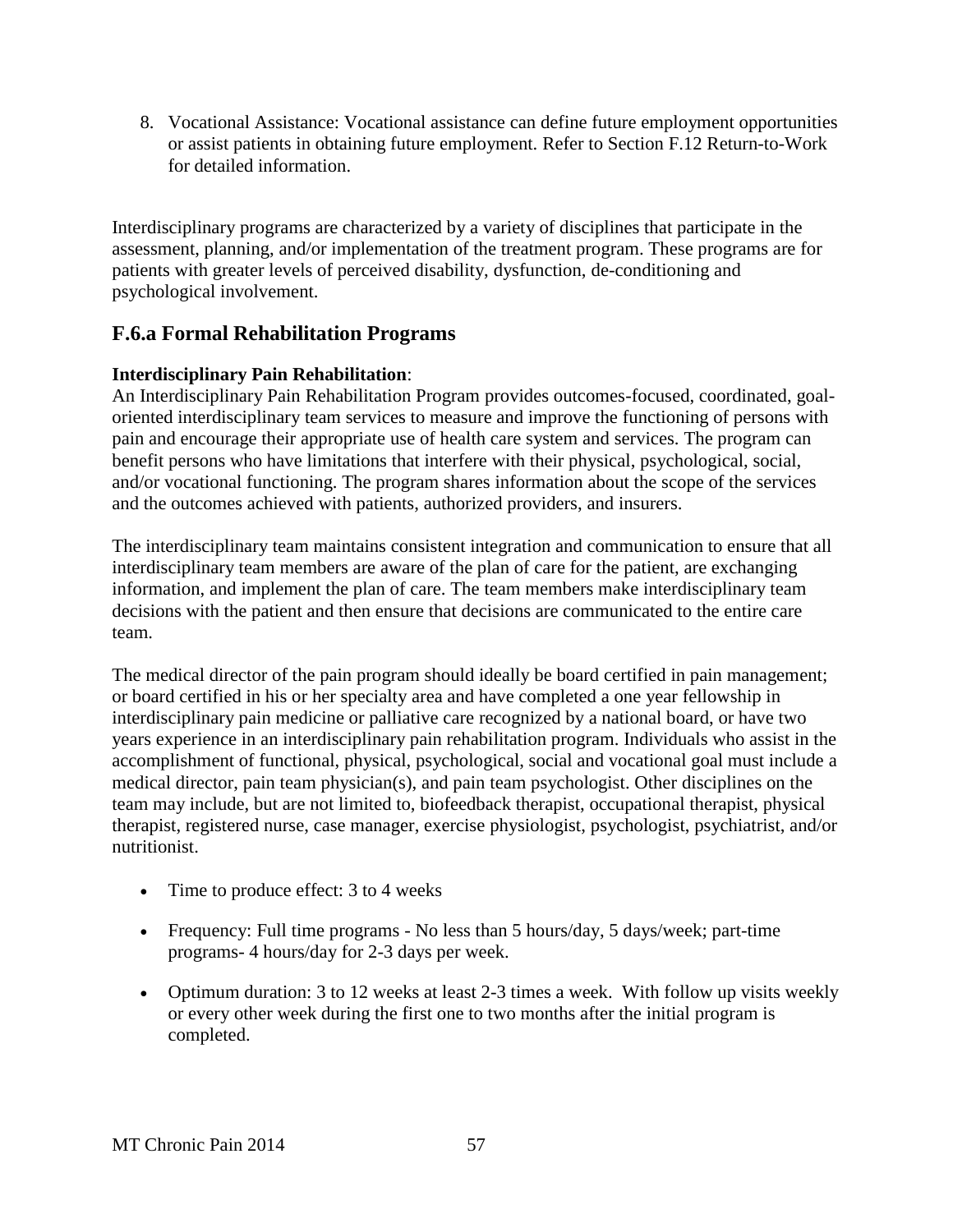8. Vocational Assistance: Vocational assistance can define future employment opportunities or assist patients in obtaining future employment. Refer to Section F.12 Return-to-Work for detailed information.

Interdisciplinary programs are characterized by a variety of disciplines that participate in the assessment, planning, and/or implementation of the treatment program. These programs are for patients with greater levels of perceived disability, dysfunction, de-conditioning and psychological involvement.

## F.6.a Formal Rehabilitation Programs

**Interdisciplinary Pain Rehabilitation**:
An Interdisciplinary Pain Rehabilitation Program provides outcomes-focused, coordinated, goal-oriented interdisciplinary team services to measure and improve the functioning of persons with pain and encourage their appropriate use of health care system and services. The program can benefit persons who have limitations that interfere with their physical, psychological, social, and/or vocational functioning. The program shares information about the scope of the services and the outcomes achieved with patients, authorized providers, and insurers.

The interdisciplinary team maintains consistent integration and communication to ensure that all interdisciplinary team members are aware of the plan of care for the patient, are exchanging information, and implement the plan of care. The team members make interdisciplinary team decisions with the patient and then ensure that decisions are communicated to the entire care team.

The medical director of the pain program should ideally be board certified in pain management; or board certified in his or her specialty area and have completed a one year fellowship in interdisciplinary pain medicine or palliative care recognized by a national board, or have two years experience in an interdisciplinary pain rehabilitation program. Individuals who assist in the accomplishment of functional, physical, psychological, social and vocational goal must include a medical director, pain team physician(s), and pain team psychologist. Other disciplines on the team may include, but are not limited to, biofeedback therapist, occupational therapist, physical therapist, registered nurse, case manager, exercise physiologist, psychologist, psychiatrist, and/or nutritionist.

- Time to produce effect: 3 to 4 weeks
- Frequency: Full time programs - No less than 5 hours/day, 5 days/week; part-time programs- 4 hours/day for 2-3 days per week.
- Optimum duration: 3 to 12 weeks at least 2-3 times a week. With follow up visits weekly or every other week during the first one to two months after the initial program is completed.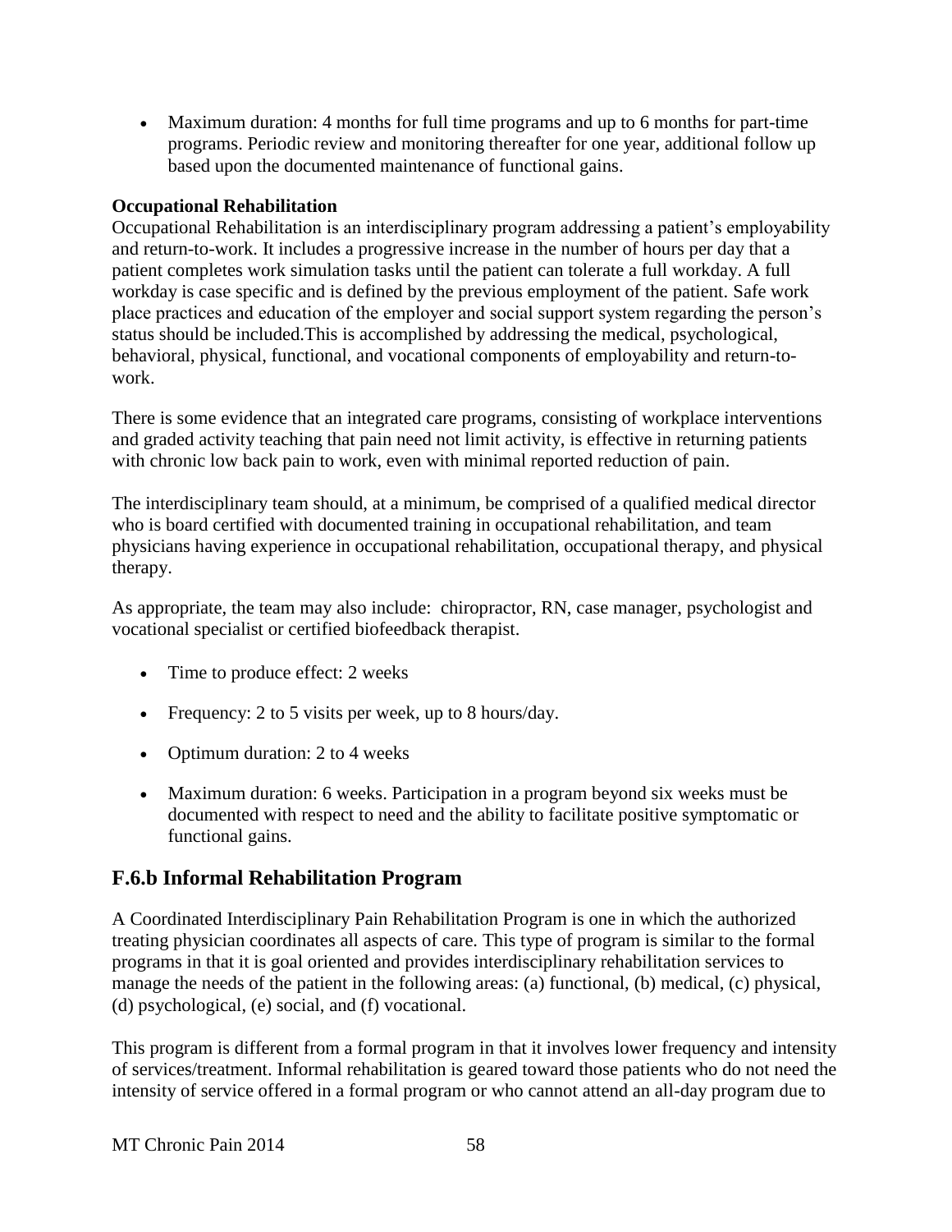- Maximum duration: 4 months for full time programs and up to 6 months for part-time programs. Periodic review and monitoring thereafter for one year, additional follow up based upon the documented maintenance of functional gains.

**Occupational Rehabilitation**
Occupational Rehabilitation is an interdisciplinary program addressing a patient's employability and return-to-work. It includes a progressive increase in the number of hours per day that a patient completes work simulation tasks until the patient can tolerate a full workday. A full workday is case specific and is defined by the previous employment of the patient. Safe work place practices and education of the employer and social support system regarding the person's status should be included.This is accomplished by addressing the medical, psychological, behavioral, physical, functional, and vocational components of employability and return-to-work.

There is some evidence that an integrated care programs, consisting of workplace interventions and graded activity teaching that pain need not limit activity, is effective in returning patients with chronic low back pain to work, even with minimal reported reduction of pain.

The interdisciplinary team should, at a minimum, be comprised of a qualified medical director who is board certified with documented training in occupational rehabilitation, and team physicians having experience in occupational rehabilitation, occupational therapy, and physical therapy.

As appropriate, the team may also include: chiropractor, RN, case manager, psychologist and vocational specialist or certified biofeedback therapist.

- Time to produce effect: 2 weeks
- Frequency: 2 to 5 visits per week, up to 8 hours/day.
- Optimum duration: 2 to 4 weeks
- Maximum duration: 6 weeks. Participation in a program beyond six weeks must be documented with respect to need and the ability to facilitate positive symptomatic or functional gains.

## F.6.b Informal Rehabilitation Program

A Coordinated Interdisciplinary Pain Rehabilitation Program is one in which the authorized treating physician coordinates all aspects of care. This type of program is similar to the formal programs in that it is goal oriented and provides interdisciplinary rehabilitation services to manage the needs of the patient in the following areas: (a) functional, (b) medical, (c) physical, (d) psychological, (e) social, and (f) vocational.

This program is different from a formal program in that it involves lower frequency and intensity of services/treatment. Informal rehabilitation is geared toward those patients who do not need the intensity of service offered in a formal program or who cannot attend an all-day program due to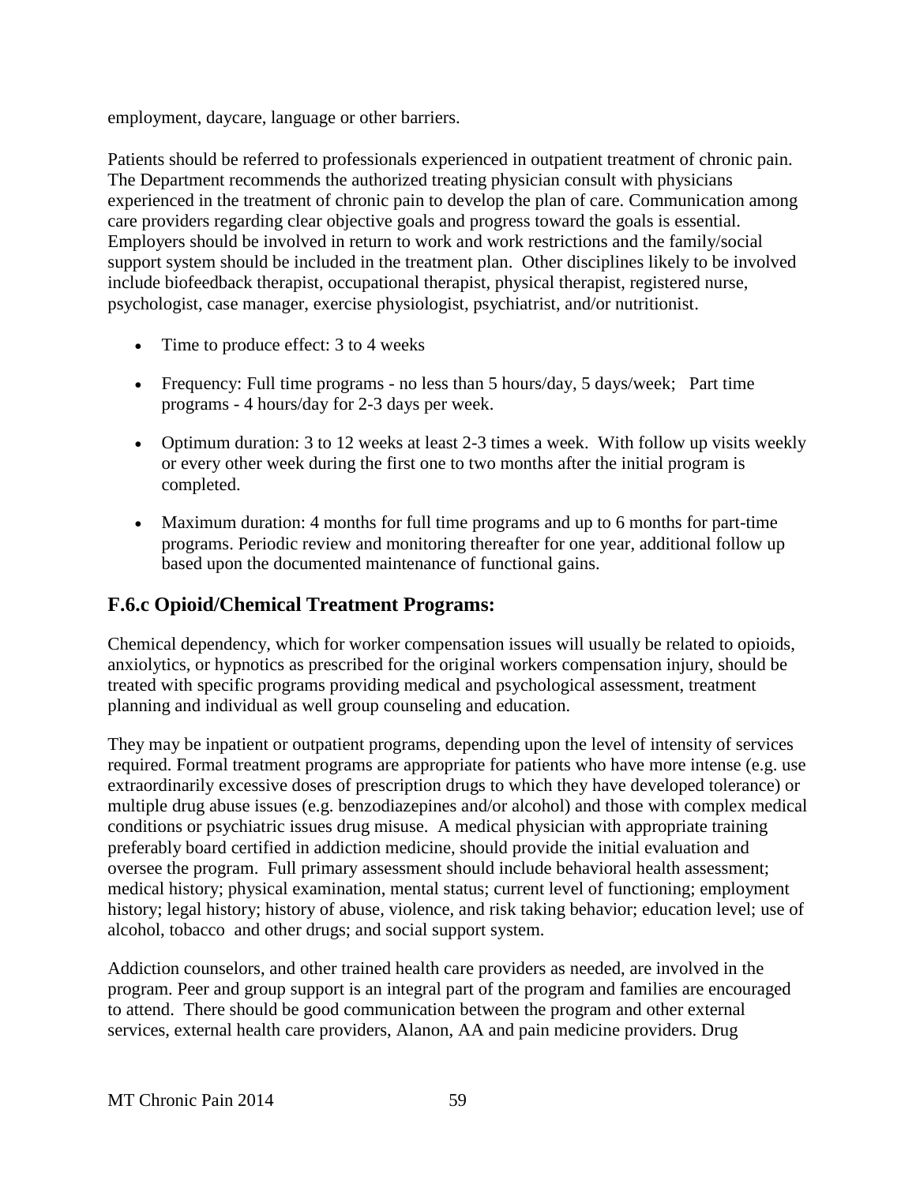employment, daycare, language or other barriers.

Patients should be referred to professionals experienced in outpatient treatment of chronic pain. The Department recommends the authorized treating physician consult with physicians experienced in the treatment of chronic pain to develop the plan of care. Communication among care providers regarding clear objective goals and progress toward the goals is essential. Employers should be involved in return to work and work restrictions and the family/social support system should be included in the treatment plan. Other disciplines likely to be involved include biofeedback therapist, occupational therapist, physical therapist, registered nurse, psychologist, case manager, exercise physiologist, psychiatrist, and/or nutritionist.

- Time to produce effect: 3 to 4 weeks
- Frequency: Full time programs - no less than 5 hours/day, 5 days/week; Part time programs - 4 hours/day for 2-3 days per week.
- Optimum duration: 3 to 12 weeks at least 2-3 times a week. With follow up visits weekly or every other week during the first one to two months after the initial program is completed.
- Maximum duration: 4 months for full time programs and up to 6 months for part-time programs. Periodic review and monitoring thereafter for one year, additional follow up based upon the documented maintenance of functional gains.

## F.6.c Opioid/Chemical Treatment Programs:

Chemical dependency, which for worker compensation issues will usually be related to opioids, anxiolytics, or hypnotics as prescribed for the original workers compensation injury, should be treated with specific programs providing medical and psychological assessment, treatment planning and individual as well group counseling and education.

They may be inpatient or outpatient programs, depending upon the level of intensity of services required. Formal treatment programs are appropriate for patients who have more intense (e.g. use extraordinarily excessive doses of prescription drugs to which they have developed tolerance) or multiple drug abuse issues (e.g. benzodiazepines and/or alcohol) and those with complex medical conditions or psychiatric issues drug misuse. A medical physician with appropriate training preferably board certified in addiction medicine, should provide the initial evaluation and oversee the program. Full primary assessment should include behavioral health assessment; medical history; physical examination, mental status; current level of functioning; employment history; legal history; history of abuse, violence, and risk taking behavior; education level; use of alcohol, tobacco and other drugs; and social support system.

Addiction counselors, and other trained health care providers as needed, are involved in the program. Peer and group support is an integral part of the program and families are encouraged to attend. There should be good communication between the program and other external services, external health care providers, Alanon, AA and pain medicine providers. Drug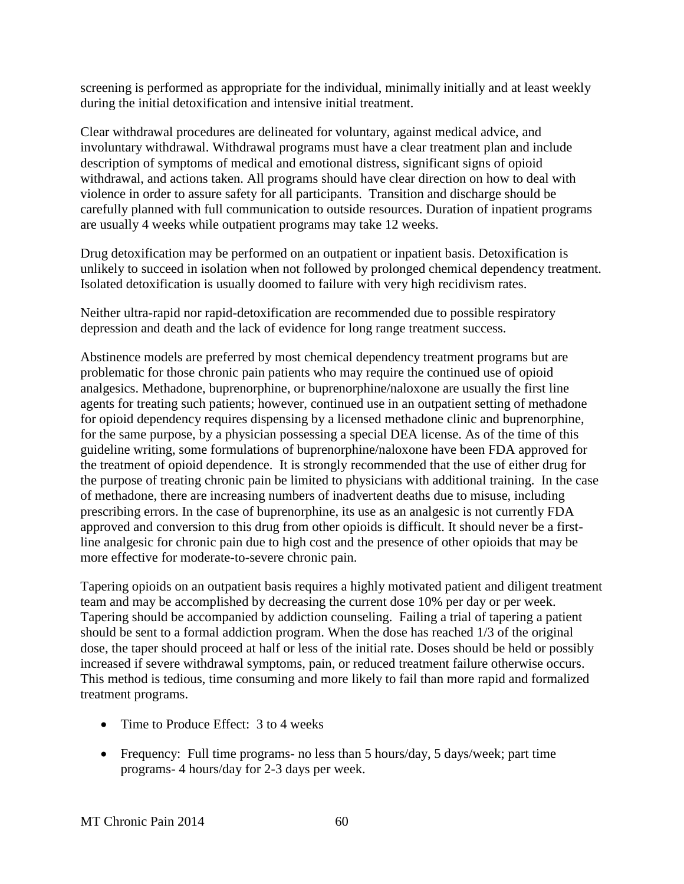screening is performed as appropriate for the individual, minimally initially and at least weekly during the initial detoxification and intensive initial treatment.

Clear withdrawal procedures are delineated for voluntary, against medical advice, and involuntary withdrawal. Withdrawal programs must have a clear treatment plan and include description of symptoms of medical and emotional distress, significant signs of opioid withdrawal, and actions taken. All programs should have clear direction on how to deal with violence in order to assure safety for all participants. Transition and discharge should be carefully planned with full communication to outside resources. Duration of inpatient programs are usually 4 weeks while outpatient programs may take 12 weeks.

Drug detoxification may be performed on an outpatient or inpatient basis. Detoxification is unlikely to succeed in isolation when not followed by prolonged chemical dependency treatment. Isolated detoxification is usually doomed to failure with very high recidivism rates.

Neither ultra-rapid nor rapid-detoxification are recommended due to possible respiratory depression and death and the lack of evidence for long range treatment success.

Abstinence models are preferred by most chemical dependency treatment programs but are problematic for those chronic pain patients who may require the continued use of opioid analgesics. Methadone, buprenorphine, or buprenorphine/naloxone are usually the first line agents for treating such patients; however, continued use in an outpatient setting of methadone for opioid dependency requires dispensing by a licensed methadone clinic and buprenorphine, for the same purpose, by a physician possessing a special DEA license. As of the time of this guideline writing, some formulations of buprenorphine/naloxone have been FDA approved for the treatment of opioid dependence. It is strongly recommended that the use of either drug for the purpose of treating chronic pain be limited to physicians with additional training. In the case of methadone, there are increasing numbers of inadvertent deaths due to misuse, including prescribing errors. In the case of buprenorphine, its use as an analgesic is not currently FDA approved and conversion to this drug from other opioids is difficult. It should never be a first-line analgesic for chronic pain due to high cost and the presence of other opioids that may be more effective for moderate-to-severe chronic pain.

Tapering opioids on an outpatient basis requires a highly motivated patient and diligent treatment team and may be accomplished by decreasing the current dose 10% per day or per week. Tapering should be accompanied by addiction counseling. Failing a trial of tapering a patient should be sent to a formal addiction program. When the dose has reached 1/3 of the original dose, the taper should proceed at half or less of the initial rate. Doses should be held or possibly increased if severe withdrawal symptoms, pain, or reduced treatment failure otherwise occurs. This method is tedious, time consuming and more likely to fail than more rapid and formalized treatment programs.

- Time to Produce Effect: 3 to 4 weeks
- Frequency: Full time programs- no less than 5 hours/day, 5 days/week; part time programs- 4 hours/day for 2-3 days per week.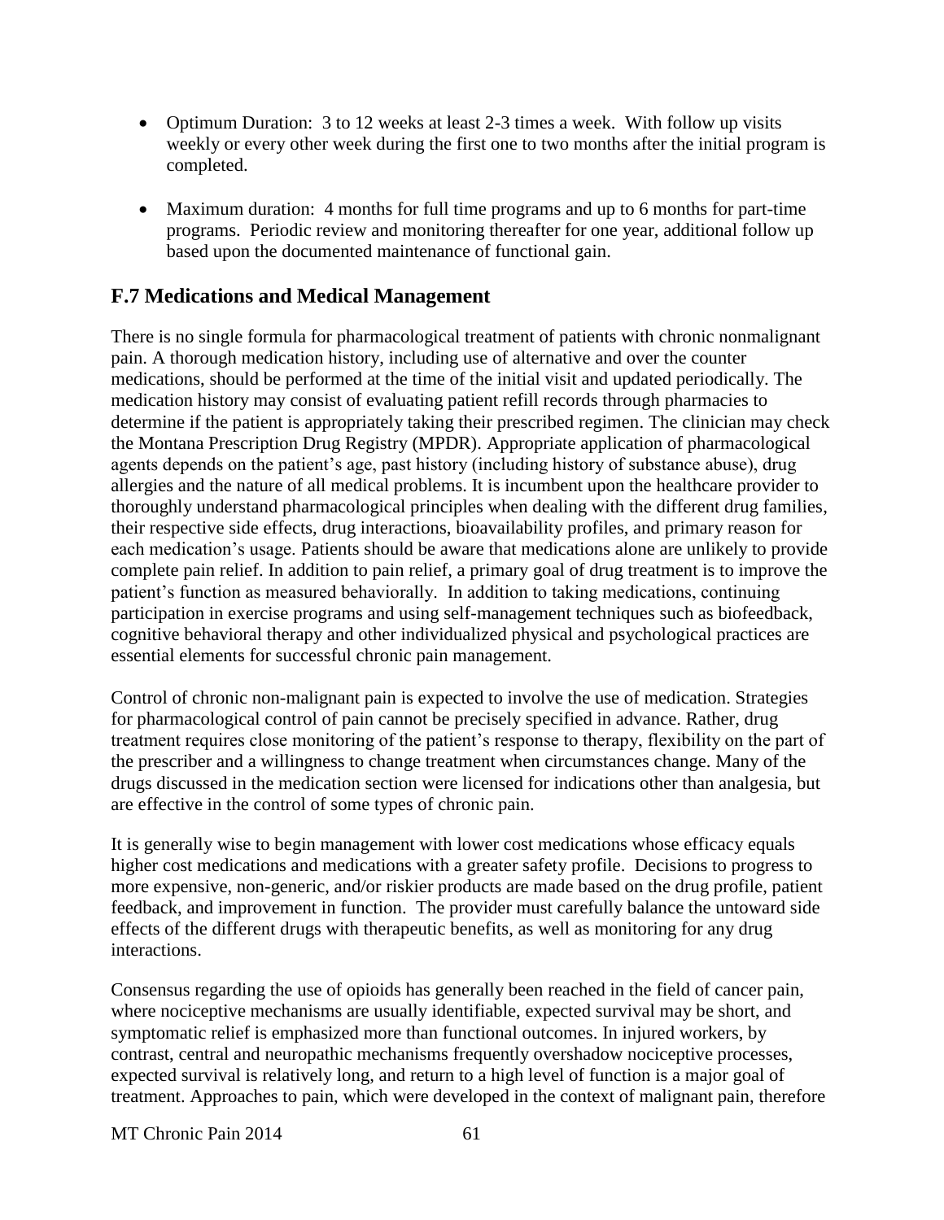- Optimum Duration: 3 to 12 weeks at least 2-3 times a week. With follow up visits weekly or every other week during the first one to two months after the initial program is completed.

- Maximum duration: 4 months for full time programs and up to 6 months for part-time programs. Periodic review and monitoring thereafter for one year, additional follow up based upon the documented maintenance of functional gain.

## F.7 Medications and Medical Management

There is no single formula for pharmacological treatment of patients with chronic nonmalignant pain. A thorough medication history, including use of alternative and over the counter medications, should be performed at the time of the initial visit and updated periodically. The medication history may consist of evaluating patient refill records through pharmacies to determine if the patient is appropriately taking their prescribed regimen. The clinician may check the Montana Prescription Drug Registry (MPDR). Appropriate application of pharmacological agents depends on the patient's age, past history (including history of substance abuse), drug allergies and the nature of all medical problems. It is incumbent upon the healthcare provider to thoroughly understand pharmacological principles when dealing with the different drug families, their respective side effects, drug interactions, bioavailability profiles, and primary reason for each medication's usage. Patients should be aware that medications alone are unlikely to provide complete pain relief. In addition to pain relief, a primary goal of drug treatment is to improve the patient's function as measured behaviorally. In addition to taking medications, continuing participation in exercise programs and using self-management techniques such as biofeedback, cognitive behavioral therapy and other individualized physical and psychological practices are essential elements for successful chronic pain management.

Control of chronic non-malignant pain is expected to involve the use of medication. Strategies for pharmacological control of pain cannot be precisely specified in advance. Rather, drug treatment requires close monitoring of the patient's response to therapy, flexibility on the part of the prescriber and a willingness to change treatment when circumstances change. Many of the drugs discussed in the medication section were licensed for indications other than analgesia, but are effective in the control of some types of chronic pain.

It is generally wise to begin management with lower cost medications whose efficacy equals higher cost medications and medications with a greater safety profile. Decisions to progress to more expensive, non-generic, and/or riskier products are made based on the drug profile, patient feedback, and improvement in function. The provider must carefully balance the untoward side effects of the different drugs with therapeutic benefits, as well as monitoring for any drug interactions.

Consensus regarding the use of opioids has generally been reached in the field of cancer pain, where nociceptive mechanisms are usually identifiable, expected survival may be short, and symptomatic relief is emphasized more than functional outcomes. In injured workers, by contrast, central and neuropathic mechanisms frequently overshadow nociceptive processes, expected survival is relatively long, and return to a high level of function is a major goal of treatment. Approaches to pain, which were developed in the context of malignant pain, therefore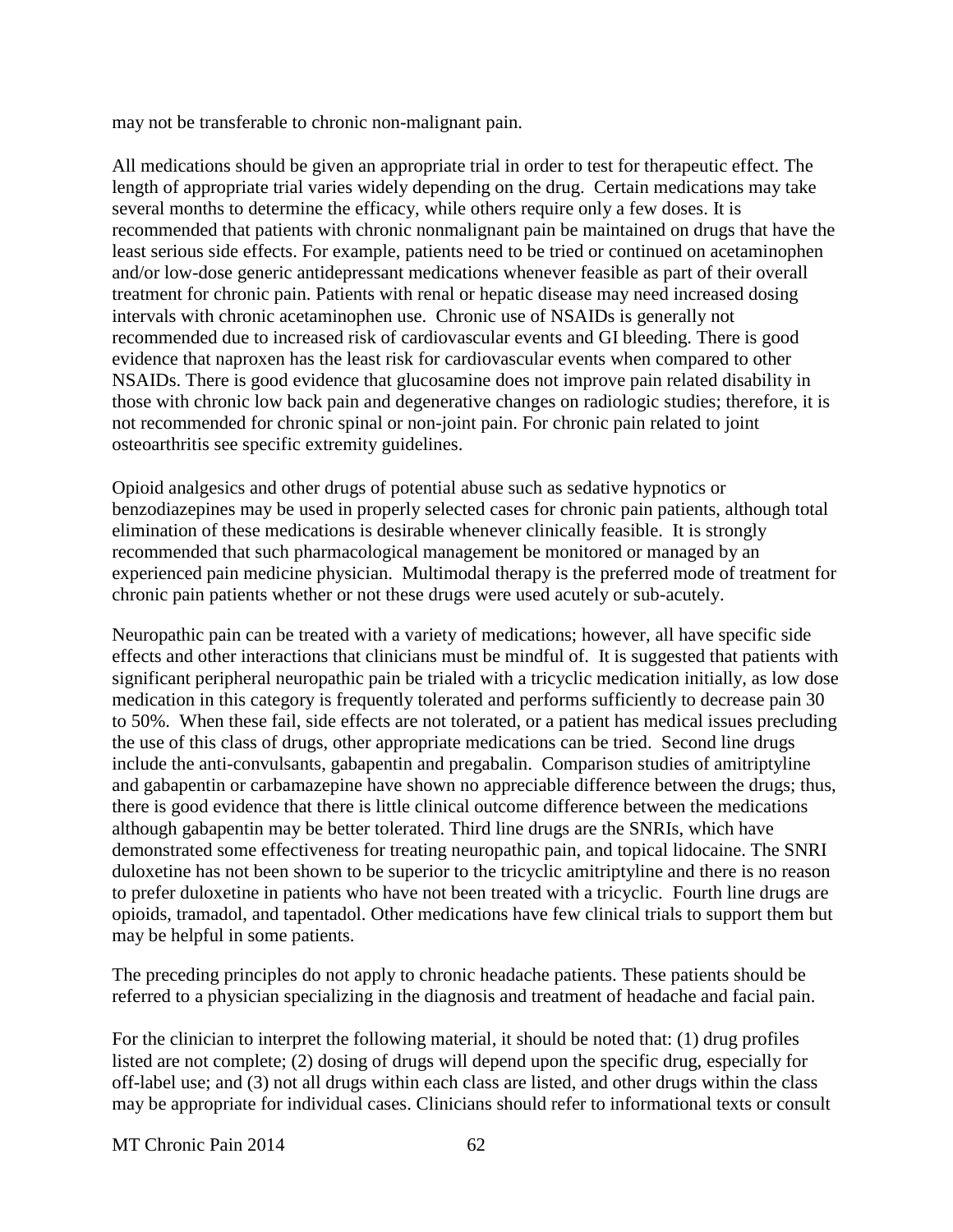may not be transferable to chronic non-malignant pain.

All medications should be given an appropriate trial in order to test for therapeutic effect. The length of appropriate trial varies widely depending on the drug. Certain medications may take several months to determine the efficacy, while others require only a few doses. It is recommended that patients with chronic nonmalignant pain be maintained on drugs that have the least serious side effects. For example, patients need to be tried or continued on acetaminophen and/or low-dose generic antidepressant medications whenever feasible as part of their overall treatment for chronic pain. Patients with renal or hepatic disease may need increased dosing intervals with chronic acetaminophen use. Chronic use of NSAIDs is generally not recommended due to increased risk of cardiovascular events and GI bleeding. There is good evidence that naproxen has the least risk for cardiovascular events when compared to other NSAIDs. There is good evidence that glucosamine does not improve pain related disability in those with chronic low back pain and degenerative changes on radiologic studies; therefore, it is not recommended for chronic spinal or non-joint pain. For chronic pain related to joint osteoarthritis see specific extremity guidelines.

Opioid analgesics and other drugs of potential abuse such as sedative hypnotics or benzodiazepines may be used in properly selected cases for chronic pain patients, although total elimination of these medications is desirable whenever clinically feasible. It is strongly recommended that such pharmacological management be monitored or managed by an experienced pain medicine physician. Multimodal therapy is the preferred mode of treatment for chronic pain patients whether or not these drugs were used acutely or sub-acutely.

Neuropathic pain can be treated with a variety of medications; however, all have specific side effects and other interactions that clinicians must be mindful of. It is suggested that patients with significant peripheral neuropathic pain be trialed with a tricyclic medication initially, as low dose medication in this category is frequently tolerated and performs sufficiently to decrease pain 30 to 50%. When these fail, side effects are not tolerated, or a patient has medical issues precluding the use of this class of drugs, other appropriate medications can be tried. Second line drugs include the anti-convulsants, gabapentin and pregabalin. Comparison studies of amitriptyline and gabapentin or carbamazepine have shown no appreciable difference between the drugs; thus, there is good evidence that there is little clinical outcome difference between the medications although gabapentin may be better tolerated. Third line drugs are the SNRIs, which have demonstrated some effectiveness for treating neuropathic pain, and topical lidocaine. The SNRI duloxetine has not been shown to be superior to the tricyclic amitriptyline and there is no reason to prefer duloxetine in patients who have not been treated with a tricyclic. Fourth line drugs are opioids, tramadol, and tapentadol. Other medications have few clinical trials to support them but may be helpful in some patients.

The preceding principles do not apply to chronic headache patients. These patients should be referred to a physician specializing in the diagnosis and treatment of headache and facial pain.

For the clinician to interpret the following material, it should be noted that: (1) drug profiles listed are not complete; (2) dosing of drugs will depend upon the specific drug, especially for off-label use; and (3) not all drugs within each class are listed, and other drugs within the class may be appropriate for individual cases. Clinicians should refer to informational texts or consult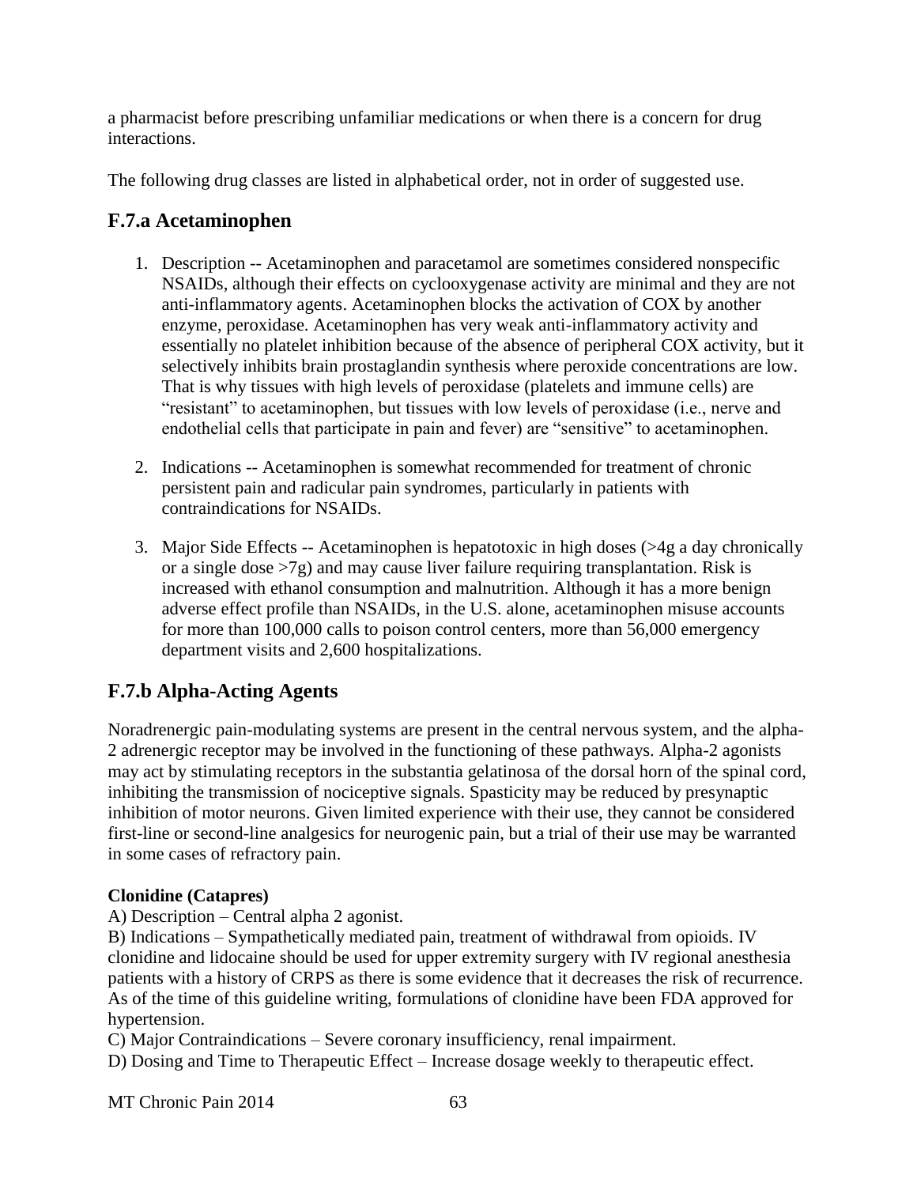a pharmacist before prescribing unfamiliar medications or when there is a concern for drug interactions.

The following drug classes are listed in alphabetical order, not in order of suggested use.

## F.7.a Acetaminophen

1. Description -- Acetaminophen and paracetamol are sometimes considered nonspecific NSAIDs, although their effects on cyclooxygenase activity are minimal and they are not anti-inflammatory agents. Acetaminophen blocks the activation of COX by another enzyme, peroxidase. Acetaminophen has very weak anti-inflammatory activity and essentially no platelet inhibition because of the absence of peripheral COX activity, but it selectively inhibits brain prostaglandin synthesis where peroxide concentrations are low. That is why tissues with high levels of peroxidase (platelets and immune cells) are "resistant" to acetaminophen, but tissues with low levels of peroxidase (i.e., nerve and endothelial cells that participate in pain and fever) are "sensitive" to acetaminophen.

2. Indications -- Acetaminophen is somewhat recommended for treatment of chronic persistent pain and radicular pain syndromes, particularly in patients with contraindications for NSAIDs.

3. Major Side Effects -- Acetaminophen is hepatotoxic in high doses (>4g a day chronically or a single dose >7g) and may cause liver failure requiring transplantation. Risk is increased with ethanol consumption and malnutrition. Although it has a more benign adverse effect profile than NSAIDs, in the U.S. alone, acetaminophen misuse accounts for more than 100,000 calls to poison control centers, more than 56,000 emergency department visits and 2,600 hospitalizations.

## F.7.b Alpha-Acting Agents

Noradrenergic pain-modulating systems are present in the central nervous system, and the alpha-2 adrenergic receptor may be involved in the functioning of these pathways. Alpha-2 agonists may act by stimulating receptors in the substantia gelatinosa of the dorsal horn of the spinal cord, inhibiting the transmission of nociceptive signals. Spasticity may be reduced by presynaptic inhibition of motor neurons. Given limited experience with their use, they cannot be considered first-line or second-line analgesics for neurogenic pain, but a trial of their use may be warranted in some cases of refractory pain.

**Clonidine (Catapres)**

A) Description – Central alpha 2 agonist.
B) Indications – Sympathetically mediated pain, treatment of withdrawal from opioids. IV clonidine and lidocaine should be used for upper extremity surgery with IV regional anesthesia patients with a history of CRPS as there is some evidence that it decreases the risk of recurrence. As of the time of this guideline writing, formulations of clonidine have been FDA approved for hypertension.
C) Major Contraindications – Severe coronary insufficiency, renal impairment.
D) Dosing and Time to Therapeutic Effect – Increase dosage weekly to therapeutic effect.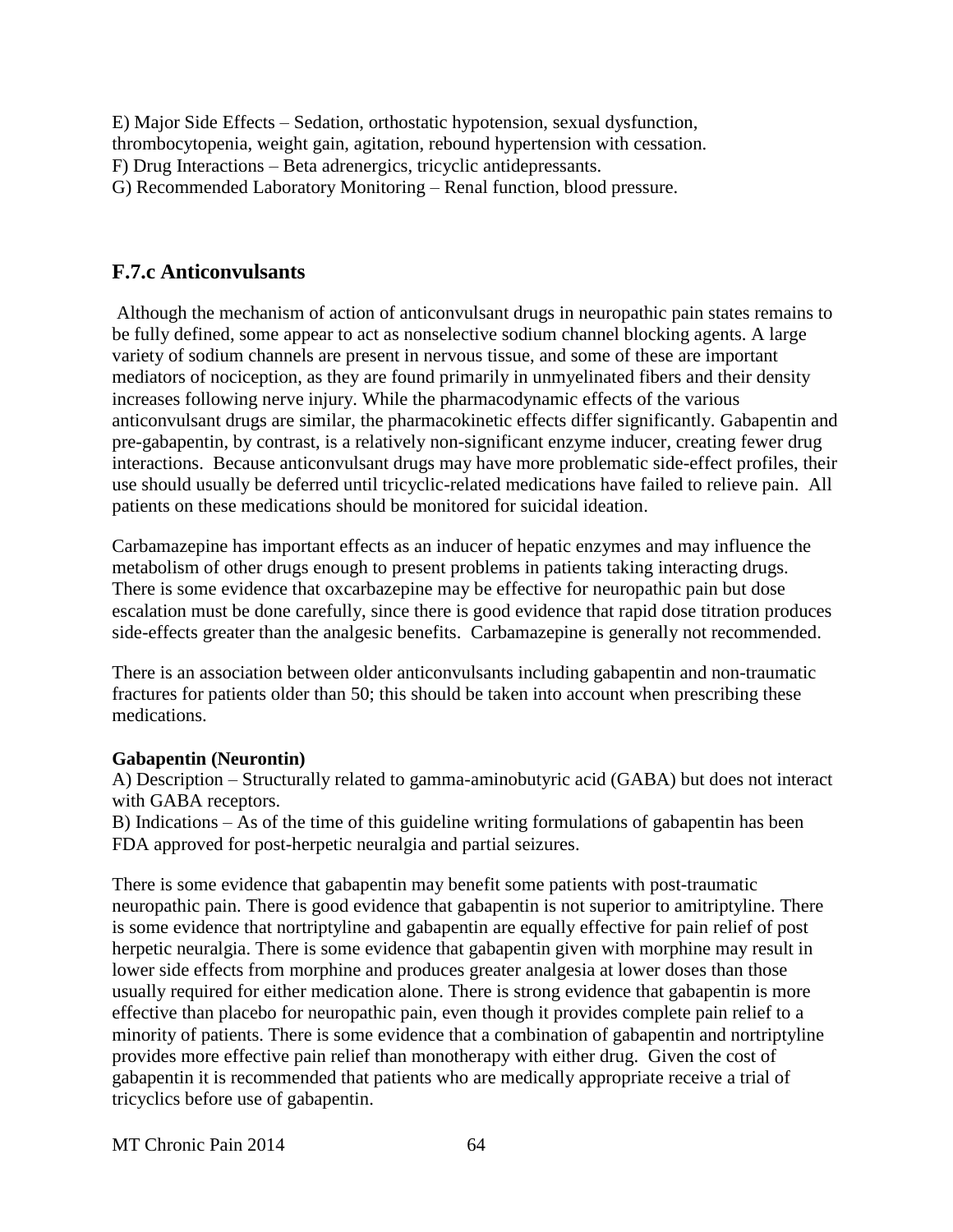E) Major Side Effects – Sedation, orthostatic hypotension, sexual dysfunction, thrombocytopenia, weight gain, agitation, rebound hypertension with cessation.
F) Drug Interactions – Beta adrenergics, tricyclic antidepressants.
G) Recommended Laboratory Monitoring – Renal function, blood pressure.

## F.7.c Anticonvulsants

Although the mechanism of action of anticonvulsant drugs in neuropathic pain states remains to be fully defined, some appear to act as nonselective sodium channel blocking agents. A large variety of sodium channels are present in nervous tissue, and some of these are important mediators of nociception, as they are found primarily in unmyelinated fibers and their density increases following nerve injury. While the pharmacodynamic effects of the various anticonvulsant drugs are similar, the pharmacokinetic effects differ significantly. Gabapentin and pre-gabapentin, by contrast, is a relatively non-significant enzyme inducer, creating fewer drug interactions. Because anticonvulsant drugs may have more problematic side-effect profiles, their use should usually be deferred until tricyclic-related medications have failed to relieve pain. All patients on these medications should be monitored for suicidal ideation.

Carbamazepine has important effects as an inducer of hepatic enzymes and may influence the metabolism of other drugs enough to present problems in patients taking interacting drugs. There is some evidence that oxcarbazepine may be effective for neuropathic pain but dose escalation must be done carefully, since there is good evidence that rapid dose titration produces side-effects greater than the analgesic benefits. Carbamazepine is generally not recommended.

There is an association between older anticonvulsants including gabapentin and non-traumatic fractures for patients older than 50; this should be taken into account when prescribing these medications.

**Gabapentin (Neurontin)**
A) Description – Structurally related to gamma-aminobutyric acid (GABA) but does not interact with GABA receptors.
B) Indications – As of the time of this guideline writing formulations of gabapentin has been FDA approved for post-herpetic neuralgia and partial seizures.

There is some evidence that gabapentin may benefit some patients with post-traumatic neuropathic pain. There is good evidence that gabapentin is not superior to amitriptyline. There is some evidence that nortriptyline and gabapentin are equally effective for pain relief of post herpetic neuralgia. There is some evidence that gabapentin given with morphine may result in lower side effects from morphine and produces greater analgesia at lower doses than those usually required for either medication alone. There is strong evidence that gabapentin is more effective than placebo for neuropathic pain, even though it provides complete pain relief to a minority of patients. There is some evidence that a combination of gabapentin and nortriptyline provides more effective pain relief than monotherapy with either drug. Given the cost of gabapentin it is recommended that patients who are medically appropriate receive a trial of tricyclics before use of gabapentin.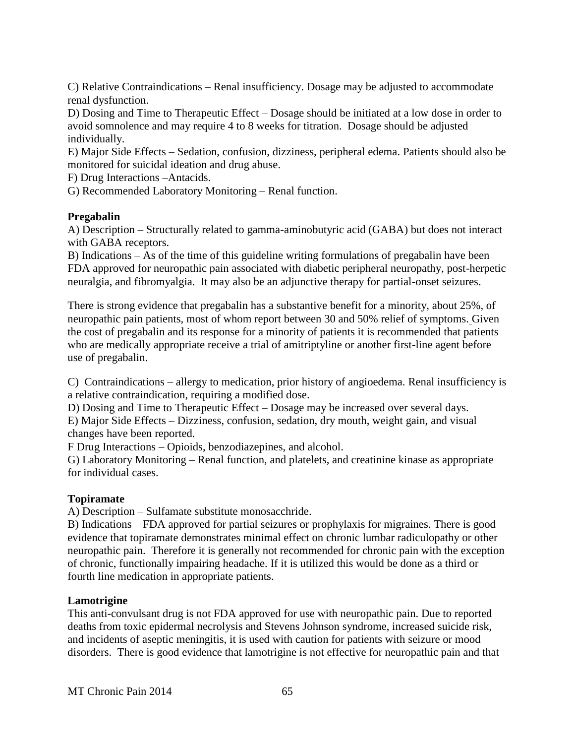C) Relative Contraindications – Renal insufficiency. Dosage may be adjusted to accommodate renal dysfunction.

D) Dosing and Time to Therapeutic Effect – Dosage should be initiated at a low dose in order to avoid somnolence and may require 4 to 8 weeks for titration. Dosage should be adjusted individually.

E) Major Side Effects – Sedation, confusion, dizziness, peripheral edema. Patients should also be monitored for suicidal ideation and drug abuse.

F) Drug Interactions –Antacids.

G) Recommended Laboratory Monitoring – Renal function.

**Pregabalin**

A) Description – Structurally related to gamma-aminobutyric acid (GABA) but does not interact with GABA receptors.

B) Indications – As of the time of this guideline writing formulations of pregabalin have been FDA approved for neuropathic pain associated with diabetic peripheral neuropathy, post-herpetic neuralgia, and fibromyalgia. It may also be an adjunctive therapy for partial-onset seizures.

There is strong evidence that pregabalin has a substantive benefit for a minority, about 25%, of neuropathic pain patients, most of whom report between 30 and 50% relief of symptoms. Given the cost of pregabalin and its response for a minority of patients it is recommended that patients who are medically appropriate receive a trial of amitriptyline or another first-line agent before use of pregabalin.

C) Contraindications – allergy to medication, prior history of angioedema. Renal insufficiency is a relative contraindication, requiring a modified dose.

D) Dosing and Time to Therapeutic Effect – Dosage may be increased over several days.

E) Major Side Effects – Dizziness, confusion, sedation, dry mouth, weight gain, and visual changes have been reported.

F Drug Interactions – Opioids, benzodiazepines, and alcohol.

G) Laboratory Monitoring – Renal function, and platelets, and creatinine kinase as appropriate for individual cases.

**Topiramate**

A) Description – Sulfamate substitute monosacchride.

B) Indications – FDA approved for partial seizures or prophylaxis for migraines. There is good evidence that topiramate demonstrates minimal effect on chronic lumbar radiculopathy or other neuropathic pain. Therefore it is generally not recommended for chronic pain with the exception of chronic, functionally impairing headache. If it is utilized this would be done as a third or fourth line medication in appropriate patients.

**Lamotrigine**

This anti-convulsant drug is not FDA approved for use with neuropathic pain. Due to reported deaths from toxic epidermal necrolysis and Stevens Johnson syndrome, increased suicide risk, and incidents of aseptic meningitis, it is used with caution for patients with seizure or mood disorders. There is good evidence that lamotrigine is not effective for neuropathic pain and that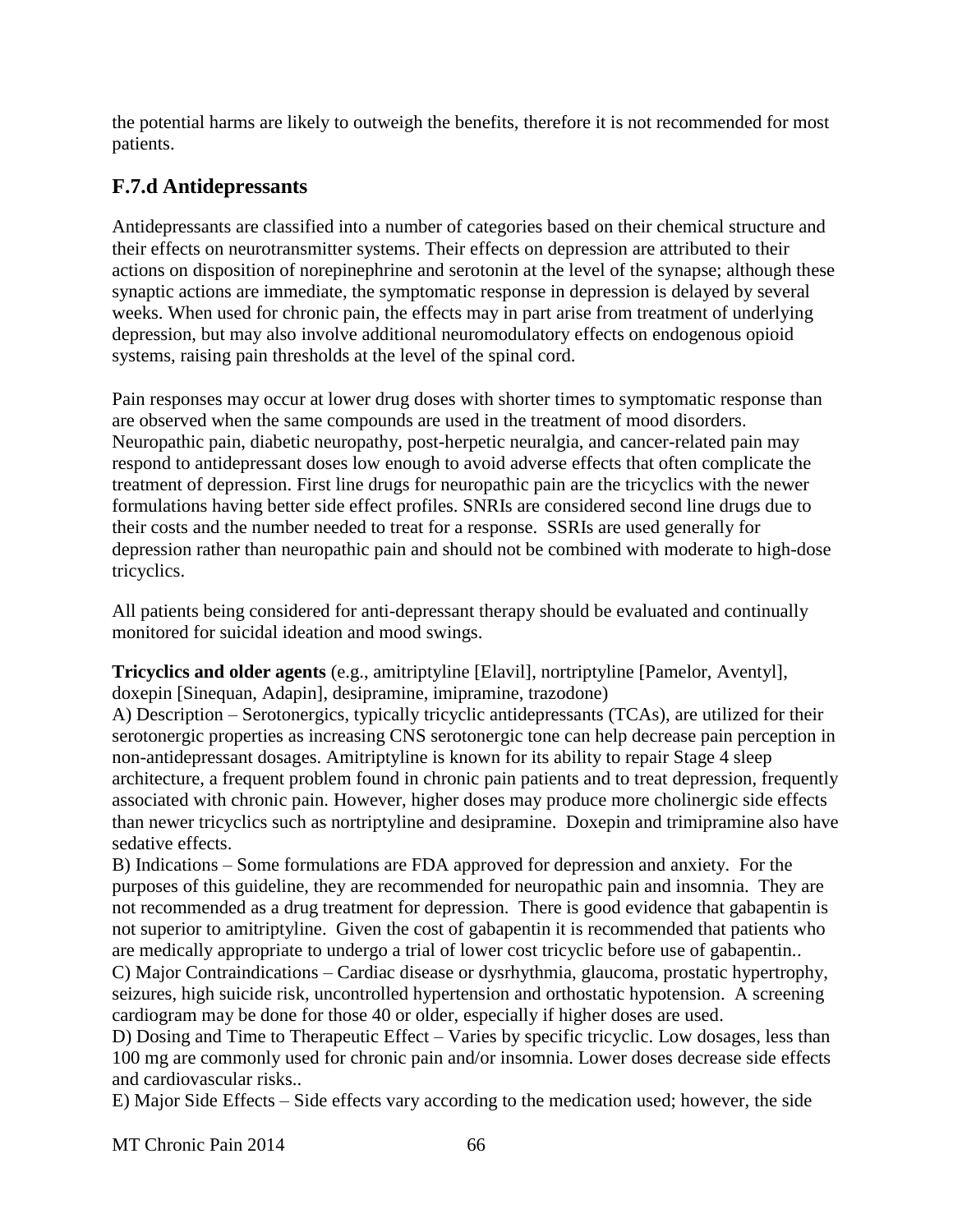the potential harms are likely to outweigh the benefits, therefore it is not recommended for most patients.

## F.7.d Antidepressants

Antidepressants are classified into a number of categories based on their chemical structure and their effects on neurotransmitter systems. Their effects on depression are attributed to their actions on disposition of norepinephrine and serotonin at the level of the synapse; although these synaptic actions are immediate, the symptomatic response in depression is delayed by several weeks. When used for chronic pain, the effects may in part arise from treatment of underlying depression, but may also involve additional neuromodulatory effects on endogenous opioid systems, raising pain thresholds at the level of the spinal cord.

Pain responses may occur at lower drug doses with shorter times to symptomatic response than are observed when the same compounds are used in the treatment of mood disorders. Neuropathic pain, diabetic neuropathy, post-herpetic neuralgia, and cancer-related pain may respond to antidepressant doses low enough to avoid adverse effects that often complicate the treatment of depression. First line drugs for neuropathic pain are the tricyclics with the newer formulations having better side effect profiles. SNRIs are considered second line drugs due to their costs and the number needed to treat for a response. SSRIs are used generally for depression rather than neuropathic pain and should not be combined with moderate to high-dose tricyclics.

All patients being considered for anti-depressant therapy should be evaluated and continually monitored for suicidal ideation and mood swings.

**Tricyclics and older agents** (e.g., amitriptyline [Elavil], nortriptyline [Pamelor, Aventyl], doxepin [Sinequan, Adapin], desipramine, imipramine, trazodone)

A) Description – Serotonergics, typically tricyclic antidepressants (TCAs), are utilized for their serotonergic properties as increasing CNS serotonergic tone can help decrease pain perception in non-antidepressant dosages. Amitriptyline is known for its ability to repair Stage 4 sleep architecture, a frequent problem found in chronic pain patients and to treat depression, frequently associated with chronic pain. However, higher doses may produce more cholinergic side effects than newer tricyclics such as nortriptyline and desipramine. Doxepin and trimipramine also have sedative effects.

B) Indications – Some formulations are FDA approved for depression and anxiety. For the purposes of this guideline, they are recommended for neuropathic pain and insomnia. They are not recommended as a drug treatment for depression. There is good evidence that gabapentin is not superior to amitriptyline. Given the cost of gabapentin it is recommended that patients who are medically appropriate to undergo a trial of lower cost tricyclic before use of gabapentin..

C) Major Contraindications – Cardiac disease or dysrhythmia, glaucoma, prostatic hypertrophy, seizures, high suicide risk, uncontrolled hypertension and orthostatic hypotension. A screening cardiogram may be done for those 40 or older, especially if higher doses are used.

D) Dosing and Time to Therapeutic Effect – Varies by specific tricyclic. Low dosages, less than 100 mg are commonly used for chronic pain and/or insomnia. Lower doses decrease side effects and cardiovascular risks..

E) Major Side Effects – Side effects vary according to the medication used; however, the side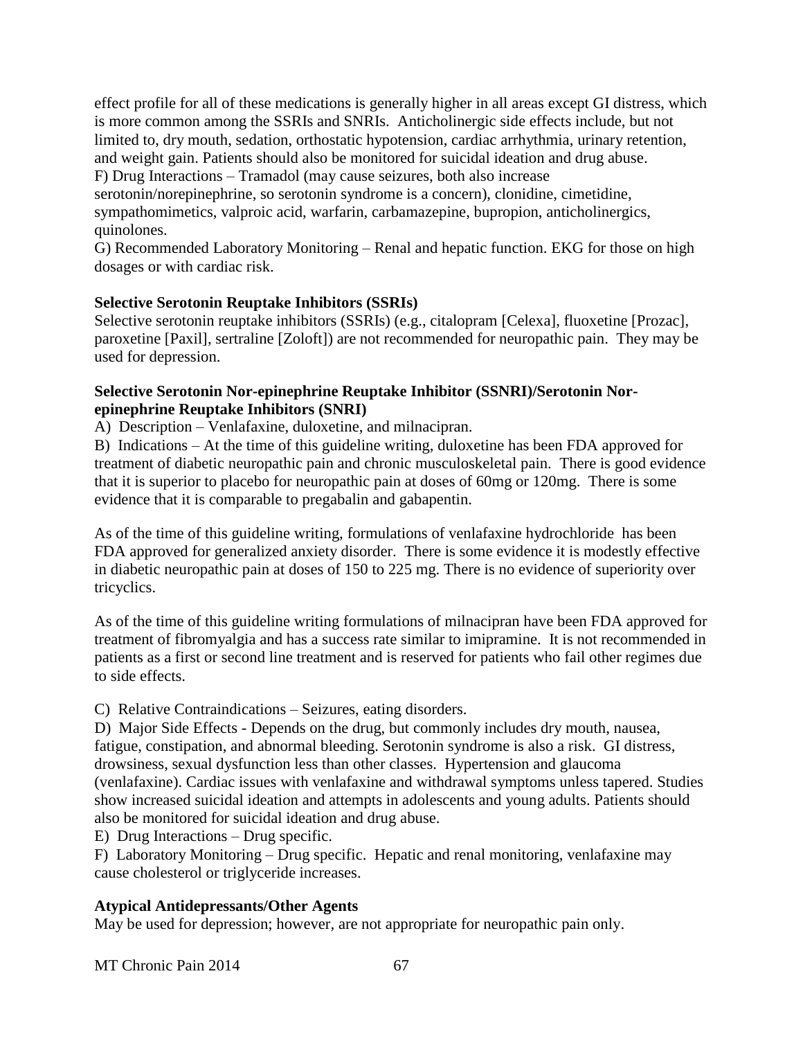effect profile for all of these medications is generally higher in all areas except GI distress, which is more common among the SSRIs and SNRIs. Anticholinergic side effects include, but not limited to, dry mouth, sedation, orthostatic hypotension, cardiac arrhythmia, urinary retention, and weight gain. Patients should also be monitored for suicidal ideation and drug abuse.
F) Drug Interactions – Tramadol (may cause seizures, both also increase serotonin/norepinephrine, so serotonin syndrome is a concern), clonidine, cimetidine, sympathomimetics, valproic acid, warfarin, carbamazepine, bupropion, anticholinergics, quinolones.
G) Recommended Laboratory Monitoring – Renal and hepatic function. EKG for those on high dosages or with cardiac risk.

**Selective Serotonin Reuptake Inhibitors (SSRIs)**
Selective serotonin reuptake inhibitors (SSRIs) (e.g., citalopram [Celexa], fluoxetine [Prozac], paroxetine [Paxil], sertraline [Zoloft]) are not recommended for neuropathic pain. They may be used for depression.

**Selective Serotonin Nor-epinephrine Reuptake Inhibitor (SSNRI)/Serotonin Nor-epinephrine Reuptake Inhibitors (SNRI)**
A) Description – Venlafaxine, duloxetine, and milnacipran.
B) Indications – At the time of this guideline writing, duloxetine has been FDA approved for treatment of diabetic neuropathic pain and chronic musculoskeletal pain. There is good evidence that it is superior to placebo for neuropathic pain at doses of 60mg or 120mg. There is some evidence that it is comparable to pregabalin and gabapentin.

As of the time of this guideline writing, formulations of venlafaxine hydrochloride has been FDA approved for generalized anxiety disorder. There is some evidence it is modestly effective in diabetic neuropathic pain at doses of 150 to 225 mg. There is no evidence of superiority over tricyclics.

As of the time of this guideline writing formulations of milnacipran have been FDA approved for treatment of fibromyalgia and has a success rate similar to imipramine. It is not recommended in patients as a first or second line treatment and is reserved for patients who fail other regimes due to side effects.

C) Relative Contraindications – Seizures, eating disorders.
D) Major Side Effects - Depends on the drug, but commonly includes dry mouth, nausea, fatigue, constipation, and abnormal bleeding. Serotonin syndrome is also a risk. GI distress, drowsiness, sexual dysfunction less than other classes. Hypertension and glaucoma (venlafaxine). Cardiac issues with venlafaxine and withdrawal symptoms unless tapered. Studies show increased suicidal ideation and attempts in adolescents and young adults. Patients should also be monitored for suicidal ideation and drug abuse.
E) Drug Interactions – Drug specific.
F) Laboratory Monitoring – Drug specific. Hepatic and renal monitoring, venlafaxine may cause cholesterol or triglyceride increases.

**Atypical Antidepressants/Other Agents**
May be used for depression; however, are not appropriate for neuropathic pain only.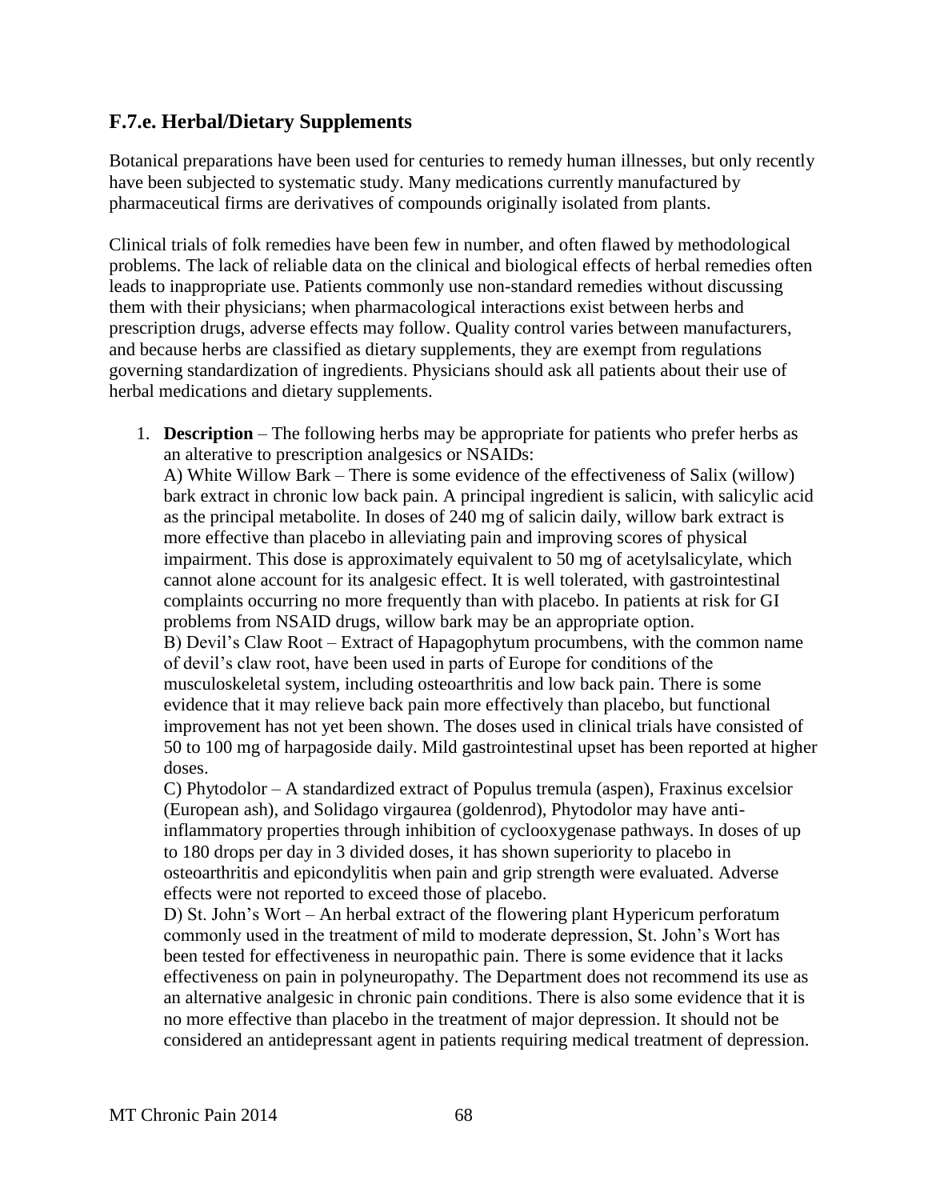## F.7.e. Herbal/Dietary Supplements

Botanical preparations have been used for centuries to remedy human illnesses, but only recently have been subjected to systematic study. Many medications currently manufactured by pharmaceutical firms are derivatives of compounds originally isolated from plants.

Clinical trials of folk remedies have been few in number, and often flawed by methodological problems. The lack of reliable data on the clinical and biological effects of herbal remedies often leads to inappropriate use. Patients commonly use non-standard remedies without discussing them with their physicians; when pharmacological interactions exist between herbs and prescription drugs, adverse effects may follow. Quality control varies between manufacturers, and because herbs are classified as dietary supplements, they are exempt from regulations governing standardization of ingredients. Physicians should ask all patients about their use of herbal medications and dietary supplements.

1. **Description** – The following herbs may be appropriate for patients who prefer herbs as an alterative to prescription analgesics or NSAIDs:
   A) White Willow Bark – There is some evidence of the effectiveness of Salix (willow) bark extract in chronic low back pain. A principal ingredient is salicin, with salicylic acid as the principal metabolite. In doses of 240 mg of salicin daily, willow bark extract is more effective than placebo in alleviating pain and improving scores of physical impairment. This dose is approximately equivalent to 50 mg of acetylsalicylate, which cannot alone account for its analgesic effect. It is well tolerated, with gastrointestinal complaints occurring no more frequently than with placebo. In patients at risk for GI problems from NSAID drugs, willow bark may be an appropriate option.
   B) Devil's Claw Root – Extract of Hapagophytum procumbens, with the common name of devil's claw root, have been used in parts of Europe for conditions of the musculoskeletal system, including osteoarthritis and low back pain. There is some evidence that it may relieve back pain more effectively than placebo, but functional improvement has not yet been shown. The doses used in clinical trials have consisted of 50 to 100 mg of harpagoside daily. Mild gastrointestinal upset has been reported at higher doses.
   C) Phytodolor – A standardized extract of Populus tremula (aspen), Fraxinus excelsior (European ash), and Solidago virgaurea (goldenrod), Phytodolor may have anti-inflammatory properties through inhibition of cyclooxygenase pathways. In doses of up to 180 drops per day in 3 divided doses, it has shown superiority to placebo in osteoarthritis and epicondylitis when pain and grip strength were evaluated. Adverse effects were not reported to exceed those of placebo.
   D) St. John's Wort – An herbal extract of the flowering plant Hypericum perforatum commonly used in the treatment of mild to moderate depression, St. John's Wort has been tested for effectiveness in neuropathic pain. There is some evidence that it lacks effectiveness on pain in polyneuropathy. The Department does not recommend its use as an alternative analgesic in chronic pain conditions. There is also some evidence that it is no more effective than placebo in the treatment of major depression. It should not be considered an antidepressant agent in patients requiring medical treatment of depression.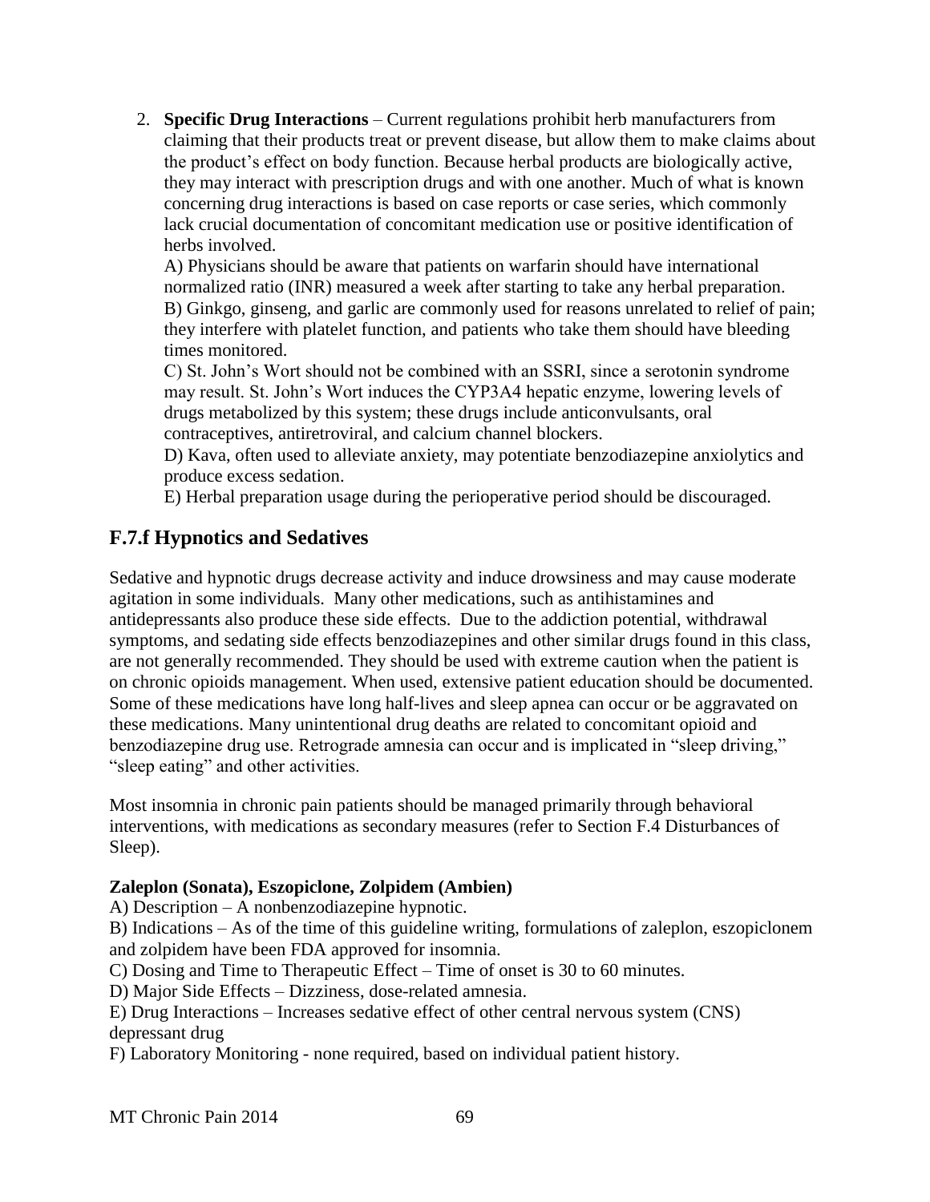2. **Specific Drug Interactions** – Current regulations prohibit herb manufacturers from claiming that their products treat or prevent disease, but allow them to make claims about the product's effect on body function. Because herbal products are biologically active, they may interact with prescription drugs and with one another. Much of what is known concerning drug interactions is based on case reports or case series, which commonly lack crucial documentation of concomitant medication use or positive identification of herbs involved.
   A) Physicians should be aware that patients on warfarin should have international normalized ratio (INR) measured a week after starting to take any herbal preparation.
   B) Ginkgo, ginseng, and garlic are commonly used for reasons unrelated to relief of pain; they interfere with platelet function, and patients who take them should have bleeding times monitored.
   C) St. John's Wort should not be combined with an SSRI, since a serotonin syndrome may result. St. John's Wort induces the CYP3A4 hepatic enzyme, lowering levels of drugs metabolized by this system; these drugs include anticonvulsants, oral contraceptives, antiretroviral, and calcium channel blockers.
   D) Kava, often used to alleviate anxiety, may potentiate benzodiazepine anxiolytics and produce excess sedation.
   E) Herbal preparation usage during the perioperative period should be discouraged.

## F.7.f Hypnotics and Sedatives

Sedative and hypnotic drugs decrease activity and induce drowsiness and may cause moderate agitation in some individuals. Many other medications, such as antihistamines and antidepressants also produce these side effects. Due to the addiction potential, withdrawal symptoms, and sedating side effects benzodiazepines and other similar drugs found in this class, are not generally recommended. They should be used with extreme caution when the patient is on chronic opioids management. When used, extensive patient education should be documented. Some of these medications have long half-lives and sleep apnea can occur or be aggravated on these medications. Many unintentional drug deaths are related to concomitant opioid and benzodiazepine drug use. Retrograde amnesia can occur and is implicated in "sleep driving," "sleep eating" and other activities.

Most insomnia in chronic pain patients should be managed primarily through behavioral interventions, with medications as secondary measures (refer to Section F.4 Disturbances of Sleep).

**Zaleplon (Sonata), Eszopiclone, Zolpidem (Ambien)**

A) Description – A nonbenzodiazepine hypnotic.
B) Indications – As of the time of this guideline writing, formulations of zaleplon, eszopiclonem and zolpidem have been FDA approved for insomnia.
C) Dosing and Time to Therapeutic Effect – Time of onset is 30 to 60 minutes.
D) Major Side Effects – Dizziness, dose-related amnesia.
E) Drug Interactions – Increases sedative effect of other central nervous system (CNS) depressant drug
F) Laboratory Monitoring - none required, based on individual patient history.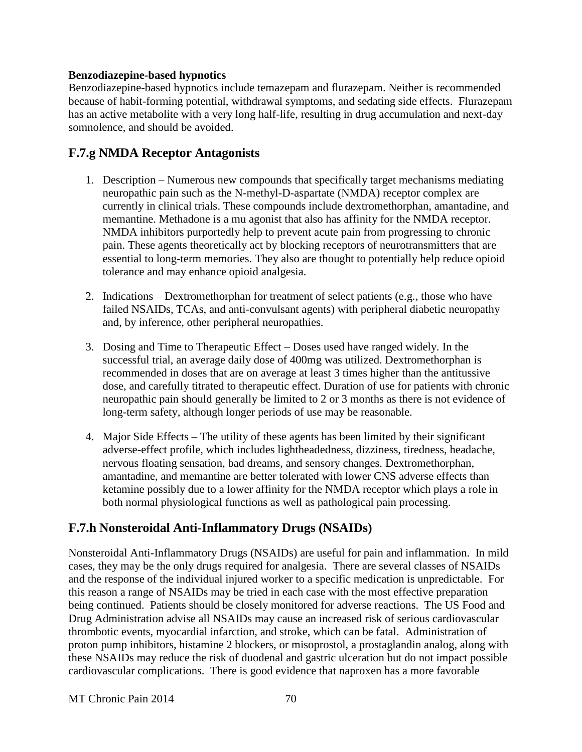**Benzodiazepine-based hypnotics**

Benzodiazepine-based hypnotics include temazepam and flurazepam. Neither is recommended because of habit-forming potential, withdrawal symptoms, and sedating side effects. Flurazepam has an active metabolite with a very long half-life, resulting in drug accumulation and next-day somnolence, and should be avoided.

## F.7.g NMDA Receptor Antagonists

1. Description – Numerous new compounds that specifically target mechanisms mediating neuropathic pain such as the N-methyl-D-aspartate (NMDA) receptor complex are currently in clinical trials. These compounds include dextromethorphan, amantadine, and memantine. Methadone is a mu agonist that also has affinity for the NMDA receptor. NMDA inhibitors purportedly help to prevent acute pain from progressing to chronic pain. These agents theoretically act by blocking receptors of neurotransmitters that are essential to long-term memories. They also are thought to potentially help reduce opioid tolerance and may enhance opioid analgesia.

2. Indications – Dextromethorphan for treatment of select patients (e.g., those who have failed NSAIDs, TCAs, and anti-convulsant agents) with peripheral diabetic neuropathy and, by inference, other peripheral neuropathies.

3. Dosing and Time to Therapeutic Effect – Doses used have ranged widely. In the successful trial, an average daily dose of 400mg was utilized. Dextromethorphan is recommended in doses that are on average at least 3 times higher than the antitussive dose, and carefully titrated to therapeutic effect. Duration of use for patients with chronic neuropathic pain should generally be limited to 2 or 3 months as there is not evidence of long-term safety, although longer periods of use may be reasonable.

4. Major Side Effects – The utility of these agents has been limited by their significant adverse-effect profile, which includes lightheadedness, dizziness, tiredness, headache, nervous floating sensation, bad dreams, and sensory changes. Dextromethorphan, amantadine, and memantine are better tolerated with lower CNS adverse effects than ketamine possibly due to a lower affinity for the NMDA receptor which plays a role in both normal physiological functions as well as pathological pain processing.

## F.7.h Nonsteroidal Anti-Inflammatory Drugs (NSAIDs)

Nonsteroidal Anti-Inflammatory Drugs (NSAIDs) are useful for pain and inflammation. In mild cases, they may be the only drugs required for analgesia. There are several classes of NSAIDs and the response of the individual injured worker to a specific medication is unpredictable. For this reason a range of NSAIDs may be tried in each case with the most effective preparation being continued. Patients should be closely monitored for adverse reactions. The US Food and Drug Administration advise all NSAIDs may cause an increased risk of serious cardiovascular thrombotic events, myocardial infarction, and stroke, which can be fatal. Administration of proton pump inhibitors, histamine 2 blockers, or misoprostol, a prostaglandin analog, along with these NSAIDs may reduce the risk of duodenal and gastric ulceration but do not impact possible cardiovascular complications. There is good evidence that naproxen has a more favorable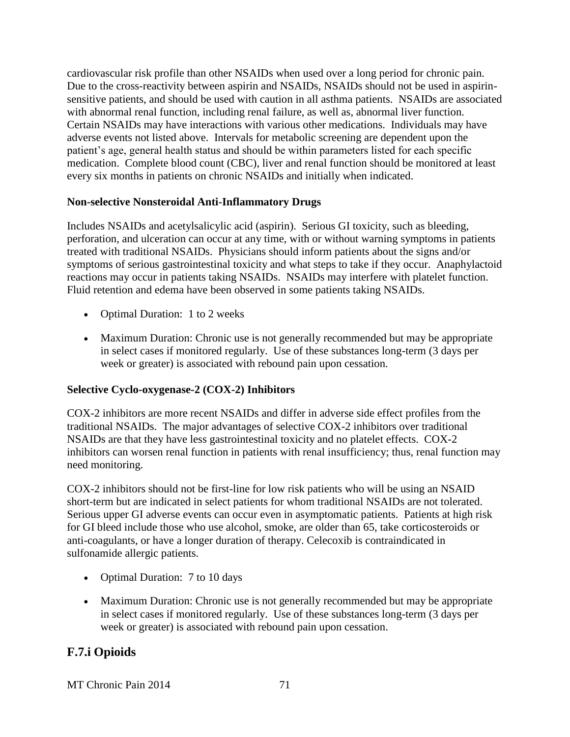cardiovascular risk profile than other NSAIDs when used over a long period for chronic pain. Due to the cross-reactivity between aspirin and NSAIDs, NSAIDs should not be used in aspirin-sensitive patients, and should be used with caution in all asthma patients. NSAIDs are associated with abnormal renal function, including renal failure, as well as, abnormal liver function. Certain NSAIDs may have interactions with various other medications. Individuals may have adverse events not listed above. Intervals for metabolic screening are dependent upon the patient's age, general health status and should be within parameters listed for each specific medication. Complete blood count (CBC), liver and renal function should be monitored at least every six months in patients on chronic NSAIDs and initially when indicated.

**Non-selective Nonsteroidal Anti-Inflammatory Drugs**

Includes NSAIDs and acetylsalicylic acid (aspirin). Serious GI toxicity, such as bleeding, perforation, and ulceration can occur at any time, with or without warning symptoms in patients treated with traditional NSAIDs. Physicians should inform patients about the signs and/or symptoms of serious gastrointestinal toxicity and what steps to take if they occur. Anaphylactoid reactions may occur in patients taking NSAIDs. NSAIDs may interfere with platelet function. Fluid retention and edema have been observed in some patients taking NSAIDs.

- Optimal Duration: 1 to 2 weeks
- Maximum Duration: Chronic use is not generally recommended but may be appropriate in select cases if monitored regularly. Use of these substances long-term (3 days per week or greater) is associated with rebound pain upon cessation.

**Selective Cyclo-oxygenase-2 (COX-2) Inhibitors**

COX-2 inhibitors are more recent NSAIDs and differ in adverse side effect profiles from the traditional NSAIDs. The major advantages of selective COX-2 inhibitors over traditional NSAIDs are that they have less gastrointestinal toxicity and no platelet effects. COX-2 inhibitors can worsen renal function in patients with renal insufficiency; thus, renal function may need monitoring.

COX-2 inhibitors should not be first-line for low risk patients who will be using an NSAID short-term but are indicated in select patients for whom traditional NSAIDs are not tolerated. Serious upper GI adverse events can occur even in asymptomatic patients. Patients at high risk for GI bleed include those who use alcohol, smoke, are older than 65, take corticosteroids or anti-coagulants, or have a longer duration of therapy. Celecoxib is contraindicated in sulfonamide allergic patients.

- Optimal Duration: 7 to 10 days
- Maximum Duration: Chronic use is not generally recommended but may be appropriate in select cases if monitored regularly. Use of these substances long-term (3 days per week or greater) is associated with rebound pain upon cessation.

## F.7.i Opioids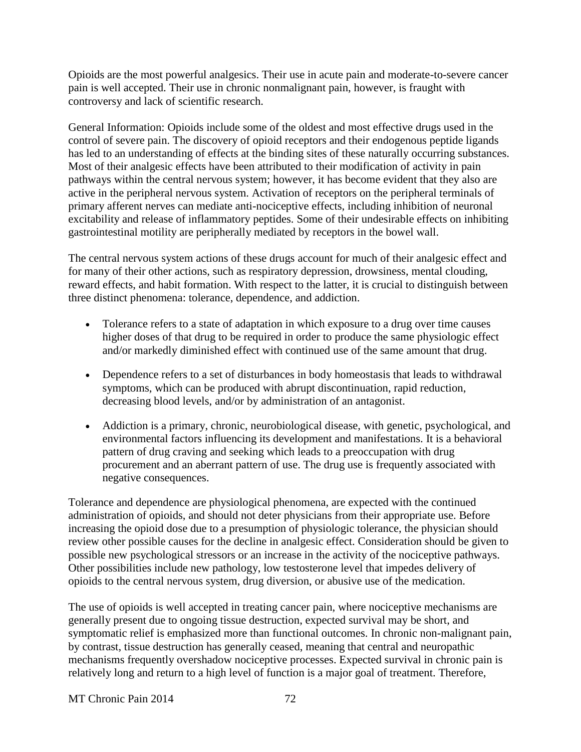Opioids are the most powerful analgesics. Their use in acute pain and moderate-to-severe cancer pain is well accepted. Their use in chronic nonmalignant pain, however, is fraught with controversy and lack of scientific research.

General Information: Opioids include some of the oldest and most effective drugs used in the control of severe pain. The discovery of opioid receptors and their endogenous peptide ligands has led to an understanding of effects at the binding sites of these naturally occurring substances. Most of their analgesic effects have been attributed to their modification of activity in pain pathways within the central nervous system; however, it has become evident that they also are active in the peripheral nervous system. Activation of receptors on the peripheral terminals of primary afferent nerves can mediate anti-nociceptive effects, including inhibition of neuronal excitability and release of inflammatory peptides. Some of their undesirable effects on inhibiting gastrointestinal motility are peripherally mediated by receptors in the bowel wall.

The central nervous system actions of these drugs account for much of their analgesic effect and for many of their other actions, such as respiratory depression, drowsiness, mental clouding, reward effects, and habit formation. With respect to the latter, it is crucial to distinguish between three distinct phenomena: tolerance, dependence, and addiction.

- Tolerance refers to a state of adaptation in which exposure to a drug over time causes higher doses of that drug to be required in order to produce the same physiologic effect and/or markedly diminished effect with continued use of the same amount that drug.

- Dependence refers to a set of disturbances in body homeostasis that leads to withdrawal symptoms, which can be produced with abrupt discontinuation, rapid reduction, decreasing blood levels, and/or by administration of an antagonist.

- Addiction is a primary, chronic, neurobiological disease, with genetic, psychological, and environmental factors influencing its development and manifestations. It is a behavioral pattern of drug craving and seeking which leads to a preoccupation with drug procurement and an aberrant pattern of use. The drug use is frequently associated with negative consequences.

Tolerance and dependence are physiological phenomena, are expected with the continued administration of opioids, and should not deter physicians from their appropriate use. Before increasing the opioid dose due to a presumption of physiologic tolerance, the physician should review other possible causes for the decline in analgesic effect. Consideration should be given to possible new psychological stressors or an increase in the activity of the nociceptive pathways. Other possibilities include new pathology, low testosterone level that impedes delivery of opioids to the central nervous system, drug diversion, or abusive use of the medication.

The use of opioids is well accepted in treating cancer pain, where nociceptive mechanisms are generally present due to ongoing tissue destruction, expected survival may be short, and symptomatic relief is emphasized more than functional outcomes. In chronic non-malignant pain, by contrast, tissue destruction has generally ceased, meaning that central and neuropathic mechanisms frequently overshadow nociceptive processes. Expected survival in chronic pain is relatively long and return to a high level of function is a major goal of treatment. Therefore,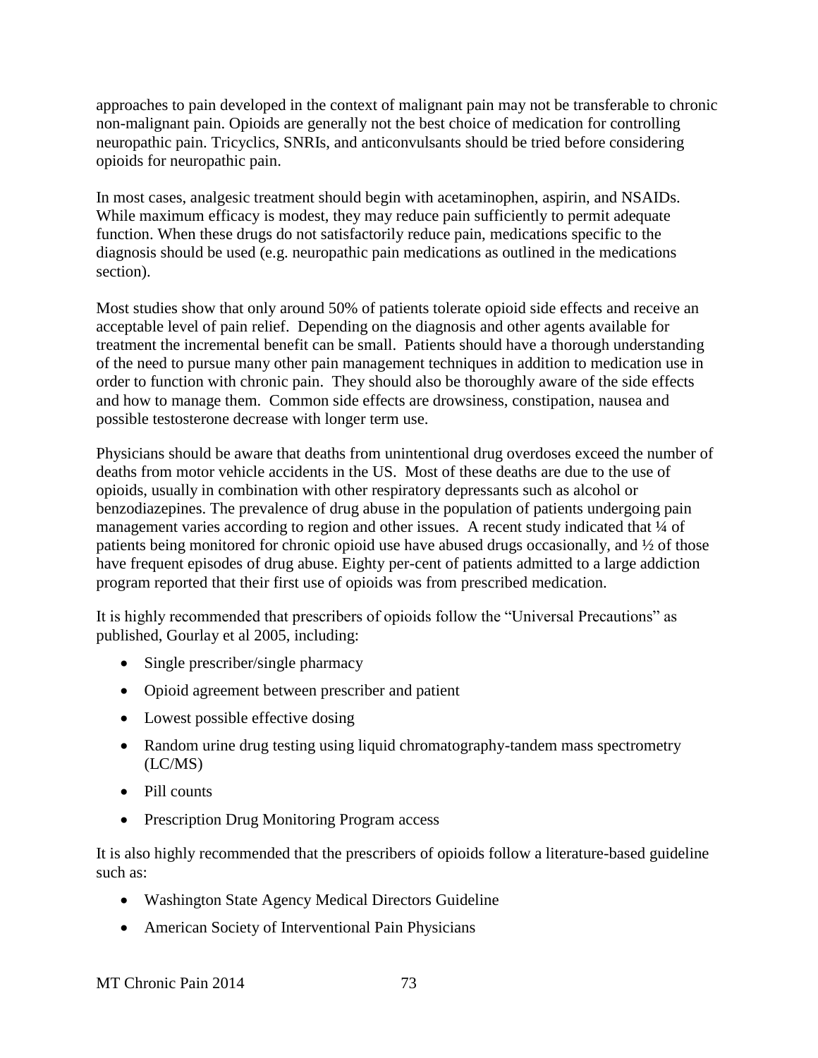approaches to pain developed in the context of malignant pain may not be transferable to chronic non-malignant pain. Opioids are generally not the best choice of medication for controlling neuropathic pain. Tricyclics, SNRIs, and anticonvulsants should be tried before considering opioids for neuropathic pain.

In most cases, analgesic treatment should begin with acetaminophen, aspirin, and NSAIDs. While maximum efficacy is modest, they may reduce pain sufficiently to permit adequate function. When these drugs do not satisfactorily reduce pain, medications specific to the diagnosis should be used (e.g. neuropathic pain medications as outlined in the medications section).

Most studies show that only around 50% of patients tolerate opioid side effects and receive an acceptable level of pain relief. Depending on the diagnosis and other agents available for treatment the incremental benefit can be small. Patients should have a thorough understanding of the need to pursue many other pain management techniques in addition to medication use in order to function with chronic pain. They should also be thoroughly aware of the side effects and how to manage them. Common side effects are drowsiness, constipation, nausea and possible testosterone decrease with longer term use.

Physicians should be aware that deaths from unintentional drug overdoses exceed the number of deaths from motor vehicle accidents in the US. Most of these deaths are due to the use of opioids, usually in combination with other respiratory depressants such as alcohol or benzodiazepines. The prevalence of drug abuse in the population of patients undergoing pain management varies according to region and other issues. A recent study indicated that ¼ of patients being monitored for chronic opioid use have abused drugs occasionally, and ½ of those have frequent episodes of drug abuse. Eighty per-cent of patients admitted to a large addiction program reported that their first use of opioids was from prescribed medication.

It is highly recommended that prescribers of opioids follow the "Universal Precautions" as published, Gourlay et al 2005, including:

- Single prescriber/single pharmacy
- Opioid agreement between prescriber and patient
- Lowest possible effective dosing
- Random urine drug testing using liquid chromatography-tandem mass spectrometry (LC/MS)
- Pill counts
- Prescription Drug Monitoring Program access

It is also highly recommended that the prescribers of opioids follow a literature-based guideline such as:

- Washington State Agency Medical Directors Guideline
- American Society of Interventional Pain Physicians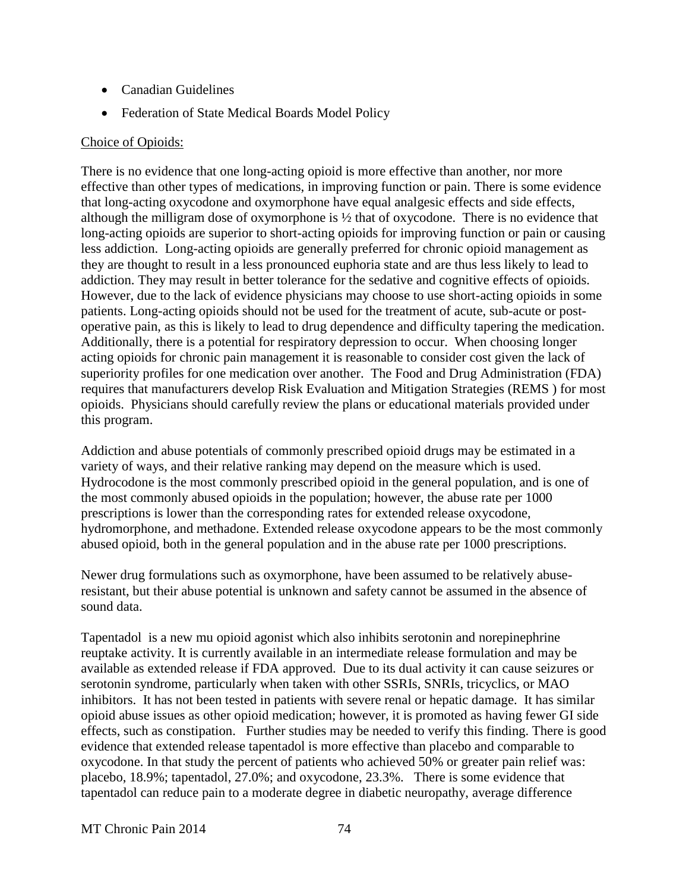- Canadian Guidelines
- Federation of State Medical Boards Model Policy

Choice of Opioids:

There is no evidence that one long-acting opioid is more effective than another, nor more effective than other types of medications, in improving function or pain. There is some evidence that long-acting oxycodone and oxymorphone have equal analgesic effects and side effects, although the milligram dose of oxymorphone is ½ that of oxycodone. There is no evidence that long-acting opioids are superior to short-acting opioids for improving function or pain or causing less addiction. Long-acting opioids are generally preferred for chronic opioid management as they are thought to result in a less pronounced euphoria state and are thus less likely to lead to addiction. They may result in better tolerance for the sedative and cognitive effects of opioids. However, due to the lack of evidence physicians may choose to use short-acting opioids in some patients. Long-acting opioids should not be used for the treatment of acute, sub-acute or post-operative pain, as this is likely to lead to drug dependence and difficulty tapering the medication. Additionally, there is a potential for respiratory depression to occur. When choosing longer acting opioids for chronic pain management it is reasonable to consider cost given the lack of superiority profiles for one medication over another. The Food and Drug Administration (FDA) requires that manufacturers develop Risk Evaluation and Mitigation Strategies (REMS ) for most opioids. Physicians should carefully review the plans or educational materials provided under this program.

Addiction and abuse potentials of commonly prescribed opioid drugs may be estimated in a variety of ways, and their relative ranking may depend on the measure which is used. Hydrocodone is the most commonly prescribed opioid in the general population, and is one of the most commonly abused opioids in the population; however, the abuse rate per 1000 prescriptions is lower than the corresponding rates for extended release oxycodone, hydromorphone, and methadone. Extended release oxycodone appears to be the most commonly abused opioid, both in the general population and in the abuse rate per 1000 prescriptions.

Newer drug formulations such as oxymorphone, have been assumed to be relatively abuse-resistant, but their abuse potential is unknown and safety cannot be assumed in the absence of sound data.

Tapentadol is a new mu opioid agonist which also inhibits serotonin and norepinephrine reuptake activity. It is currently available in an intermediate release formulation and may be available as extended release if FDA approved. Due to its dual activity it can cause seizures or serotonin syndrome, particularly when taken with other SSRIs, SNRIs, tricyclics, or MAO inhibitors. It has not been tested in patients with severe renal or hepatic damage. It has similar opioid abuse issues as other opioid medication; however, it is promoted as having fewer GI side effects, such as constipation. Further studies may be needed to verify this finding. There is good evidence that extended release tapentadol is more effective than placebo and comparable to oxycodone. In that study the percent of patients who achieved 50% or greater pain relief was: placebo, 18.9%; tapentadol, 27.0%; and oxycodone, 23.3%. There is some evidence that tapentadol can reduce pain to a moderate degree in diabetic neuropathy, average difference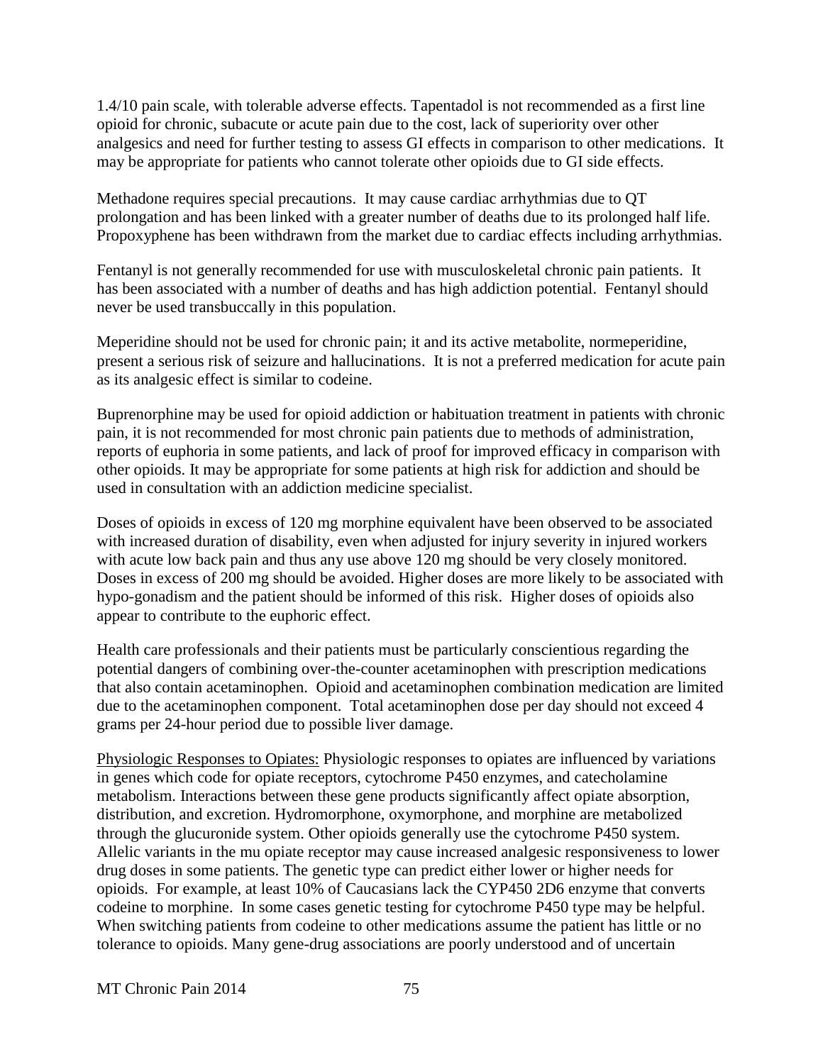1.4/10 pain scale, with tolerable adverse effects. Tapentadol is not recommended as a first line opioid for chronic, subacute or acute pain due to the cost, lack of superiority over other analgesics and need for further testing to assess GI effects in comparison to other medications. It may be appropriate for patients who cannot tolerate other opioids due to GI side effects.

Methadone requires special precautions. It may cause cardiac arrhythmias due to QT prolongation and has been linked with a greater number of deaths due to its prolonged half life. Propoxyphene has been withdrawn from the market due to cardiac effects including arrhythmias.

Fentanyl is not generally recommended for use with musculoskeletal chronic pain patients. It has been associated with a number of deaths and has high addiction potential. Fentanyl should never be used transbuccally in this population.

Meperidine should not be used for chronic pain; it and its active metabolite, normeperidine, present a serious risk of seizure and hallucinations. It is not a preferred medication for acute pain as its analgesic effect is similar to codeine.

Buprenorphine may be used for opioid addiction or habituation treatment in patients with chronic pain, it is not recommended for most chronic pain patients due to methods of administration, reports of euphoria in some patients, and lack of proof for improved efficacy in comparison with other opioids. It may be appropriate for some patients at high risk for addiction and should be used in consultation with an addiction medicine specialist.

Doses of opioids in excess of 120 mg morphine equivalent have been observed to be associated with increased duration of disability, even when adjusted for injury severity in injured workers with acute low back pain and thus any use above 120 mg should be very closely monitored. Doses in excess of 200 mg should be avoided. Higher doses are more likely to be associated with hypo-gonadism and the patient should be informed of this risk. Higher doses of opioids also appear to contribute to the euphoric effect.

Health care professionals and their patients must be particularly conscientious regarding the potential dangers of combining over-the-counter acetaminophen with prescription medications that also contain acetaminophen. Opioid and acetaminophen combination medication are limited due to the acetaminophen component. Total acetaminophen dose per day should not exceed 4 grams per 24-hour period due to possible liver damage.

Physiologic Responses to Opiates: Physiologic responses to opiates are influenced by variations in genes which code for opiate receptors, cytochrome P450 enzymes, and catecholamine metabolism. Interactions between these gene products significantly affect opiate absorption, distribution, and excretion. Hydromorphone, oxymorphone, and morphine are metabolized through the glucuronide system. Other opioids generally use the cytochrome P450 system. Allelic variants in the mu opiate receptor may cause increased analgesic responsiveness to lower drug doses in some patients. The genetic type can predict either lower or higher needs for opioids. For example, at least 10% of Caucasians lack the CYP450 2D6 enzyme that converts codeine to morphine. In some cases genetic testing for cytochrome P450 type may be helpful. When switching patients from codeine to other medications assume the patient has little or no tolerance to opioids. Many gene-drug associations are poorly understood and of uncertain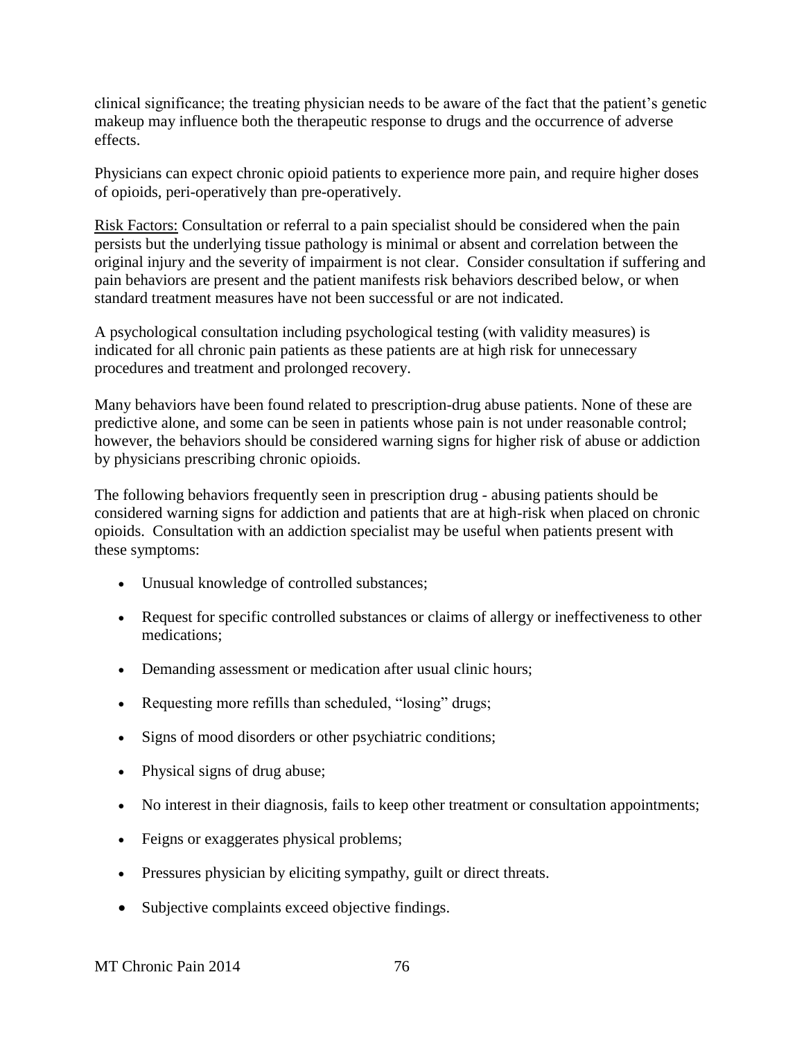clinical significance; the treating physician needs to be aware of the fact that the patient's genetic makeup may influence both the therapeutic response to drugs and the occurrence of adverse effects.

Physicians can expect chronic opioid patients to experience more pain, and require higher doses of opioids, peri-operatively than pre-operatively.

Risk Factors: Consultation or referral to a pain specialist should be considered when the pain persists but the underlying tissue pathology is minimal or absent and correlation between the original injury and the severity of impairment is not clear. Consider consultation if suffering and pain behaviors are present and the patient manifests risk behaviors described below, or when standard treatment measures have not been successful or are not indicated.

A psychological consultation including psychological testing (with validity measures) is indicated for all chronic pain patients as these patients are at high risk for unnecessary procedures and treatment and prolonged recovery.

Many behaviors have been found related to prescription-drug abuse patients. None of these are predictive alone, and some can be seen in patients whose pain is not under reasonable control; however, the behaviors should be considered warning signs for higher risk of abuse or addiction by physicians prescribing chronic opioids.

The following behaviors frequently seen in prescription drug - abusing patients should be considered warning signs for addiction and patients that are at high-risk when placed on chronic opioids. Consultation with an addiction specialist may be useful when patients present with these symptoms:

- Unusual knowledge of controlled substances;
- Request for specific controlled substances or claims of allergy or ineffectiveness to other medications;
- Demanding assessment or medication after usual clinic hours;
- Requesting more refills than scheduled, "losing" drugs;
- Signs of mood disorders or other psychiatric conditions;
- Physical signs of drug abuse;
- No interest in their diagnosis, fails to keep other treatment or consultation appointments;
- Feigns or exaggerates physical problems;
- Pressures physician by eliciting sympathy, guilt or direct threats.
- Subjective complaints exceed objective findings.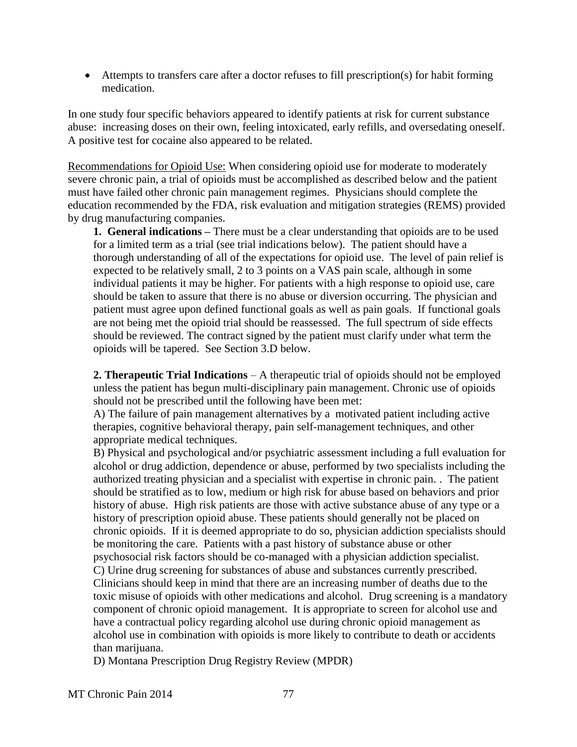- Attempts to transfers care after a doctor refuses to fill prescription(s) for habit forming medication.

In one study four specific behaviors appeared to identify patients at risk for current substance abuse: increasing doses on their own, feeling intoxicated, early refills, and oversedating oneself. A positive test for cocaine also appeared to be related.

<u>Recommendations for Opioid Use:</u> When considering opioid use for moderate to moderately severe chronic pain, a trial of opioids must be accomplished as described below and the patient must have failed other chronic pain management regimes. Physicians should complete the education recommended by the FDA, risk evaluation and mitigation strategies (REMS) provided by drug manufacturing companies.

**1. General indications –** There must be a clear understanding that opioids are to be used for a limited term as a trial (see trial indications below). The patient should have a thorough understanding of all of the expectations for opioid use. The level of pain relief is expected to be relatively small, 2 to 3 points on a VAS pain scale, although in some individual patients it may be higher. For patients with a high response to opioid use, care should be taken to assure that there is no abuse or diversion occurring. The physician and patient must agree upon defined functional goals as well as pain goals. If functional goals are not being met the opioid trial should be reassessed. The full spectrum of side effects should be reviewed. The contract signed by the patient must clarify under what term the opioids will be tapered. See Section 3.D below.

**2. Therapeutic Trial Indications** – A therapeutic trial of opioids should not be employed unless the patient has begun multi-disciplinary pain management. Chronic use of opioids should not be prescribed until the following have been met:

A) The failure of pain management alternatives by a motivated patient including active therapies, cognitive behavioral therapy, pain self-management techniques, and other appropriate medical techniques.

B) Physical and psychological and/or psychiatric assessment including a full evaluation for alcohol or drug addiction, dependence or abuse, performed by two specialists including the authorized treating physician and a specialist with expertise in chronic pain. . The patient should be stratified as to low, medium or high risk for abuse based on behaviors and prior history of abuse. High risk patients are those with active substance abuse of any type or a history of prescription opioid abuse. These patients should generally not be placed on chronic opioids. If it is deemed appropriate to do so, physician addiction specialists should be monitoring the care. Patients with a past history of substance abuse or other psychosocial risk factors should be co-managed with a physician addiction specialist.

C) Urine drug screening for substances of abuse and substances currently prescribed. Clinicians should keep in mind that there are an increasing number of deaths due to the toxic misuse of opioids with other medications and alcohol. Drug screening is a mandatory component of chronic opioid management. It is appropriate to screen for alcohol use and have a contractual policy regarding alcohol use during chronic opioid management as alcohol use in combination with opioids is more likely to contribute to death or accidents than marijuana.

D) Montana Prescription Drug Registry Review (MPDR)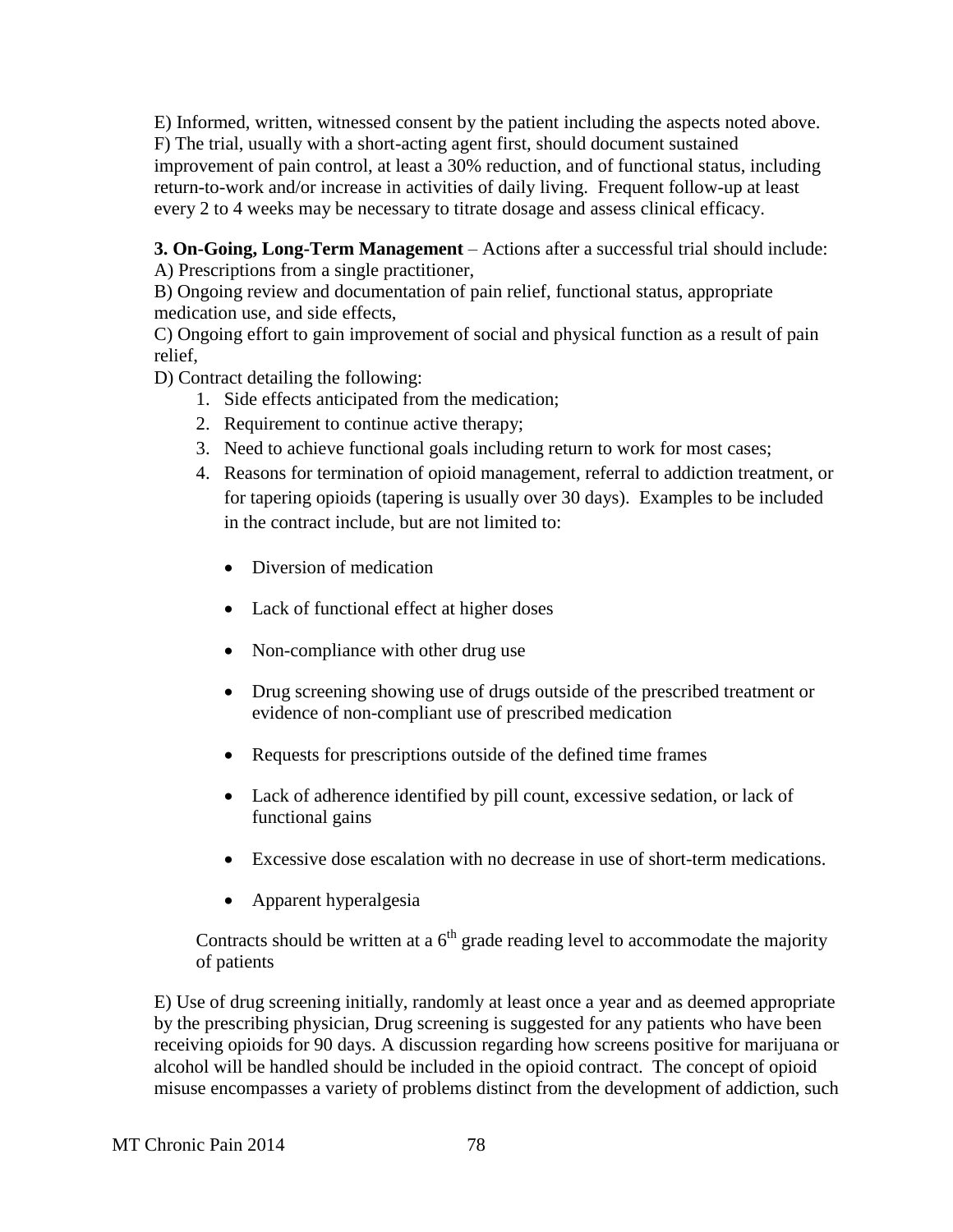E) Informed, written, witnessed consent by the patient including the aspects noted above.
F) The trial, usually with a short-acting agent first, should document sustained improvement of pain control, at least a 30% reduction, and of functional status, including return-to-work and/or increase in activities of daily living. Frequent follow-up at least every 2 to 4 weeks may be necessary to titrate dosage and assess clinical efficacy.

**3. On-Going, Long-Term Management** – Actions after a successful trial should include:
A) Prescriptions from a single practitioner,
B) Ongoing review and documentation of pain relief, functional status, appropriate medication use, and side effects,
C) Ongoing effort to gain improvement of social and physical function as a result of pain relief,
D) Contract detailing the following:

1. Side effects anticipated from the medication;
2. Requirement to continue active therapy;
3. Need to achieve functional goals including return to work for most cases;
4. Reasons for termination of opioid management, referral to addiction treatment, or for tapering opioids (tapering is usually over 30 days). Examples to be included in the contract include, but are not limited to:
    - Diversion of medication
    - Lack of functional effect at higher doses
    - Non-compliance with other drug use
    - Drug screening showing use of drugs outside of the prescribed treatment or evidence of non-compliant use of prescribed medication
    - Requests for prescriptions outside of the defined time frames
    - Lack of adherence identified by pill count, excessive sedation, or lack of functional gains
    - Excessive dose escalation with no decrease in use of short-term medications.
    - Apparent hyperalgesia

Contracts should be written at a 6th grade reading level to accommodate the majority of patients

E) Use of drug screening initially, randomly at least once a year and as deemed appropriate by the prescribing physician, Drug screening is suggested for any patients who have been receiving opioids for 90 days. A discussion regarding how screens positive for marijuana or alcohol will be handled should be included in the opioid contract. The concept of opioid misuse encompasses a variety of problems distinct from the development of addiction, such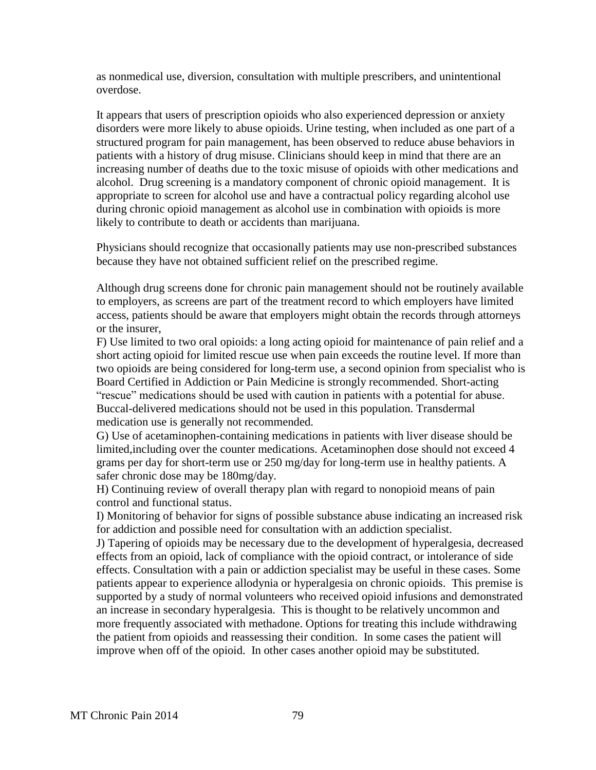as nonmedical use, diversion, consultation with multiple prescribers, and unintentional overdose.

It appears that users of prescription opioids who also experienced depression or anxiety disorders were more likely to abuse opioids. Urine testing, when included as one part of a structured program for pain management, has been observed to reduce abuse behaviors in patients with a history of drug misuse. Clinicians should keep in mind that there are an increasing number of deaths due to the toxic misuse of opioids with other medications and alcohol. Drug screening is a mandatory component of chronic opioid management. It is appropriate to screen for alcohol use and have a contractual policy regarding alcohol use during chronic opioid management as alcohol use in combination with opioids is more likely to contribute to death or accidents than marijuana.

Physicians should recognize that occasionally patients may use non-prescribed substances because they have not obtained sufficient relief on the prescribed regime.

Although drug screens done for chronic pain management should not be routinely available to employers, as screens are part of the treatment record to which employers have limited access, patients should be aware that employers might obtain the records through attorneys or the insurer,

F) Use limited to two oral opioids: a long acting opioid for maintenance of pain relief and a short acting opioid for limited rescue use when pain exceeds the routine level. If more than two opioids are being considered for long-term use, a second opinion from specialist who is Board Certified in Addiction or Pain Medicine is strongly recommended. Short-acting "rescue" medications should be used with caution in patients with a potential for abuse. Buccal-delivered medications should not be used in this population. Transdermal medication use is generally not recommended.

G) Use of acetaminophen-containing medications in patients with liver disease should be limited,including over the counter medications. Acetaminophen dose should not exceed 4 grams per day for short-term use or 250 mg/day for long-term use in healthy patients. A safer chronic dose may be 180mg/day.

H) Continuing review of overall therapy plan with regard to nonopioid means of pain control and functional status.

I) Monitoring of behavior for signs of possible substance abuse indicating an increased risk for addiction and possible need for consultation with an addiction specialist.

J) Tapering of opioids may be necessary due to the development of hyperalgesia, decreased effects from an opioid, lack of compliance with the opioid contract, or intolerance of side effects. Consultation with a pain or addiction specialist may be useful in these cases. Some patients appear to experience allodynia or hyperalgesia on chronic opioids. This premise is supported by a study of normal volunteers who received opioid infusions and demonstrated an increase in secondary hyperalgesia. This is thought to be relatively uncommon and more frequently associated with methadone. Options for treating this include withdrawing the patient from opioids and reassessing their condition. In some cases the patient will improve when off of the opioid. In other cases another opioid may be substituted.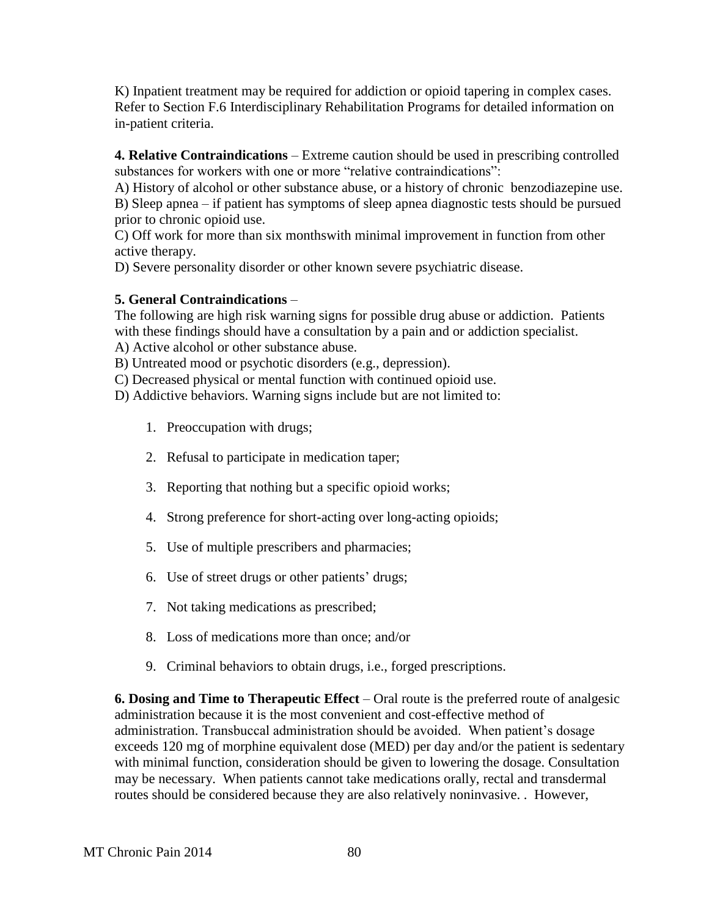K) Inpatient treatment may be required for addiction or opioid tapering in complex cases. Refer to Section F.6 Interdisciplinary Rehabilitation Programs for detailed information on in-patient criteria.

**4. Relative Contraindications** – Extreme caution should be used in prescribing controlled substances for workers with one or more "relative contraindications":

A) History of alcohol or other substance abuse, or a history of chronic benzodiazepine use.
B) Sleep apnea – if patient has symptoms of sleep apnea diagnostic tests should be pursued prior to chronic opioid use.
C) Off work for more than six monthswith minimal improvement in function from other active therapy.
D) Severe personality disorder or other known severe psychiatric disease.

**5. General Contraindications** –

The following are high risk warning signs for possible drug abuse or addiction. Patients with these findings should have a consultation by a pain and or addiction specialist.

A) Active alcohol or other substance abuse.
B) Untreated mood or psychotic disorders (e.g., depression).
C) Decreased physical or mental function with continued opioid use.
D) Addictive behaviors. Warning signs include but are not limited to:

1. Preoccupation with drugs;
2. Refusal to participate in medication taper;
3. Reporting that nothing but a specific opioid works;
4. Strong preference for short-acting over long-acting opioids;
5. Use of multiple prescribers and pharmacies;
6. Use of street drugs or other patients' drugs;
7. Not taking medications as prescribed;
8. Loss of medications more than once; and/or
9. Criminal behaviors to obtain drugs, i.e., forged prescriptions.

**6. Dosing and Time to Therapeutic Effect** – Oral route is the preferred route of analgesic administration because it is the most convenient and cost-effective method of administration. Transbuccal administration should be avoided. When patient's dosage exceeds 120 mg of morphine equivalent dose (MED) per day and/or the patient is sedentary with minimal function, consideration should be given to lowering the dosage. Consultation may be necessary. When patients cannot take medications orally, rectal and transdermal routes should be considered because they are also relatively noninvasive. . However,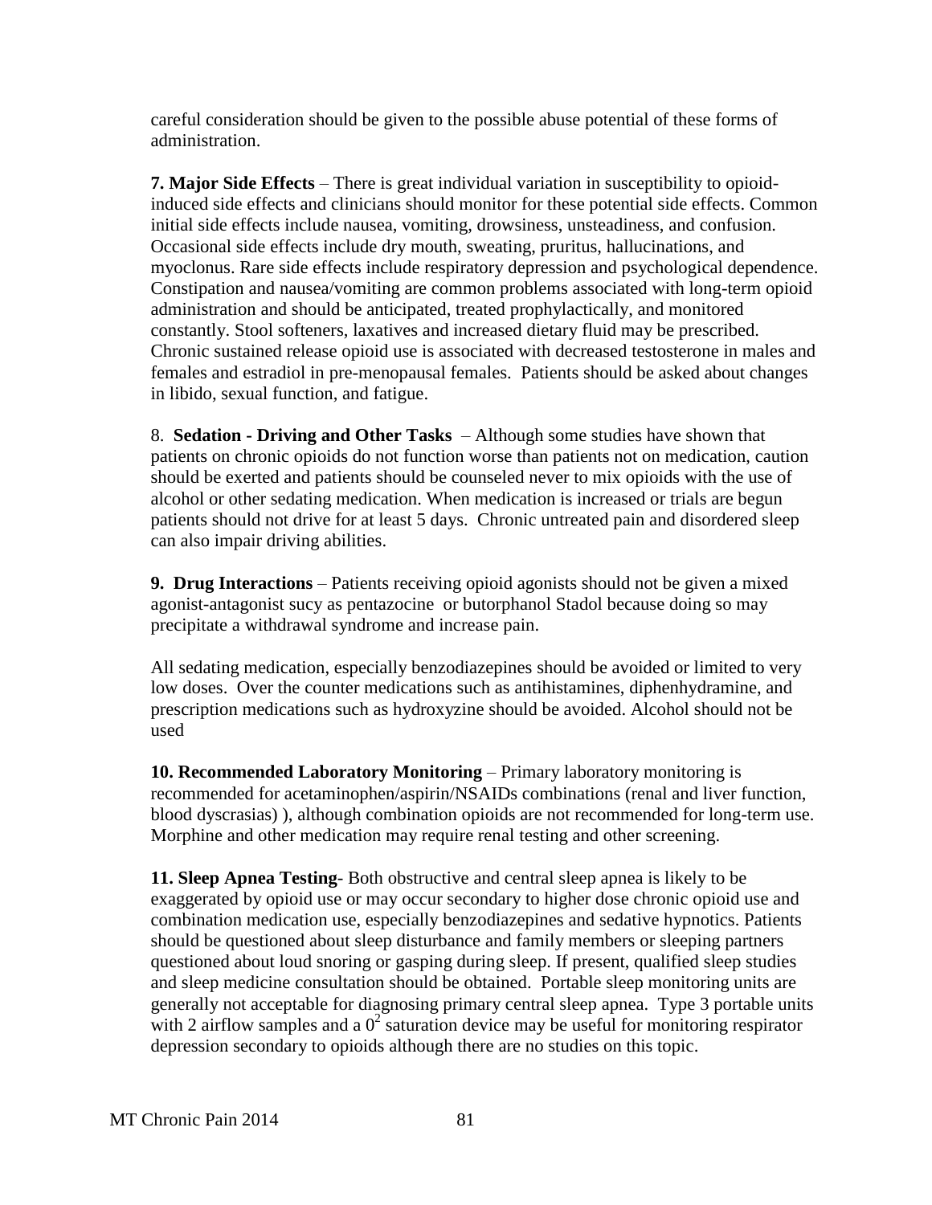careful consideration should be given to the possible abuse potential of these forms of administration.

**7. Major Side Effects** – There is great individual variation in susceptibility to opioid-induced side effects and clinicians should monitor for these potential side effects. Common initial side effects include nausea, vomiting, drowsiness, unsteadiness, and confusion. Occasional side effects include dry mouth, sweating, pruritus, hallucinations, and myoclonus. Rare side effects include respiratory depression and psychological dependence. Constipation and nausea/vomiting are common problems associated with long-term opioid administration and should be anticipated, treated prophylactically, and monitored constantly. Stool softeners, laxatives and increased dietary fluid may be prescribed. Chronic sustained release opioid use is associated with decreased testosterone in males and females and estradiol in pre-menopausal females. Patients should be asked about changes in libido, sexual function, and fatigue.

8. **Sedation - Driving and Other Tasks** – Although some studies have shown that patients on chronic opioids do not function worse than patients not on medication, caution should be exerted and patients should be counseled never to mix opioids with the use of alcohol or other sedating medication. When medication is increased or trials are begun patients should not drive for at least 5 days. Chronic untreated pain and disordered sleep can also impair driving abilities.

**9. Drug Interactions** – Patients receiving opioid agonists should not be given a mixed agonist-antagonist sucy as pentazocine or butorphanol Stadol because doing so may precipitate a withdrawal syndrome and increase pain.

All sedating medication, especially benzodiazepines should be avoided or limited to very low doses. Over the counter medications such as antihistamines, diphenhydramine, and prescription medications such as hydroxyzine should be avoided. Alcohol should not be used

**10. Recommended Laboratory Monitoring** – Primary laboratory monitoring is recommended for acetaminophen/aspirin/NSAIDs combinations (renal and liver function, blood dyscrasias) ), although combination opioids are not recommended for long-term use. Morphine and other medication may require renal testing and other screening.

**11. Sleep Apnea Testing**- Both obstructive and central sleep apnea is likely to be exaggerated by opioid use or may occur secondary to higher dose chronic opioid use and combination medication use, especially benzodiazepines and sedative hypnotics. Patients should be questioned about sleep disturbance and family members or sleeping partners questioned about loud snoring or gasping during sleep. If present, qualified sleep studies and sleep medicine consultation should be obtained. Portable sleep monitoring units are generally not acceptable for diagnosing primary central sleep apnea. Type 3 portable units with 2 airflow samples and a $0^2$ saturation device may be useful for monitoring respirator depression secondary to opioids although there are no studies on this topic.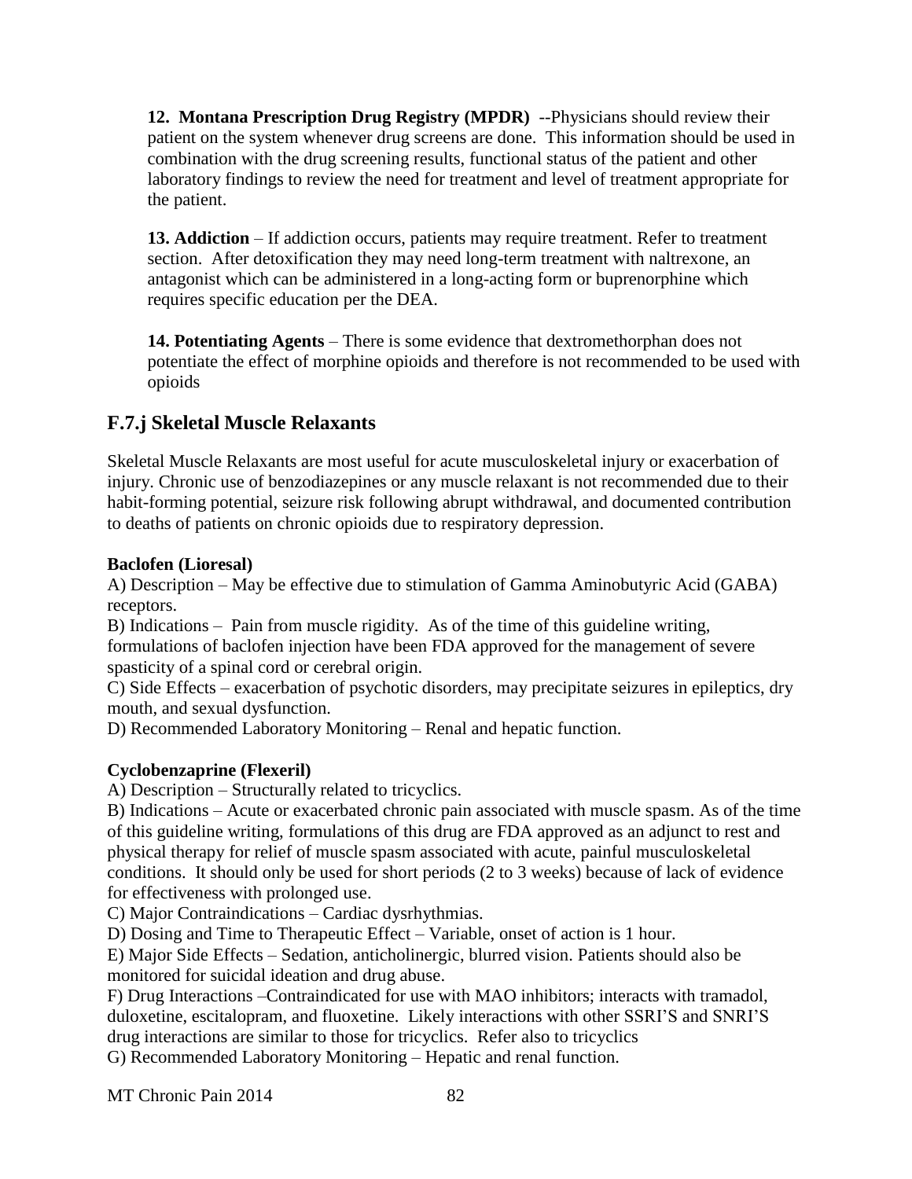**12. Montana Prescription Drug Registry (MPDR)** --Physicians should review their patient on the system whenever drug screens are done. This information should be used in combination with the drug screening results, functional status of the patient and other laboratory findings to review the need for treatment and level of treatment appropriate for the patient.

**13. Addiction** – If addiction occurs, patients may require treatment. Refer to treatment section. After detoxification they may need long-term treatment with naltrexone, an antagonist which can be administered in a long-acting form or buprenorphine which requires specific education per the DEA.

**14. Potentiating Agents** – There is some evidence that dextromethorphan does not potentiate the effect of morphine opioids and therefore is not recommended to be used with opioids

## F.7.j Skeletal Muscle Relaxants

Skeletal Muscle Relaxants are most useful for acute musculoskeletal injury or exacerbation of injury. Chronic use of benzodiazepines or any muscle relaxant is not recommended due to their habit-forming potential, seizure risk following abrupt withdrawal, and documented contribution to deaths of patients on chronic opioids due to respiratory depression.

**Baclofen (Lioresal)**

A) Description – May be effective due to stimulation of Gamma Aminobutyric Acid (GABA) receptors.

B) Indications – Pain from muscle rigidity. As of the time of this guideline writing, formulations of baclofen injection have been FDA approved for the management of severe spasticity of a spinal cord or cerebral origin.

C) Side Effects – exacerbation of psychotic disorders, may precipitate seizures in epileptics, dry mouth, and sexual dysfunction.

D) Recommended Laboratory Monitoring – Renal and hepatic function.

**Cyclobenzaprine (Flexeril)**

A) Description – Structurally related to tricyclics.

B) Indications – Acute or exacerbated chronic pain associated with muscle spasm. As of the time of this guideline writing, formulations of this drug are FDA approved as an adjunct to rest and physical therapy for relief of muscle spasm associated with acute, painful musculoskeletal conditions. It should only be used for short periods (2 to 3 weeks) because of lack of evidence for effectiveness with prolonged use.

C) Major Contraindications – Cardiac dysrhythmias.

D) Dosing and Time to Therapeutic Effect – Variable, onset of action is 1 hour.

E) Major Side Effects – Sedation, anticholinergic, blurred vision. Patients should also be monitored for suicidal ideation and drug abuse.

F) Drug Interactions –Contraindicated for use with MAO inhibitors; interacts with tramadol, duloxetine, escitalopram, and fluoxetine. Likely interactions with other SSRI'S and SNRI'S drug interactions are similar to those for tricyclics. Refer also to tricyclics

G) Recommended Laboratory Monitoring – Hepatic and renal function.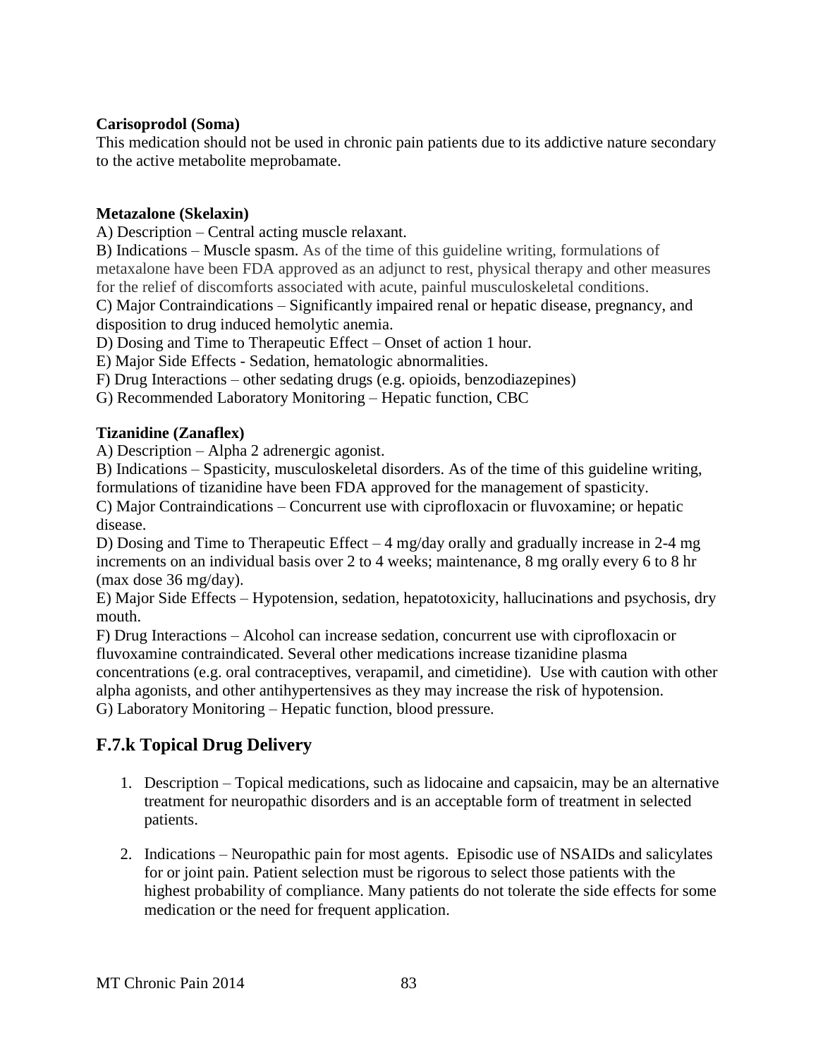**Carisoprodol (Soma)**
This medication should not be used in chronic pain patients due to its addictive nature secondary to the active metabolite meprobamate.

**Metazalone (Skelaxin)**
A) Description – Central acting muscle relaxant.
B) Indications – Muscle spasm. As of the time of this guideline writing, formulations of metaxalone have been FDA approved as an adjunct to rest, physical therapy and other measures for the relief of discomforts associated with acute, painful musculoskeletal conditions.
C) Major Contraindications – Significantly impaired renal or hepatic disease, pregnancy, and disposition to drug induced hemolytic anemia.
D) Dosing and Time to Therapeutic Effect – Onset of action 1 hour.
E) Major Side Effects - Sedation, hematologic abnormalities.
F) Drug Interactions – other sedating drugs (e.g. opioids, benzodiazepines)
G) Recommended Laboratory Monitoring – Hepatic function, CBC

**Tizanidine (Zanaflex)**
A) Description – Alpha 2 adrenergic agonist.
B) Indications – Spasticity, musculoskeletal disorders. As of the time of this guideline writing, formulations of tizanidine have been FDA approved for the management of spasticity.
C) Major Contraindications – Concurrent use with ciprofloxacin or fluvoxamine; or hepatic disease.
D) Dosing and Time to Therapeutic Effect – 4 mg/day orally and gradually increase in 2-4 mg increments on an individual basis over 2 to 4 weeks; maintenance, 8 mg orally every 6 to 8 hr (max dose 36 mg/day).
E) Major Side Effects – Hypotension, sedation, hepatotoxicity, hallucinations and psychosis, dry mouth.
F) Drug Interactions – Alcohol can increase sedation, concurrent use with ciprofloxacin or fluvoxamine contraindicated. Several other medications increase tizanidine plasma concentrations (e.g. oral contraceptives, verapamil, and cimetidine). Use with caution with other alpha agonists, and other antihypertensives as they may increase the risk of hypotension.
G) Laboratory Monitoring – Hepatic function, blood pressure.

## F.7.k Topical Drug Delivery

1. Description – Topical medications, such as lidocaine and capsaicin, may be an alternative treatment for neuropathic disorders and is an acceptable form of treatment in selected patients.

2. Indications – Neuropathic pain for most agents. Episodic use of NSAIDs and salicylates for or joint pain. Patient selection must be rigorous to select those patients with the highest probability of compliance. Many patients do not tolerate the side effects for some medication or the need for frequent application.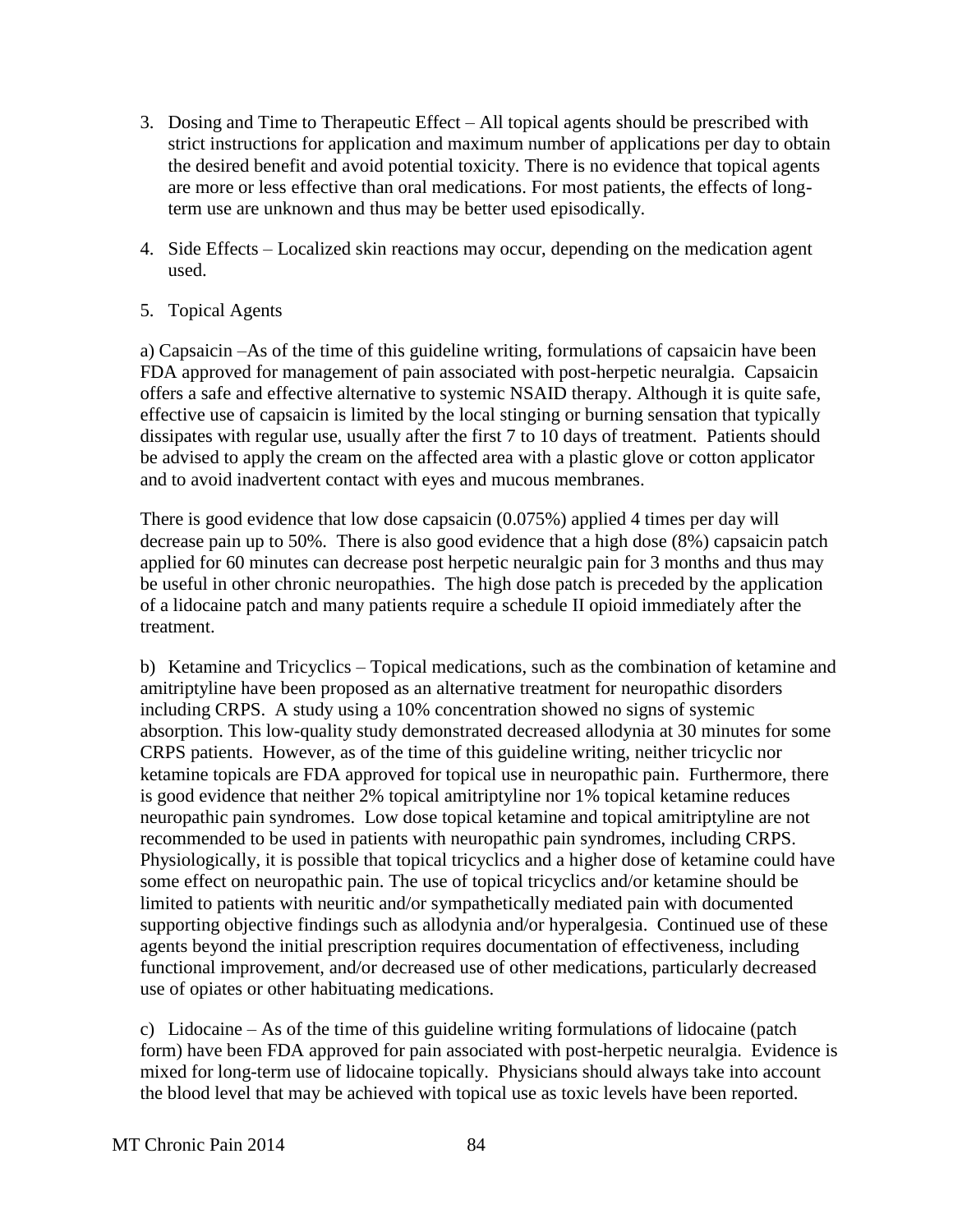3. Dosing and Time to Therapeutic Effect – All topical agents should be prescribed with strict instructions for application and maximum number of applications per day to obtain the desired benefit and avoid potential toxicity. There is no evidence that topical agents are more or less effective than oral medications. For most patients, the effects of long-term use are unknown and thus may be better used episodically.

4. Side Effects – Localized skin reactions may occur, depending on the medication agent used.

5. Topical Agents

a) Capsaicin –As of the time of this guideline writing, formulations of capsaicin have been FDA approved for management of pain associated with post-herpetic neuralgia. Capsaicin offers a safe and effective alternative to systemic NSAID therapy. Although it is quite safe, effective use of capsaicin is limited by the local stinging or burning sensation that typically dissipates with regular use, usually after the first 7 to 10 days of treatment. Patients should be advised to apply the cream on the affected area with a plastic glove or cotton applicator and to avoid inadvertent contact with eyes and mucous membranes.

There is good evidence that low dose capsaicin (0.075%) applied 4 times per day will decrease pain up to 50%. There is also good evidence that a high dose (8%) capsaicin patch applied for 60 minutes can decrease post herpetic neuralgic pain for 3 months and thus may be useful in other chronic neuropathies. The high dose patch is preceded by the application of a lidocaine patch and many patients require a schedule II opioid immediately after the treatment.

b) Ketamine and Tricyclics – Topical medications, such as the combination of ketamine and amitriptyline have been proposed as an alternative treatment for neuropathic disorders including CRPS. A study using a 10% concentration showed no signs of systemic absorption. This low-quality study demonstrated decreased allodynia at 30 minutes for some CRPS patients. However, as of the time of this guideline writing, neither tricyclic nor ketamine topicals are FDA approved for topical use in neuropathic pain. Furthermore, there is good evidence that neither 2% topical amitriptyline nor 1% topical ketamine reduces neuropathic pain syndromes. Low dose topical ketamine and topical amitriptyline are not recommended to be used in patients with neuropathic pain syndromes, including CRPS. Physiologically, it is possible that topical tricyclics and a higher dose of ketamine could have some effect on neuropathic pain. The use of topical tricyclics and/or ketamine should be limited to patients with neuritic and/or sympathetically mediated pain with documented supporting objective findings such as allodynia and/or hyperalgesia. Continued use of these agents beyond the initial prescription requires documentation of effectiveness, including functional improvement, and/or decreased use of other medications, particularly decreased use of opiates or other habituating medications.

c) Lidocaine – As of the time of this guideline writing formulations of lidocaine (patch form) have been FDA approved for pain associated with post-herpetic neuralgia. Evidence is mixed for long-term use of lidocaine topically. Physicians should always take into account the blood level that may be achieved with topical use as toxic levels have been reported.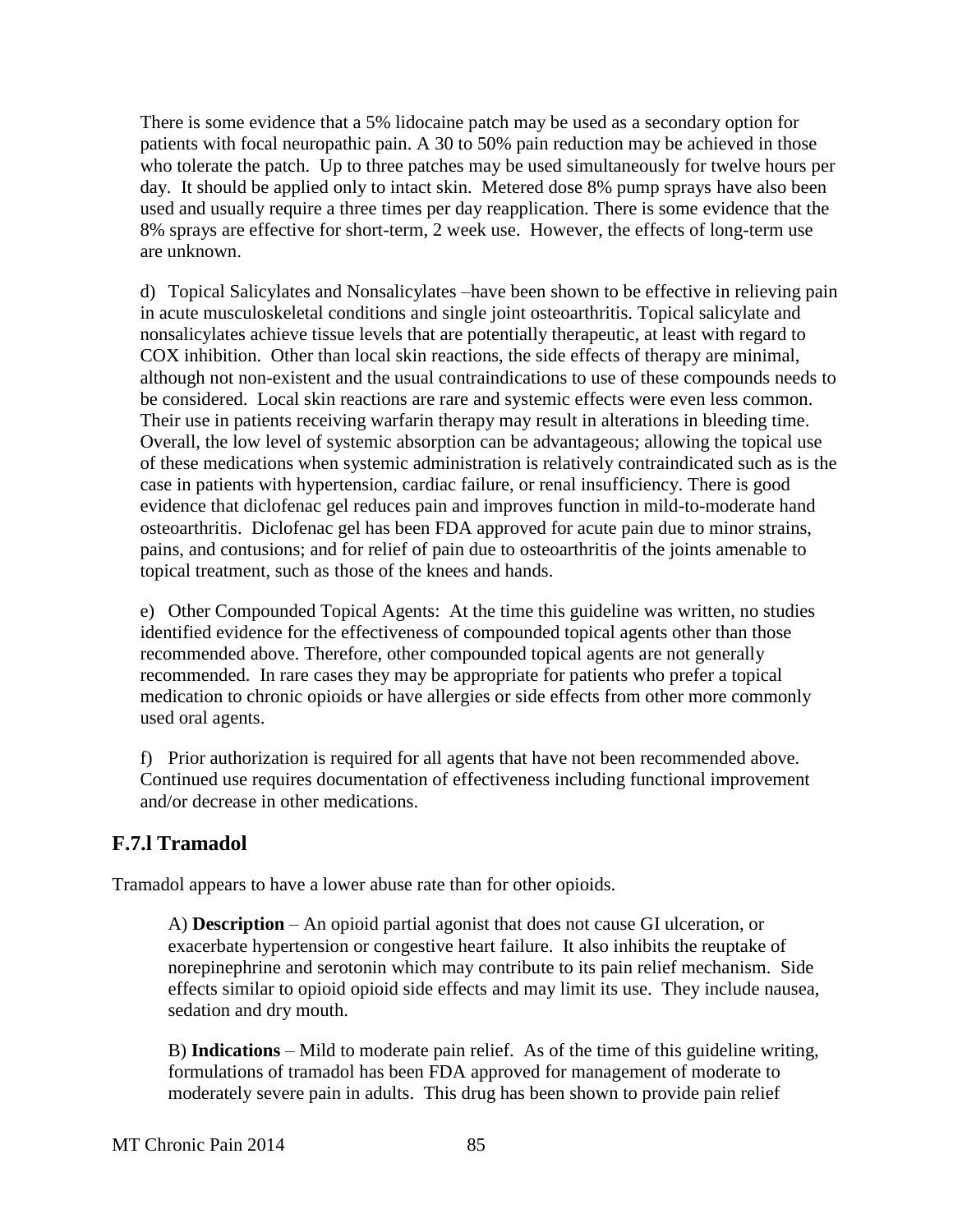There is some evidence that a 5% lidocaine patch may be used as a secondary option for patients with focal neuropathic pain. A 30 to 50% pain reduction may be achieved in those who tolerate the patch. Up to three patches may be used simultaneously for twelve hours per day. It should be applied only to intact skin. Metered dose 8% pump sprays have also been used and usually require a three times per day reapplication. There is some evidence that the 8% sprays are effective for short-term, 2 week use. However, the effects of long-term use are unknown.

d) Topical Salicylates and Nonsalicylates –have been shown to be effective in relieving pain in acute musculoskeletal conditions and single joint osteoarthritis. Topical salicylate and nonsalicylates achieve tissue levels that are potentially therapeutic, at least with regard to COX inhibition. Other than local skin reactions, the side effects of therapy are minimal, although not non-existent and the usual contraindications to use of these compounds needs to be considered. Local skin reactions are rare and systemic effects were even less common. Their use in patients receiving warfarin therapy may result in alterations in bleeding time. Overall, the low level of systemic absorption can be advantageous; allowing the topical use of these medications when systemic administration is relatively contraindicated such as is the case in patients with hypertension, cardiac failure, or renal insufficiency. There is good evidence that diclofenac gel reduces pain and improves function in mild-to-moderate hand osteoarthritis. Diclofenac gel has been FDA approved for acute pain due to minor strains, pains, and contusions; and for relief of pain due to osteoarthritis of the joints amenable to topical treatment, such as those of the knees and hands.

e) Other Compounded Topical Agents: At the time this guideline was written, no studies identified evidence for the effectiveness of compounded topical agents other than those recommended above. Therefore, other compounded topical agents are not generally recommended. In rare cases they may be appropriate for patients who prefer a topical medication to chronic opioids or have allergies or side effects from other more commonly used oral agents.

f) Prior authorization is required for all agents that have not been recommended above. Continued use requires documentation of effectiveness including functional improvement and/or decrease in other medications.

## F.7.l Tramadol

Tramadol appears to have a lower abuse rate than for other opioids.

A) **Description** – An opioid partial agonist that does not cause GI ulceration, or exacerbate hypertension or congestive heart failure. It also inhibits the reuptake of norepinephrine and serotonin which may contribute to its pain relief mechanism. Side effects similar to opioid opioid side effects and may limit its use. They include nausea, sedation and dry mouth.

B) **Indications** – Mild to moderate pain relief. As of the time of this guideline writing, formulations of tramadol has been FDA approved for management of moderate to moderately severe pain in adults. This drug has been shown to provide pain relief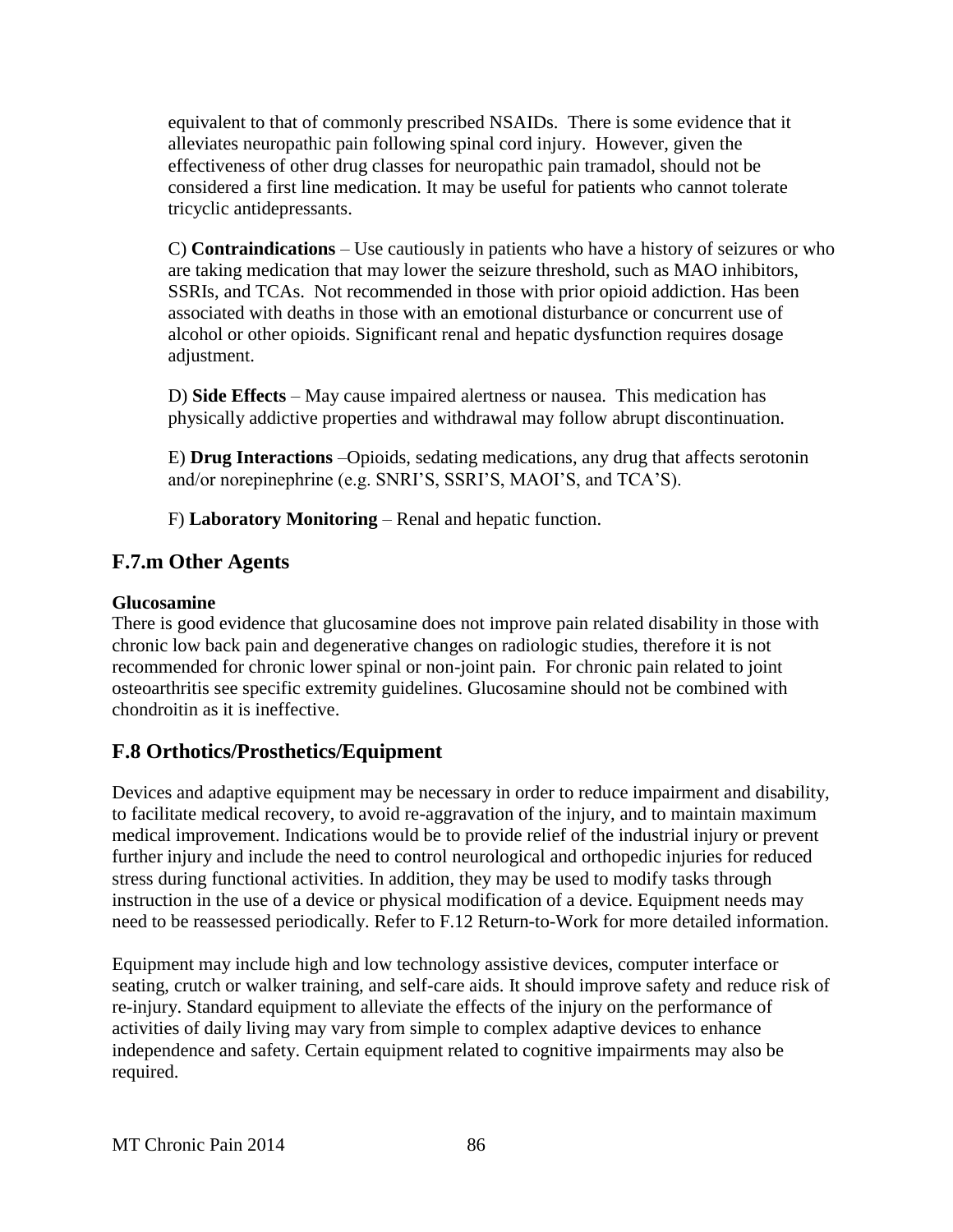equivalent to that of commonly prescribed NSAIDs. There is some evidence that it alleviates neuropathic pain following spinal cord injury. However, given the effectiveness of other drug classes for neuropathic pain tramadol, should not be considered a first line medication. It may be useful for patients who cannot tolerate tricyclic antidepressants.

C) **Contraindications** – Use cautiously in patients who have a history of seizures or who are taking medication that may lower the seizure threshold, such as MAO inhibitors, SSRIs, and TCAs. Not recommended in those with prior opioid addiction. Has been associated with deaths in those with an emotional disturbance or concurrent use of alcohol or other opioids. Significant renal and hepatic dysfunction requires dosage adjustment.

D) **Side Effects** – May cause impaired alertness or nausea. This medication has physically addictive properties and withdrawal may follow abrupt discontinuation.

E) **Drug Interactions** –Opioids, sedating medications, any drug that affects serotonin and/or norepinephrine (e.g. SNRI'S, SSRI'S, MAOI'S, and TCA'S).

F) **Laboratory Monitoring** – Renal and hepatic function.

## F.7.m Other Agents

**Glucosamine**

There is good evidence that glucosamine does not improve pain related disability in those with chronic low back pain and degenerative changes on radiologic studies, therefore it is not recommended for chronic lower spinal or non-joint pain. For chronic pain related to joint osteoarthritis see specific extremity guidelines. Glucosamine should not be combined with chondroitin as it is ineffective.

## F.8 Orthotics/Prosthetics/Equipment

Devices and adaptive equipment may be necessary in order to reduce impairment and disability, to facilitate medical recovery, to avoid re-aggravation of the injury, and to maintain maximum medical improvement. Indications would be to provide relief of the industrial injury or prevent further injury and include the need to control neurological and orthopedic injuries for reduced stress during functional activities. In addition, they may be used to modify tasks through instruction in the use of a device or physical modification of a device. Equipment needs may need to be reassessed periodically. Refer to F.12 Return-to-Work for more detailed information.

Equipment may include high and low technology assistive devices, computer interface or seating, crutch or walker training, and self-care aids. It should improve safety and reduce risk of re-injury. Standard equipment to alleviate the effects of the injury on the performance of activities of daily living may vary from simple to complex adaptive devices to enhance independence and safety. Certain equipment related to cognitive impairments may also be required.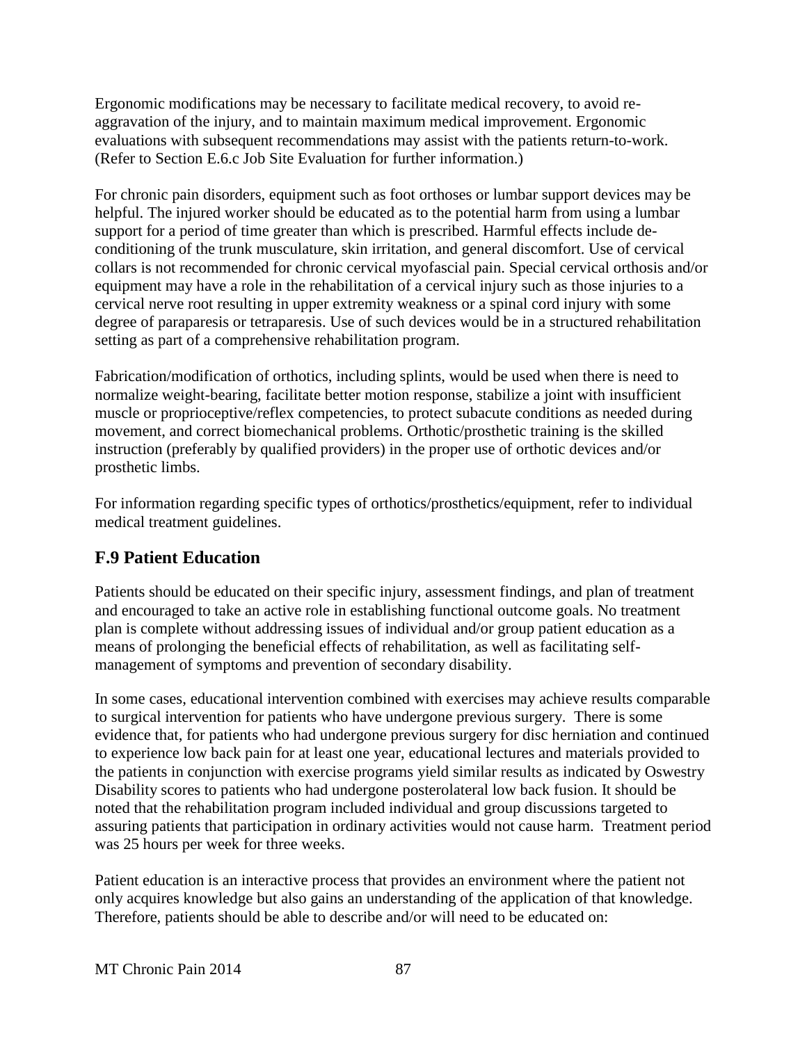Ergonomic modifications may be necessary to facilitate medical recovery, to avoid re-aggravation of the injury, and to maintain maximum medical improvement. Ergonomic evaluations with subsequent recommendations may assist with the patients return-to-work. (Refer to Section E.6.c Job Site Evaluation for further information.)

For chronic pain disorders, equipment such as foot orthoses or lumbar support devices may be helpful. The injured worker should be educated as to the potential harm from using a lumbar support for a period of time greater than which is prescribed. Harmful effects include de-conditioning of the trunk musculature, skin irritation, and general discomfort. Use of cervical collars is not recommended for chronic cervical myofascial pain. Special cervical orthosis and/or equipment may have a role in the rehabilitation of a cervical injury such as those injuries to a cervical nerve root resulting in upper extremity weakness or a spinal cord injury with some degree of paraparesis or tetraparesis. Use of such devices would be in a structured rehabilitation setting as part of a comprehensive rehabilitation program.

Fabrication/modification of orthotics, including splints, would be used when there is need to normalize weight-bearing, facilitate better motion response, stabilize a joint with insufficient muscle or proprioceptive/reflex competencies, to protect subacute conditions as needed during movement, and correct biomechanical problems. Orthotic/prosthetic training is the skilled instruction (preferably by qualified providers) in the proper use of orthotic devices and/or prosthetic limbs.

For information regarding specific types of orthotics/prosthetics/equipment, refer to individual medical treatment guidelines.

## F.9 Patient Education

Patients should be educated on their specific injury, assessment findings, and plan of treatment and encouraged to take an active role in establishing functional outcome goals. No treatment plan is complete without addressing issues of individual and/or group patient education as a means of prolonging the beneficial effects of rehabilitation, as well as facilitating self-management of symptoms and prevention of secondary disability.

In some cases, educational intervention combined with exercises may achieve results comparable to surgical intervention for patients who have undergone previous surgery. There is some evidence that, for patients who had undergone previous surgery for disc herniation and continued to experience low back pain for at least one year, educational lectures and materials provided to the patients in conjunction with exercise programs yield similar results as indicated by Oswestry Disability scores to patients who had undergone posterolateral low back fusion. It should be noted that the rehabilitation program included individual and group discussions targeted to assuring patients that participation in ordinary activities would not cause harm. Treatment period was 25 hours per week for three weeks.

Patient education is an interactive process that provides an environment where the patient not only acquires knowledge but also gains an understanding of the application of that knowledge. Therefore, patients should be able to describe and/or will need to be educated on: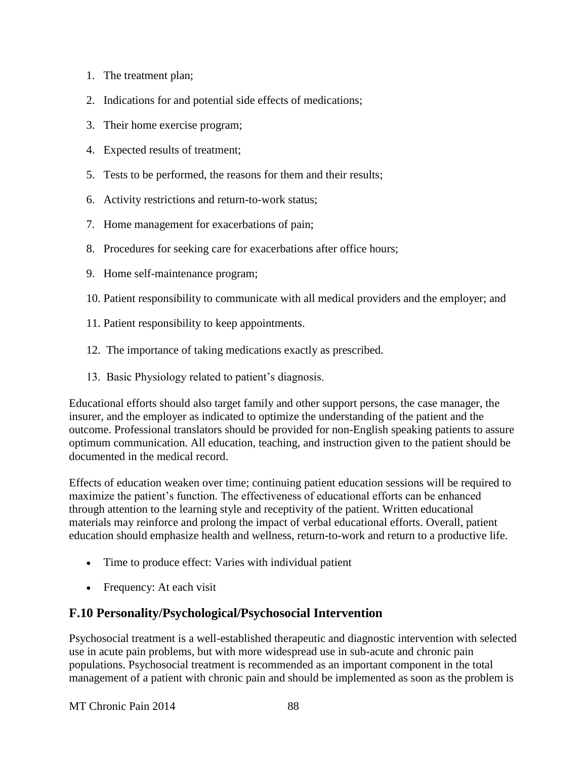1. The treatment plan;
2. Indications for and potential side effects of medications;
3. Their home exercise program;
4. Expected results of treatment;
5. Tests to be performed, the reasons for them and their results;
6. Activity restrictions and return-to-work status;
7. Home management for exacerbations of pain;
8. Procedures for seeking care for exacerbations after office hours;
9. Home self-maintenance program;
10. Patient responsibility to communicate with all medical providers and the employer; and
11. Patient responsibility to keep appointments.
12. The importance of taking medications exactly as prescribed.
13. Basic Physiology related to patient's diagnosis.

Educational efforts should also target family and other support persons, the case manager, the insurer, and the employer as indicated to optimize the understanding of the patient and the outcome. Professional translators should be provided for non-English speaking patients to assure optimum communication. All education, teaching, and instruction given to the patient should be documented in the medical record.

Effects of education weaken over time; continuing patient education sessions will be required to maximize the patient's function. The effectiveness of educational efforts can be enhanced through attention to the learning style and receptivity of the patient. Written educational materials may reinforce and prolong the impact of verbal educational efforts. Overall, patient education should emphasize health and wellness, return-to-work and return to a productive life.

- Time to produce effect: Varies with individual patient
- Frequency: At each visit

## F.10 Personality/Psychological/Psychosocial Intervention

Psychosocial treatment is a well-established therapeutic and diagnostic intervention with selected use in acute pain problems, but with more widespread use in sub-acute and chronic pain populations. Psychosocial treatment is recommended as an important component in the total management of a patient with chronic pain and should be implemented as soon as the problem is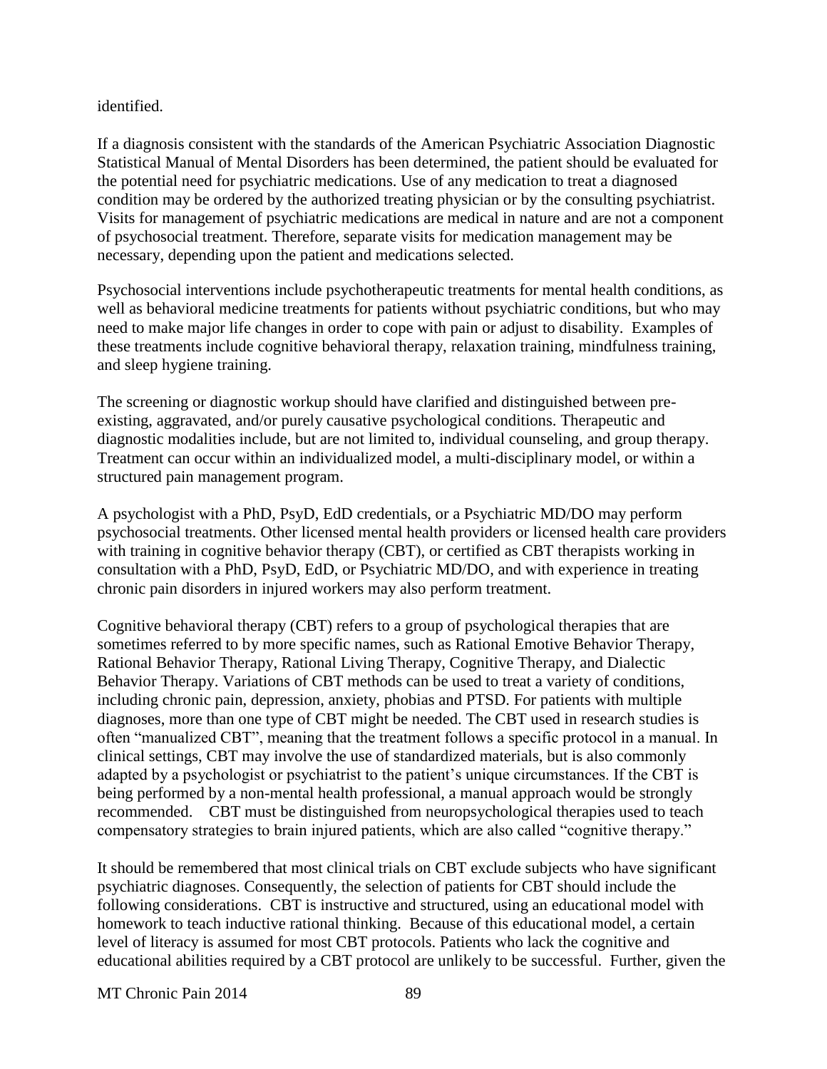identified.

If a diagnosis consistent with the standards of the American Psychiatric Association Diagnostic Statistical Manual of Mental Disorders has been determined, the patient should be evaluated for the potential need for psychiatric medications. Use of any medication to treat a diagnosed condition may be ordered by the authorized treating physician or by the consulting psychiatrist. Visits for management of psychiatric medications are medical in nature and are not a component of psychosocial treatment. Therefore, separate visits for medication management may be necessary, depending upon the patient and medications selected.

Psychosocial interventions include psychotherapeutic treatments for mental health conditions, as well as behavioral medicine treatments for patients without psychiatric conditions, but who may need to make major life changes in order to cope with pain or adjust to disability. Examples of these treatments include cognitive behavioral therapy, relaxation training, mindfulness training, and sleep hygiene training.

The screening or diagnostic workup should have clarified and distinguished between pre-existing, aggravated, and/or purely causative psychological conditions. Therapeutic and diagnostic modalities include, but are not limited to, individual counseling, and group therapy. Treatment can occur within an individualized model, a multi-disciplinary model, or within a structured pain management program.

A psychologist with a PhD, PsyD, EdD credentials, or a Psychiatric MD/DO may perform psychosocial treatments. Other licensed mental health providers or licensed health care providers with training in cognitive behavior therapy (CBT), or certified as CBT therapists working in consultation with a PhD, PsyD, EdD, or Psychiatric MD/DO, and with experience in treating chronic pain disorders in injured workers may also perform treatment.

Cognitive behavioral therapy (CBT) refers to a group of psychological therapies that are sometimes referred to by more specific names, such as Rational Emotive Behavior Therapy, Rational Behavior Therapy, Rational Living Therapy, Cognitive Therapy, and Dialectic Behavior Therapy. Variations of CBT methods can be used to treat a variety of conditions, including chronic pain, depression, anxiety, phobias and PTSD. For patients with multiple diagnoses, more than one type of CBT might be needed. The CBT used in research studies is often "manualized CBT", meaning that the treatment follows a specific protocol in a manual. In clinical settings, CBT may involve the use of standardized materials, but is also commonly adapted by a psychologist or psychiatrist to the patient's unique circumstances. If the CBT is being performed by a non-mental health professional, a manual approach would be strongly recommended. CBT must be distinguished from neuropsychological therapies used to teach compensatory strategies to brain injured patients, which are also called "cognitive therapy."

It should be remembered that most clinical trials on CBT exclude subjects who have significant psychiatric diagnoses. Consequently, the selection of patients for CBT should include the following considerations. CBT is instructive and structured, using an educational model with homework to teach inductive rational thinking. Because of this educational model, a certain level of literacy is assumed for most CBT protocols. Patients who lack the cognitive and educational abilities required by a CBT protocol are unlikely to be successful. Further, given the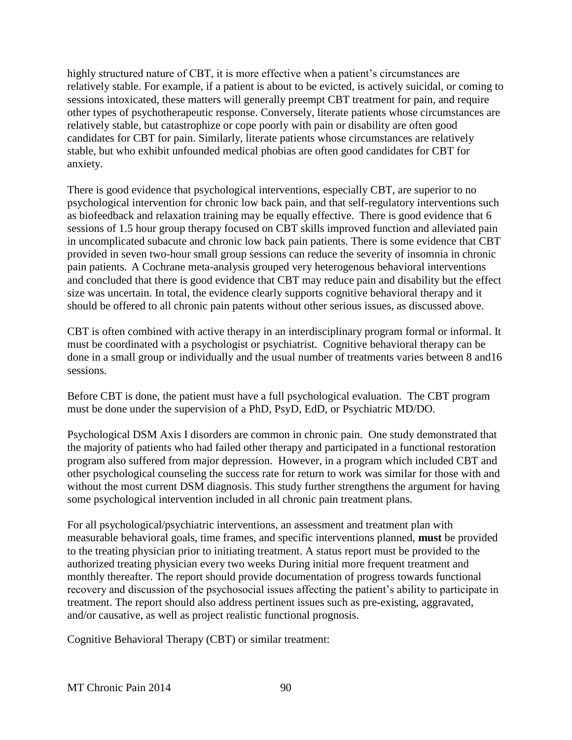highly structured nature of CBT, it is more effective when a patient's circumstances are relatively stable. For example, if a patient is about to be evicted, is actively suicidal, or coming to sessions intoxicated, these matters will generally preempt CBT treatment for pain, and require other types of psychotherapeutic response. Conversely, literate patients whose circumstances are relatively stable, but catastrophize or cope poorly with pain or disability are often good candidates for CBT for pain. Similarly, literate patients whose circumstances are relatively stable, but who exhibit unfounded medical phobias are often good candidates for CBT for anxiety.

There is good evidence that psychological interventions, especially CBT, are superior to no psychological intervention for chronic low back pain, and that self-regulatory interventions such as biofeedback and relaxation training may be equally effective. There is good evidence that 6 sessions of 1.5 hour group therapy focused on CBT skills improved function and alleviated pain in uncomplicated subacute and chronic low back pain patients. There is some evidence that CBT provided in seven two-hour small group sessions can reduce the severity of insomnia in chronic pain patients. A Cochrane meta-analysis grouped very heterogenous behavioral interventions and concluded that there is good evidence that CBT may reduce pain and disability but the effect size was uncertain. In total, the evidence clearly supports cognitive behavioral therapy and it should be offered to all chronic pain patents without other serious issues, as discussed above.

CBT is often combined with active therapy in an interdisciplinary program formal or informal. It must be coordinated with a psychologist or psychiatrist. Cognitive behavioral therapy can be done in a small group or individually and the usual number of treatments varies between 8 and16 sessions.

Before CBT is done, the patient must have a full psychological evaluation. The CBT program must be done under the supervision of a PhD, PsyD, EdD, or Psychiatric MD/DO.

Psychological DSM Axis I disorders are common in chronic pain. One study demonstrated that the majority of patients who had failed other therapy and participated in a functional restoration program also suffered from major depression. However, in a program which included CBT and other psychological counseling the success rate for return to work was similar for those with and without the most current DSM diagnosis. This study further strengthens the argument for having some psychological intervention included in all chronic pain treatment plans.

For all psychological/psychiatric interventions, an assessment and treatment plan with measurable behavioral goals, time frames, and specific interventions planned, **must** be provided to the treating physician prior to initiating treatment. A status report must be provided to the authorized treating physician every two weeks During initial more frequent treatment and monthly thereafter. The report should provide documentation of progress towards functional recovery and discussion of the psychosocial issues affecting the patient's ability to participate in treatment. The report should also address pertinent issues such as pre-existing, aggravated, and/or causative, as well as project realistic functional prognosis.

Cognitive Behavioral Therapy (CBT) or similar treatment: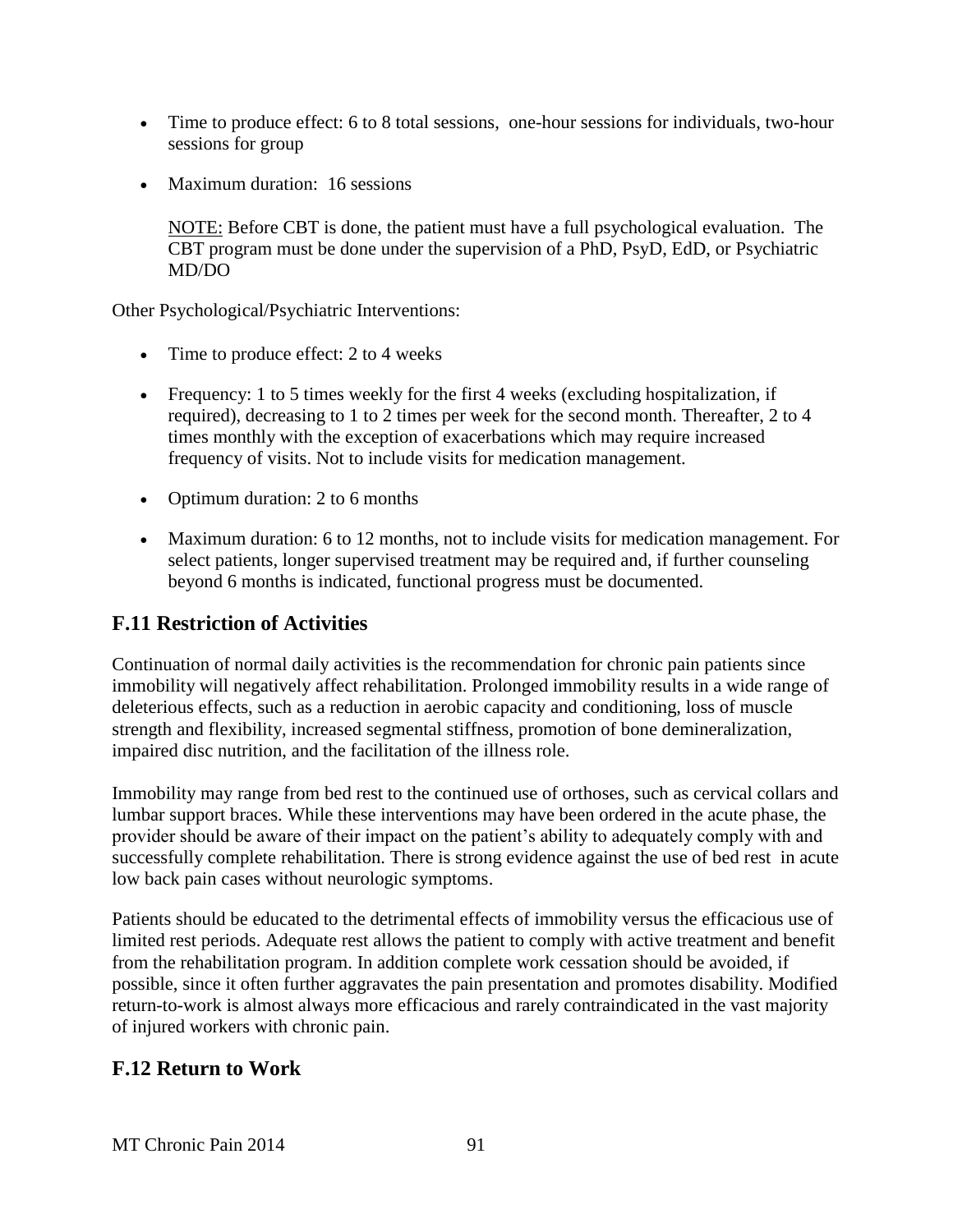- Time to produce effect: 6 to 8 total sessions, one-hour sessions for individuals, two-hour sessions for group
- Maximum duration: 16 sessions

  NOTE: Before CBT is done, the patient must have a full psychological evaluation. The CBT program must be done under the supervision of a PhD, PsyD, EdD, or Psychiatric MD/DO

Other Psychological/Psychiatric Interventions:

- Time to produce effect: 2 to 4 weeks
- Frequency: 1 to 5 times weekly for the first 4 weeks (excluding hospitalization, if required), decreasing to 1 to 2 times per week for the second month. Thereafter, 2 to 4 times monthly with the exception of exacerbations which may require increased frequency of visits. Not to include visits for medication management.
- Optimum duration: 2 to 6 months
- Maximum duration: 6 to 12 months, not to include visits for medication management. For select patients, longer supervised treatment may be required and, if further counseling beyond 6 months is indicated, functional progress must be documented.

## F.11 Restriction of Activities

Continuation of normal daily activities is the recommendation for chronic pain patients since immobility will negatively affect rehabilitation. Prolonged immobility results in a wide range of deleterious effects, such as a reduction in aerobic capacity and conditioning, loss of muscle strength and flexibility, increased segmental stiffness, promotion of bone demineralization, impaired disc nutrition, and the facilitation of the illness role.

Immobility may range from bed rest to the continued use of orthoses, such as cervical collars and lumbar support braces. While these interventions may have been ordered in the acute phase, the provider should be aware of their impact on the patient's ability to adequately comply with and successfully complete rehabilitation. There is strong evidence against the use of bed rest in acute low back pain cases without neurologic symptoms.

Patients should be educated to the detrimental effects of immobility versus the efficacious use of limited rest periods. Adequate rest allows the patient to comply with active treatment and benefit from the rehabilitation program. In addition complete work cessation should be avoided, if possible, since it often further aggravates the pain presentation and promotes disability. Modified return-to-work is almost always more efficacious and rarely contraindicated in the vast majority of injured workers with chronic pain.

## F.12 Return to Work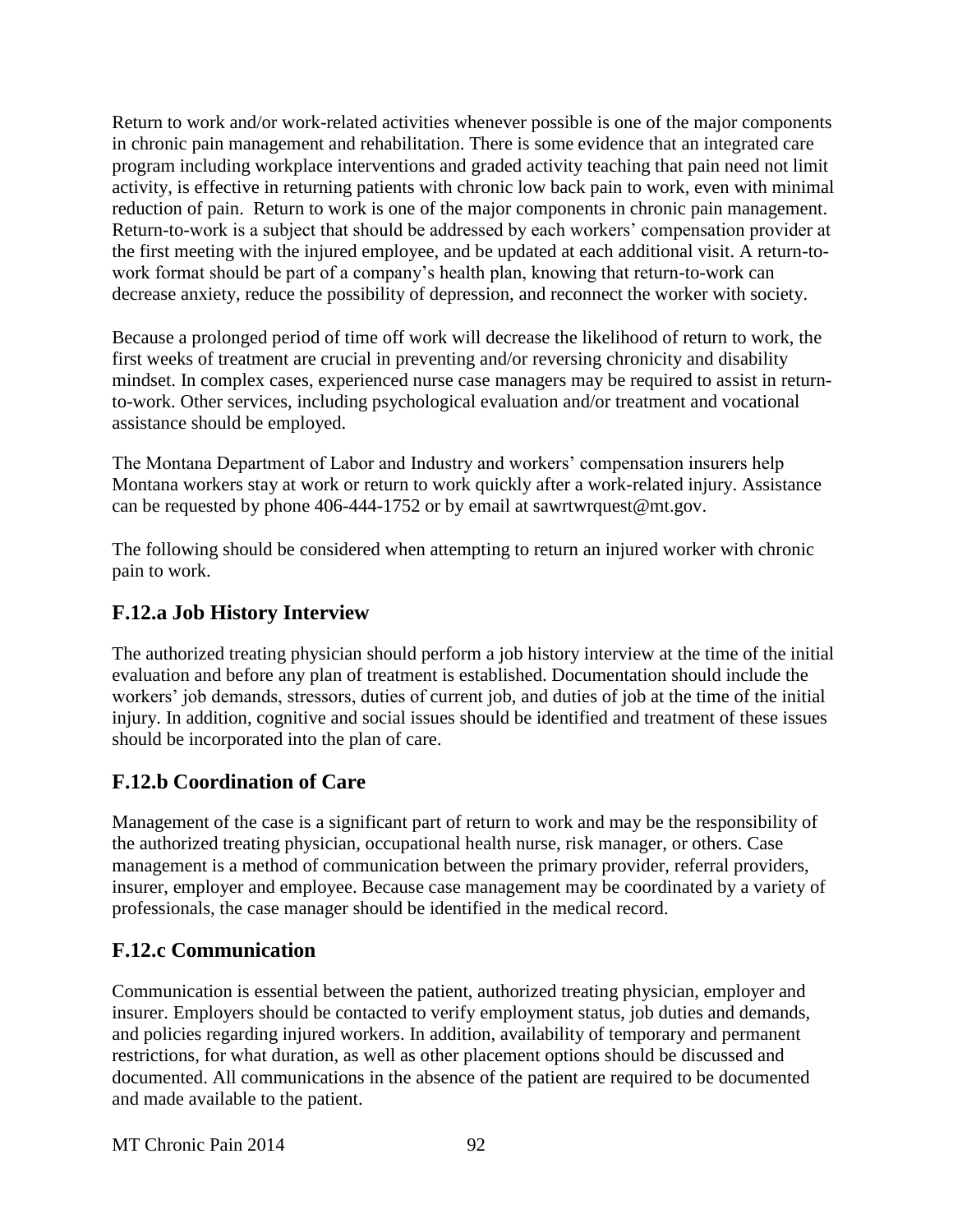Return to work and/or work-related activities whenever possible is one of the major components in chronic pain management and rehabilitation. There is some evidence that an integrated care program including workplace interventions and graded activity teaching that pain need not limit activity, is effective in returning patients with chronic low back pain to work, even with minimal reduction of pain. Return to work is one of the major components in chronic pain management. Return-to-work is a subject that should be addressed by each workers' compensation provider at the first meeting with the injured employee, and be updated at each additional visit. A return-to-work format should be part of a company's health plan, knowing that return-to-work can decrease anxiety, reduce the possibility of depression, and reconnect the worker with society.

Because a prolonged period of time off work will decrease the likelihood of return to work, the first weeks of treatment are crucial in preventing and/or reversing chronicity and disability mindset. In complex cases, experienced nurse case managers may be required to assist in return-to-work. Other services, including psychological evaluation and/or treatment and vocational assistance should be employed.

The Montana Department of Labor and Industry and workers' compensation insurers help Montana workers stay at work or return to work quickly after a work-related injury. Assistance can be requested by phone 406-444-1752 or by email at sawrtwrquest@mt.gov.

The following should be considered when attempting to return an injured worker with chronic pain to work.

## F.12.a Job History Interview

The authorized treating physician should perform a job history interview at the time of the initial evaluation and before any plan of treatment is established. Documentation should include the workers' job demands, stressors, duties of current job, and duties of job at the time of the initial injury. In addition, cognitive and social issues should be identified and treatment of these issues should be incorporated into the plan of care.

## F.12.b Coordination of Care

Management of the case is a significant part of return to work and may be the responsibility of the authorized treating physician, occupational health nurse, risk manager, or others. Case management is a method of communication between the primary provider, referral providers, insurer, employer and employee. Because case management may be coordinated by a variety of professionals, the case manager should be identified in the medical record.

## F.12.c Communication

Communication is essential between the patient, authorized treating physician, employer and insurer. Employers should be contacted to verify employment status, job duties and demands, and policies regarding injured workers. In addition, availability of temporary and permanent restrictions, for what duration, as well as other placement options should be discussed and documented. All communications in the absence of the patient are required to be documented and made available to the patient.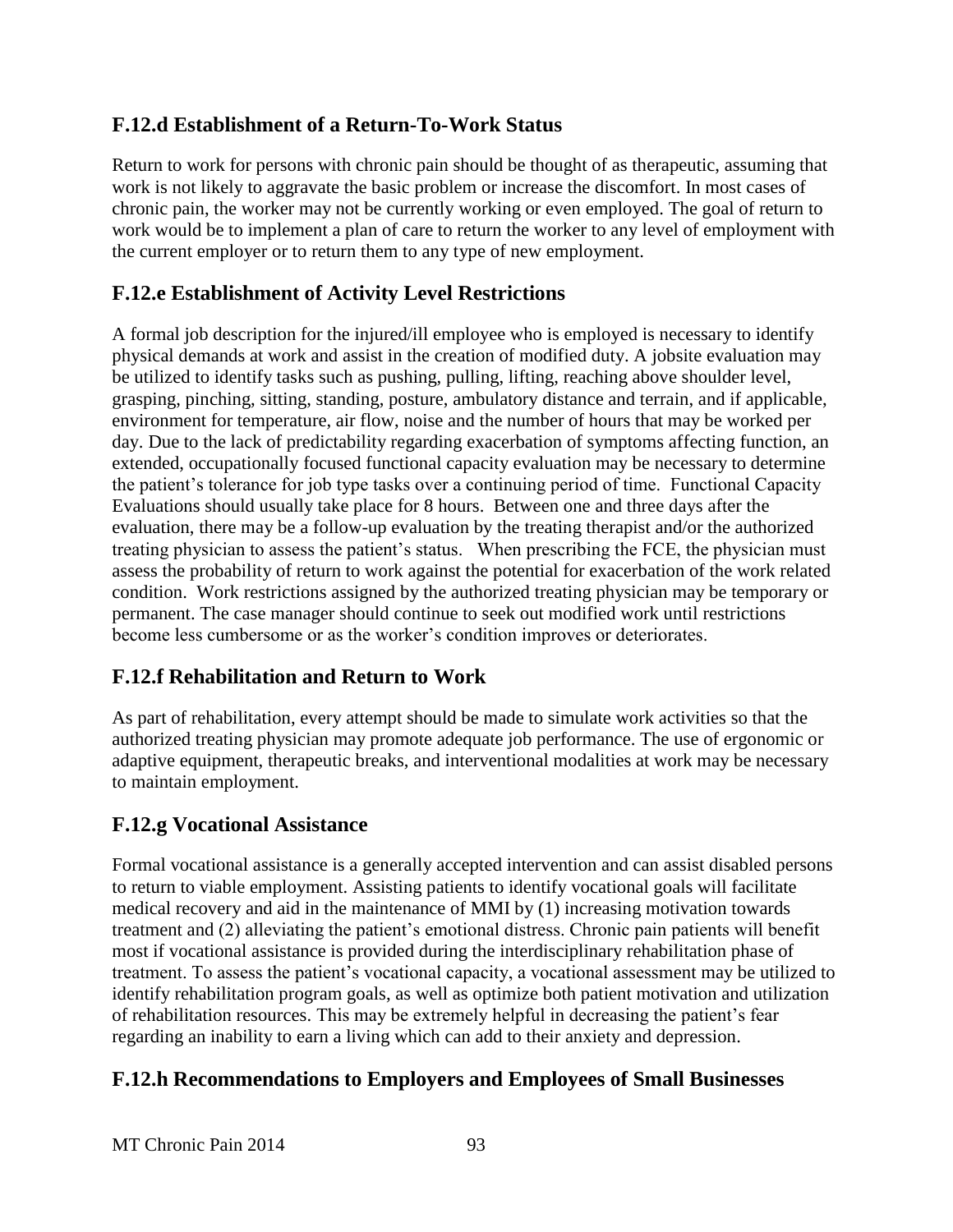## F.12.d Establishment of a Return-To-Work Status

Return to work for persons with chronic pain should be thought of as therapeutic, assuming that work is not likely to aggravate the basic problem or increase the discomfort. In most cases of chronic pain, the worker may not be currently working or even employed. The goal of return to work would be to implement a plan of care to return the worker to any level of employment with the current employer or to return them to any type of new employment.

## F.12.e Establishment of Activity Level Restrictions

A formal job description for the injured/ill employee who is employed is necessary to identify physical demands at work and assist in the creation of modified duty. A jobsite evaluation may be utilized to identify tasks such as pushing, pulling, lifting, reaching above shoulder level, grasping, pinching, sitting, standing, posture, ambulatory distance and terrain, and if applicable, environment for temperature, air flow, noise and the number of hours that may be worked per day. Due to the lack of predictability regarding exacerbation of symptoms affecting function, an extended, occupationally focused functional capacity evaluation may be necessary to determine the patient's tolerance for job type tasks over a continuing period of time. Functional Capacity Evaluations should usually take place for 8 hours. Between one and three days after the evaluation, there may be a follow-up evaluation by the treating therapist and/or the authorized treating physician to assess the patient's status. When prescribing the FCE, the physician must assess the probability of return to work against the potential for exacerbation of the work related condition. Work restrictions assigned by the authorized treating physician may be temporary or permanent. The case manager should continue to seek out modified work until restrictions become less cumbersome or as the worker's condition improves or deteriorates.

## F.12.f Rehabilitation and Return to Work

As part of rehabilitation, every attempt should be made to simulate work activities so that the authorized treating physician may promote adequate job performance. The use of ergonomic or adaptive equipment, therapeutic breaks, and interventional modalities at work may be necessary to maintain employment.

## F.12.g Vocational Assistance

Formal vocational assistance is a generally accepted intervention and can assist disabled persons to return to viable employment. Assisting patients to identify vocational goals will facilitate medical recovery and aid in the maintenance of MMI by (1) increasing motivation towards treatment and (2) alleviating the patient's emotional distress. Chronic pain patients will benefit most if vocational assistance is provided during the interdisciplinary rehabilitation phase of treatment. To assess the patient's vocational capacity, a vocational assessment may be utilized to identify rehabilitation program goals, as well as optimize both patient motivation and utilization of rehabilitation resources. This may be extremely helpful in decreasing the patient's fear regarding an inability to earn a living which can add to their anxiety and depression.

## F.12.h Recommendations to Employers and Employees of Small Businesses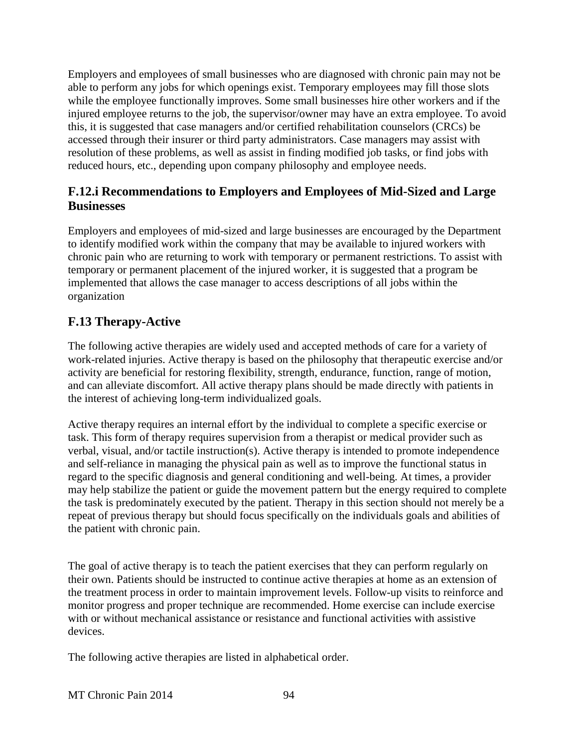Employers and employees of small businesses who are diagnosed with chronic pain may not be able to perform any jobs for which openings exist. Temporary employees may fill those slots while the employee functionally improves. Some small businesses hire other workers and if the injured employee returns to the job, the supervisor/owner may have an extra employee. To avoid this, it is suggested that case managers and/or certified rehabilitation counselors (CRCs) be accessed through their insurer or third party administrators. Case managers may assist with resolution of these problems, as well as assist in finding modified job tasks, or find jobs with reduced hours, etc., depending upon company philosophy and employee needs.

### F.12.i Recommendations to Employers and Employees of Mid-Sized and Large Businesses

Employers and employees of mid-sized and large businesses are encouraged by the Department to identify modified work within the company that may be available to injured workers with chronic pain who are returning to work with temporary or permanent restrictions. To assist with temporary or permanent placement of the injured worker, it is suggested that a program be implemented that allows the case manager to access descriptions of all jobs within the organization

## F.13 Therapy-Active

The following active therapies are widely used and accepted methods of care for a variety of work-related injuries. Active therapy is based on the philosophy that therapeutic exercise and/or activity are beneficial for restoring flexibility, strength, endurance, function, range of motion, and can alleviate discomfort. All active therapy plans should be made directly with patients in the interest of achieving long-term individualized goals.

Active therapy requires an internal effort by the individual to complete a specific exercise or task. This form of therapy requires supervision from a therapist or medical provider such as verbal, visual, and/or tactile instruction(s). Active therapy is intended to promote independence and self-reliance in managing the physical pain as well as to improve the functional status in regard to the specific diagnosis and general conditioning and well-being. At times, a provider may help stabilize the patient or guide the movement pattern but the energy required to complete the task is predominately executed by the patient. Therapy in this section should not merely be a repeat of previous therapy but should focus specifically on the individuals goals and abilities of the patient with chronic pain.

The goal of active therapy is to teach the patient exercises that they can perform regularly on their own. Patients should be instructed to continue active therapies at home as an extension of the treatment process in order to maintain improvement levels. Follow-up visits to reinforce and monitor progress and proper technique are recommended. Home exercise can include exercise with or without mechanical assistance or resistance and functional activities with assistive devices.

The following active therapies are listed in alphabetical order.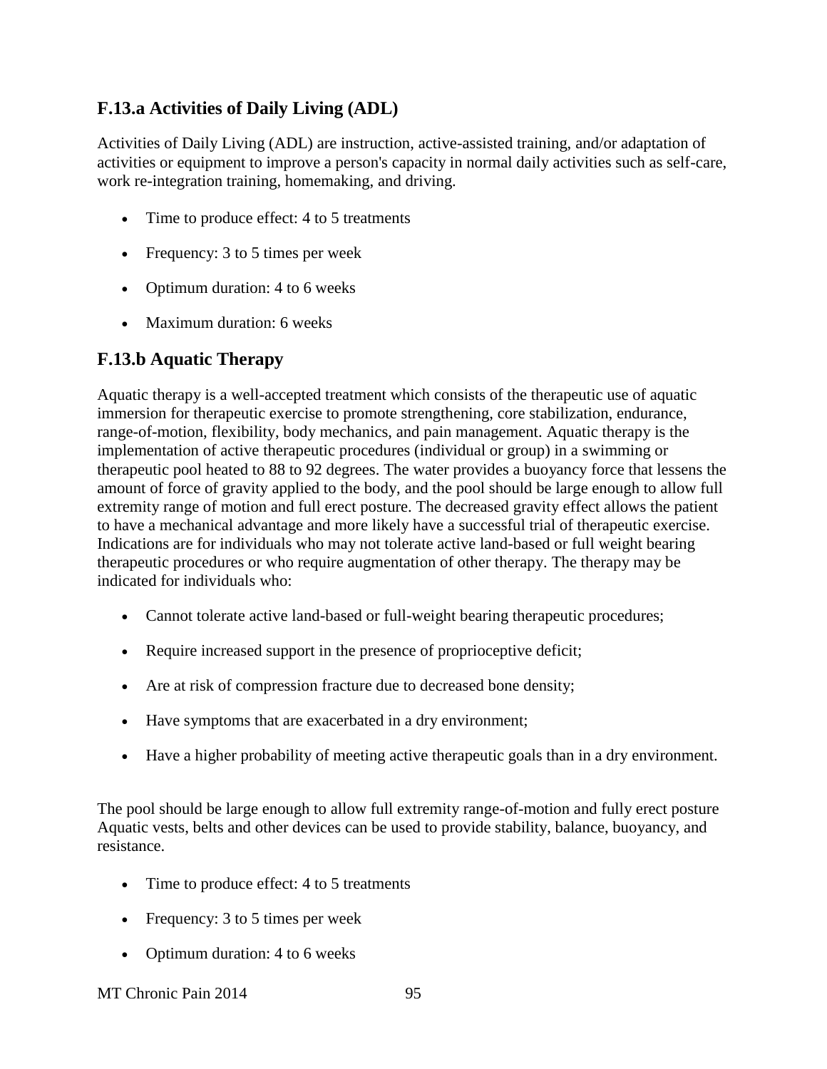### F.13.a Activities of Daily Living (ADL)

Activities of Daily Living (ADL) are instruction, active-assisted training, and/or adaptation of activities or equipment to improve a person's capacity in normal daily activities such as self-care, work re-integration training, homemaking, and driving.

- Time to produce effect: 4 to 5 treatments
- Frequency: 3 to 5 times per week
- Optimum duration: 4 to 6 weeks
- Maximum duration: 6 weeks

### F.13.b Aquatic Therapy

Aquatic therapy is a well-accepted treatment which consists of the therapeutic use of aquatic immersion for therapeutic exercise to promote strengthening, core stabilization, endurance, range-of-motion, flexibility, body mechanics, and pain management. Aquatic therapy is the implementation of active therapeutic procedures (individual or group) in a swimming or therapeutic pool heated to 88 to 92 degrees. The water provides a buoyancy force that lessens the amount of force of gravity applied to the body, and the pool should be large enough to allow full extremity range of motion and full erect posture. The decreased gravity effect allows the patient to have a mechanical advantage and more likely have a successful trial of therapeutic exercise. Indications are for individuals who may not tolerate active land-based or full weight bearing therapeutic procedures or who require augmentation of other therapy. The therapy may be indicated for individuals who:

- Cannot tolerate active land-based or full-weight bearing therapeutic procedures;
- Require increased support in the presence of proprioceptive deficit;
- Are at risk of compression fracture due to decreased bone density;
- Have symptoms that are exacerbated in a dry environment;
- Have a higher probability of meeting active therapeutic goals than in a dry environment.

The pool should be large enough to allow full extremity range-of-motion and fully erect posture Aquatic vests, belts and other devices can be used to provide stability, balance, buoyancy, and resistance.

- Time to produce effect: 4 to 5 treatments
- Frequency: 3 to 5 times per week
- Optimum duration: 4 to 6 weeks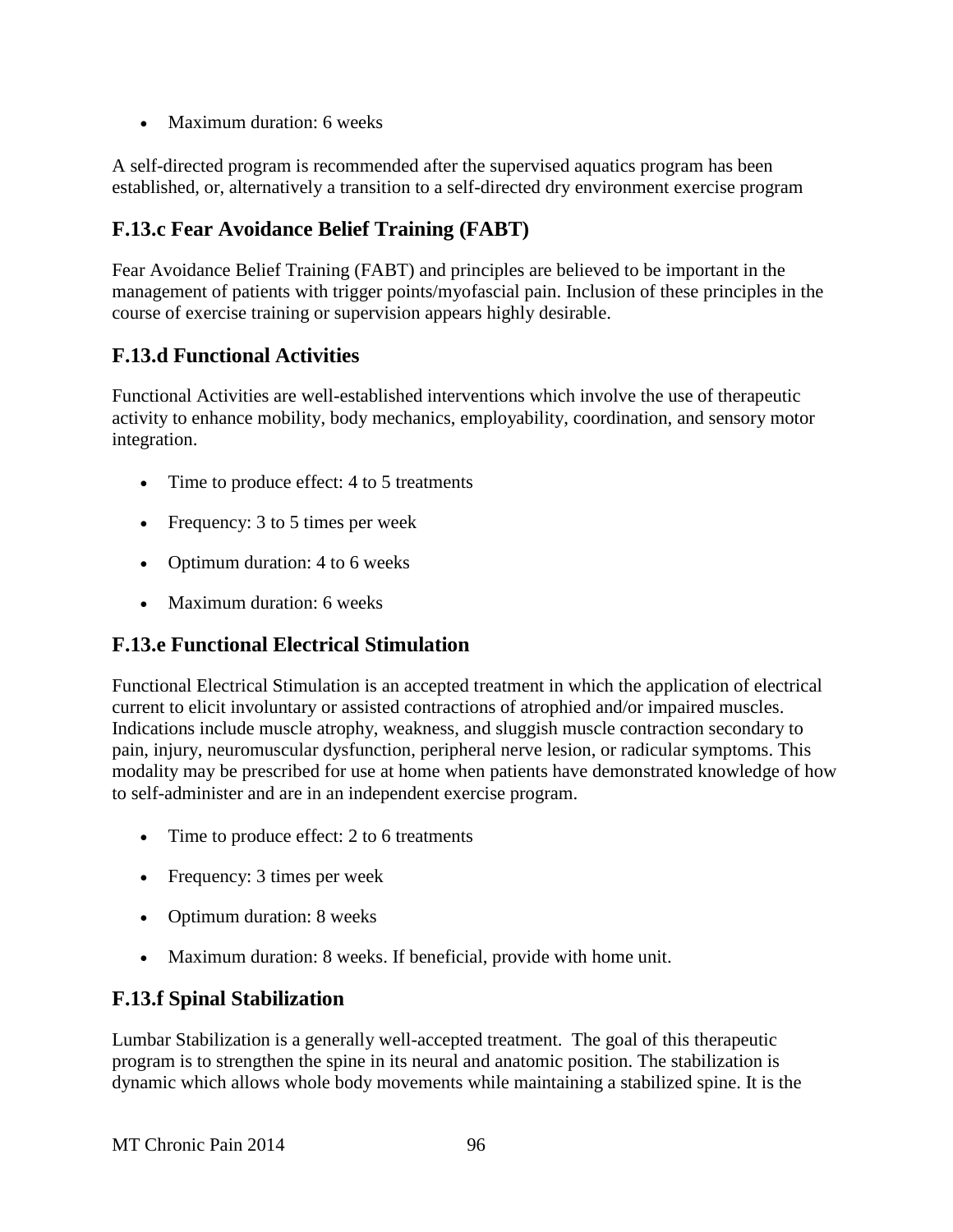- Maximum duration: 6 weeks

A self-directed program is recommended after the supervised aquatics program has been established, or, alternatively a transition to a self-directed dry environment exercise program

### F.13.c Fear Avoidance Belief Training (FABT)

Fear Avoidance Belief Training (FABT) and principles are believed to be important in the management of patients with trigger points/myofascial pain. Inclusion of these principles in the course of exercise training or supervision appears highly desirable.

### F.13.d Functional Activities

Functional Activities are well-established interventions which involve the use of therapeutic activity to enhance mobility, body mechanics, employability, coordination, and sensory motor integration.

- Time to produce effect: 4 to 5 treatments
- Frequency: 3 to 5 times per week
- Optimum duration: 4 to 6 weeks
- Maximum duration: 6 weeks

### F.13.e Functional Electrical Stimulation

Functional Electrical Stimulation is an accepted treatment in which the application of electrical current to elicit involuntary or assisted contractions of atrophied and/or impaired muscles. Indications include muscle atrophy, weakness, and sluggish muscle contraction secondary to pain, injury, neuromuscular dysfunction, peripheral nerve lesion, or radicular symptoms. This modality may be prescribed for use at home when patients have demonstrated knowledge of how to self-administer and are in an independent exercise program.

- Time to produce effect: 2 to 6 treatments
- Frequency: 3 times per week
- Optimum duration: 8 weeks
- Maximum duration: 8 weeks. If beneficial, provide with home unit.

### F.13.f Spinal Stabilization

Lumbar Stabilization is a generally well-accepted treatment. The goal of this therapeutic program is to strengthen the spine in its neural and anatomic position. The stabilization is dynamic which allows whole body movements while maintaining a stabilized spine. It is the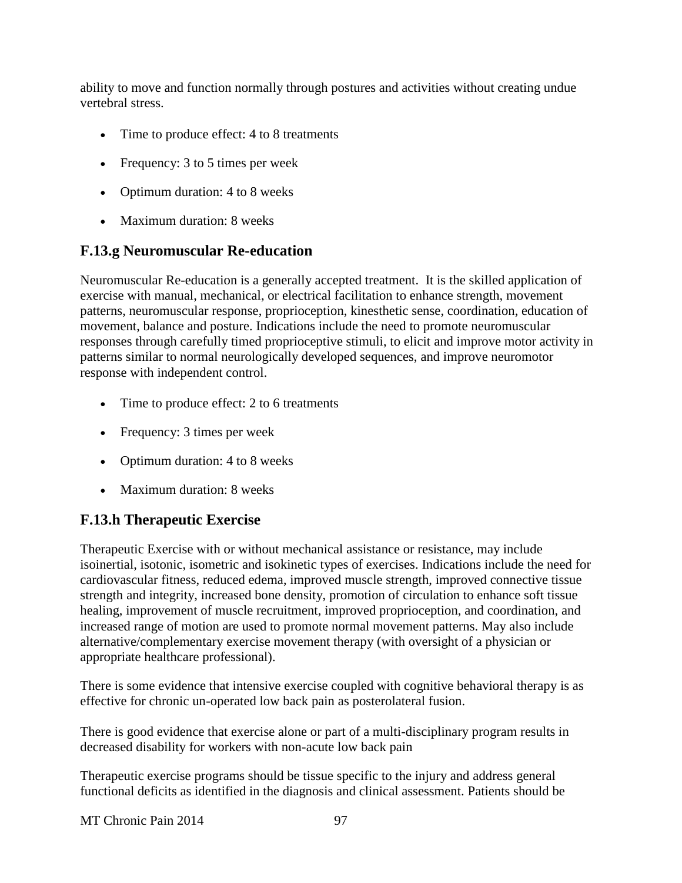ability to move and function normally through postures and activities without creating undue vertebral stress.

- Time to produce effect: 4 to 8 treatments
- Frequency: 3 to 5 times per week
- Optimum duration: 4 to 8 weeks
- Maximum duration: 8 weeks

## F.13.g Neuromuscular Re-education

Neuromuscular Re-education is a generally accepted treatment. It is the skilled application of exercise with manual, mechanical, or electrical facilitation to enhance strength, movement patterns, neuromuscular response, proprioception, kinesthetic sense, coordination, education of movement, balance and posture. Indications include the need to promote neuromuscular responses through carefully timed proprioceptive stimuli, to elicit and improve motor activity in patterns similar to normal neurologically developed sequences, and improve neuromotor response with independent control.

- Time to produce effect: 2 to 6 treatments
- Frequency: 3 times per week
- Optimum duration: 4 to 8 weeks
- Maximum duration: 8 weeks

## F.13.h Therapeutic Exercise

Therapeutic Exercise with or without mechanical assistance or resistance, may include isoinertial, isotonic, isometric and isokinetic types of exercises. Indications include the need for cardiovascular fitness, reduced edema, improved muscle strength, improved connective tissue strength and integrity, increased bone density, promotion of circulation to enhance soft tissue healing, improvement of muscle recruitment, improved proprioception, and coordination, and increased range of motion are used to promote normal movement patterns. May also include alternative/complementary exercise movement therapy (with oversight of a physician or appropriate healthcare professional).

There is some evidence that intensive exercise coupled with cognitive behavioral therapy is as effective for chronic un-operated low back pain as posterolateral fusion.

There is good evidence that exercise alone or part of a multi-disciplinary program results in decreased disability for workers with non-acute low back pain

Therapeutic exercise programs should be tissue specific to the injury and address general functional deficits as identified in the diagnosis and clinical assessment. Patients should be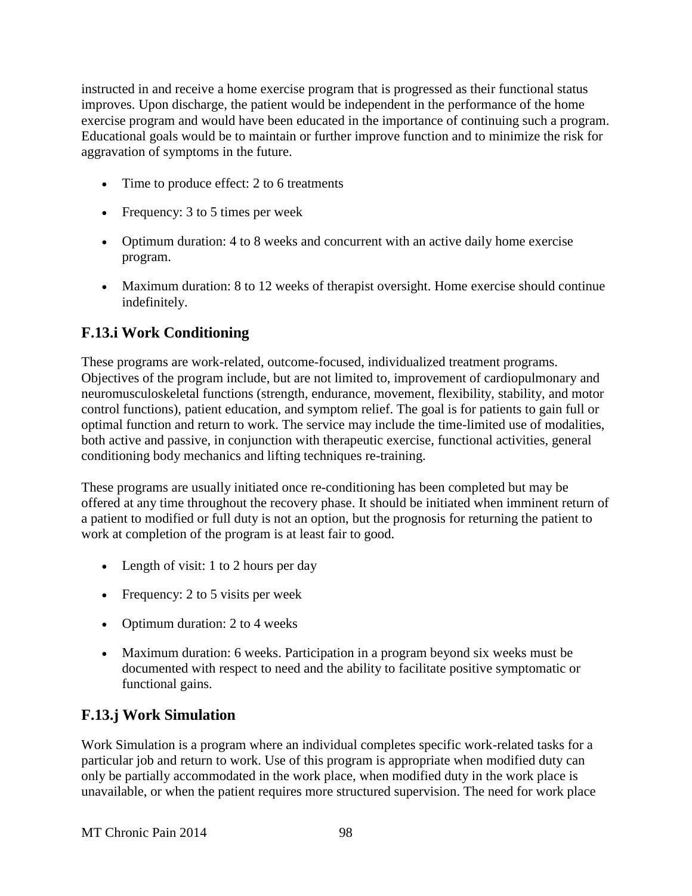instructed in and receive a home exercise program that is progressed as their functional status improves. Upon discharge, the patient would be independent in the performance of the home exercise program and would have been educated in the importance of continuing such a program. Educational goals would be to maintain or further improve function and to minimize the risk for aggravation of symptoms in the future.

- Time to produce effect: 2 to 6 treatments
- Frequency: 3 to 5 times per week
- Optimum duration: 4 to 8 weeks and concurrent with an active daily home exercise program.
- Maximum duration: 8 to 12 weeks of therapist oversight. Home exercise should continue indefinitely.

## F.13.i Work Conditioning

These programs are work-related, outcome-focused, individualized treatment programs. Objectives of the program include, but are not limited to, improvement of cardiopulmonary and neuromusculoskeletal functions (strength, endurance, movement, flexibility, stability, and motor control functions), patient education, and symptom relief. The goal is for patients to gain full or optimal function and return to work. The service may include the time-limited use of modalities, both active and passive, in conjunction with therapeutic exercise, functional activities, general conditioning body mechanics and lifting techniques re-training.

These programs are usually initiated once re-conditioning has been completed but may be offered at any time throughout the recovery phase. It should be initiated when imminent return of a patient to modified or full duty is not an option, but the prognosis for returning the patient to work at completion of the program is at least fair to good.

- Length of visit: 1 to 2 hours per day
- Frequency: 2 to 5 visits per week
- Optimum duration: 2 to 4 weeks
- Maximum duration: 6 weeks. Participation in a program beyond six weeks must be documented with respect to need and the ability to facilitate positive symptomatic or functional gains.

## F.13.j Work Simulation

Work Simulation is a program where an individual completes specific work-related tasks for a particular job and return to work. Use of this program is appropriate when modified duty can only be partially accommodated in the work place, when modified duty in the work place is unavailable, or when the patient requires more structured supervision. The need for work place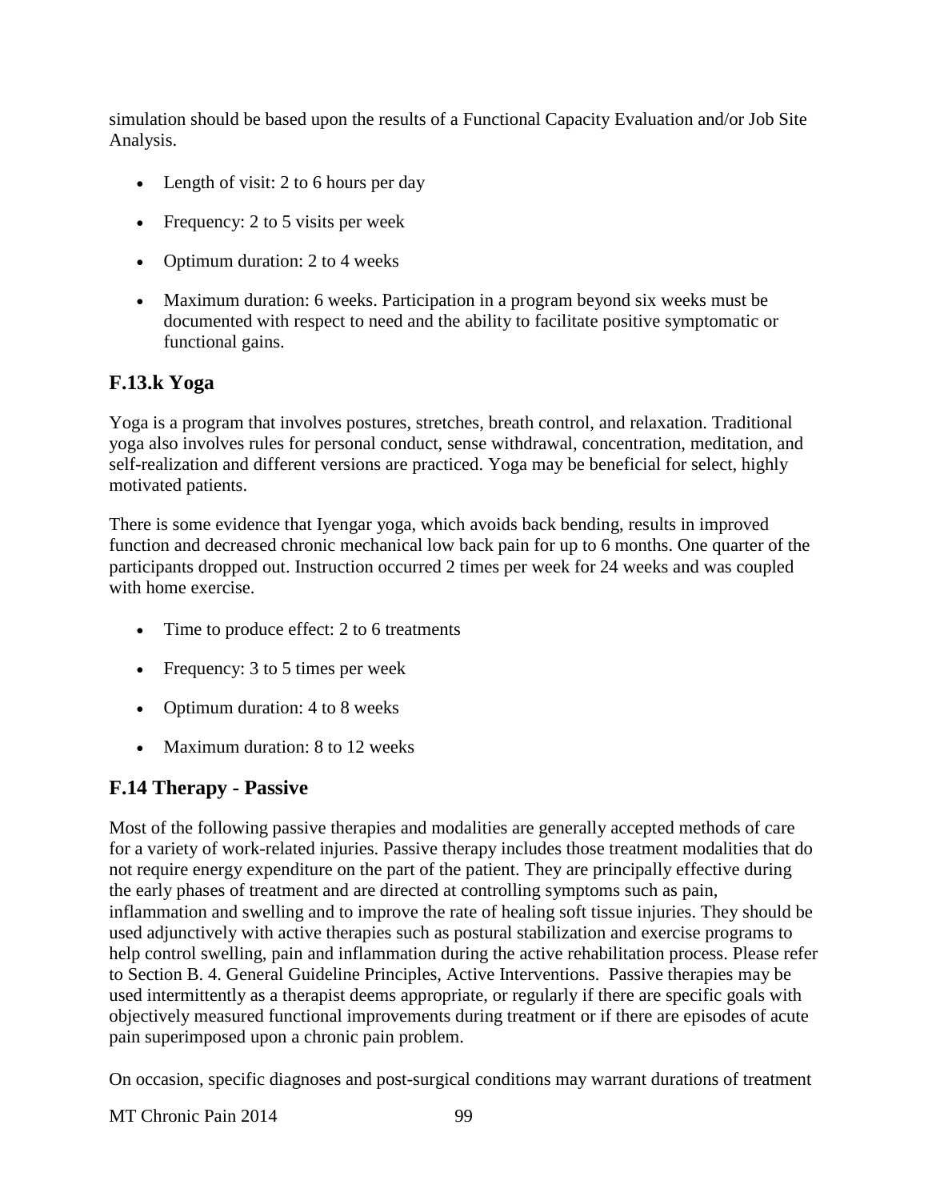simulation should be based upon the results of a Functional Capacity Evaluation and/or Job Site Analysis.

- Length of visit: 2 to 6 hours per day
- Frequency: 2 to 5 visits per week
- Optimum duration: 2 to 4 weeks
- Maximum duration: 6 weeks. Participation in a program beyond six weeks must be documented with respect to need and the ability to facilitate positive symptomatic or functional gains.

## F.13.k Yoga

Yoga is a program that involves postures, stretches, breath control, and relaxation. Traditional yoga also involves rules for personal conduct, sense withdrawal, concentration, meditation, and self-realization and different versions are practiced. Yoga may be beneficial for select, highly motivated patients.

There is some evidence that Iyengar yoga, which avoids back bending, results in improved function and decreased chronic mechanical low back pain for up to 6 months. One quarter of the participants dropped out. Instruction occurred 2 times per week for 24 weeks and was coupled with home exercise.

- Time to produce effect: 2 to 6 treatments
- Frequency: 3 to 5 times per week
- Optimum duration: 4 to 8 weeks
- Maximum duration: 8 to 12 weeks

## F.14 Therapy - Passive

Most of the following passive therapies and modalities are generally accepted methods of care for a variety of work-related injuries. Passive therapy includes those treatment modalities that do not require energy expenditure on the part of the patient. They are principally effective during the early phases of treatment and are directed at controlling symptoms such as pain, inflammation and swelling and to improve the rate of healing soft tissue injuries. They should be used adjunctively with active therapies such as postural stabilization and exercise programs to help control swelling, pain and inflammation during the active rehabilitation process. Please refer to Section B. 4. General Guideline Principles, Active Interventions. Passive therapies may be used intermittently as a therapist deems appropriate, or regularly if there are specific goals with objectively measured functional improvements during treatment or if there are episodes of acute pain superimposed upon a chronic pain problem.

On occasion, specific diagnoses and post-surgical conditions may warrant durations of treatment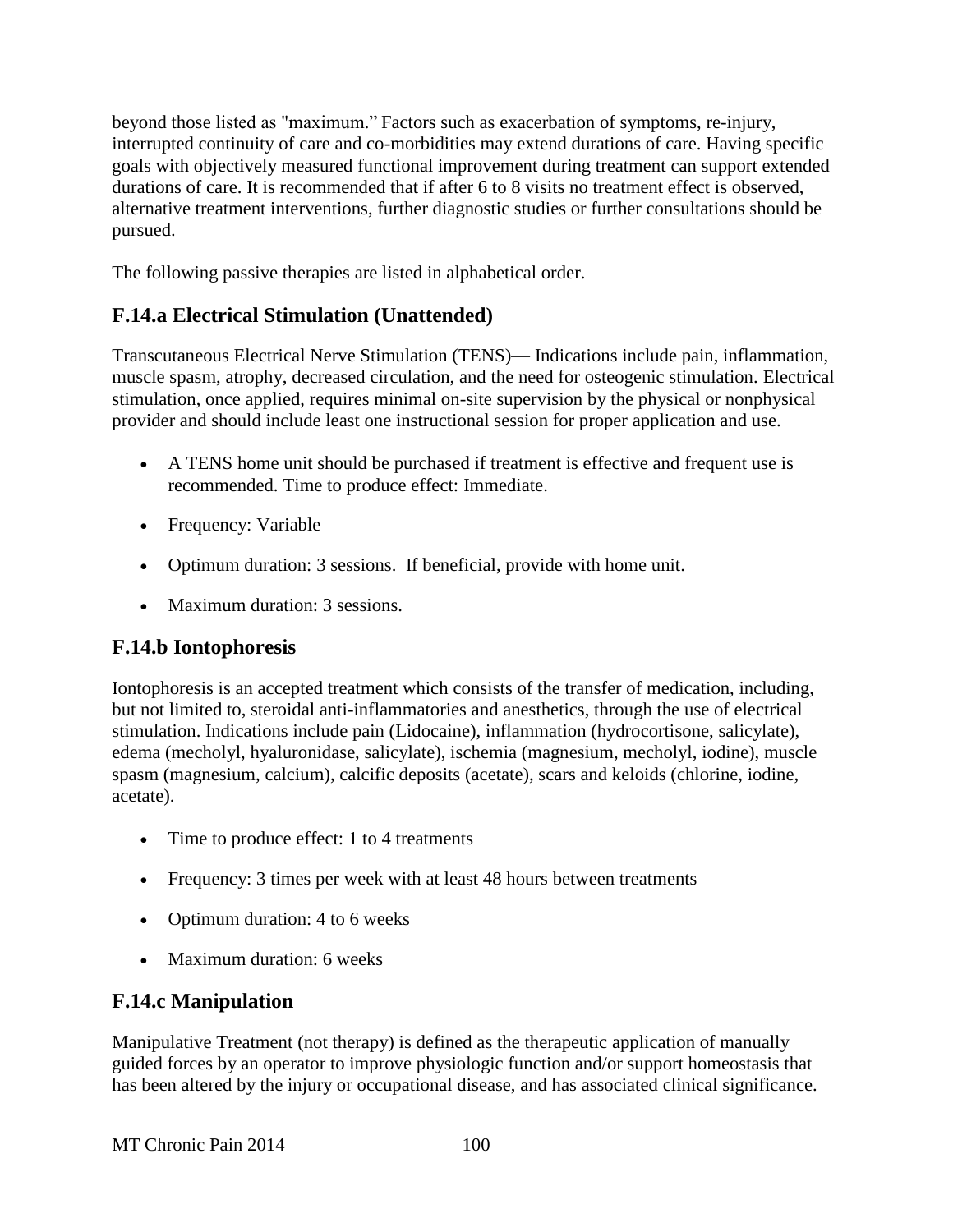beyond those listed as "maximum." Factors such as exacerbation of symptoms, re-injury, interrupted continuity of care and co-morbidities may extend durations of care. Having specific goals with objectively measured functional improvement during treatment can support extended durations of care. It is recommended that if after 6 to 8 visits no treatment effect is observed, alternative treatment interventions, further diagnostic studies or further consultations should be pursued.

The following passive therapies are listed in alphabetical order.

## F.14.a Electrical Stimulation (Unattended)

Transcutaneous Electrical Nerve Stimulation (TENS)— Indications include pain, inflammation, muscle spasm, atrophy, decreased circulation, and the need for osteogenic stimulation. Electrical stimulation, once applied, requires minimal on-site supervision by the physical or nonphysical provider and should include least one instructional session for proper application and use.

- A TENS home unit should be purchased if treatment is effective and frequent use is recommended. Time to produce effect: Immediate.
- Frequency: Variable
- Optimum duration: 3 sessions. If beneficial, provide with home unit.
- Maximum duration: 3 sessions.

## F.14.b Iontophoresis

Iontophoresis is an accepted treatment which consists of the transfer of medication, including, but not limited to, steroidal anti-inflammatories and anesthetics, through the use of electrical stimulation. Indications include pain (Lidocaine), inflammation (hydrocortisone, salicylate), edema (mecholyl, hyaluronidase, salicylate), ischemia (magnesium, mecholyl, iodine), muscle spasm (magnesium, calcium), calcific deposits (acetate), scars and keloids (chlorine, iodine, acetate).

- Time to produce effect: 1 to 4 treatments
- Frequency: 3 times per week with at least 48 hours between treatments
- Optimum duration: 4 to 6 weeks
- Maximum duration: 6 weeks

## F.14.c Manipulation

Manipulative Treatment (not therapy) is defined as the therapeutic application of manually guided forces by an operator to improve physiologic function and/or support homeostasis that has been altered by the injury or occupational disease, and has associated clinical significance.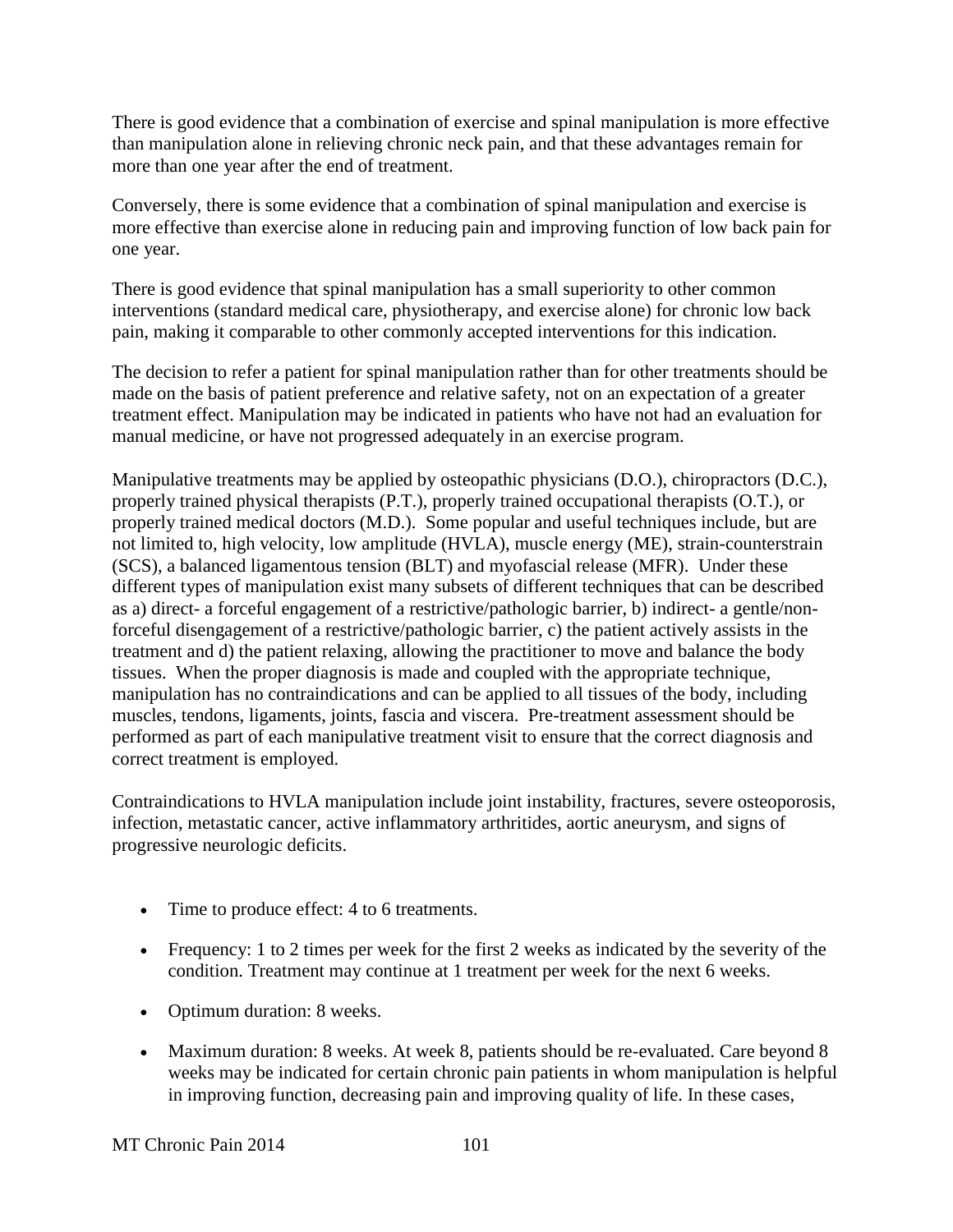There is good evidence that a combination of exercise and spinal manipulation is more effective than manipulation alone in relieving chronic neck pain, and that these advantages remain for more than one year after the end of treatment.

Conversely, there is some evidence that a combination of spinal manipulation and exercise is more effective than exercise alone in reducing pain and improving function of low back pain for one year.

There is good evidence that spinal manipulation has a small superiority to other common interventions (standard medical care, physiotherapy, and exercise alone) for chronic low back pain, making it comparable to other commonly accepted interventions for this indication.

The decision to refer a patient for spinal manipulation rather than for other treatments should be made on the basis of patient preference and relative safety, not on an expectation of a greater treatment effect. Manipulation may be indicated in patients who have not had an evaluation for manual medicine, or have not progressed adequately in an exercise program.

Manipulative treatments may be applied by osteopathic physicians (D.O.), chiropractors (D.C.), properly trained physical therapists (P.T.), properly trained occupational therapists (O.T.), or properly trained medical doctors (M.D.). Some popular and useful techniques include, but are not limited to, high velocity, low amplitude (HVLA), muscle energy (ME), strain-counterstrain (SCS), a balanced ligamentous tension (BLT) and myofascial release (MFR). Under these different types of manipulation exist many subsets of different techniques that can be described as a) direct- a forceful engagement of a restrictive/pathologic barrier, b) indirect- a gentle/non-forceful disengagement of a restrictive/pathologic barrier, c) the patient actively assists in the treatment and d) the patient relaxing, allowing the practitioner to move and balance the body tissues. When the proper diagnosis is made and coupled with the appropriate technique, manipulation has no contraindications and can be applied to all tissues of the body, including muscles, tendons, ligaments, joints, fascia and viscera. Pre-treatment assessment should be performed as part of each manipulative treatment visit to ensure that the correct diagnosis and correct treatment is employed.

Contraindications to HVLA manipulation include joint instability, fractures, severe osteoporosis, infection, metastatic cancer, active inflammatory arthritides, aortic aneurysm, and signs of progressive neurologic deficits.

- Time to produce effect: 4 to 6 treatments.
- Frequency: 1 to 2 times per week for the first 2 weeks as indicated by the severity of the condition. Treatment may continue at 1 treatment per week for the next 6 weeks.
- Optimum duration: 8 weeks.
- Maximum duration: 8 weeks. At week 8, patients should be re-evaluated. Care beyond 8 weeks may be indicated for certain chronic pain patients in whom manipulation is helpful in improving function, decreasing pain and improving quality of life. In these cases,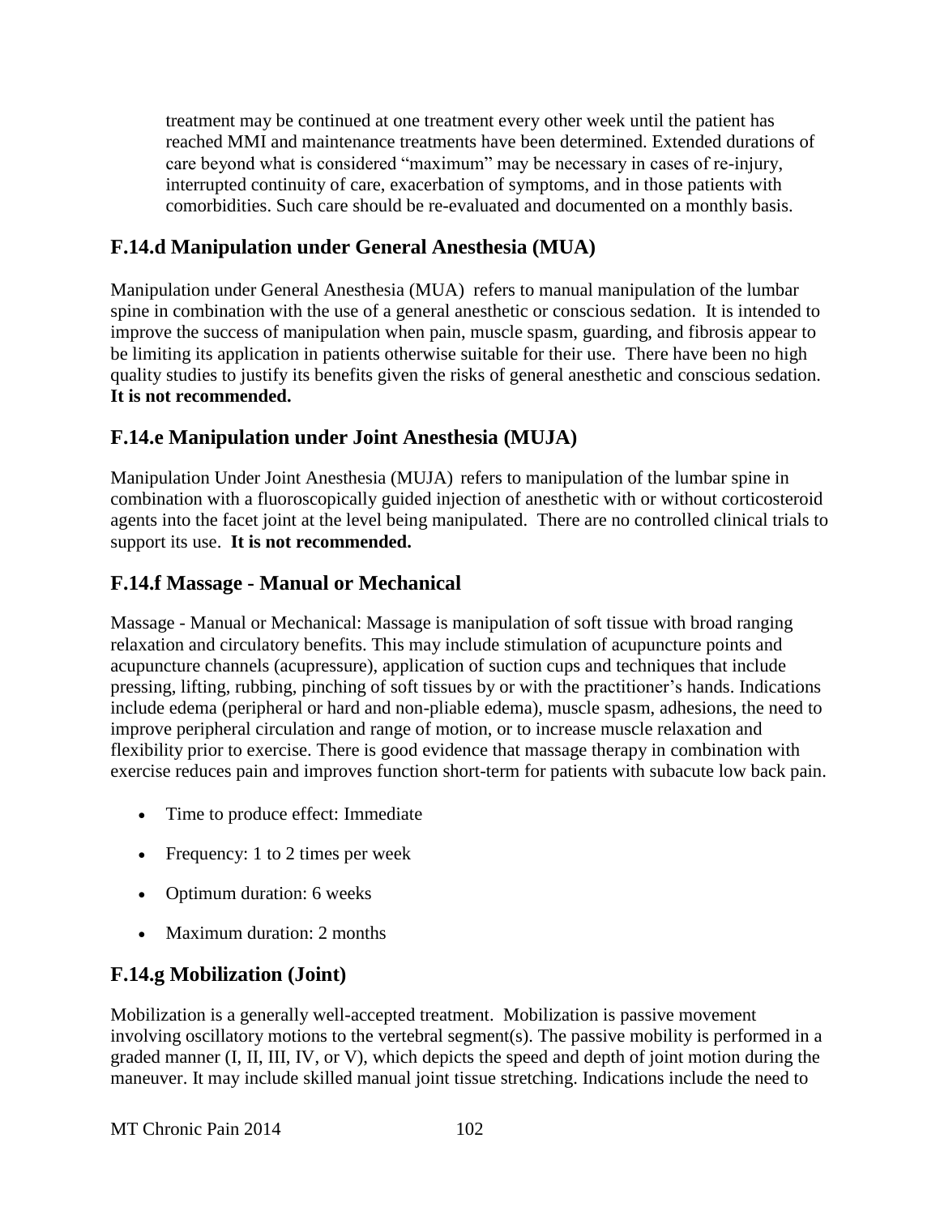treatment may be continued at one treatment every other week until the patient has reached MMI and maintenance treatments have been determined. Extended durations of care beyond what is considered "maximum" may be necessary in cases of re-injury, interrupted continuity of care, exacerbation of symptoms, and in those patients with comorbidities. Such care should be re-evaluated and documented on a monthly basis.

## F.14.d Manipulation under General Anesthesia (MUA)

Manipulation under General Anesthesia (MUA) refers to manual manipulation of the lumbar spine in combination with the use of a general anesthetic or conscious sedation. It is intended to improve the success of manipulation when pain, muscle spasm, guarding, and fibrosis appear to be limiting its application in patients otherwise suitable for their use. There have been no high quality studies to justify its benefits given the risks of general anesthetic and conscious sedation. **It is not recommended.**

## F.14.e Manipulation under Joint Anesthesia (MUJA)

Manipulation Under Joint Anesthesia (MUJA) refers to manipulation of the lumbar spine in combination with a fluoroscopically guided injection of anesthetic with or without corticosteroid agents into the facet joint at the level being manipulated. There are no controlled clinical trials to support its use. **It is not recommended.**

## F.14.f Massage - Manual or Mechanical

Massage - Manual or Mechanical: Massage is manipulation of soft tissue with broad ranging relaxation and circulatory benefits. This may include stimulation of acupuncture points and acupuncture channels (acupressure), application of suction cups and techniques that include pressing, lifting, rubbing, pinching of soft tissues by or with the practitioner's hands. Indications include edema (peripheral or hard and non-pliable edema), muscle spasm, adhesions, the need to improve peripheral circulation and range of motion, or to increase muscle relaxation and flexibility prior to exercise. There is good evidence that massage therapy in combination with exercise reduces pain and improves function short-term for patients with subacute low back pain.

- Time to produce effect: Immediate
- Frequency: 1 to 2 times per week
- Optimum duration: 6 weeks
- Maximum duration: 2 months

## F.14.g Mobilization (Joint)

Mobilization is a generally well-accepted treatment. Mobilization is passive movement involving oscillatory motions to the vertebral segment(s). The passive mobility is performed in a graded manner (I, II, III, IV, or V), which depicts the speed and depth of joint motion during the maneuver. It may include skilled manual joint tissue stretching. Indications include the need to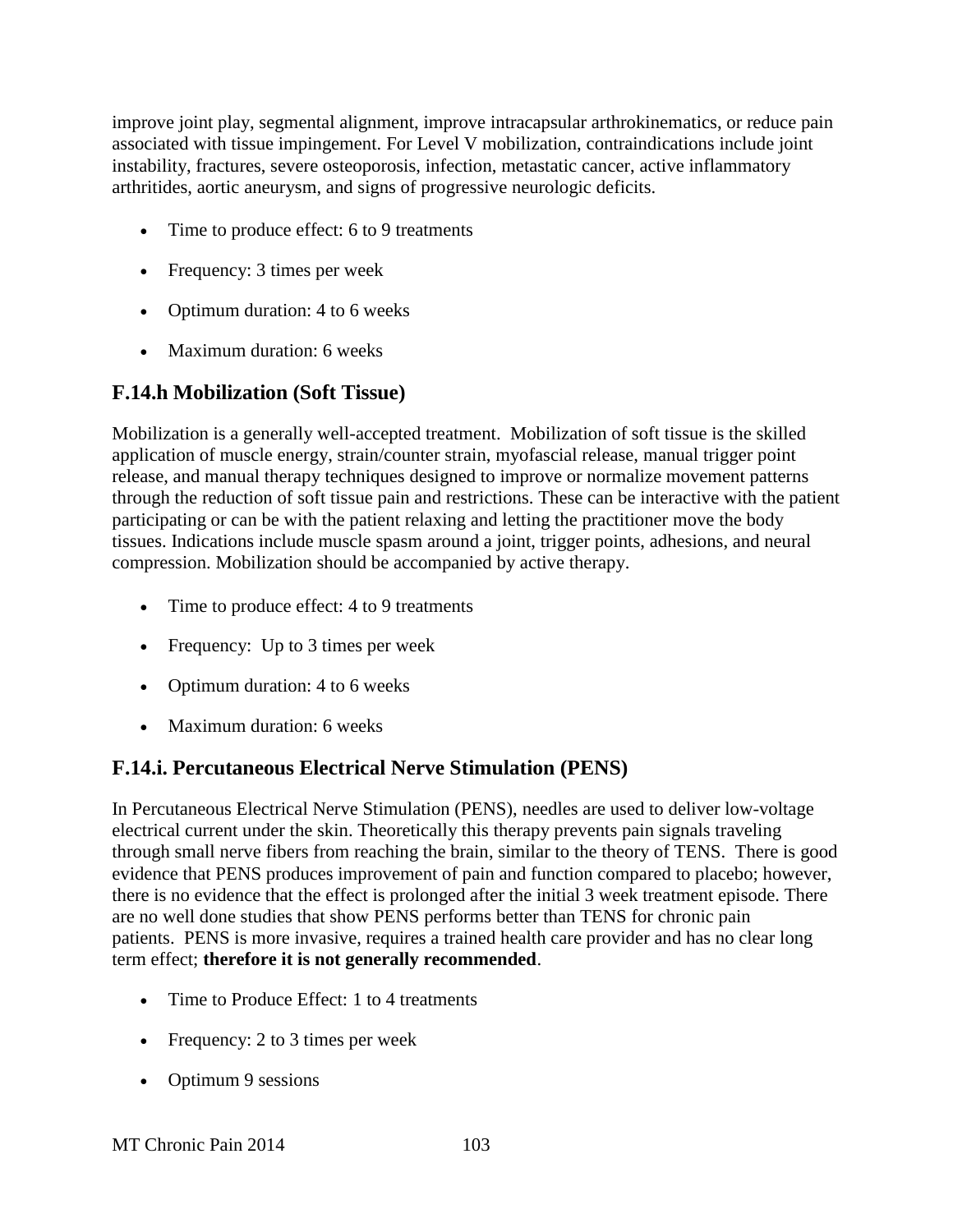improve joint play, segmental alignment, improve intracapsular arthrokinematics, or reduce pain associated with tissue impingement. For Level V mobilization, contraindications include joint instability, fractures, severe osteoporosis, infection, metastatic cancer, active inflammatory arthritides, aortic aneurysm, and signs of progressive neurologic deficits.

- Time to produce effect: 6 to 9 treatments
- Frequency: 3 times per week
- Optimum duration: 4 to 6 weeks
- Maximum duration: 6 weeks

## F.14.h Mobilization (Soft Tissue)

Mobilization is a generally well-accepted treatment. Mobilization of soft tissue is the skilled application of muscle energy, strain/counter strain, myofascial release, manual trigger point release, and manual therapy techniques designed to improve or normalize movement patterns through the reduction of soft tissue pain and restrictions. These can be interactive with the patient participating or can be with the patient relaxing and letting the practitioner move the body tissues. Indications include muscle spasm around a joint, trigger points, adhesions, and neural compression. Mobilization should be accompanied by active therapy.

- Time to produce effect: 4 to 9 treatments
- Frequency: Up to 3 times per week
- Optimum duration: 4 to 6 weeks
- Maximum duration: 6 weeks

## F.14.i. Percutaneous Electrical Nerve Stimulation (PENS)

In Percutaneous Electrical Nerve Stimulation (PENS), needles are used to deliver low-voltage electrical current under the skin. Theoretically this therapy prevents pain signals traveling through small nerve fibers from reaching the brain, similar to the theory of TENS. There is good evidence that PENS produces improvement of pain and function compared to placebo; however, there is no evidence that the effect is prolonged after the initial 3 week treatment episode. There are no well done studies that show PENS performs better than TENS for chronic pain patients. PENS is more invasive, requires a trained health care provider and has no clear long term effect; **therefore it is not generally recommended**.

- Time to Produce Effect: 1 to 4 treatments
- Frequency: 2 to 3 times per week
- Optimum 9 sessions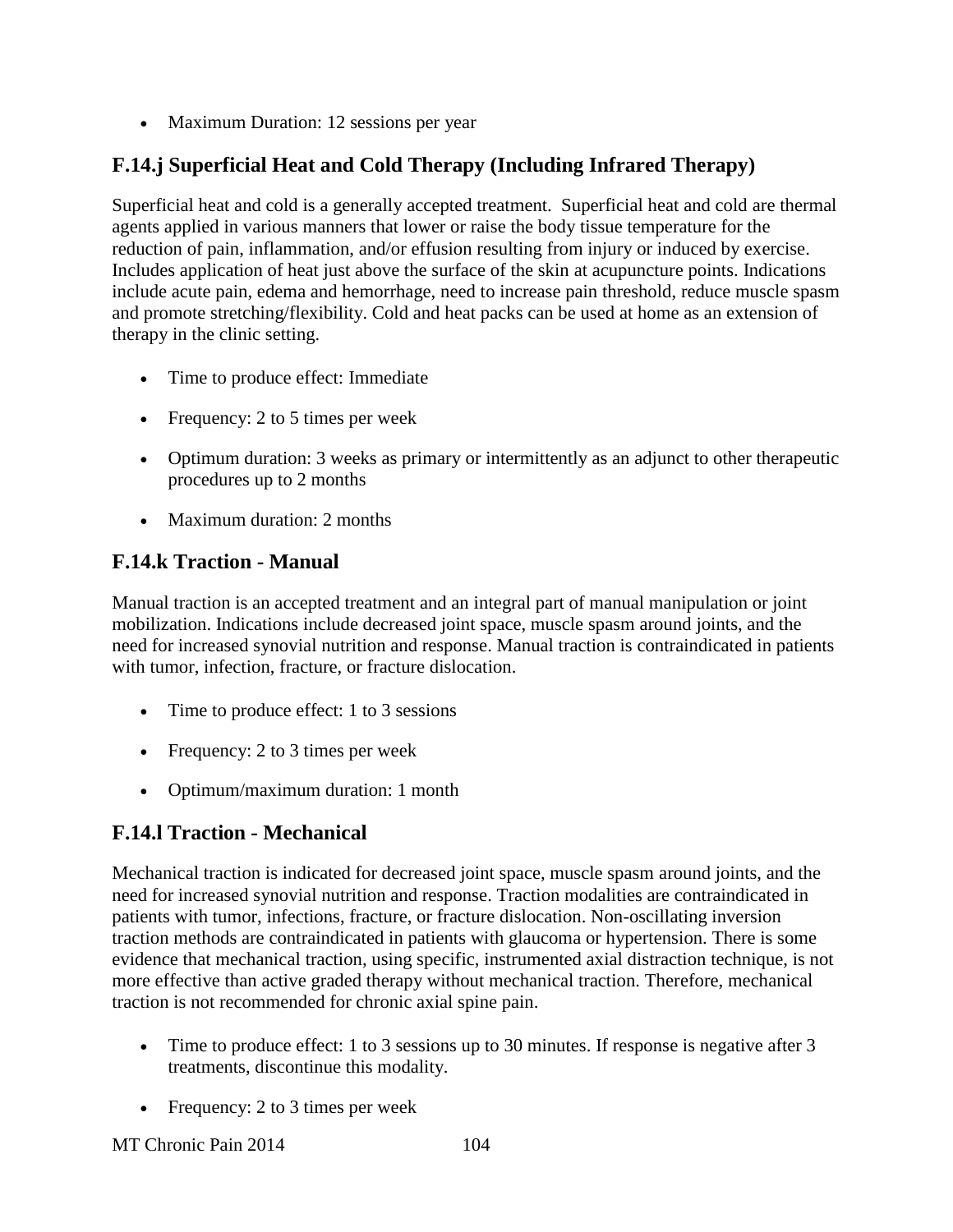- Maximum Duration: 12 sessions per year

## F.14.j Superficial Heat and Cold Therapy (Including Infrared Therapy)

Superficial heat and cold is a generally accepted treatment. Superficial heat and cold are thermal agents applied in various manners that lower or raise the body tissue temperature for the reduction of pain, inflammation, and/or effusion resulting from injury or induced by exercise. Includes application of heat just above the surface of the skin at acupuncture points. Indications include acute pain, edema and hemorrhage, need to increase pain threshold, reduce muscle spasm and promote stretching/flexibility. Cold and heat packs can be used at home as an extension of therapy in the clinic setting.

- Time to produce effect: Immediate
- Frequency: 2 to 5 times per week
- Optimum duration: 3 weeks as primary or intermittently as an adjunct to other therapeutic procedures up to 2 months
- Maximum duration: 2 months

## F.14.k Traction - Manual

Manual traction is an accepted treatment and an integral part of manual manipulation or joint mobilization. Indications include decreased joint space, muscle spasm around joints, and the need for increased synovial nutrition and response. Manual traction is contraindicated in patients with tumor, infection, fracture, or fracture dislocation.

- Time to produce effect: 1 to 3 sessions
- Frequency: 2 to 3 times per week
- Optimum/maximum duration: 1 month

## F.14.l Traction - Mechanical

Mechanical traction is indicated for decreased joint space, muscle spasm around joints, and the need for increased synovial nutrition and response. Traction modalities are contraindicated in patients with tumor, infections, fracture, or fracture dislocation. Non-oscillating inversion traction methods are contraindicated in patients with glaucoma or hypertension. There is some evidence that mechanical traction, using specific, instrumented axial distraction technique, is not more effective than active graded therapy without mechanical traction. Therefore, mechanical traction is not recommended for chronic axial spine pain.

- Time to produce effect: 1 to 3 sessions up to 30 minutes. If response is negative after 3 treatments, discontinue this modality.
- Frequency: 2 to 3 times per week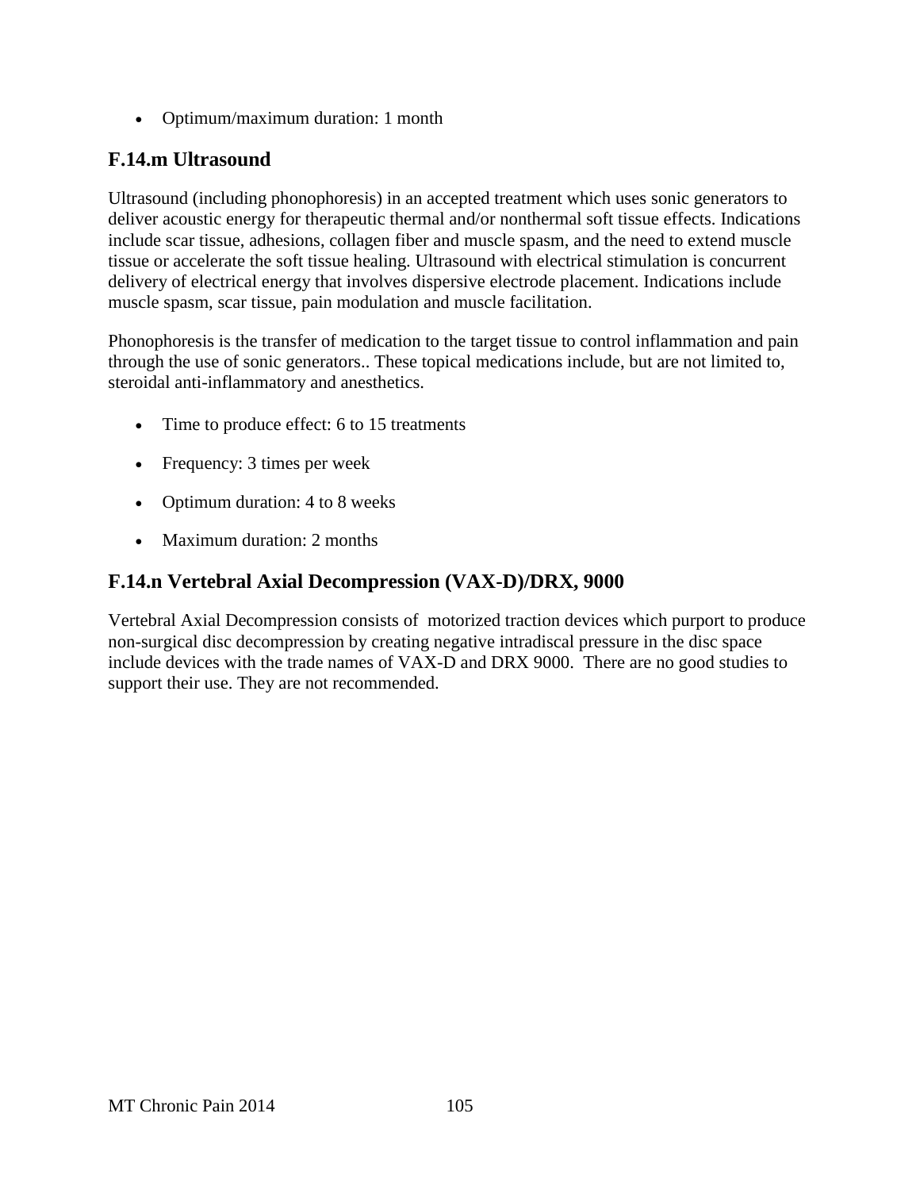- Optimum/maximum duration: 1 month

## F.14.m Ultrasound

Ultrasound (including phonophoresis) in an accepted treatment which uses sonic generators to deliver acoustic energy for therapeutic thermal and/or nonthermal soft tissue effects. Indications include scar tissue, adhesions, collagen fiber and muscle spasm, and the need to extend muscle tissue or accelerate the soft tissue healing. Ultrasound with electrical stimulation is concurrent delivery of electrical energy that involves dispersive electrode placement. Indications include muscle spasm, scar tissue, pain modulation and muscle facilitation.

Phonophoresis is the transfer of medication to the target tissue to control inflammation and pain through the use of sonic generators.. These topical medications include, but are not limited to, steroidal anti-inflammatory and anesthetics.

- Time to produce effect: 6 to 15 treatments
- Frequency: 3 times per week
- Optimum duration: 4 to 8 weeks
- Maximum duration: 2 months

## F.14.n Vertebral Axial Decompression (VAX-D)/DRX, 9000

Vertebral Axial Decompression consists of motorized traction devices which purport to produce non-surgical disc decompression by creating negative intradiscal pressure in the disc space include devices with the trade names of VAX-D and DRX 9000. There are no good studies to support their use. They are not recommended.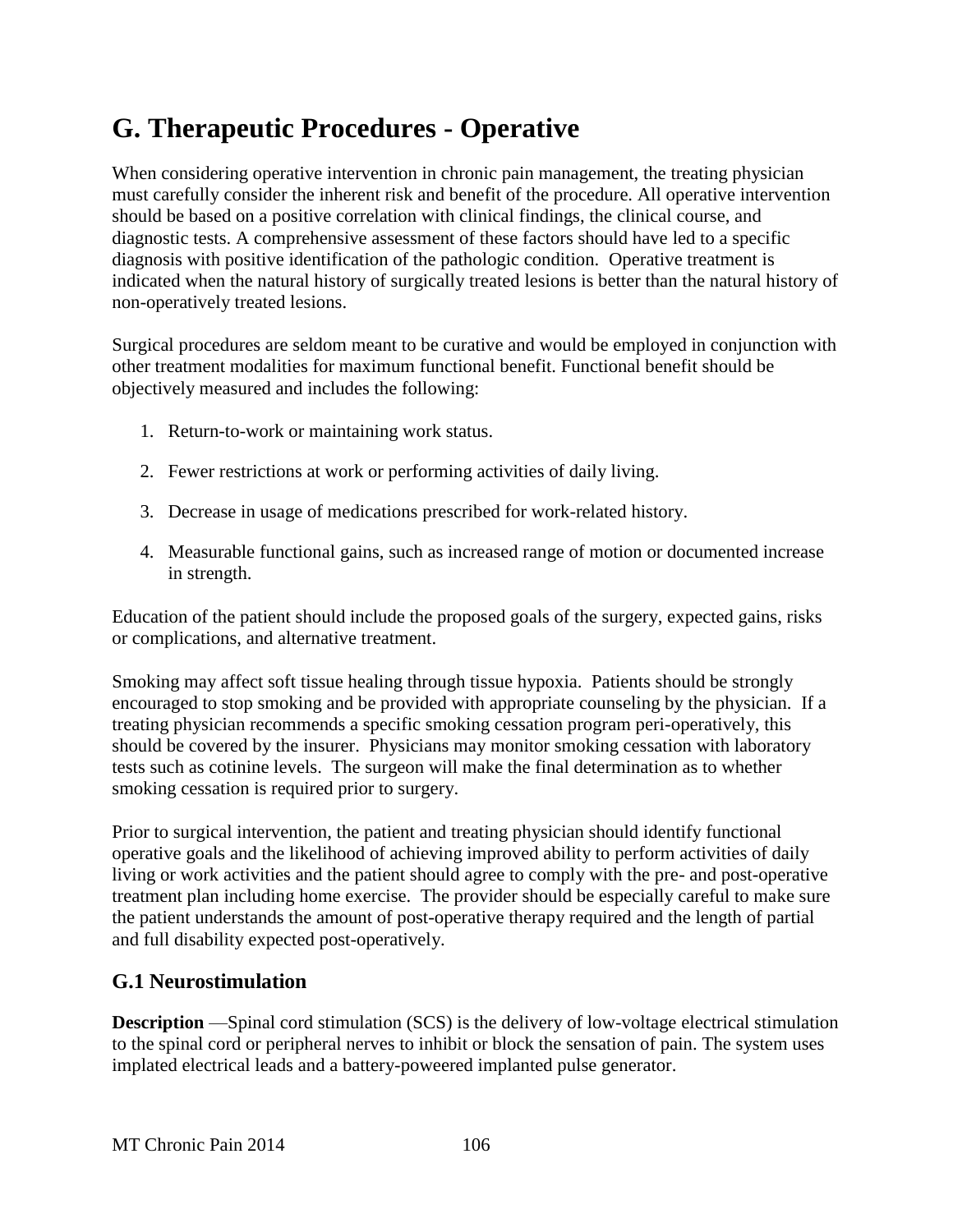# G. Therapeutic Procedures - Operative

When considering operative intervention in chronic pain management, the treating physician must carefully consider the inherent risk and benefit of the procedure. All operative intervention should be based on a positive correlation with clinical findings, the clinical course, and diagnostic tests. A comprehensive assessment of these factors should have led to a specific diagnosis with positive identification of the pathologic condition. Operative treatment is indicated when the natural history of surgically treated lesions is better than the natural history of non-operatively treated lesions.

Surgical procedures are seldom meant to be curative and would be employed in conjunction with other treatment modalities for maximum functional benefit. Functional benefit should be objectively measured and includes the following:

1. Return-to-work or maintaining work status.
2. Fewer restrictions at work or performing activities of daily living.
3. Decrease in usage of medications prescribed for work-related history.
4. Measurable functional gains, such as increased range of motion or documented increase in strength.

Education of the patient should include the proposed goals of the surgery, expected gains, risks or complications, and alternative treatment.

Smoking may affect soft tissue healing through tissue hypoxia. Patients should be strongly encouraged to stop smoking and be provided with appropriate counseling by the physician. If a treating physician recommends a specific smoking cessation program peri-operatively, this should be covered by the insurer. Physicians may monitor smoking cessation with laboratory tests such as cotinine levels. The surgeon will make the final determination as to whether smoking cessation is required prior to surgery.

Prior to surgical intervention, the patient and treating physician should identify functional operative goals and the likelihood of achieving improved ability to perform activities of daily living or work activities and the patient should agree to comply with the pre- and post-operative treatment plan including home exercise. The provider should be especially careful to make sure the patient understands the amount of post-operative therapy required and the length of partial and full disability expected post-operatively.

## G.1 Neurostimulation

**Description** —Spinal cord stimulation (SCS) is the delivery of low-voltage electrical stimulation to the spinal cord or peripheral nerves to inhibit or block the sensation of pain. The system uses implated electrical leads and a battery-poweered implanted pulse generator.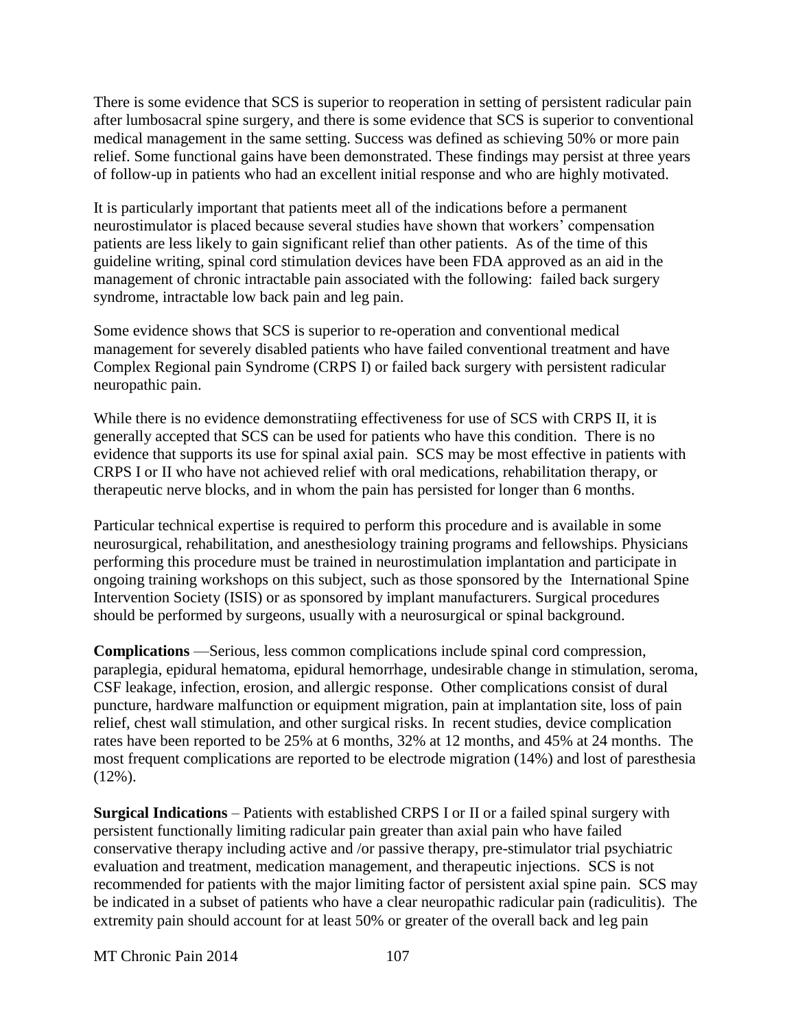There is some evidence that SCS is superior to reoperation in setting of persistent radicular pain after lumbosacral spine surgery, and there is some evidence that SCS is superior to conventional medical management in the same setting. Success was defined as achieving 50% or more pain relief. Some functional gains have been demonstrated. These findings may persist at three years of follow-up in patients who had an excellent initial response and who are highly motivated.

It is particularly important that patients meet all of the indications before a permanent neurostimulator is placed because several studies have shown that workers' compensation patients are less likely to gain significant relief than other patients. As of the time of this guideline writing, spinal cord stimulation devices have been FDA approved as an aid in the management of chronic intractable pain associated with the following: failed back surgery syndrome, intractable low back pain and leg pain.

Some evidence shows that SCS is superior to re-operation and conventional medical management for severely disabled patients who have failed conventional treatment and have Complex Regional pain Syndrome (CRPS I) or failed back surgery with persistent radicular neuropathic pain.

While there is no evidence demonstratiing effectiveness for use of SCS with CRPS II, it is generally accepted that SCS can be used for patients who have this condition. There is no evidence that supports its use for spinal axial pain. SCS may be most effective in patients with CRPS I or II who have not achieved relief with oral medications, rehabilitation therapy, or therapeutic nerve blocks, and in whom the pain has persisted for longer than 6 months.

Particular technical expertise is required to perform this procedure and is available in some neurosurgical, rehabilitation, and anesthesiology training programs and fellowships. Physicians performing this procedure must be trained in neurostimulation implantation and participate in ongoing training workshops on this subject, such as those sponsored by the International Spine Intervention Society (ISIS) or as sponsored by implant manufacturers. Surgical procedures should be performed by surgeons, usually with a neurosurgical or spinal background.

**Complications** —Serious, less common complications include spinal cord compression, paraplegia, epidural hematoma, epidural hemorrhage, undesirable change in stimulation, seroma, CSF leakage, infection, erosion, and allergic response. Other complications consist of dural puncture, hardware malfunction or equipment migration, pain at implantation site, loss of pain relief, chest wall stimulation, and other surgical risks. In recent studies, device complication rates have been reported to be 25% at 6 months, 32% at 12 months, and 45% at 24 months. The most frequent complications are reported to be electrode migration (14%) and lost of paresthesia (12%).

**Surgical Indications** – Patients with established CRPS I or II or a failed spinal surgery with persistent functionally limiting radicular pain greater than axial pain who have failed conservative therapy including active and /or passive therapy, pre-stimulator trial psychiatric evaluation and treatment, medication management, and therapeutic injections. SCS is not recommended for patients with the major limiting factor of persistent axial spine pain. SCS may be indicated in a subset of patients who have a clear neuropathic radicular pain (radiculitis). The extremity pain should account for at least 50% or greater of the overall back and leg pain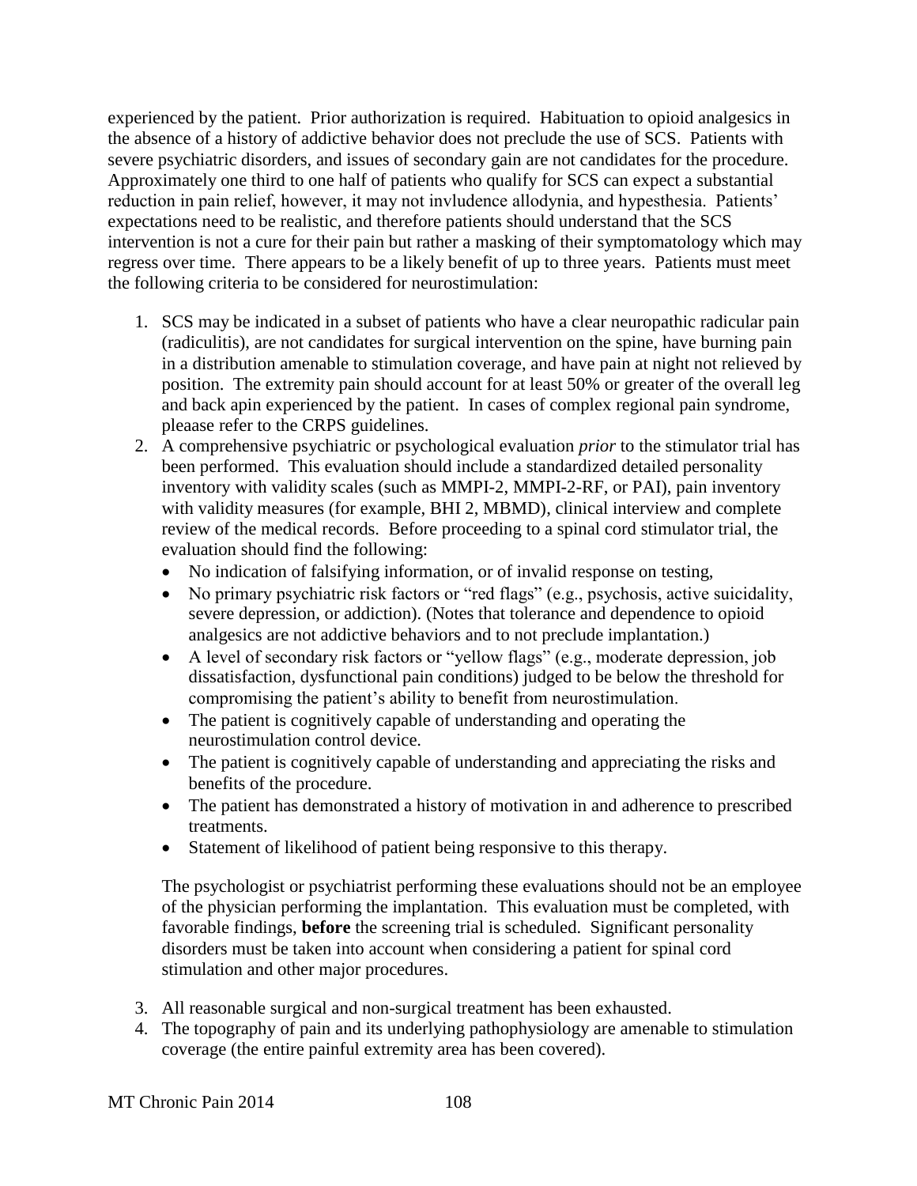experienced by the patient. Prior authorization is required. Habituation to opioid analgesics in the absence of a history of addictive behavior does not preclude the use of SCS. Patients with severe psychiatric disorders, and issues of secondary gain are not candidates for the procedure. Approximately one third to one half of patients who qualify for SCS can expect a substantial reduction in pain relief, however, it may not invludence allodynia, and hypesthesia. Patients' expectations need to be realistic, and therefore patients should understand that the SCS intervention is not a cure for their pain but rather a masking of their symptomatology which may regress over time. There appears to be a likely benefit of up to three years. Patients must meet the following criteria to be considered for neurostimulation:

1. SCS may be indicated in a subset of patients who have a clear neuropathic radicular pain (radiculitis), are not candidates for surgical intervention on the spine, have burning pain in a distribution amenable to stimulation coverage, and have pain at night not relieved by position. The extremity pain should account for at least 50% or greater of the overall leg and back apin experienced by the patient. In cases of complex regional pain syndrome, pleaase refer to the CRPS guidelines.
2. A comprehensive psychiatric or psychological evaluation *prior* to the stimulator trial has been performed. This evaluation should include a standardized detailed personality inventory with validity scales (such as MMPI-2, MMPI-2-RF, or PAI), pain inventory with validity measures (for example, BHI 2, MBMD), clinical interview and complete review of the medical records. Before proceeding to a spinal cord stimulator trial, the evaluation should find the following:
   - No indication of falsifying information, or of invalid response on testing,
   - No primary psychiatric risk factors or "red flags" (e.g., psychosis, active suicidality, severe depression, or addiction). (Notes that tolerance and dependence to opioid analgesics are not addictive behaviors and to not preclude implantation.)
   - A level of secondary risk factors or "yellow flags" (e.g., moderate depression, job dissatisfaction, dysfunctional pain conditions) judged to be below the threshold for compromising the patient's ability to benefit from neurostimulation.
   - The patient is cognitively capable of understanding and operating the neurostimulation control device.
   - The patient is cognitively capable of understanding and appreciating the risks and benefits of the procedure.
   - The patient has demonstrated a history of motivation in and adherence to prescribed treatments.
   - Statement of likelihood of patient being responsive to this therapy.

   The psychologist or psychiatrist performing these evaluations should not be an employee of the physician performing the implantation. This evaluation must be completed, with favorable findings, **before** the screening trial is scheduled. Significant personality disorders must be taken into account when considering a patient for spinal cord stimulation and other major procedures.

3. All reasonable surgical and non-surgical treatment has been exhausted.
4. The topography of pain and its underlying pathophysiology are amenable to stimulation coverage (the entire painful extremity area has been covered).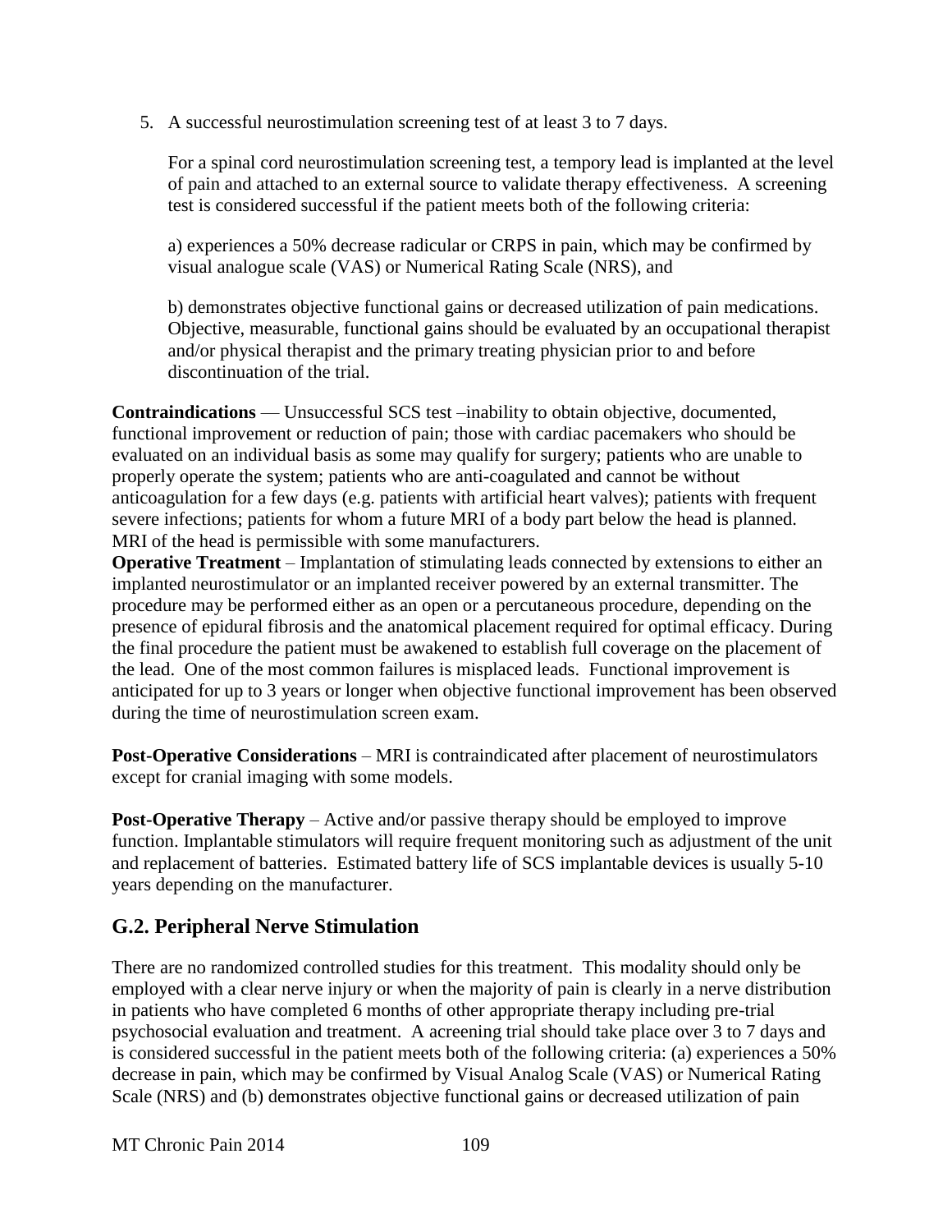5. A successful neurostimulation screening test of at least 3 to 7 days.

   For a spinal cord neurostimulation screening test, a tempory lead is implanted at the level of pain and attached to an external source to validate therapy effectiveness. A screening test is considered successful if the patient meets both of the following criteria:

   a) experiences a 50% decrease radicular or CRPS in pain, which may be confirmed by visual analogue scale (VAS) or Numerical Rating Scale (NRS), and

   b) demonstrates objective functional gains or decreased utilization of pain medications. Objective, measurable, functional gains should be evaluated by an occupational therapist and/or physical therapist and the primary treating physician prior to and before discontinuation of the trial.

**Contraindications** — Unsuccessful SCS test –inability to obtain objective, documented, functional improvement or reduction of pain; those with cardiac pacemakers who should be evaluated on an individual basis as some may qualify for surgery; patients who are unable to properly operate the system; patients who are anti-coagulated and cannot be without anticoagulation for a few days (e.g. patients with artificial heart valves); patients with frequent severe infections; patients for whom a future MRI of a body part below the head is planned. MRI of the head is permissible with some manufacturers.

**Operative Treatment** – Implantation of stimulating leads connected by extensions to either an implanted neurostimulator or an implanted receiver powered by an external transmitter. The procedure may be performed either as an open or a percutaneous procedure, depending on the presence of epidural fibrosis and the anatomical placement required for optimal efficacy. During the final procedure the patient must be awakened to establish full coverage on the placement of the lead. One of the most common failures is misplaced leads. Functional improvement is anticipated for up to 3 years or longer when objective functional improvement has been observed during the time of neurostimulation screen exam.

**Post-Operative Considerations** – MRI is contraindicated after placement of neurostimulators except for cranial imaging with some models.

**Post-Operative Therapy** – Active and/or passive therapy should be employed to improve function. Implantable stimulators will require frequent monitoring such as adjustment of the unit and replacement of batteries. Estimated battery life of SCS implantable devices is usually 5-10 years depending on the manufacturer.

## G.2. Peripheral Nerve Stimulation

There are no randomized controlled studies for this treatment. This modality should only be employed with a clear nerve injury or when the majority of pain is clearly in a nerve distribution in patients who have completed 6 months of other appropriate therapy including pre-trial psychosocial evaluation and treatment. A acreening trial should take place over 3 to 7 days and is considered successful in the patient meets both of the following criteria: (a) experiences a 50% decrease in pain, which may be confirmed by Visual Analog Scale (VAS) or Numerical Rating Scale (NRS) and (b) demonstrates objective functional gains or decreased utilization of pain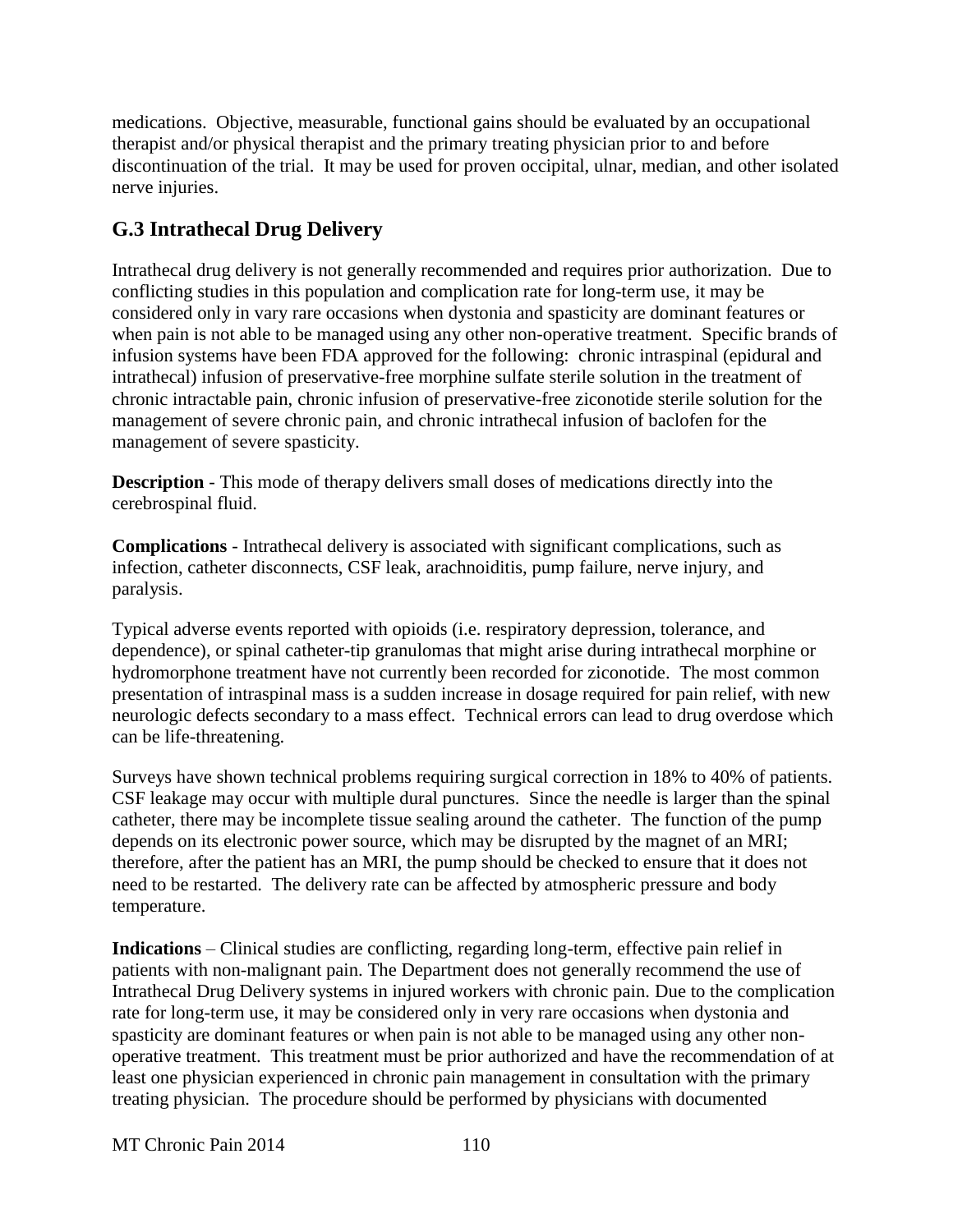medications. Objective, measurable, functional gains should be evaluated by an occupational therapist and/or physical therapist and the primary treating physician prior to and before discontinuation of the trial. It may be used for proven occipital, ulnar, median, and other isolated nerve injuries.

## G.3 Intrathecal Drug Delivery

Intrathecal drug delivery is not generally recommended and requires prior authorization. Due to conflicting studies in this population and complication rate for long-term use, it may be considered only in vary rare occasions when dystonia and spasticity are dominant features or when pain is not able to be managed using any other non-operative treatment. Specific brands of infusion systems have been FDA approved for the following: chronic intraspinal (epidural and intrathecal) infusion of preservative-free morphine sulfate sterile solution in the treatment of chronic intractable pain, chronic infusion of preservative-free ziconotide sterile solution for the management of severe chronic pain, and chronic intrathecal infusion of baclofen for the management of severe spasticity.

**Description** - This mode of therapy delivers small doses of medications directly into the cerebrospinal fluid.

**Complications** - Intrathecal delivery is associated with significant complications, such as infection, catheter disconnects, CSF leak, arachnoiditis, pump failure, nerve injury, and paralysis.

Typical adverse events reported with opioids (i.e. respiratory depression, tolerance, and dependence), or spinal catheter-tip granulomas that might arise during intrathecal morphine or hydromorphone treatment have not currently been recorded for ziconotide. The most common presentation of intraspinal mass is a sudden increase in dosage required for pain relief, with new neurologic defects secondary to a mass effect. Technical errors can lead to drug overdose which can be life-threatening.

Surveys have shown technical problems requiring surgical correction in 18% to 40% of patients. CSF leakage may occur with multiple dural punctures. Since the needle is larger than the spinal catheter, there may be incomplete tissue sealing around the catheter. The function of the pump depends on its electronic power source, which may be disrupted by the magnet of an MRI; therefore, after the patient has an MRI, the pump should be checked to ensure that it does not need to be restarted. The delivery rate can be affected by atmospheric pressure and body temperature.

**Indications** – Clinical studies are conflicting, regarding long-term, effective pain relief in patients with non-malignant pain. The Department does not generally recommend the use of Intrathecal Drug Delivery systems in injured workers with chronic pain. Due to the complication rate for long-term use, it may be considered only in very rare occasions when dystonia and spasticity are dominant features or when pain is not able to be managed using any other non-operative treatment. This treatment must be prior authorized and have the recommendation of at least one physician experienced in chronic pain management in consultation with the primary treating physician. The procedure should be performed by physicians with documented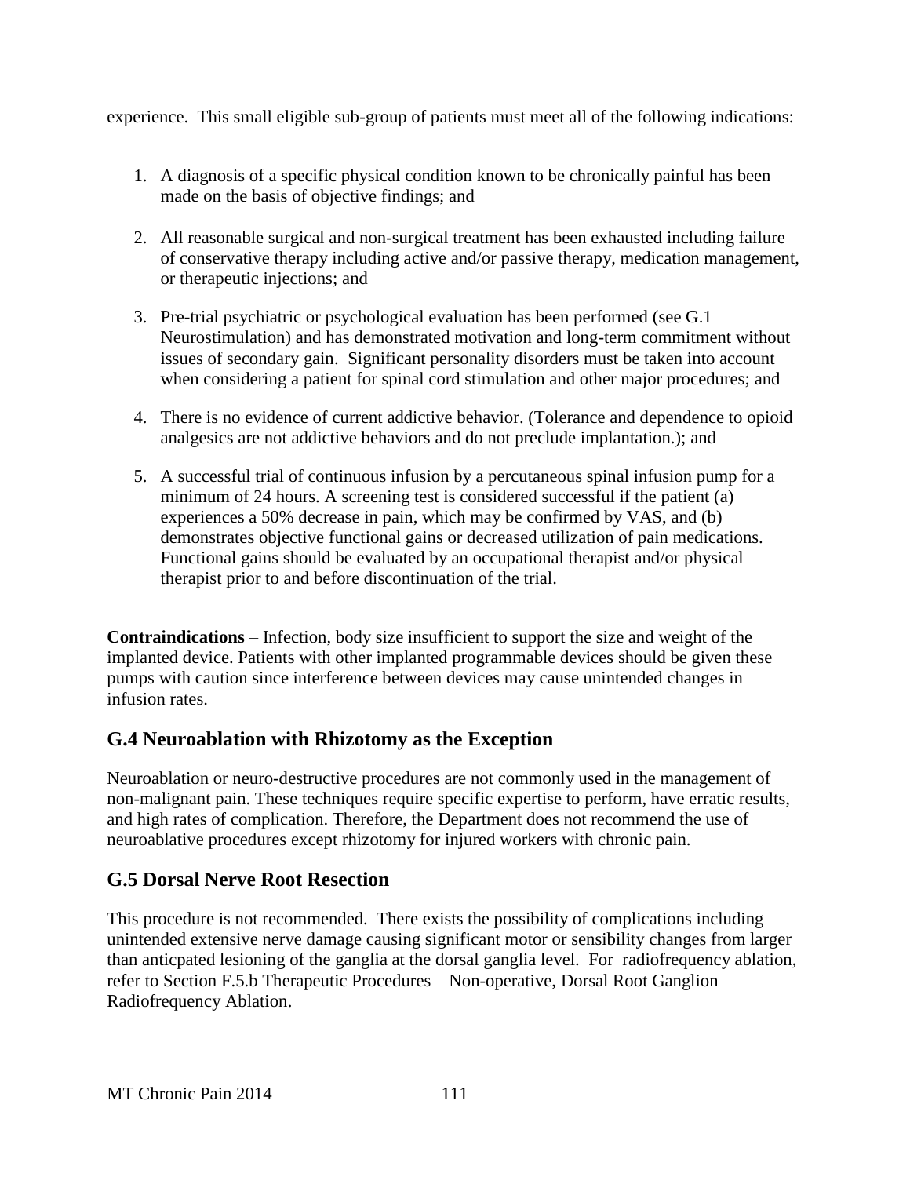experience. This small eligible sub-group of patients must meet all of the following indications:

1. A diagnosis of a specific physical condition known to be chronically painful has been made on the basis of objective findings; and

2. All reasonable surgical and non-surgical treatment has been exhausted including failure of conservative therapy including active and/or passive therapy, medication management, or therapeutic injections; and

3. Pre-trial psychiatric or psychological evaluation has been performed (see G.1 Neurostimulation) and has demonstrated motivation and long-term commitment without issues of secondary gain. Significant personality disorders must be taken into account when considering a patient for spinal cord stimulation and other major procedures; and

4. There is no evidence of current addictive behavior. (Tolerance and dependence to opioid analgesics are not addictive behaviors and do not preclude implantation.); and

5. A successful trial of continuous infusion by a percutaneous spinal infusion pump for a minimum of 24 hours. A screening test is considered successful if the patient (a) experiences a 50% decrease in pain, which may be confirmed by VAS, and (b) demonstrates objective functional gains or decreased utilization of pain medications. Functional gains should be evaluated by an occupational therapist and/or physical therapist prior to and before discontinuation of the trial.

**Contraindications** – Infection, body size insufficient to support the size and weight of the implanted device. Patients with other implanted programmable devices should be given these pumps with caution since interference between devices may cause unintended changes in infusion rates.

## G.4 Neuroablation with Rhizotomy as the Exception

Neuroablation or neuro-destructive procedures are not commonly used in the management of non-malignant pain. These techniques require specific expertise to perform, have erratic results, and high rates of complication. Therefore, the Department does not recommend the use of neuroablative procedures except rhizotomy for injured workers with chronic pain.

## G.5 Dorsal Nerve Root Resection

This procedure is not recommended. There exists the possibility of complications including unintended extensive nerve damage causing significant motor or sensibility changes from larger than anticpated lesioning of the ganglia at the dorsal ganglia level. For radiofrequency ablation, refer to Section F.5.b Therapeutic Procedures—Non-operative, Dorsal Root Ganglion Radiofrequency Ablation.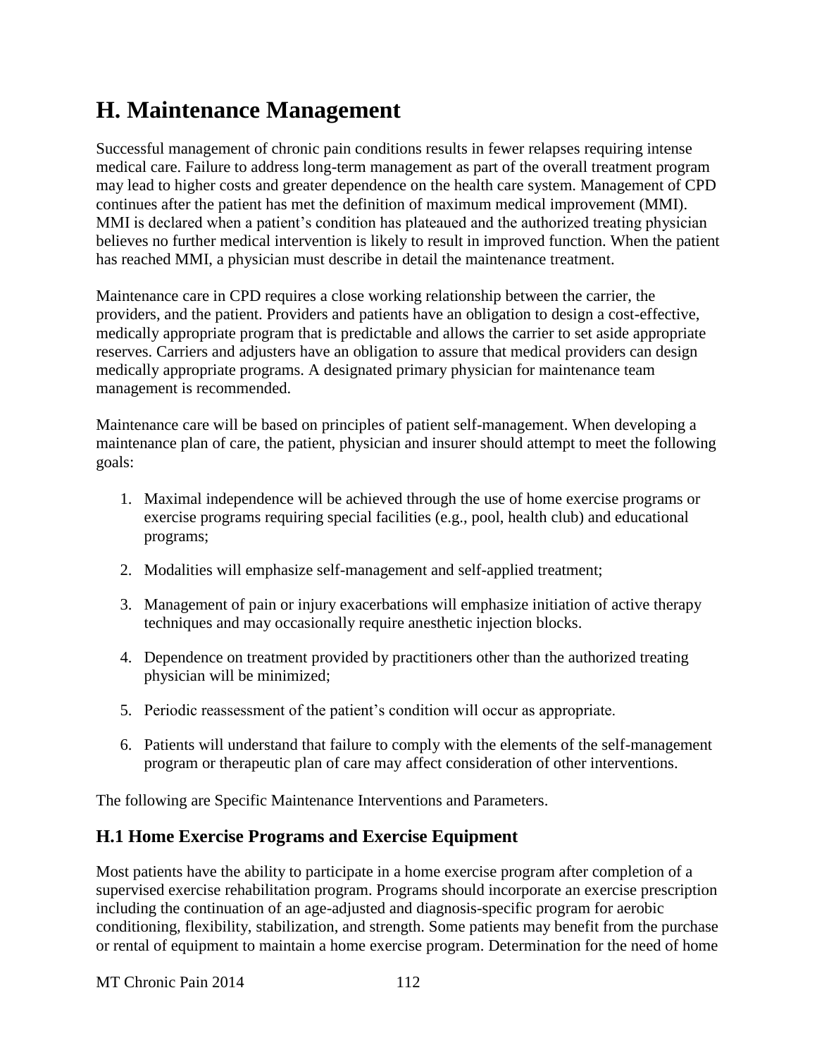# H. Maintenance Management

Successful management of chronic pain conditions results in fewer relapses requiring intense medical care. Failure to address long-term management as part of the overall treatment program may lead to higher costs and greater dependence on the health care system. Management of CPD continues after the patient has met the definition of maximum medical improvement (MMI). MMI is declared when a patient's condition has plateaued and the authorized treating physician believes no further medical intervention is likely to result in improved function. When the patient has reached MMI, a physician must describe in detail the maintenance treatment.

Maintenance care in CPD requires a close working relationship between the carrier, the providers, and the patient. Providers and patients have an obligation to design a cost-effective, medically appropriate program that is predictable and allows the carrier to set aside appropriate reserves. Carriers and adjusters have an obligation to assure that medical providers can design medically appropriate programs. A designated primary physician for maintenance team management is recommended.

Maintenance care will be based on principles of patient self-management. When developing a maintenance plan of care, the patient, physician and insurer should attempt to meet the following goals:

1. Maximal independence will be achieved through the use of home exercise programs or exercise programs requiring special facilities (e.g., pool, health club) and educational programs;
2. Modalities will emphasize self-management and self-applied treatment;
3. Management of pain or injury exacerbations will emphasize initiation of active therapy techniques and may occasionally require anesthetic injection blocks.
4. Dependence on treatment provided by practitioners other than the authorized treating physician will be minimized;
5. Periodic reassessment of the patient's condition will occur as appropriate.
6. Patients will understand that failure to comply with the elements of the self-management program or therapeutic plan of care may affect consideration of other interventions.

The following are Specific Maintenance Interventions and Parameters.

## H.1 Home Exercise Programs and Exercise Equipment

Most patients have the ability to participate in a home exercise program after completion of a supervised exercise rehabilitation program. Programs should incorporate an exercise prescription including the continuation of an age-adjusted and diagnosis-specific program for aerobic conditioning, flexibility, stabilization, and strength. Some patients may benefit from the purchase or rental of equipment to maintain a home exercise program. Determination for the need of home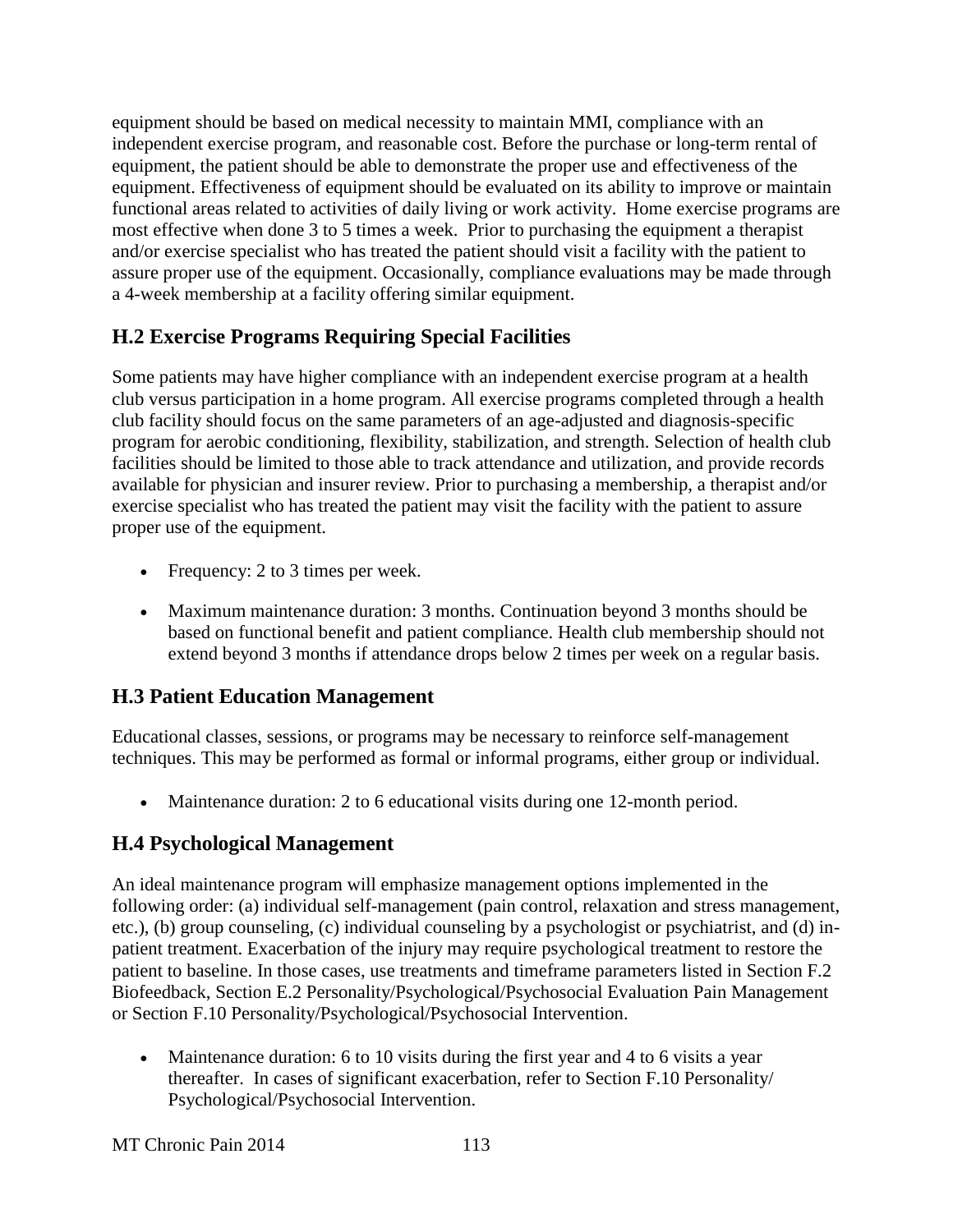equipment should be based on medical necessity to maintain MMI, compliance with an independent exercise program, and reasonable cost. Before the purchase or long-term rental of equipment, the patient should be able to demonstrate the proper use and effectiveness of the equipment. Effectiveness of equipment should be evaluated on its ability to improve or maintain functional areas related to activities of daily living or work activity. Home exercise programs are most effective when done 3 to 5 times a week. Prior to purchasing the equipment a therapist and/or exercise specialist who has treated the patient should visit a facility with the patient to assure proper use of the equipment. Occasionally, compliance evaluations may be made through a 4-week membership at a facility offering similar equipment.

## H.2 Exercise Programs Requiring Special Facilities

Some patients may have higher compliance with an independent exercise program at a health club versus participation in a home program. All exercise programs completed through a health club facility should focus on the same parameters of an age-adjusted and diagnosis-specific program for aerobic conditioning, flexibility, stabilization, and strength. Selection of health club facilities should be limited to those able to track attendance and utilization, and provide records available for physician and insurer review. Prior to purchasing a membership, a therapist and/or exercise specialist who has treated the patient may visit the facility with the patient to assure proper use of the equipment.

- Frequency: 2 to 3 times per week.
- Maximum maintenance duration: 3 months. Continuation beyond 3 months should be based on functional benefit and patient compliance. Health club membership should not extend beyond 3 months if attendance drops below 2 times per week on a regular basis.

## H.3 Patient Education Management

Educational classes, sessions, or programs may be necessary to reinforce self-management techniques. This may be performed as formal or informal programs, either group or individual.

- Maintenance duration: 2 to 6 educational visits during one 12-month period.

## H.4 Psychological Management

An ideal maintenance program will emphasize management options implemented in the following order: (a) individual self-management (pain control, relaxation and stress management, etc.), (b) group counseling, (c) individual counseling by a psychologist or psychiatrist, and (d) in-patient treatment. Exacerbation of the injury may require psychological treatment to restore the patient to baseline. In those cases, use treatments and timeframe parameters listed in Section F.2 Biofeedback, Section E.2 Personality/Psychological/Psychosocial Evaluation Pain Management or Section F.10 Personality/Psychological/Psychosocial Intervention.

- Maintenance duration: 6 to 10 visits during the first year and 4 to 6 visits a year thereafter. In cases of significant exacerbation, refer to Section F.10 Personality/ Psychological/Psychosocial Intervention.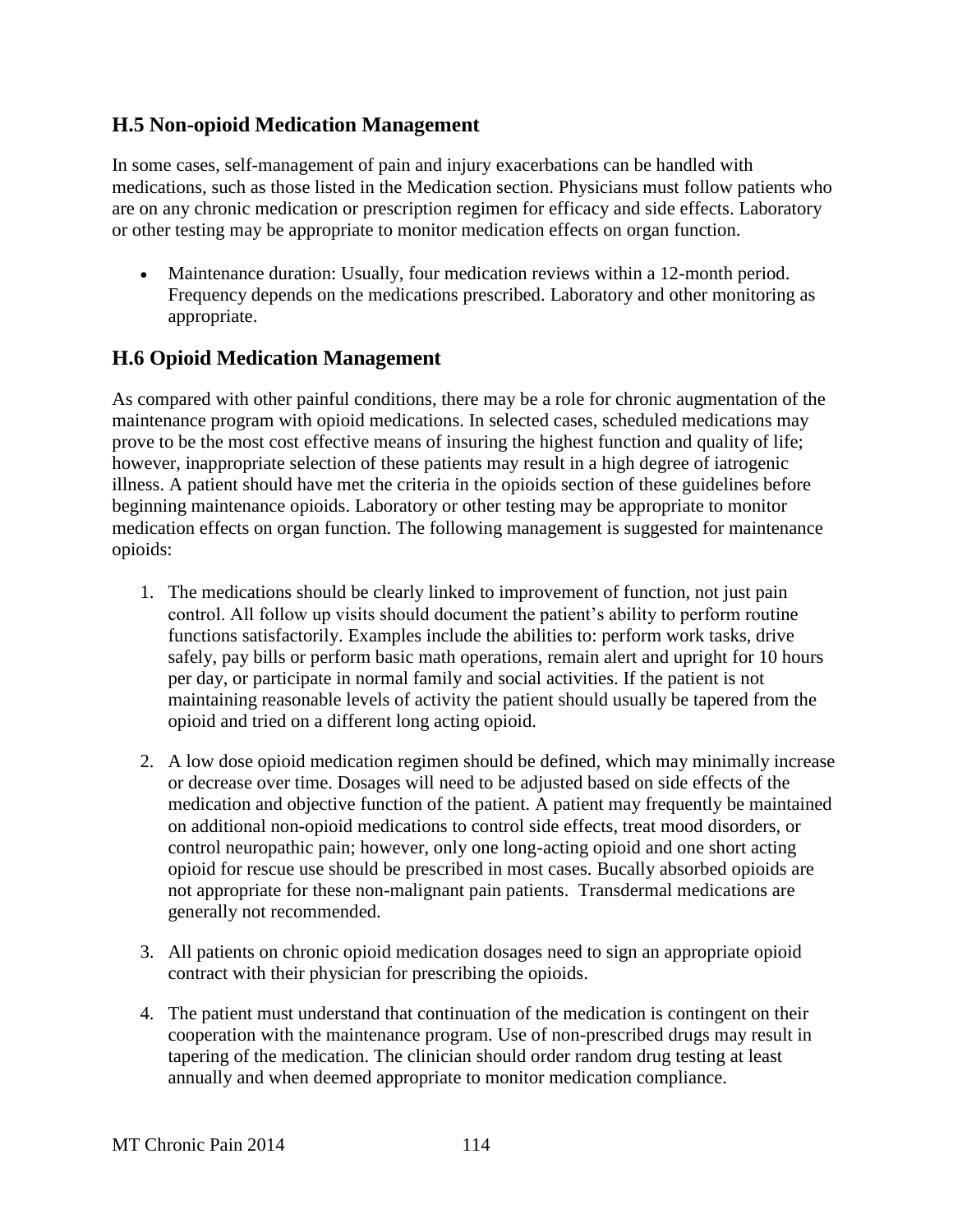## H.5 Non-opioid Medication Management

In some cases, self-management of pain and injury exacerbations can be handled with medications, such as those listed in the Medication section. Physicians must follow patients who are on any chronic medication or prescription regimen for efficacy and side effects. Laboratory or other testing may be appropriate to monitor medication effects on organ function.

- Maintenance duration: Usually, four medication reviews within a 12-month period. Frequency depends on the medications prescribed. Laboratory and other monitoring as appropriate.

## H.6 Opioid Medication Management

As compared with other painful conditions, there may be a role for chronic augmentation of the maintenance program with opioid medications. In selected cases, scheduled medications may prove to be the most cost effective means of insuring the highest function and quality of life; however, inappropriate selection of these patients may result in a high degree of iatrogenic illness. A patient should have met the criteria in the opioids section of these guidelines before beginning maintenance opioids. Laboratory or other testing may be appropriate to monitor medication effects on organ function. The following management is suggested for maintenance opioids:

1. The medications should be clearly linked to improvement of function, not just pain control. All follow up visits should document the patient's ability to perform routine functions satisfactorily. Examples include the abilities to: perform work tasks, drive safely, pay bills or perform basic math operations, remain alert and upright for 10 hours per day, or participate in normal family and social activities. If the patient is not maintaining reasonable levels of activity the patient should usually be tapered from the opioid and tried on a different long acting opioid.

2. A low dose opioid medication regimen should be defined, which may minimally increase or decrease over time. Dosages will need to be adjusted based on side effects of the medication and objective function of the patient. A patient may frequently be maintained on additional non-opioid medications to control side effects, treat mood disorders, or control neuropathic pain; however, only one long-acting opioid and one short acting opioid for rescue use should be prescribed in most cases. Bucally absorbed opioids are not appropriate for these non-malignant pain patients. Transdermal medications are generally not recommended.

3. All patients on chronic opioid medication dosages need to sign an appropriate opioid contract with their physician for prescribing the opioids.

4. The patient must understand that continuation of the medication is contingent on their cooperation with the maintenance program. Use of non-prescribed drugs may result in tapering of the medication. The clinician should order random drug testing at least annually and when deemed appropriate to monitor medication compliance.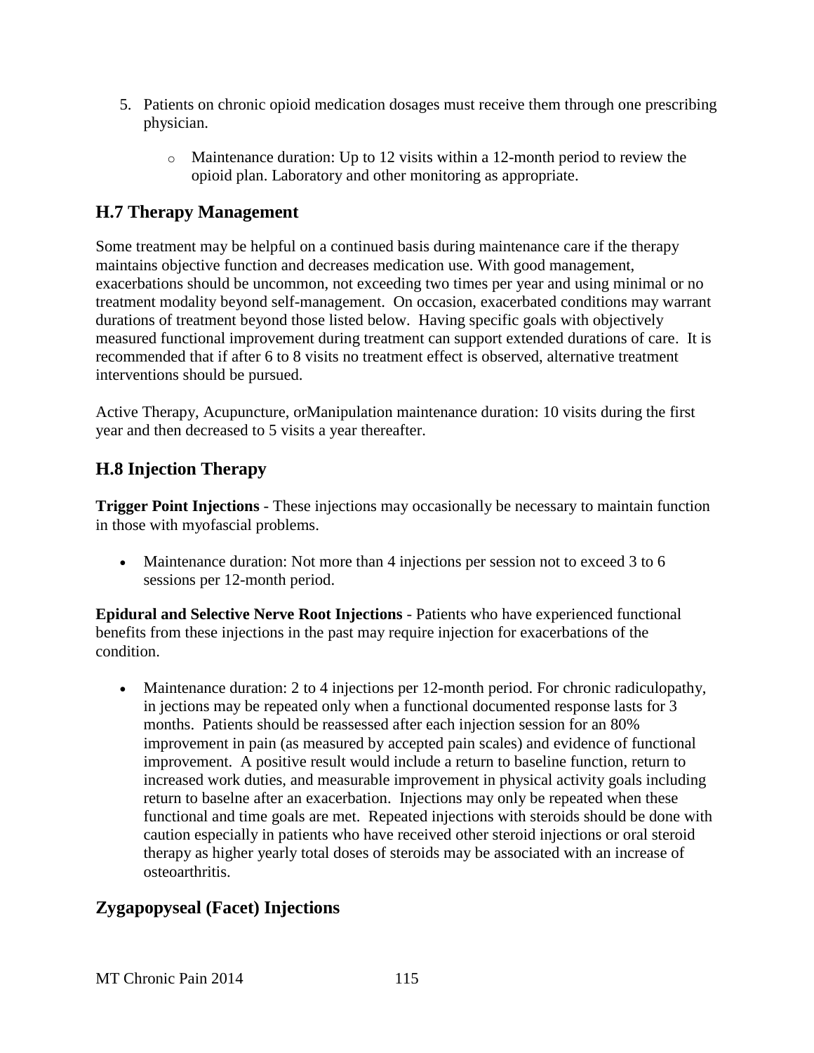5. Patients on chronic opioid medication dosages must receive them through one prescribing physician.
    - Maintenance duration: Up to 12 visits within a 12-month period to review the opioid plan. Laboratory and other monitoring as appropriate.

## H.7 Therapy Management

Some treatment may be helpful on a continued basis during maintenance care if the therapy maintains objective function and decreases medication use. With good management, exacerbations should be uncommon, not exceeding two times per year and using minimal or no treatment modality beyond self-management. On occasion, exacerbated conditions may warrant durations of treatment beyond those listed below. Having specific goals with objectively measured functional improvement during treatment can support extended durations of care. It is recommended that if after 6 to 8 visits no treatment effect is observed, alternative treatment interventions should be pursued.

Active Therapy, Acupuncture, orManipulation maintenance duration: 10 visits during the first year and then decreased to 5 visits a year thereafter.

## H.8 Injection Therapy

**Trigger Point Injections** - These injections may occasionally be necessary to maintain function in those with myofascial problems.

- Maintenance duration: Not more than 4 injections per session not to exceed 3 to 6 sessions per 12-month period.

**Epidural and Selective Nerve Root Injections** - Patients who have experienced functional benefits from these injections in the past may require injection for exacerbations of the condition.

- Maintenance duration: 2 to 4 injections per 12-month period. For chronic radiculopathy, in jections may be repeated only when a functional documented response lasts for 3 months. Patients should be reassessed after each injection session for an 80% improvement in pain (as measured by accepted pain scales) and evidence of functional improvement. A positive result would include a return to baseline function, return to increased work duties, and measurable improvement in physical activity goals including return to baselne after an exacerbation. Injections may only be repeated when these functional and time goals are met. Repeated injections with steroids should be done with caution especially in patients who have received other steroid injections or oral steroid therapy as higher yearly total doses of steroids may be associated with an increase of osteoarthritis.

## Zygapopyseal (Facet) Injections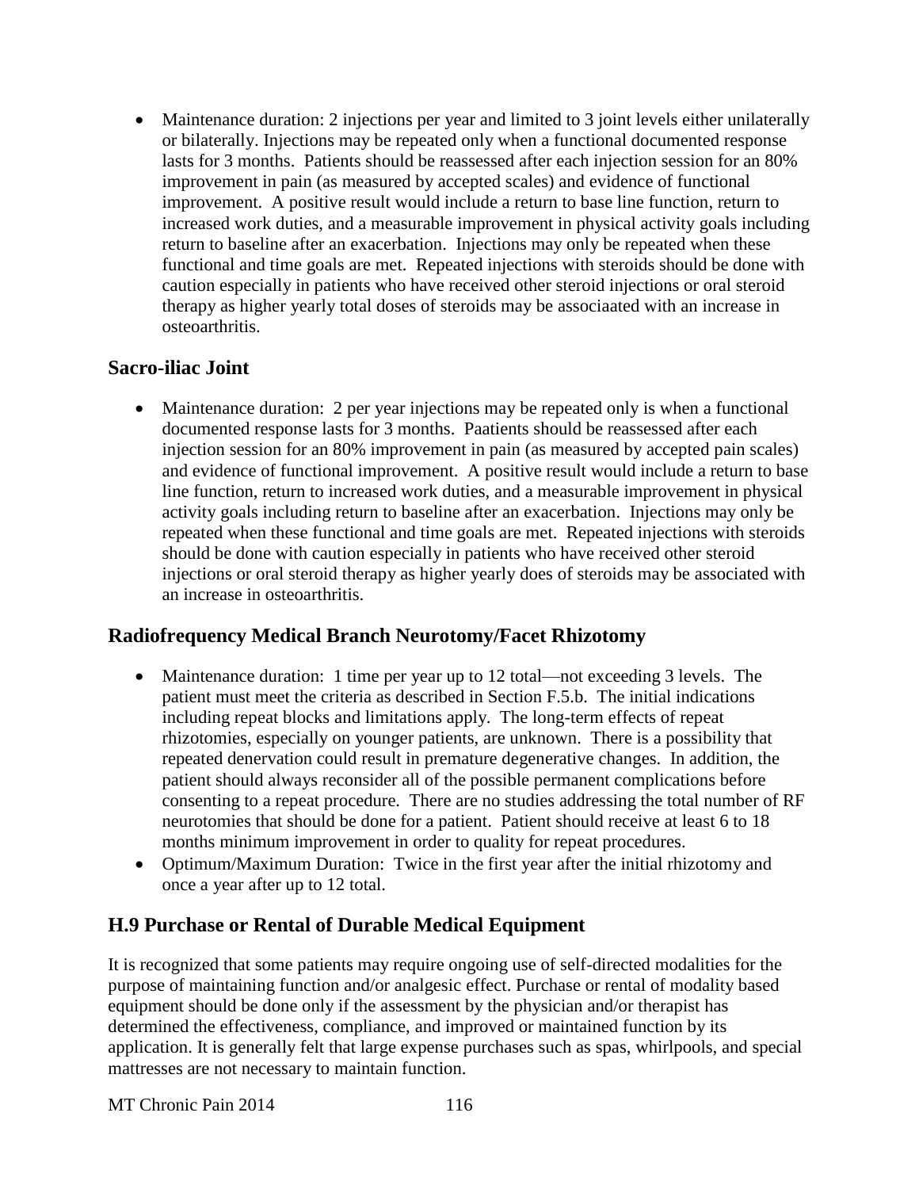- Maintenance duration: 2 injections per year and limited to 3 joint levels either unilaterally or bilaterally. Injections may be repeated only when a functional documented response lasts for 3 months. Patients should be reassessed after each injection session for an 80% improvement in pain (as measured by accepted scales) and evidence of functional improvement. A positive result would include a return to base line function, return to increased work duties, and a measurable improvement in physical activity goals including return to baseline after an exacerbation. Injections may only be repeated when these functional and time goals are met. Repeated injections with steroids should be done with caution especially in patients who have received other steroid injections or oral steroid therapy as higher yearly total doses of steroids may be associaated with an increase in osteoarthritis.

## Sacro-iliac Joint

- Maintenance duration: 2 per year injections may be repeated only is when a functional documented response lasts for 3 months. Paatients should be reassessed after each injection session for an 80% improvement in pain (as measured by accepted pain scales) and evidence of functional improvement. A positive result would include a return to base line function, return to increased work duties, and a measurable improvement in physical activity goals including return to baseline after an exacerbation. Injections may only be repeated when these functional and time goals are met. Repeated injections with steroids should be done with caution especially in patients who have received other steroid injections or oral steroid therapy as higher yearly does of steroids may be associated with an increase in osteoarthritis.

## Radiofrequency Medical Branch Neurotomy/Facet Rhizotomy

- Maintenance duration: 1 time per year up to 12 total—not exceeding 3 levels. The patient must meet the criteria as described in Section F.5.b. The initial indications including repeat blocks and limitations apply. The long-term effects of repeat rhizotomies, especially on younger patients, are unknown. There is a possibility that repeated denervation could result in premature degenerative changes. In addition, the patient should always reconsider all of the possible permanent complications before consenting to a repeat procedure. There are no studies addressing the total number of RF neurotomies that should be done for a patient. Patient should receive at least 6 to 18 months minimum improvement in order to quality for repeat procedures.
- Optimum/Maximum Duration: Twice in the first year after the initial rhizotomy and once a year after up to 12 total.

## H.9 Purchase or Rental of Durable Medical Equipment

It is recognized that some patients may require ongoing use of self-directed modalities for the purpose of maintaining function and/or analgesic effect. Purchase or rental of modality based equipment should be done only if the assessment by the physician and/or therapist has determined the effectiveness, compliance, and improved or maintained function by its application. It is generally felt that large expense purchases such as spas, whirlpools, and special mattresses are not necessary to maintain function.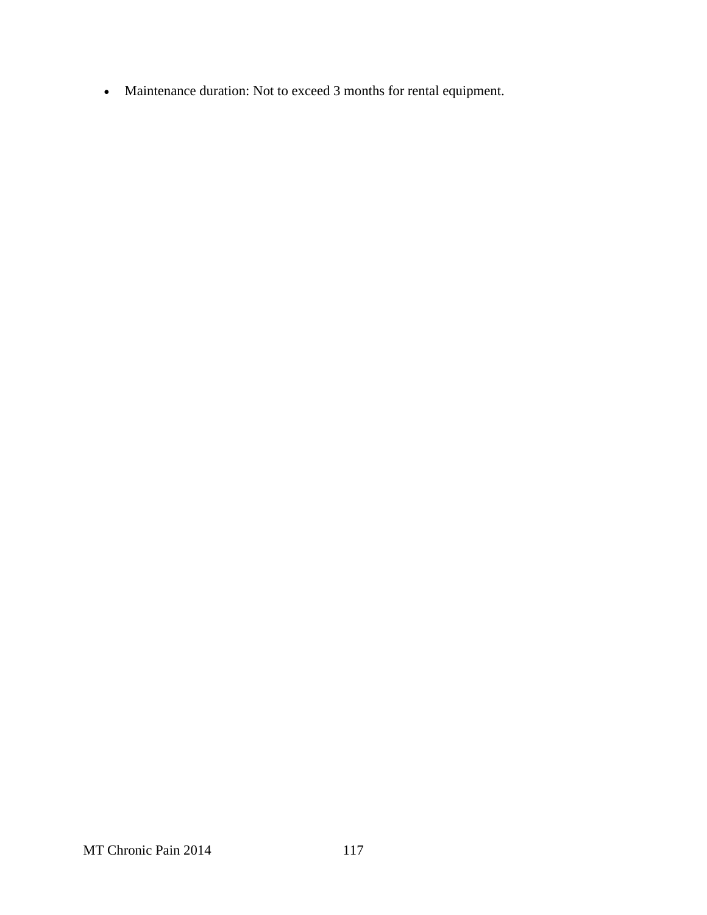- Maintenance duration: Not to exceed 3 months for rental equipment.